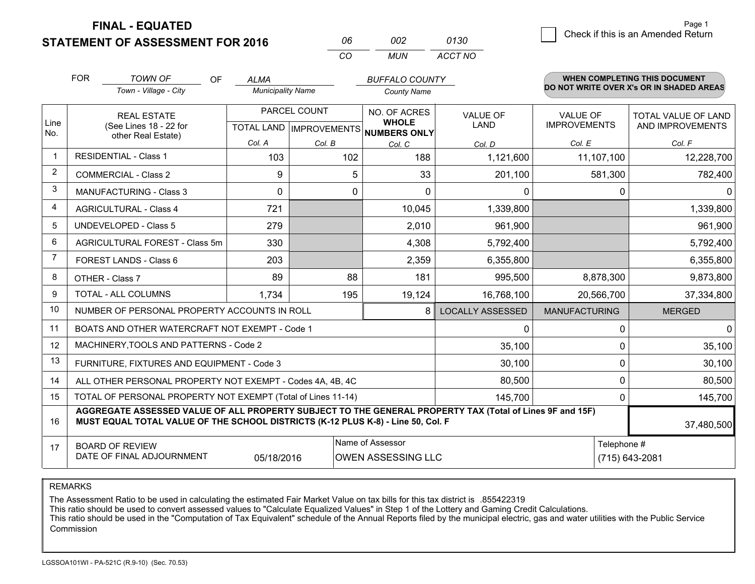# FINAL - EQUATED
## STATEMENT OF ASSESSMENT FOR 2016

| 06 | 002 | 0130 |
|---|---|---|
| CO | MUN | ACCT NO |

Page 1

☐ Check if this is an Amended Return

FOR *TOWN OF* (Town - Village - City) OF *ALMA* (Municipality Name) *BUFFALO COUNTY* (County Name)

**WHEN COMPLETING THIS DOCUMENT DO NOT WRITE OVER X's OR IN SHADED AREAS**

| Line No. | REAL ESTATE (See Lines 18 - 22 for other Real Estate) | PARCEL COUNT TOTAL LAND Col. A | PARCEL COUNT IMPROVEMENTS Col. B | NO. OF ACRES WHOLE NUMBERS ONLY Col. C | VALUE OF LAND Col. D | VALUE OF IMPROVEMENTS Col. E | TOTAL VALUE OF LAND AND IMPROVEMENTS Col. F |
|---|---|---|---|---|---|---|---|
| 1 | RESIDENTIAL - Class 1 | 103 | 102 | 188 | 1,121,600 | 11,107,100 | 12,228,700 |
| 2 | COMMERCIAL - Class 2 | 9 | 5 | 33 | 201,100 | 581,300 | 782,400 |
| 3 | MANUFACTURING - Class 3 | 0 | 0 | 0 | 0 | 0 | 0 |
| 4 | AGRICULTURAL - Class 4 | 721 | | 10,045 | 1,339,800 | | 1,339,800 |
| 5 | UNDEVELOPED - Class 5 | 279 | | 2,010 | 961,900 | | 961,900 |
| 6 | AGRICULTURAL FOREST - Class 5m | 330 | | 4,308 | 5,792,400 | | 5,792,400 |
| 7 | FOREST LANDS - Class 6 | 203 | | 2,359 | 6,355,800 | | 6,355,800 |
| 8 | OTHER - Class 7 | 89 | 88 | 181 | 995,500 | 8,878,300 | 9,873,800 |
| 9 | TOTAL - ALL COLUMNS | 1,734 | 195 | 19,124 | 16,768,100 | 20,566,700 | 37,334,800 |
| 10 | NUMBER OF PERSONAL PROPERTY ACCOUNTS IN ROLL | | | 8 | LOCALLY ASSESSED | MANUFACTURING | MERGED |
| 11 | BOATS AND OTHER WATERCRAFT NOT EXEMPT - Code 1 | | | | 0 | 0 | 0 |
| 12 | MACHINERY,TOOLS AND PATTERNS - Code 2 | | | | 35,100 | 0 | 35,100 |
| 13 | FURNITURE, FIXTURES AND EQUIPMENT - Code 3 | | | | 30,100 | 0 | 30,100 |
| 14 | ALL OTHER PERSONAL PROPERTY NOT EXEMPT - Codes 4A, 4B, 4C | | | | 80,500 | 0 | 80,500 |
| 15 | TOTAL OF PERSONAL PROPERTY NOT EXEMPT (Total of Lines 11-14) | | | | 145,700 | 0 | 145,700 |
| 16 | **AGGREGATE ASSESSED VALUE OF ALL PROPERTY SUBJECT TO THE GENERAL PROPERTY TAX (Total of Lines 9F and 15F) MUST EQUAL TOTAL VALUE OF THE SCHOOL DISTRICTS (K-12 PLUS K-8) - Line 50, Col. F** | | | | | | 37,480,500 |
| 17 | BOARD OF REVIEW DATE OF FINAL ADJOURNMENT | 05/18/2016 | | Name of Assessor: OWEN ASSESSING LLC | | Telephone #: (715) 643-2081 | |

REMARKS

The Assessment Ratio to be used in calculating the estimated Fair Market Value on tax bills for this tax district is .855422319
This ratio should be used to convert assessed values to "Calculate Equalized Values" in Step 1 of the Lottery and Gaming Credit Calculations.
This ratio should be used in the "Computation of Tax Equivalent" schedule of the Annual Reports filed by the municipal electric, gas and water utilities with the Public Service Commission

LGSSOA101WI - PA-521C (R.9-10) (Sec. 70.53)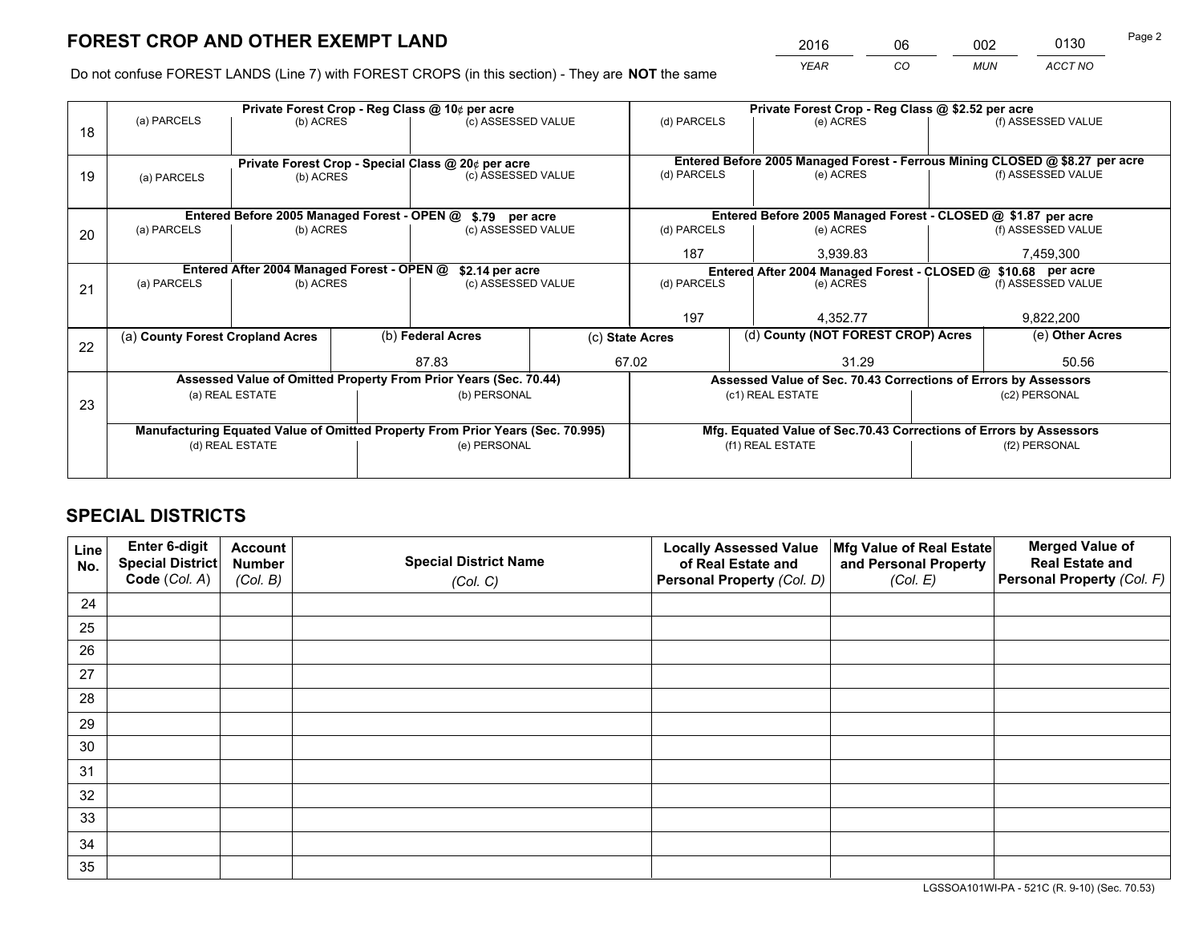# FOREST CROP AND OTHER EXEMPT LAND

| 2016 | 06 | 002 | 0130 |
|---|---|---|---|
| *YEAR* | *CO* | *MUN* | *ACCT NO* |

Do not confuse FOREST LANDS (Line 7) with FOREST CROPS (in this section) - They are **NOT** the same

| Line | Private Forest Crop - Reg Class @ 10¢ per acre | | | Private Forest Crop - Reg Class @ $2.52 per acre | | |
|---|---|---|---|---|---|---|
| 18 | (a) PARCELS | (b) ACRES | (c) ASSESSED VALUE | (d) PARCELS | (e) ACRES | (f) ASSESSED VALUE |
| | **Private Forest Crop - Special Class @ 20¢ per acre** | | | **Entered Before 2005 Managed Forest - Ferrous Mining CLOSED @ $8.27 per acre** | | |
| 19 | (a) PARCELS | (b) ACRES | (c) ASSESSED VALUE | (d) PARCELS | (e) ACRES | (f) ASSESSED VALUE |
| | **Entered Before 2005 Managed Forest - OPEN @ $.79 per acre** | | | **Entered Before 2005 Managed Forest - CLOSED @ $1.87 per acre** | | |
| 20 | (a) PARCELS | (b) ACRES | (c) ASSESSED VALUE | (d) PARCELS | (e) ACRES | (f) ASSESSED VALUE |
| | | | | 187 | 3,939.83 | 7,459,300 |
| | **Entered After 2004 Managed Forest - OPEN @ $2.14 per acre** | | | **Entered After 2004 Managed Forest - CLOSED @ $10.68 per acre** | | |
| 21 | (a) PARCELS | (b) ACRES | (c) ASSESSED VALUE | (d) PARCELS | (e) ACRES | (f) ASSESSED VALUE |
| | | | | 197 | 4,352.77 | 9,822,200 |

| Line | (a) **County Forest Cropland Acres** | (b) **Federal Acres** | (c) **State Acres** | (d) **County (NOT FOREST CROP) Acres** | (e) **Other Acres** |
|---|---|---|---|---|---|
| 22 | | 87.83 | 67.02 | 31.29 | 50.56 |

| Line | Assessed Value of Omitted Property From Prior Years (Sec. 70.44) | | Assessed Value of Sec. 70.43 Corrections of Errors by Assessors | |
|---|---|---|---|---|
| 23 | (a) REAL ESTATE | (b) PERSONAL | (c1) REAL ESTATE | (c2) PERSONAL |
| | | | | |
| | **Manufacturing Equated Value of Omitted Property From Prior Years (Sec. 70.995)** | | **Mfg. Equated Value of Sec.70.43 Corrections of Errors by Assessors** | |
| | (d) REAL ESTATE | (e) PERSONAL | (f1) REAL ESTATE | (f2) PERSONAL |
| | | | | |

# SPECIAL DISTRICTS

| Line No. | Enter 6-digit Special District Code (*Col. A*) | Account Number (*Col. B*) | Special District Name (*Col. C*) | Locally Assessed Value of Real Estate and Personal Property (*Col. D*) | Mfg Value of Real Estate and Personal Property (*Col. E*) | Merged Value of Real Estate and Personal Property (*Col. F*) |
|---|---|---|---|---|---|---|
| 24 | | | | | | |
| 25 | | | | | | |
| 26 | | | | | | |
| 27 | | | | | | |
| 28 | | | | | | |
| 29 | | | | | | |
| 30 | | | | | | |
| 31 | | | | | | |
| 32 | | | | | | |
| 33 | | | | | | |
| 34 | | | | | | |
| 35 | | | | | | |

LGSSOA101WI-PA - 521C (R. 9-10) (Sec. 70.53)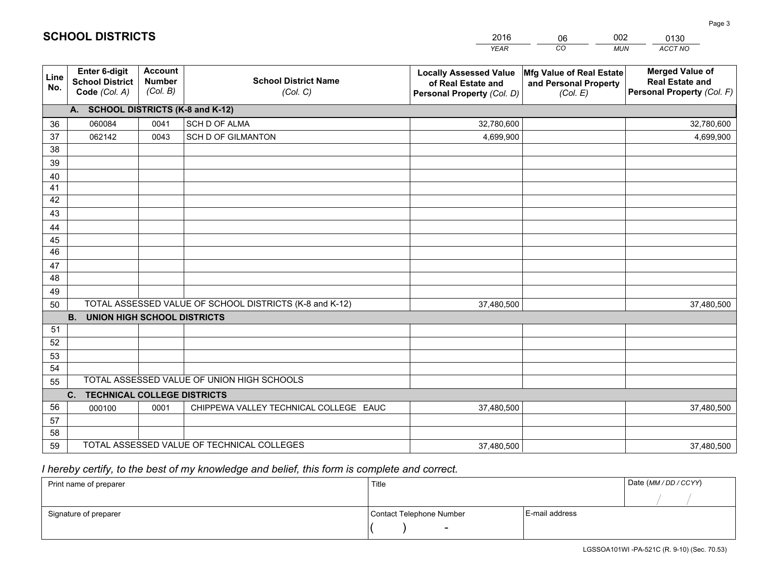# SCHOOL DISTRICTS

| 2016 | 06 | 002 | 0130 |
|---|---|---|---|
| *YEAR* | *CO* | *MUN* | *ACCT NO* |

| Line No. | Enter 6-digit School District Code *(Col. A)* | Account Number *(Col. B)* | School District Name *(Col. C)* | Locally Assessed Value of Real Estate and Personal Property *(Col. D)* | Mfg Value of Real Estate and Personal Property *(Col. E)* | Merged Value of Real Estate and Personal Property *(Col. F)* |
|---|---|---|---|---|---|---|
| | **A. SCHOOL DISTRICTS (K-8 and K-12)** | | | | | |
| 36 | 060084 | 0041 | SCH D OF ALMA | 32,780,600 | | 32,780,600 |
| 37 | 062142 | 0043 | SCH D OF GILMANTON | 4,699,900 | | 4,699,900 |
| 38 | | | | | | |
| 39 | | | | | | |
| 40 | | | | | | |
| 41 | | | | | | |
| 42 | | | | | | |
| 43 | | | | | | |
| 44 | | | | | | |
| 45 | | | | | | |
| 46 | | | | | | |
| 47 | | | | | | |
| 48 | | | | | | |
| 49 | | | | | | |
| 50 | TOTAL ASSESSED VALUE OF SCHOOL DISTRICTS (K-8 and K-12) | | | 37,480,500 | | 37,480,500 |
| | **B. UNION HIGH SCHOOL DISTRICTS** | | | | | |
| 51 | | | | | | |
| 52 | | | | | | |
| 53 | | | | | | |
| 54 | | | | | | |
| 55 | TOTAL ASSESSED VALUE OF UNION HIGH SCHOOLS | | | | | |
| | **C. TECHNICAL COLLEGE DISTRICTS** | | | | | |
| 56 | 000100 | 0001 | CHIPPEWA VALLEY TECHNICAL COLLEGE EAUC | 37,480,500 | | 37,480,500 |
| 57 | | | | | | |
| 58 | | | | | | |
| 59 | TOTAL ASSESSED VALUE OF TECHNICAL COLLEGES | | | 37,480,500 | | 37,480,500 |

*I hereby certify, to the best of my knowledge and belief, this form is complete and correct.*

| Print name of preparer | Title | | Date *(MM / DD / CCYY)* |
|---|---|---|---|
| | | | / / |
| Signature of preparer | Contact Telephone Number | E-mail address | |
| | ( ) - | | |

LGSSOA101WI -PA-521C (R. 9-10) (Sec. 70.53)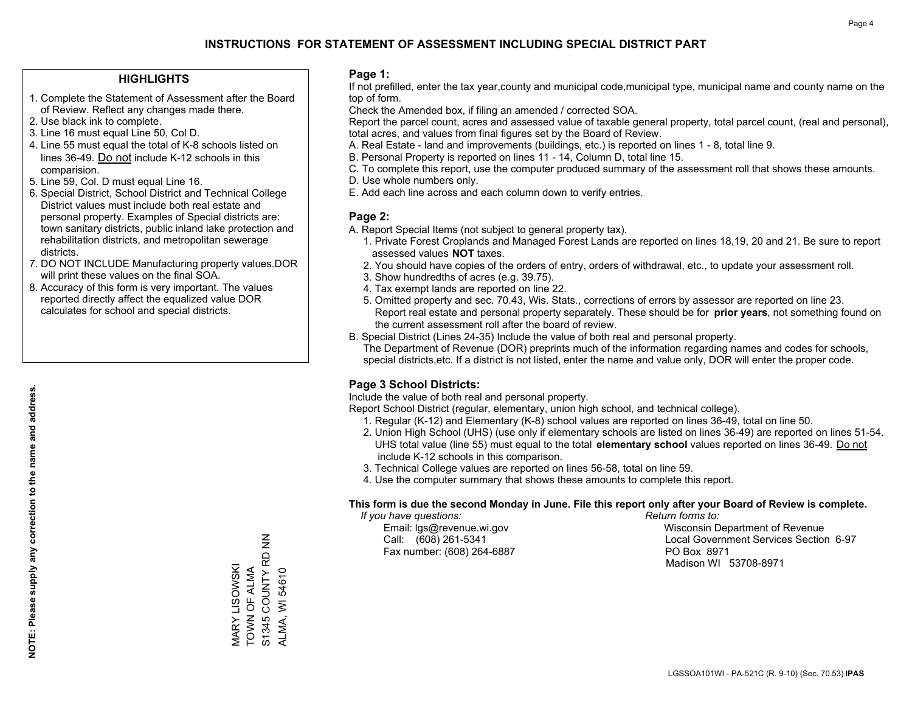# INSTRUCTIONS FOR STATEMENT OF ASSESSMENT INCLUDING SPECIAL DISTRICT PART

## HIGHLIGHTS

1. Complete the Statement of Assessment after the Board of Review. Reflect any changes made there.
2. Use black ink to complete.
3. Line 16 must equal Line 50, Col D.
4. Line 55 must equal the total of K-8 schools listed on lines 36-49. Do not include K-12 schools in this comparision.
5. Line 59, Col. D must equal Line 16.
6. Special District, School District and Technical College District values must include both real estate and personal property. Examples of Special districts are: town sanitary districts, public inland lake protection and rehabilitation districts, and metropolitan sewerage districts.
7. DO NOT INCLUDE Manufacturing property values.DOR will print these values on the final SOA.
8. Accuracy of this form is very important. The values reported directly affect the equalized value DOR calculates for school and special districts.

**NOTE: Please supply any correction to the name and address.**

MARY LISOWSKI
TOWN OF ALMA
S1345 COUNTY RD NN
ALMA, WI 54610

## Page 1:

If not prefilled, enter the tax year,county and municipal code,municipal type, municipal name and county name on the top of form.

Check the Amended box, if filing an amended / corrected SOA.

Report the parcel count, acres and assessed value of taxable general property, total parcel count, (real and personal), total acres, and values from final figures set by the Board of Review.

A. Real Estate - land and improvements (buildings, etc.) is reported on lines 1 - 8, total line 9.
B. Personal Property is reported on lines 11 - 14, Column D, total line 15.
C. To complete this report, use the computer produced summary of the assessment roll that shows these amounts.
D. Use whole numbers only.
E. Add each line across and each column down to verify entries.

## Page 2:

A. Report Special Items (not subject to general property tax).
   1. Private Forest Croplands and Managed Forest Lands are reported on lines 18,19, 20 and 21. Be sure to report assessed values **NOT** taxes.
   2. You should have copies of the orders of entry, orders of withdrawal, etc., to update your assessment roll.
   3. Show hundredths of acres (e.g. 39.75).
   4. Tax exempt lands are reported on line 22.
   5. Omitted property and sec. 70.43, Wis. Stats., corrections of errors by assessor are reported on line 23. Report real estate and personal property separately. These should be for **prior years**, not something found on the current assessment roll after the board of review.
B. Special District (Lines 24-35) Include the value of both real and personal property.
   The Department of Revenue (DOR) preprints much of the information regarding names and codes for schools, special districts,etc. If a district is not listed, enter the name and value only, DOR will enter the proper code.

## Page 3 School Districts:

Include the value of both real and personal property.

Report School District (regular, elementary, union high school, and technical college).

1. Regular (K-12) and Elementary (K-8) school values are reported on lines 36-49, total on line 50.
2. Union High School (UHS) (use only if elementary schools are listed on lines 36-49) are reported on lines 51-54. UHS total value (line 55) must equal to the total **elementary school** values reported on lines 36-49. Do not include K-12 schools in this comparison.
3. Technical College values are reported on lines 56-58, total on line 59.
4. Use the computer summary that shows these amounts to complete this report.

**This form is due the second Monday in June. File this report only after your Board of Review is complete.**

*If you have questions:*
Email: lgs@revenue.wi.gov
Call: (608) 261-5341
Fax number: (608) 264-6887

*Return forms to:*
Wisconsin Department of Revenue
Local Government Services Section 6-97
PO Box 8971
Madison WI 53708-8971

LGSSOA101WI - PA-521C (R. 9-10) (Sec. 70.53) **IPAS**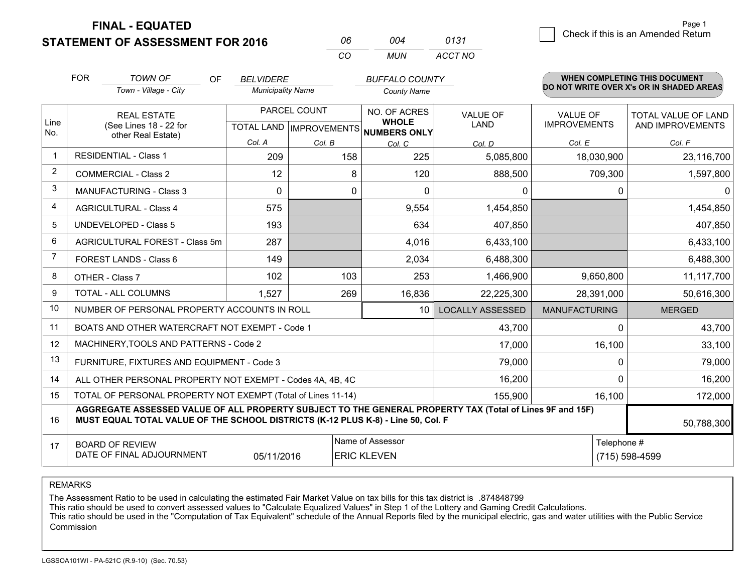**FINAL - EQUATED**

**STATEMENT OF ASSESSMENT FOR 2016**

| 06 | 004 | 0131 |
|---|---|---|
| CO | MUN | ACCT NO |

☐ Check if this is an Amended Return

FOR *TOWN OF* (Town - Village - City) OF *BELVIDERE* (Municipality Name) *BUFFALO COUNTY* (County Name)

**WHEN COMPLETING THIS DOCUMENT DO NOT WRITE OVER X's OR IN SHADED AREAS**

| Line No. | REAL ESTATE (See Lines 18 - 22 for other Real Estate) | PARCEL COUNT | | NO. OF ACRES **WHOLE NUMBERS ONLY** | VALUE OF LAND | VALUE OF IMPROVEMENTS | TOTAL VALUE OF LAND AND IMPROVEMENTS |
|---|---|---|---|---|---|---|---|
| | | TOTAL LAND | IMPROVEMENTS | | | | |
| | | Col. A | Col. B | Col. C | Col. D | Col. E | Col. F |
| 1 | RESIDENTIAL - Class 1 | 209 | 158 | 225 | 5,085,800 | 18,030,900 | 23,116,700 |
| 2 | COMMERCIAL - Class 2 | 12 | 8 | 120 | 888,500 | 709,300 | 1,597,800 |
| 3 | MANUFACTURING - Class 3 | 0 | 0 | 0 | 0 | 0 | 0 |
| 4 | AGRICULTURAL - Class 4 | 575 | | 9,554 | 1,454,850 | | 1,454,850 |
| 5 | UNDEVELOPED - Class 5 | 193 | | 634 | 407,850 | | 407,850 |
| 6 | AGRICULTURAL FOREST - Class 5m | 287 | | 4,016 | 6,433,100 | | 6,433,100 |
| 7 | FOREST LANDS - Class 6 | 149 | | 2,034 | 6,488,300 | | 6,488,300 |
| 8 | OTHER - Class 7 | 102 | 103 | 253 | 1,466,900 | 9,650,800 | 11,117,700 |
| 9 | TOTAL - ALL COLUMNS | 1,527 | 269 | 16,836 | 22,225,300 | 28,391,000 | 50,616,300 |
| 10 | NUMBER OF PERSONAL PROPERTY ACCOUNTS IN ROLL | | | 10 | LOCALLY ASSESSED | MANUFACTURING | MERGED |
| 11 | BOATS AND OTHER WATERCRAFT NOT EXEMPT - Code 1 | | | | 43,700 | 0 | 43,700 |
| 12 | MACHINERY,TOOLS AND PATTERNS - Code 2 | | | | 17,000 | 16,100 | 33,100 |
| 13 | FURNITURE, FIXTURES AND EQUIPMENT - Code 3 | | | | 79,000 | 0 | 79,000 |
| 14 | ALL OTHER PERSONAL PROPERTY NOT EXEMPT - Codes 4A, 4B, 4C | | | | 16,200 | 0 | 16,200 |
| 15 | TOTAL OF PERSONAL PROPERTY NOT EXEMPT (Total of Lines 11-14) | | | | 155,900 | 16,100 | 172,000 |
| 16 | **AGGREGATE ASSESSED VALUE OF ALL PROPERTY SUBJECT TO THE GENERAL PROPERTY TAX (Total of Lines 9F and 15F) MUST EQUAL TOTAL VALUE OF THE SCHOOL DISTRICTS (K-12 PLUS K-8) - Line 50, Col. F** | | | | | | 50,788,300 |
| 17 | BOARD OF REVIEW DATE OF FINAL ADJOURNMENT | 05/11/2016 | Name of Assessor | ERIC KLEVEN | | Telephone # | (715) 598-4599 |

REMARKS

The Assessment Ratio to be used in calculating the estimated Fair Market Value on tax bills for this tax district is .874848799
This ratio should be used to convert assessed values to "Calculate Equalized Values" in Step 1 of the Lottery and Gaming Credit Calculations.
This ratio should be used in the "Computation of Tax Equivalent" schedule of the Annual Reports filed by the municipal electric, gas and water utilities with the Public Service Commission

LGSSOA101WI - PA-521C (R.9-10) (Sec. 70.53)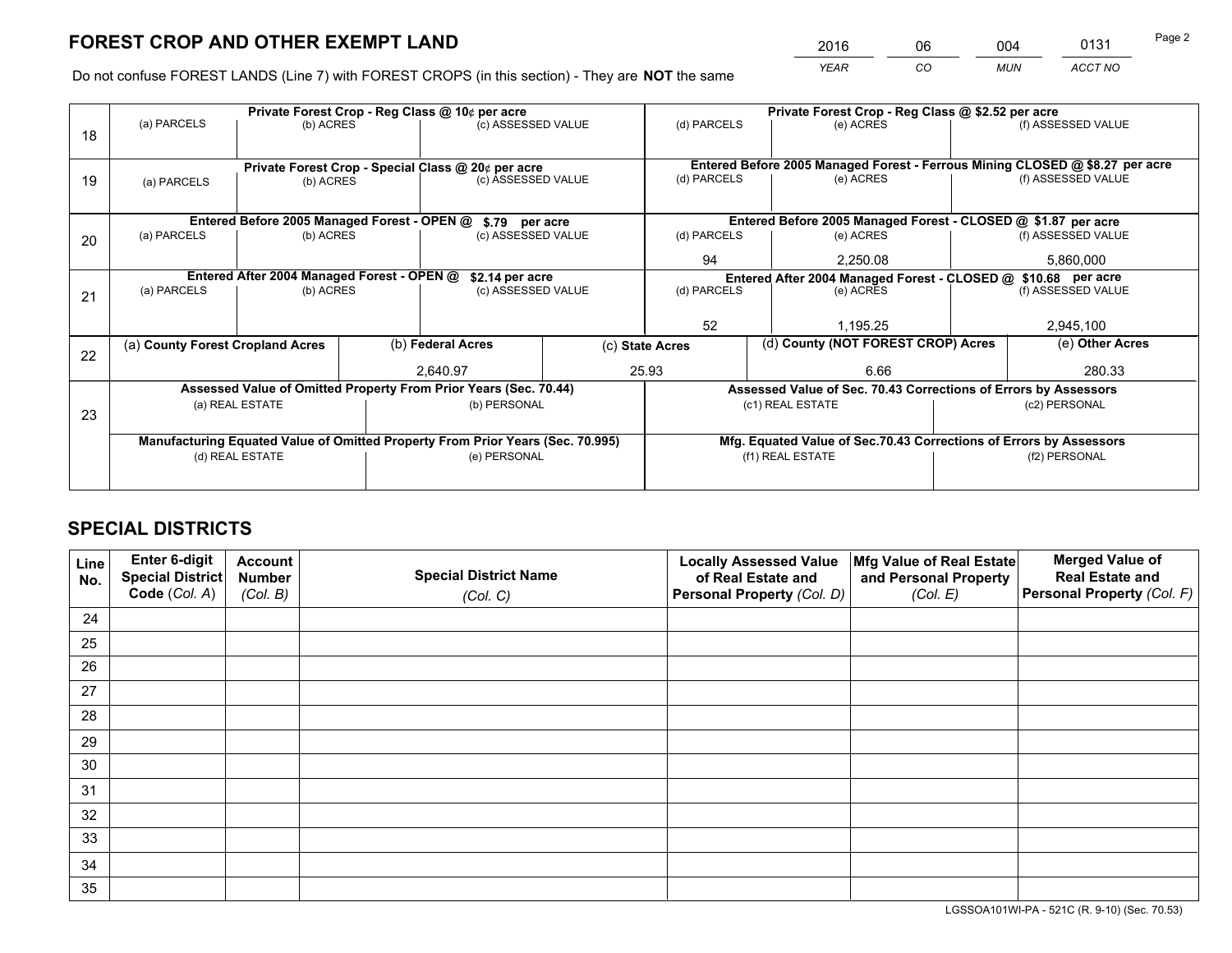# FOREST CROP AND OTHER EXEMPT LAND

| 2016 | 06 | 004 | 0131 |
|---|---|---|---|
| *YEAR* | *CO* | *MUN* | *ACCT NO* |

Do not confuse FOREST LANDS (Line 7) with FOREST CROPS (in this section) - They are **NOT** the same

| Line | (a) PARCELS | (b) ACRES | (c) ASSESSED VALUE | (d) PARCELS | (e) ACRES | (f) ASSESSED VALUE |
|---|---|---|---|---|---|---|
| 18 | Private Forest Crop - Reg Class @ 10¢ per acre | | | Private Forest Crop - Reg Class @ $2.52 per acre | | |
| | | | | | | |
| 19 | Private Forest Crop - Special Class @ 20¢ per acre | | | Entered Before 2005 Managed Forest - Ferrous Mining CLOSED @ $8.27 per acre | | |
| | | | | | | |
| 20 | Entered Before 2005 Managed Forest - OPEN @ $.79 per acre | | | Entered Before 2005 Managed Forest - CLOSED @ $1.87 per acre | | |
| | | | | 94 | 2,250.08 | 5,860,000 |
| 21 | Entered After 2004 Managed Forest - OPEN @ $2.14 per acre | | | Entered After 2004 Managed Forest - CLOSED @ $10.68 per acre | | |
| | | | | 52 | 1,195.25 | 2,945,100 |

| Line | (a) **County Forest Cropland Acres** | (b) **Federal Acres** | (c) **State Acres** | (d) **County (NOT FOREST CROP) Acres** | (e) **Other Acres** |
|---|---|---|---|---|---|
| 22 | | 2,640.97 | 25.93 | 6.66 | 280.33 |

| Line | Assessed Value of Omitted Property From Prior Years (Sec. 70.44) | | Assessed Value of Sec. 70.43 Corrections of Errors by Assessors | |
|---|---|---|---|---|
| 23 | (a) REAL ESTATE | (b) PERSONAL | (c1) REAL ESTATE | (c2) PERSONAL |
| | | | | |
| | **Manufacturing Equated Value of Omitted Property From Prior Years (Sec. 70.995)** | | **Mfg. Equated Value of Sec.70.43 Corrections of Errors by Assessors** | |
| | (d) REAL ESTATE | (e) PERSONAL | (f1) REAL ESTATE | (f2) PERSONAL |
| | | | | |

# SPECIAL DISTRICTS

| Line No. | Enter 6-digit Special District Code (*Col. A*) | Account Number (*Col. B*) | Special District Name (*Col. C*) | Locally Assessed Value of Real Estate and Personal Property (*Col. D*) | Mfg Value of Real Estate and Personal Property (*Col. E*) | Merged Value of Real Estate and Personal Property (*Col. F*) |
|---|---|---|---|---|---|---|
| 24 | | | | | | |
| 25 | | | | | | |
| 26 | | | | | | |
| 27 | | | | | | |
| 28 | | | | | | |
| 29 | | | | | | |
| 30 | | | | | | |
| 31 | | | | | | |
| 32 | | | | | | |
| 33 | | | | | | |
| 34 | | | | | | |
| 35 | | | | | | |

LGSSOA101WI-PA - 521C (R. 9-10) (Sec. 70.53)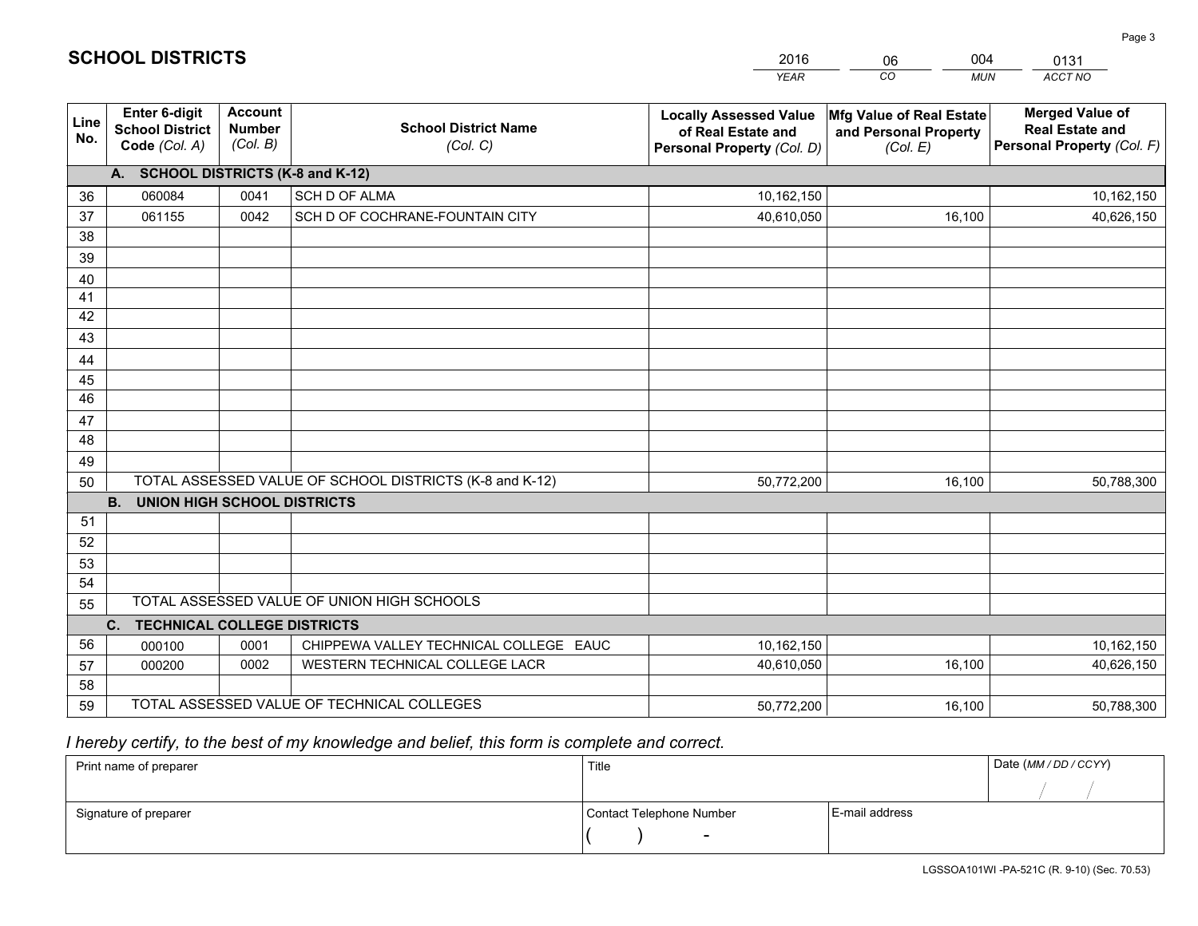# SCHOOL DISTRICTS

| YEAR | CO | MUN | ACCT NO |
|---|---|---|---|
| 2016 | 06 | 004 | 0131 |

| Line No. | Enter 6-digit School District Code (Col. A) | Account Number (Col. B) | School District Name (Col. C) | Locally Assessed Value of Real Estate and Personal Property (Col. D) | Mfg Value of Real Estate and Personal Property (Col. E) | Merged Value of Real Estate and Personal Property (Col. F) |
|---|---|---|---|---|---|---|
| | **A. SCHOOL DISTRICTS (K-8 and K-12)** | | | | | |
| 36 | 060084 | 0041 | SCH D OF ALMA | 10,162,150 | | 10,162,150 |
| 37 | 061155 | 0042 | SCH D OF COCHRANE-FOUNTAIN CITY | 40,610,050 | 16,100 | 40,626,150 |
| 38 | | | | | | |
| 39 | | | | | | |
| 40 | | | | | | |
| 41 | | | | | | |
| 42 | | | | | | |
| 43 | | | | | | |
| 44 | | | | | | |
| 45 | | | | | | |
| 46 | | | | | | |
| 47 | | | | | | |
| 48 | | | | | | |
| 49 | | | | | | |
| 50 | TOTAL ASSESSED VALUE OF SCHOOL DISTRICTS (K-8 and K-12) | | | 50,772,200 | 16,100 | 50,788,300 |
| | **B. UNION HIGH SCHOOL DISTRICTS** | | | | | |
| 51 | | | | | | |
| 52 | | | | | | |
| 53 | | | | | | |
| 54 | | | | | | |
| 55 | TOTAL ASSESSED VALUE OF UNION HIGH SCHOOLS | | | | | |
| | **C. TECHNICAL COLLEGE DISTRICTS** | | | | | |
| 56 | 000100 | 0001 | CHIPPEWA VALLEY TECHNICAL COLLEGE EAUC | 10,162,150 | | 10,162,150 |
| 57 | 000200 | 0002 | WESTERN TECHNICAL COLLEGE LACR | 40,610,050 | 16,100 | 40,626,150 |
| 58 | | | | | | |
| 59 | TOTAL ASSESSED VALUE OF TECHNICAL COLLEGES | | | 50,772,200 | 16,100 | 50,788,300 |

*I hereby certify, to the best of my knowledge and belief, this form is complete and correct.*

| Print name of preparer | Title | | Date (MM / DD / CCYY) |
|---|---|---|---|
| | | | / / |
| Signature of preparer | Contact Telephone Number | E-mail address | |
| | ( ) - | | |

LGSSOA101WI -PA-521C (R. 9-10) (Sec. 70.53)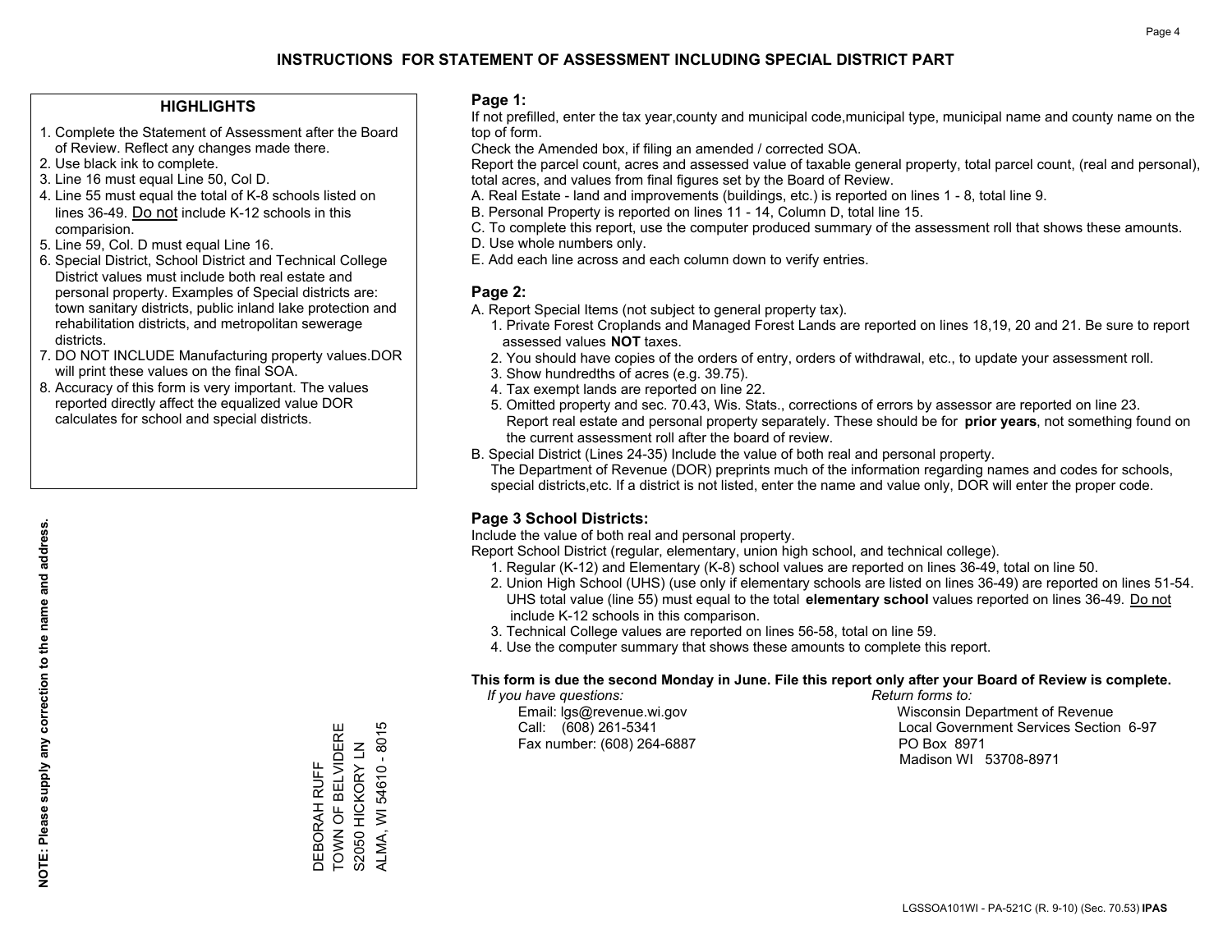# INSTRUCTIONS FOR STATEMENT OF ASSESSMENT INCLUDING SPECIAL DISTRICT PART

## HIGHLIGHTS

1. Complete the Statement of Assessment after the Board of Review. Reflect any changes made there.
2. Use black ink to complete.
3. Line 16 must equal Line 50, Col D.
4. Line 55 must equal the total of K-8 schools listed on lines 36-49. Do not include K-12 schools in this comparision.
5. Line 59, Col. D must equal Line 16.
6. Special District, School District and Technical College District values must include both real estate and personal property. Examples of Special districts are: town sanitary districts, public inland lake protection and rehabilitation districts, and metropolitan sewerage districts.
7. DO NOT INCLUDE Manufacturing property values.DOR will print these values on the final SOA.
8. Accuracy of this form is very important. The values reported directly affect the equalized value DOR calculates for school and special districts.

**NOTE: Please supply any correction to the name and address.**

DEBORAH RUFF
TOWN OF BELVIDERE
S2050 HICKORY LN
ALMA, WI 54610 - 8015

## Page 1:

If not prefilled, enter the tax year,county and municipal code,municipal type, municipal name and county name on the top of form.

Check the Amended box, if filing an amended / corrected SOA.

Report the parcel count, acres and assessed value of taxable general property, total parcel count, (real and personal), total acres, and values from final figures set by the Board of Review.

A. Real Estate - land and improvements (buildings, etc.) is reported on lines 1 - 8, total line 9.
B. Personal Property is reported on lines 11 - 14, Column D, total line 15.
C. To complete this report, use the computer produced summary of the assessment roll that shows these amounts.
D. Use whole numbers only.
E. Add each line across and each column down to verify entries.

## Page 2:

A. Report Special Items (not subject to general property tax).
   1. Private Forest Croplands and Managed Forest Lands are reported on lines 18,19, 20 and 21. Be sure to report assessed values **NOT** taxes.
   2. You should have copies of the orders of entry, orders of withdrawal, etc., to update your assessment roll.
   3. Show hundredths of acres (e.g. 39.75).
   4. Tax exempt lands are reported on line 22.
   5. Omitted property and sec. 70.43, Wis. Stats., corrections of errors by assessor are reported on line 23. Report real estate and personal property separately. These should be for **prior years**, not something found on the current assessment roll after the board of review.

B. Special District (Lines 24-35) Include the value of both real and personal property.
   The Department of Revenue (DOR) preprints much of the information regarding names and codes for schools, special districts,etc. If a district is not listed, enter the name and value only, DOR will enter the proper code.

## Page 3 School Districts:

Include the value of both real and personal property.

Report School District (regular, elementary, union high school, and technical college).

1. Regular (K-12) and Elementary (K-8) school values are reported on lines 36-49, total on line 50.
2. Union High School (UHS) (use only if elementary schools are listed on lines 36-49) are reported on lines 51-54. UHS total value (line 55) must equal to the total **elementary school** values reported on lines 36-49. Do not include K-12 schools in this comparison.
3. Technical College values are reported on lines 56-58, total on line 59.
4. Use the computer summary that shows these amounts to complete this report.

**This form is due the second Monday in June. File this report only after your Board of Review is complete.**

*If you have questions:*
Email: lgs@revenue.wi.gov
Call: (608) 261-5341
Fax number: (608) 264-6887

*Return forms to:*
Wisconsin Department of Revenue
Local Government Services Section 6-97
PO Box 8971
Madison WI 53708-8971

LGSSOA101WI - PA-521C (R. 9-10) (Sec. 70.53) **IPAS**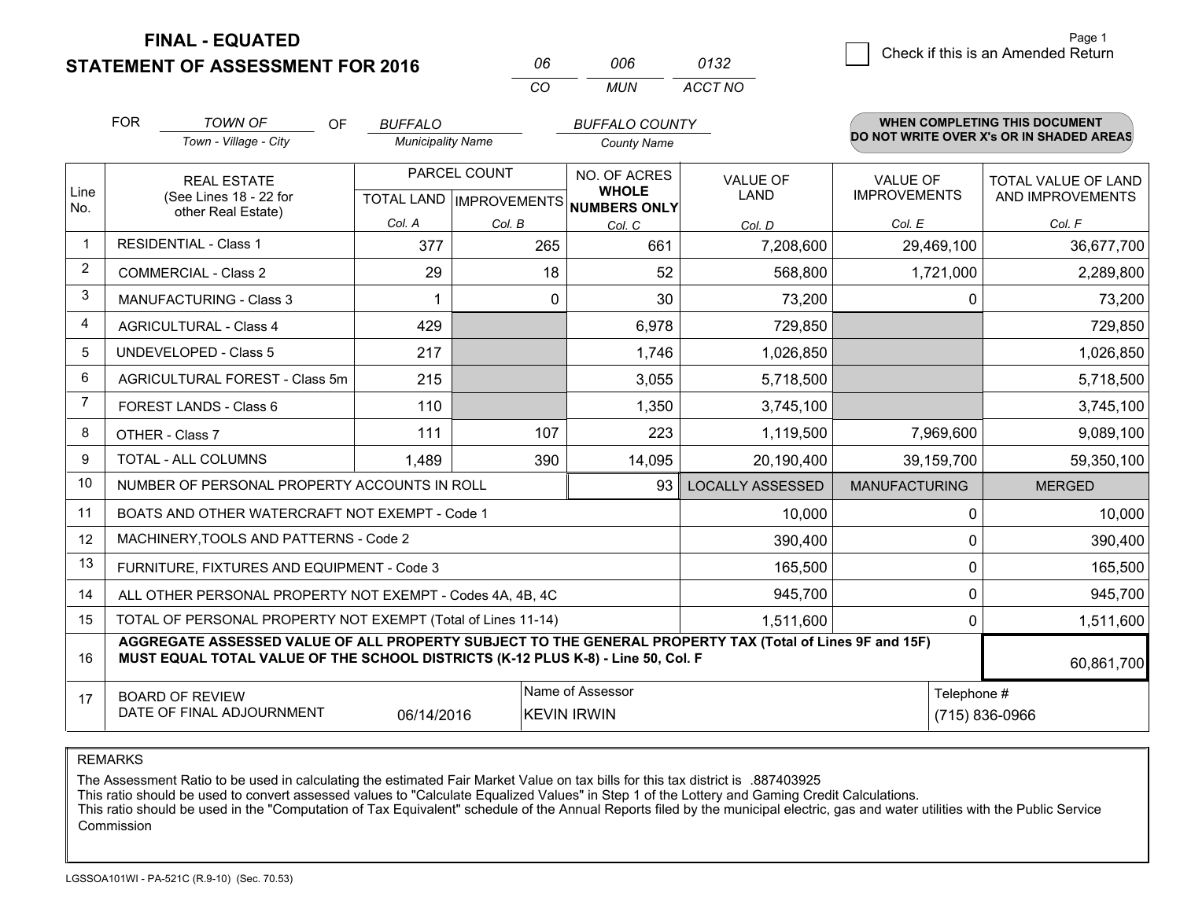# FINAL - EQUATED
# STATEMENT OF ASSESSMENT FOR 2016

| 06 | 006 | 0132 |
|---|---|---|
| CO | MUN | ACCT NO |

Page 1

☐ Check if this is an Amended Return

FOR *TOWN OF* (Town - Village - City) OF *BUFFALO* (Municipality Name) *BUFFALO COUNTY* (County Name)

**WHEN COMPLETING THIS DOCUMENT DO NOT WRITE OVER X's OR IN SHADED AREAS**

| Line No. | REAL ESTATE (See Lines 18 - 22 for other Real Estate) | PARCEL COUNT TOTAL LAND Col. A | PARCEL COUNT IMPROVEMENTS Col. B | NO. OF ACRES WHOLE NUMBERS ONLY Col. C | VALUE OF LAND Col. D | VALUE OF IMPROVEMENTS Col. E | TOTAL VALUE OF LAND AND IMPROVEMENTS Col. F |
|---|---|---|---|---|---|---|---|
| 1 | RESIDENTIAL - Class 1 | 377 | 265 | 661 | 7,208,600 | 29,469,100 | 36,677,700 |
| 2 | COMMERCIAL - Class 2 | 29 | 18 | 52 | 568,800 | 1,721,000 | 2,289,800 |
| 3 | MANUFACTURING - Class 3 | 1 | 0 | 30 | 73,200 | 0 | 73,200 |
| 4 | AGRICULTURAL - Class 4 | 429 | | 6,978 | 729,850 | | 729,850 |
| 5 | UNDEVELOPED - Class 5 | 217 | | 1,746 | 1,026,850 | | 1,026,850 |
| 6 | AGRICULTURAL FOREST - Class 5m | 215 | | 3,055 | 5,718,500 | | 5,718,500 |
| 7 | FOREST LANDS - Class 6 | 110 | | 1,350 | 3,745,100 | | 3,745,100 |
| 8 | OTHER - Class 7 | 111 | 107 | 223 | 1,119,500 | 7,969,600 | 9,089,100 |
| 9 | TOTAL - ALL COLUMNS | 1,489 | 390 | 14,095 | 20,190,400 | 39,159,700 | 59,350,100 |
| 10 | NUMBER OF PERSONAL PROPERTY ACCOUNTS IN ROLL | | | 93 | LOCALLY ASSESSED | MANUFACTURING | MERGED |
| 11 | BOATS AND OTHER WATERCRAFT NOT EXEMPT - Code 1 | | | | 10,000 | 0 | 10,000 |
| 12 | MACHINERY,TOOLS AND PATTERNS - Code 2 | | | | 390,400 | 0 | 390,400 |
| 13 | FURNITURE, FIXTURES AND EQUIPMENT - Code 3 | | | | 165,500 | 0 | 165,500 |
| 14 | ALL OTHER PERSONAL PROPERTY NOT EXEMPT - Codes 4A, 4B, 4C | | | | 945,700 | 0 | 945,700 |
| 15 | TOTAL OF PERSONAL PROPERTY NOT EXEMPT (Total of Lines 11-14) | | | | 1,511,600 | 0 | 1,511,600 |
| 16 | **AGGREGATE ASSESSED VALUE OF ALL PROPERTY SUBJECT TO THE GENERAL PROPERTY TAX (Total of Lines 9F and 15F) MUST EQUAL TOTAL VALUE OF THE SCHOOL DISTRICTS (K-12 PLUS K-8) - Line 50, Col. F** | | | | | | 60,861,700 |
| 17 | BOARD OF REVIEW DATE OF FINAL ADJOURNMENT | 06/14/2016 | | Name of Assessor: KEVIN IRWIN | | | Telephone #: (715) 836-0966 |

REMARKS

The Assessment Ratio to be used in calculating the estimated Fair Market Value on tax bills for this tax district is .887403925
This ratio should be used to convert assessed values to "Calculate Equalized Values" in Step 1 of the Lottery and Gaming Credit Calculations.
This ratio should be used in the "Computation of Tax Equivalent" schedule of the Annual Reports filed by the municipal electric, gas and water utilities with the Public Service Commission

LGSSOA101WI - PA-521C (R.9-10) (Sec. 70.53)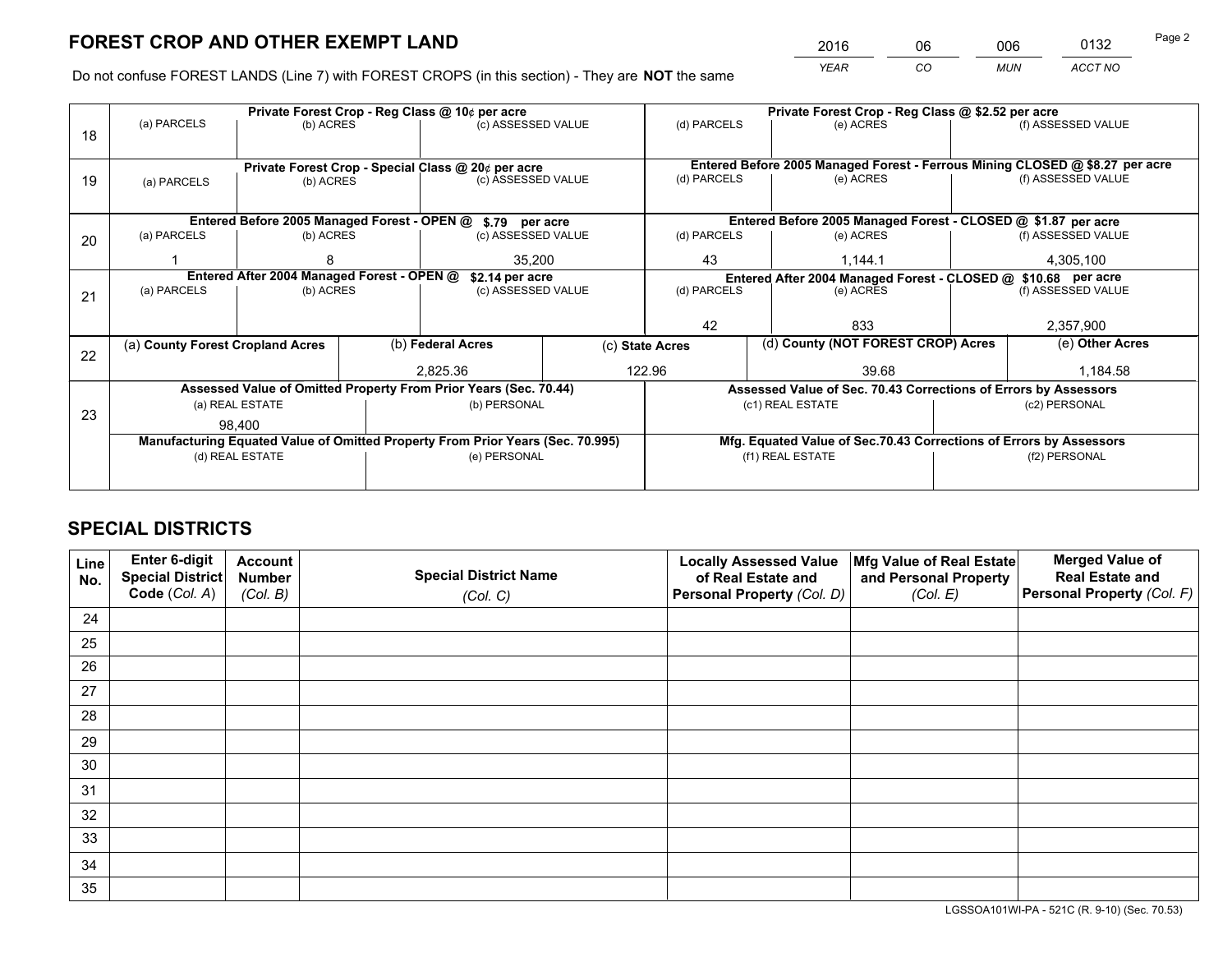# FOREST CROP AND OTHER EXEMPT LAND

| 2016 | 06 | 006 | 0132 |
|---|---|---|---|
| *YEAR* | *CO* | *MUN* | *ACCT NO* |

Do not confuse FOREST LANDS (Line 7) with FOREST CROPS (in this section) - They are **NOT** the same

| Line | (a) PARCELS | (b) ACRES | (c) ASSESSED VALUE | (d) PARCELS | (e) ACRES | (f) ASSESSED VALUE |
|---|---|---|---|---|---|---|
| 18 | Private Forest Crop - Reg Class @ 10¢ per acre | | | Private Forest Crop - Reg Class @ $2.52 per acre | | |
| | | | | | | |
| 19 | Private Forest Crop - Special Class @ 20¢ per acre | | | Entered Before 2005 Managed Forest - Ferrous Mining CLOSED @ $8.27 per acre | | |
| | | | | | | |
| 20 | Entered Before 2005 Managed Forest - OPEN @ $.79 per acre | | | Entered Before 2005 Managed Forest - CLOSED @ $1.87 per acre | | |
| | 1 | 8 | 35,200 | 43 | 1,144.1 | 4,305,100 |
| 21 | Entered After 2004 Managed Forest - OPEN @ $2.14 per acre | | | Entered After 2004 Managed Forest - CLOSED @ $10.68 per acre | | |
| | | | | 42 | 833 | 2,357,900 |

| Line | (a) County Forest Cropland Acres | (b) Federal Acres | (c) State Acres | (d) County (NOT FOREST CROP) Acres | (e) Other Acres |
|---|---|---|---|---|---|
| 22 | | 2,825.36 | 122.96 | 39.68 | 1,184.58 |

| Line | Assessed Value of Omitted Property From Prior Years (Sec. 70.44) | | Assessed Value of Sec. 70.43 Corrections of Errors by Assessors | |
|---|---|---|---|---|
| 23 | (a) REAL ESTATE | (b) PERSONAL | (c1) REAL ESTATE | (c2) PERSONAL |
| | 98,400 | | | |
| | **Manufacturing Equated Value of Omitted Property From Prior Years (Sec. 70.995)** | | **Mfg. Equated Value of Sec.70.43 Corrections of Errors by Assessors** | |
| | (d) REAL ESTATE | (e) PERSONAL | (f1) REAL ESTATE | (f2) PERSONAL |
| | | | | |

# SPECIAL DISTRICTS

| Line No. | Enter 6-digit Special District Code (Col. A) | Account Number (Col. B) | Special District Name (Col. C) | Locally Assessed Value of Real Estate and Personal Property (Col. D) | Mfg Value of Real Estate and Personal Property (Col. E) | Merged Value of Real Estate and Personal Property (Col. F) |
|---|---|---|---|---|---|---|
| 24 | | | | | | |
| 25 | | | | | | |
| 26 | | | | | | |
| 27 | | | | | | |
| 28 | | | | | | |
| 29 | | | | | | |
| 30 | | | | | | |
| 31 | | | | | | |
| 32 | | | | | | |
| 33 | | | | | | |
| 34 | | | | | | |
| 35 | | | | | | |

LGSSOA101WI-PA - 521C (R. 9-10) (Sec. 70.53)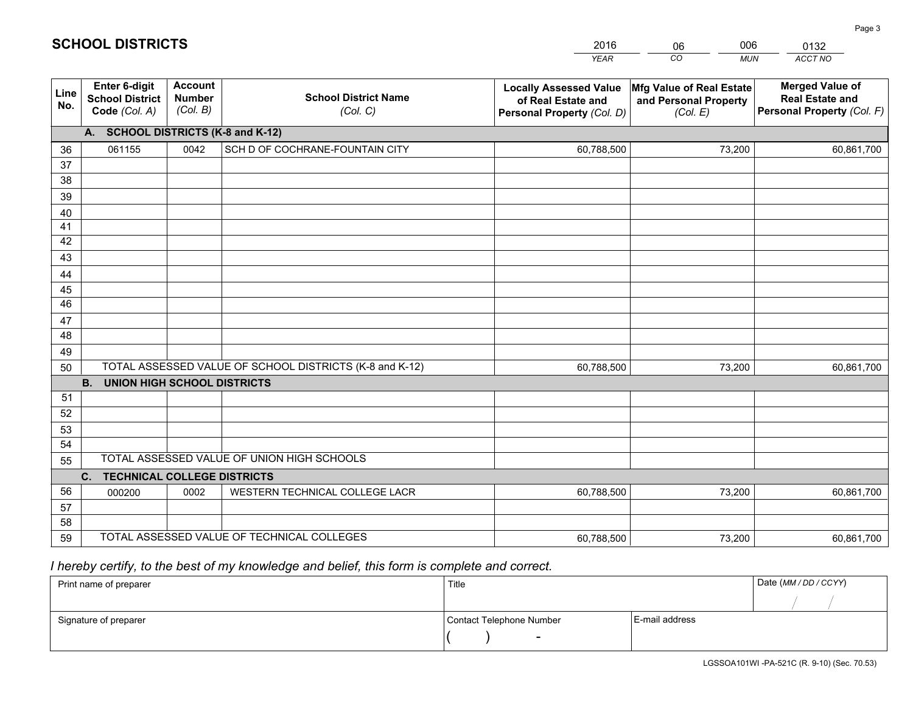# SCHOOL DISTRICTS

| 2016 | 06 | 006 | 0132 |
|---|---|---|---|
| *YEAR* | *CO* | *MUN* | *ACCT NO* |

| Line No. | Enter 6-digit School District Code *(Col. A)* | Account Number *(Col. B)* | School District Name *(Col. C)* | Locally Assessed Value of Real Estate and Personal Property *(Col. D)* | Mfg Value of Real Estate and Personal Property *(Col. E)* | Merged Value of Real Estate and Personal Property *(Col. F)* |
|---|---|---|---|---|---|---|
| | **A. SCHOOL DISTRICTS (K-8 and K-12)** | | | | | |
| 36 | 061155 | 0042 | SCH D OF COCHRANE-FOUNTAIN CITY | 60,788,500 | 73,200 | 60,861,700 |
| 37 | | | | | | |
| 38 | | | | | | |
| 39 | | | | | | |
| 40 | | | | | | |
| 41 | | | | | | |
| 42 | | | | | | |
| 43 | | | | | | |
| 44 | | | | | | |
| 45 | | | | | | |
| 46 | | | | | | |
| 47 | | | | | | |
| 48 | | | | | | |
| 49 | | | | | | |
| 50 | TOTAL ASSESSED VALUE OF SCHOOL DISTRICTS (K-8 and K-12) | | | 60,788,500 | 73,200 | 60,861,700 |
| | **B. UNION HIGH SCHOOL DISTRICTS** | | | | | |
| 51 | | | | | | |
| 52 | | | | | | |
| 53 | | | | | | |
| 54 | | | | | | |
| 55 | TOTAL ASSESSED VALUE OF UNION HIGH SCHOOLS | | | | | |
| | **C. TECHNICAL COLLEGE DISTRICTS** | | | | | |
| 56 | 000200 | 0002 | WESTERN TECHNICAL COLLEGE LACR | 60,788,500 | 73,200 | 60,861,700 |
| 57 | | | | | | |
| 58 | | | | | | |
| 59 | TOTAL ASSESSED VALUE OF TECHNICAL COLLEGES | | | 60,788,500 | 73,200 | 60,861,700 |

*I hereby certify, to the best of my knowledge and belief, this form is complete and correct.*

| Print name of preparer | Title | | Date *(MM / DD / CCYY)* |
|---|---|---|---|
| | | | / / |
| Signature of preparer | Contact Telephone Number | E-mail address | |
| | ( ) - | | |

LGSSOA101WI -PA-521C (R. 9-10) (Sec. 70.53)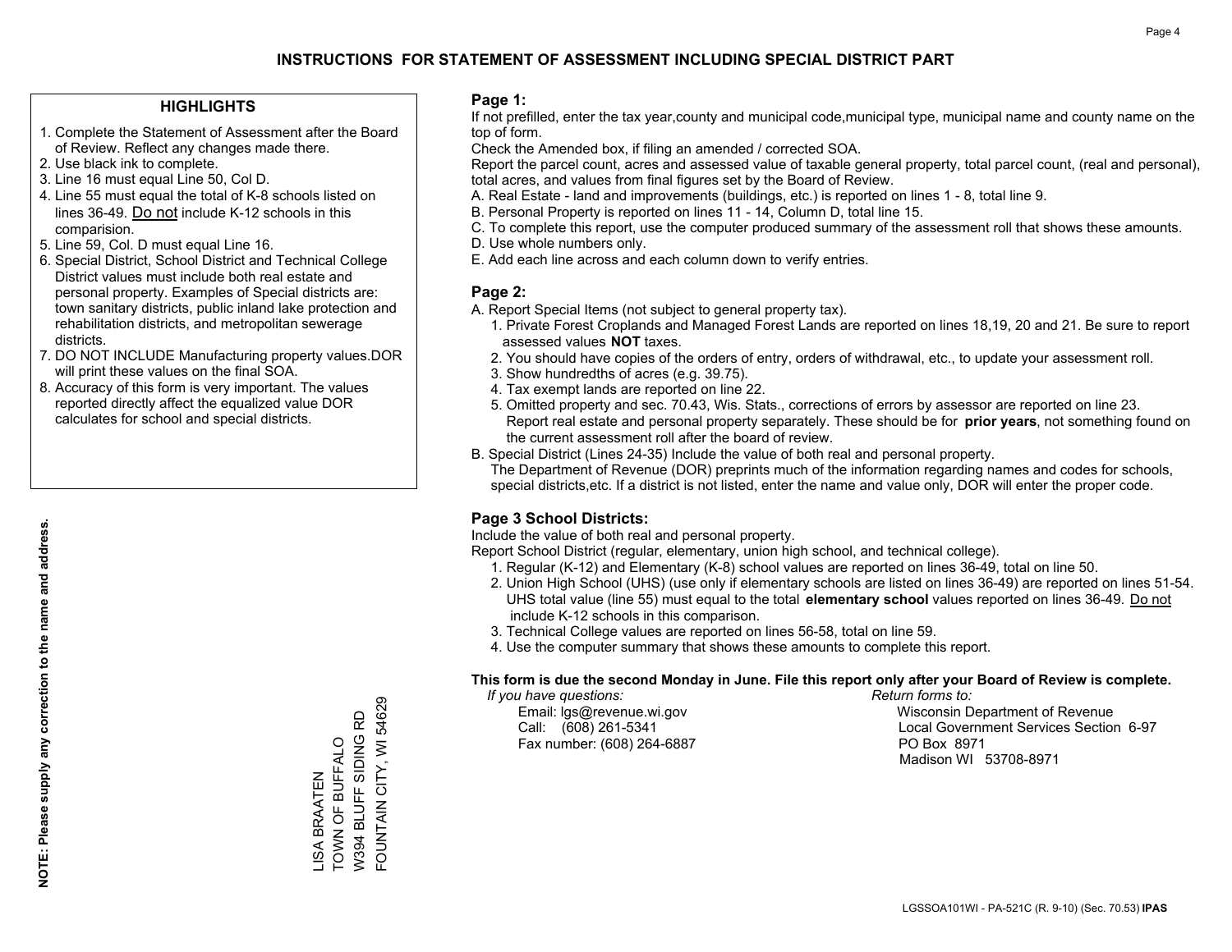# INSTRUCTIONS FOR STATEMENT OF ASSESSMENT INCLUDING SPECIAL DISTRICT PART

## HIGHLIGHTS

1. Complete the Statement of Assessment after the Board of Review. Reflect any changes made there.
2. Use black ink to complete.
3. Line 16 must equal Line 50, Col D.
4. Line 55 must equal the total of K-8 schools listed on lines 36-49. Do not include K-12 schools in this comparision.
5. Line 59, Col. D must equal Line 16.
6. Special District, School District and Technical College District values must include both real estate and personal property. Examples of Special districts are: town sanitary districts, public inland lake protection and rehabilitation districts, and metropolitan sewerage districts.
7. DO NOT INCLUDE Manufacturing property values.DOR will print these values on the final SOA.
8. Accuracy of this form is very important. The values reported directly affect the equalized value DOR calculates for school and special districts.

**NOTE: Please supply any correction to the name and address.**

LISA BRAATEN
TOWN OF BUFFALO
W394 BLUFF SIDING RD
FOUNTAIN CITY, WI 54629

## Page 1:

If not prefilled, enter the tax year,county and municipal code,municipal type, municipal name and county name on the top of form.

Check the Amended box, if filing an amended / corrected SOA.

Report the parcel count, acres and assessed value of taxable general property, total parcel count, (real and personal), total acres, and values from final figures set by the Board of Review.

A. Real Estate - land and improvements (buildings, etc.) is reported on lines 1 - 8, total line 9.
B. Personal Property is reported on lines 11 - 14, Column D, total line 15.
C. To complete this report, use the computer produced summary of the assessment roll that shows these amounts.
D. Use whole numbers only.
E. Add each line across and each column down to verify entries.

## Page 2:

A. Report Special Items (not subject to general property tax).
   1. Private Forest Croplands and Managed Forest Lands are reported on lines 18,19, 20 and 21. Be sure to report assessed values **NOT** taxes.
   2. You should have copies of the orders of entry, orders of withdrawal, etc., to update your assessment roll.
   3. Show hundredths of acres (e.g. 39.75).
   4. Tax exempt lands are reported on line 22.
   5. Omitted property and sec. 70.43, Wis. Stats., corrections of errors by assessor are reported on line 23. Report real estate and personal property separately. These should be for **prior years**, not something found on the current assessment roll after the board of review.
B. Special District (Lines 24-35) Include the value of both real and personal property.
   The Department of Revenue (DOR) preprints much of the information regarding names and codes for schools, special districts,etc. If a district is not listed, enter the name and value only, DOR will enter the proper code.

## Page 3 School Districts:

Include the value of both real and personal property.

Report School District (regular, elementary, union high school, and technical college).

1. Regular (K-12) and Elementary (K-8) school values are reported on lines 36-49, total on line 50.
2. Union High School (UHS) (use only if elementary schools are listed on lines 36-49) are reported on lines 51-54. UHS total value (line 55) must equal to the total **elementary school** values reported on lines 36-49. Do not include K-12 schools in this comparison.
3. Technical College values are reported on lines 56-58, total on line 59.
4. Use the computer summary that shows these amounts to complete this report.

**This form is due the second Monday in June. File this report only after your Board of Review is complete.**

*If you have questions:*
Email: lgs@revenue.wi.gov
Call: (608) 261-5341
Fax number: (608) 264-6887

*Return forms to:*
Wisconsin Department of Revenue
Local Government Services Section 6-97
PO Box 8971
Madison WI 53708-8971

LGSSOA101WI - PA-521C (R. 9-10) (Sec. 70.53) **IPAS**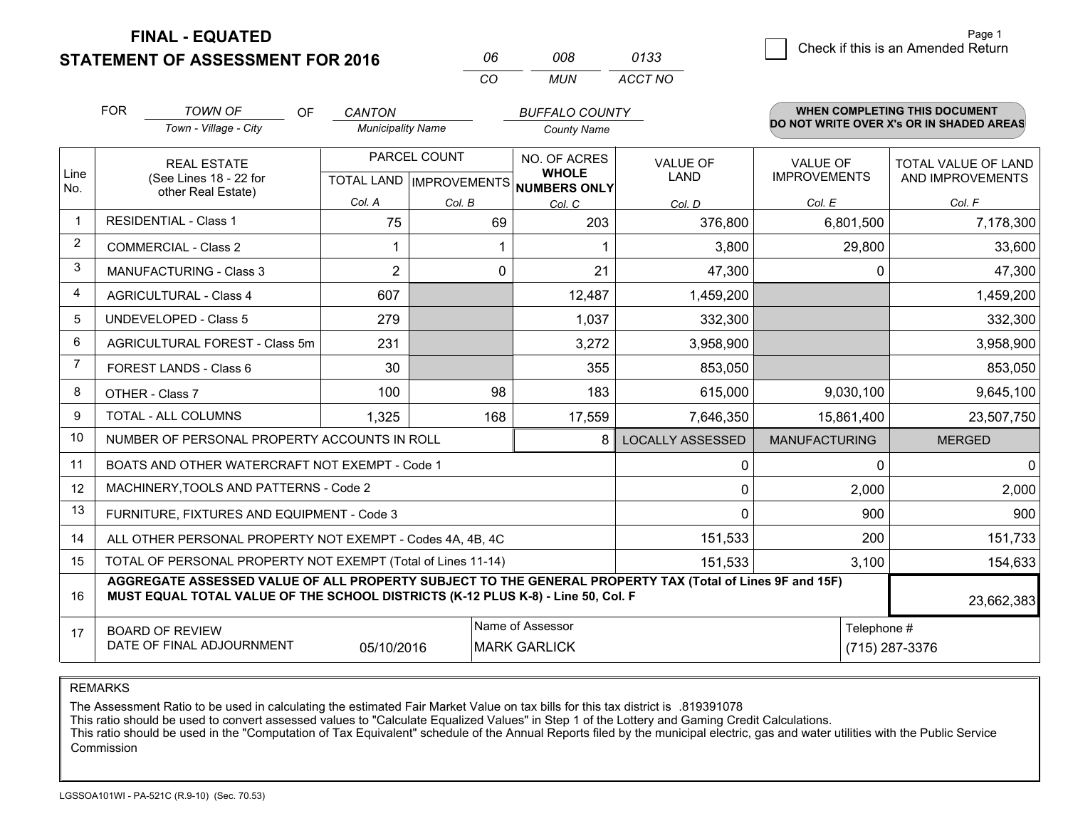# FINAL - EQUATED
## STATEMENT OF ASSESSMENT FOR 2016

| 06 | 008 | 0133 |
|---|---|---|
| CO | MUN | ACCT NO |

Page 1

☐ Check if this is an Amended Return

FOR *TOWN OF* (Town - Village - City) OF *CANTON* (Municipality Name) *BUFFALO COUNTY* (County Name)

**WHEN COMPLETING THIS DOCUMENT DO NOT WRITE OVER X's OR IN SHADED AREAS**

| Line No. | REAL ESTATE (See Lines 18 - 22 for other Real Estate) | PARCEL COUNT TOTAL LAND Col. A | PARCEL COUNT IMPROVEMENTS Col. B | NO. OF ACRES WHOLE NUMBERS ONLY Col. C | VALUE OF LAND Col. D | VALUE OF IMPROVEMENTS Col. E | TOTAL VALUE OF LAND AND IMPROVEMENTS Col. F |
|---|---|---|---|---|---|---|---|
| 1 | RESIDENTIAL - Class 1 | 75 | 69 | 203 | 376,800 | 6,801,500 | 7,178,300 |
| 2 | COMMERCIAL - Class 2 | 1 | 1 | 1 | 3,800 | 29,800 | 33,600 |
| 3 | MANUFACTURING - Class 3 | 2 | 0 | 21 | 47,300 | 0 | 47,300 |
| 4 | AGRICULTURAL - Class 4 | 607 | | 12,487 | 1,459,200 | | 1,459,200 |
| 5 | UNDEVELOPED - Class 5 | 279 | | 1,037 | 332,300 | | 332,300 |
| 6 | AGRICULTURAL FOREST - Class 5m | 231 | | 3,272 | 3,958,900 | | 3,958,900 |
| 7 | FOREST LANDS - Class 6 | 30 | | 355 | 853,050 | | 853,050 |
| 8 | OTHER - Class 7 | 100 | 98 | 183 | 615,000 | 9,030,100 | 9,645,100 |
| 9 | TOTAL - ALL COLUMNS | 1,325 | 168 | 17,559 | 7,646,350 | 15,861,400 | 23,507,750 |
| 10 | NUMBER OF PERSONAL PROPERTY ACCOUNTS IN ROLL | | | 8 | LOCALLY ASSESSED | MANUFACTURING | MERGED |
| 11 | BOATS AND OTHER WATERCRAFT NOT EXEMPT - Code 1 | | | | 0 | 0 | 0 |
| 12 | MACHINERY,TOOLS AND PATTERNS - Code 2 | | | | 0 | 2,000 | 2,000 |
| 13 | FURNITURE, FIXTURES AND EQUIPMENT - Code 3 | | | | 0 | 900 | 900 |
| 14 | ALL OTHER PERSONAL PROPERTY NOT EXEMPT - Codes 4A, 4B, 4C | | | | 151,533 | 200 | 151,733 |
| 15 | TOTAL OF PERSONAL PROPERTY NOT EXEMPT (Total of Lines 11-14) | | | | 151,533 | 3,100 | 154,633 |
| 16 | **AGGREGATE ASSESSED VALUE OF ALL PROPERTY SUBJECT TO THE GENERAL PROPERTY TAX (Total of Lines 9F and 15F) MUST EQUAL TOTAL VALUE OF THE SCHOOL DISTRICTS (K-12 PLUS K-8) - Line 50, Col. F** | | | | | | 23,662,383 |
| 17 | BOARD OF REVIEW DATE OF FINAL ADJOURNMENT | 05/10/2016 | Name of Assessor: MARK GARLICK | | | Telephone #: (715) 287-3376 | |

REMARKS

The Assessment Ratio to be used in calculating the estimated Fair Market Value on tax bills for this tax district is .819391078

This ratio should be used to convert assessed values to "Calculate Equalized Values" in Step 1 of the Lottery and Gaming Credit Calculations.

This ratio should be used in the "Computation of Tax Equivalent" schedule of the Annual Reports filed by the municipal electric, gas and water utilities with the Public Service Commission

LGSSOA101WI - PA-521C (R.9-10) (Sec. 70.53)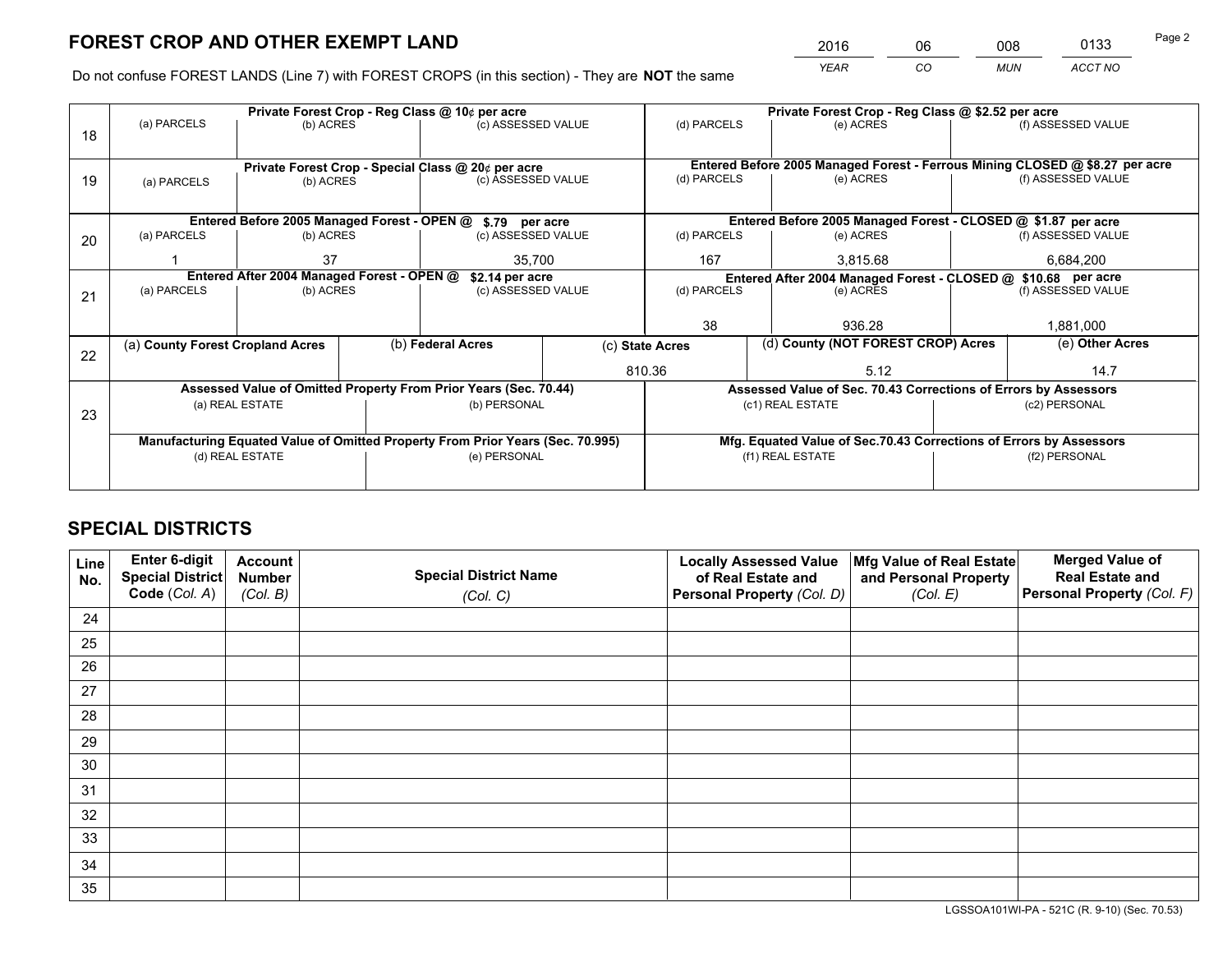# FOREST CROP AND OTHER EXEMPT LAND

| 2016 | 06 | 008 | 0133 |
|---|---|---|---|
| *YEAR* | *CO* | *MUN* | *ACCT NO* |

Do not confuse FOREST LANDS (Line 7) with FOREST CROPS (in this section) - They are **NOT** the same

| Line | Private Forest Crop - Reg Class @ 10¢ per acre | | | Private Forest Crop - Reg Class @ $2.52 per acre | | |
|---|---|---|---|---|---|---|
| 18 | (a) PARCELS | (b) ACRES | (c) ASSESSED VALUE | (d) PARCELS | (e) ACRES | (f) ASSESSED VALUE |
| | | | | | | |
| | **Private Forest Crop - Special Class @ 20¢ per acre** | | | **Entered Before 2005 Managed Forest - Ferrous Mining CLOSED @ $8.27 per acre** | | |
| 19 | (a) PARCELS | (b) ACRES | (c) ASSESSED VALUE | (d) PARCELS | (e) ACRES | (f) ASSESSED VALUE |
| | | | | | | |
| | **Entered Before 2005 Managed Forest - OPEN @ $.79 per acre** | | | **Entered Before 2005 Managed Forest - CLOSED @ $1.87 per acre** | | |
| 20 | (a) PARCELS | (b) ACRES | (c) ASSESSED VALUE | (d) PARCELS | (e) ACRES | (f) ASSESSED VALUE |
| | 1 | 37 | 35,700 | 167 | 3,815.68 | 6,684,200 |
| | **Entered After 2004 Managed Forest - OPEN @ $2.14 per acre** | | | **Entered After 2004 Managed Forest - CLOSED @ $10.68 per acre** | | |
| 21 | (a) PARCELS | (b) ACRES | (c) ASSESSED VALUE | (d) PARCELS | (e) ACRES | (f) ASSESSED VALUE |
| | | | | 38 | 936.28 | 1,881,000 |

| Line | (a) County Forest Cropland Acres | (b) Federal Acres | (c) State Acres | (d) County (NOT FOREST CROP) Acres | (e) Other Acres |
|---|---|---|---|---|---|
| 22 | | | 810.36 | 5.12 | 14.7 |

| Line | Assessed Value of Omitted Property From Prior Years (Sec. 70.44) | | Assessed Value of Sec. 70.43 Corrections of Errors by Assessors | |
|---|---|---|---|---|
| 23 | (a) REAL ESTATE | (b) PERSONAL | (c1) REAL ESTATE | (c2) PERSONAL |
| | | | | |
| | **Manufacturing Equated Value of Omitted Property From Prior Years (Sec. 70.995)** | | **Mfg. Equated Value of Sec.70.43 Corrections of Errors by Assessors** | |
| | (d) REAL ESTATE | (e) PERSONAL | (f1) REAL ESTATE | (f2) PERSONAL |
| | | | | |

# SPECIAL DISTRICTS

| Line No. | Enter 6-digit Special District Code (*Col. A*) | Account Number (*Col. B*) | Special District Name (*Col. C*) | Locally Assessed Value of Real Estate and Personal Property (*Col. D*) | Mfg Value of Real Estate and Personal Property (*Col. E*) | Merged Value of Real Estate and Personal Property (*Col. F*) |
|---|---|---|---|---|---|---|
| 24 | | | | | | |
| 25 | | | | | | |
| 26 | | | | | | |
| 27 | | | | | | |
| 28 | | | | | | |
| 29 | | | | | | |
| 30 | | | | | | |
| 31 | | | | | | |
| 32 | | | | | | |
| 33 | | | | | | |
| 34 | | | | | | |
| 35 | | | | | | |

LGSSOA101WI-PA - 521C (R. 9-10) (Sec. 70.53)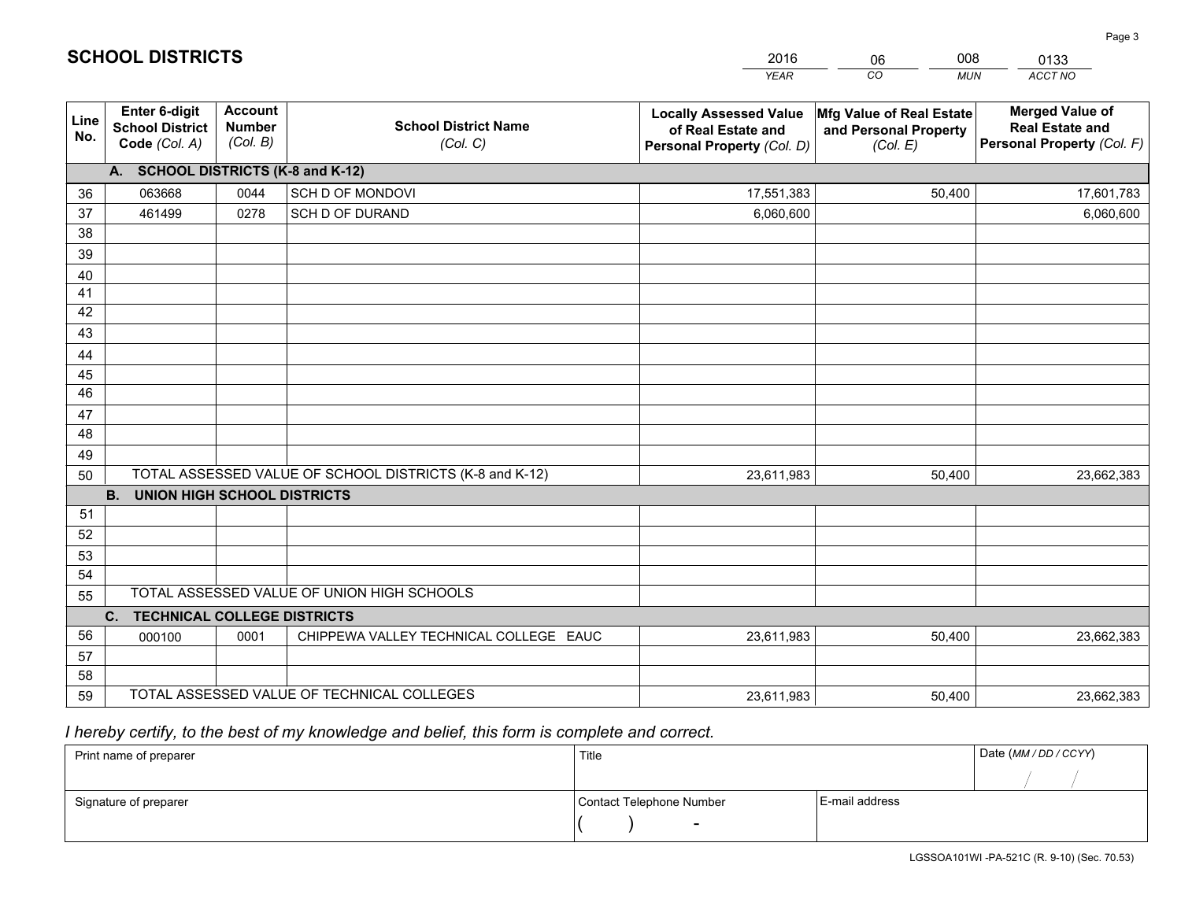## SCHOOL DISTRICTS

| 2016 | 06 | 008 | 0133 |
|---|---|---|---|
| *YEAR* | *CO* | *MUN* | *ACCT NO* |

| Line No. | Enter 6-digit School District Code *(Col. A)* | Account Number *(Col. B)* | School District Name *(Col. C)* | Locally Assessed Value of Real Estate and Personal Property *(Col. D)* | Mfg Value of Real Estate and Personal Property *(Col. E)* | Merged Value of Real Estate and Personal Property *(Col. F)* |
|---|---|---|---|---|---|---|
| **A. SCHOOL DISTRICTS (K-8 and K-12)** | | | | | | |
| 36 | 063668 | 0044 | SCH D OF MONDOVI | 17,551,383 | 50,400 | 17,601,783 |
| 37 | 461499 | 0278 | SCH D OF DURAND | 6,060,600 | | 6,060,600 |
| 38 | | | | | | |
| 39 | | | | | | |
| 40 | | | | | | |
| 41 | | | | | | |
| 42 | | | | | | |
| 43 | | | | | | |
| 44 | | | | | | |
| 45 | | | | | | |
| 46 | | | | | | |
| 47 | | | | | | |
| 48 | | | | | | |
| 49 | | | | | | |
| 50 | TOTAL ASSESSED VALUE OF SCHOOL DISTRICTS (K-8 and K-12) | | | 23,611,983 | 50,400 | 23,662,383 |
| **B. UNION HIGH SCHOOL DISTRICTS** | | | | | | |
| 51 | | | | | | |
| 52 | | | | | | |
| 53 | | | | | | |
| 54 | | | | | | |
| 55 | TOTAL ASSESSED VALUE OF UNION HIGH SCHOOLS | | | | | |
| **C. TECHNICAL COLLEGE DISTRICTS** | | | | | | |
| 56 | 000100 | 0001 | CHIPPEWA VALLEY TECHNICAL COLLEGE EAUC | 23,611,983 | 50,400 | 23,662,383 |
| 57 | | | | | | |
| 58 | | | | | | |
| 59 | TOTAL ASSESSED VALUE OF TECHNICAL COLLEGES | | | 23,611,983 | 50,400 | 23,662,383 |

*I hereby certify, to the best of my knowledge and belief, this form is complete and correct.*

| Print name of preparer | Title | | Date *(MM / DD / CCYY)* |
|---|---|---|---|
| | | | / / |
| Signature of preparer | Contact Telephone Number | E-mail address | |
| | ( ) - | | |

LGSSOA101WI -PA-521C (R. 9-10) (Sec. 70.53)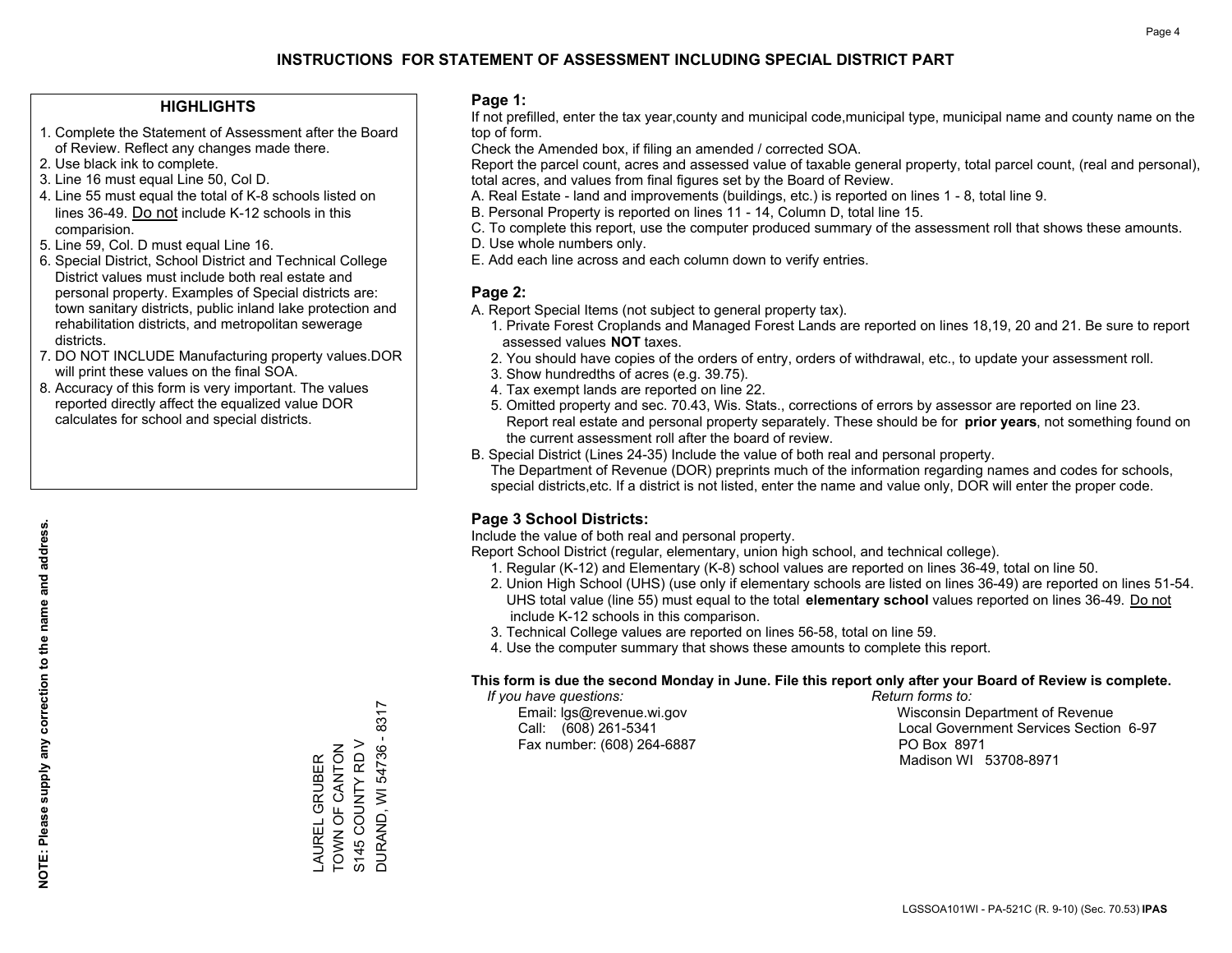# INSTRUCTIONS FOR STATEMENT OF ASSESSMENT INCLUDING SPECIAL DISTRICT PART

## HIGHLIGHTS

1. Complete the Statement of Assessment after the Board of Review. Reflect any changes made there.
2. Use black ink to complete.
3. Line 16 must equal Line 50, Col D.
4. Line 55 must equal the total of K-8 schools listed on lines 36-49. Do not include K-12 schools in this comparision.
5. Line 59, Col. D must equal Line 16.
6. Special District, School District and Technical College District values must include both real estate and personal property. Examples of Special districts are: town sanitary districts, public inland lake protection and rehabilitation districts, and metropolitan sewerage districts.
7. DO NOT INCLUDE Manufacturing property values.DOR will print these values on the final SOA.
8. Accuracy of this form is very important. The values reported directly affect the equalized value DOR calculates for school and special districts.

**NOTE: Please supply any correction to the name and address.**

LAUREL GRUBER
TOWN OF CANTON
S145 COUNTY RD V
DURAND, WI 54736 - 8317

## Page 1:

If not prefilled, enter the tax year,county and municipal code,municipal type, municipal name and county name on the top of form.

Check the Amended box, if filing an amended / corrected SOA.

Report the parcel count, acres and assessed value of taxable general property, total parcel count, (real and personal), total acres, and values from final figures set by the Board of Review.

A. Real Estate - land and improvements (buildings, etc.) is reported on lines 1 - 8, total line 9.
B. Personal Property is reported on lines 11 - 14, Column D, total line 15.
C. To complete this report, use the computer produced summary of the assessment roll that shows these amounts.
D. Use whole numbers only.
E. Add each line across and each column down to verify entries.

## Page 2:

A. Report Special Items (not subject to general property tax).
   1. Private Forest Croplands and Managed Forest Lands are reported on lines 18,19, 20 and 21. Be sure to report assessed values **NOT** taxes.
   2. You should have copies of the orders of entry, orders of withdrawal, etc., to update your assessment roll.
   3. Show hundredths of acres (e.g. 39.75).
   4. Tax exempt lands are reported on line 22.
   5. Omitted property and sec. 70.43, Wis. Stats., corrections of errors by assessor are reported on line 23. Report real estate and personal property separately. These should be for **prior years**, not something found on the current assessment roll after the board of review.
B. Special District (Lines 24-35) Include the value of both real and personal property.
   The Department of Revenue (DOR) preprints much of the information regarding names and codes for schools, special districts,etc. If a district is not listed, enter the name and value only, DOR will enter the proper code.

## Page 3 School Districts:

Include the value of both real and personal property.

Report School District (regular, elementary, union high school, and technical college).

1. Regular (K-12) and Elementary (K-8) school values are reported on lines 36-49, total on line 50.
2. Union High School (UHS) (use only if elementary schools are listed on lines 36-49) are reported on lines 51-54. UHS total value (line 55) must equal to the total **elementary school** values reported on lines 36-49. Do not include K-12 schools in this comparison.
3. Technical College values are reported on lines 56-58, total on line 59.
4. Use the computer summary that shows these amounts to complete this report.

**This form is due the second Monday in June. File this report only after your Board of Review is complete.**

*If you have questions:*
Email: lgs@revenue.wi.gov
Call: (608) 261-5341
Fax number: (608) 264-6887

*Return forms to:*
Wisconsin Department of Revenue
Local Government Services Section 6-97
PO Box 8971
Madison WI 53708-8971

LGSSOA101WI - PA-521C (R. 9-10) (Sec. 70.53) **IPAS**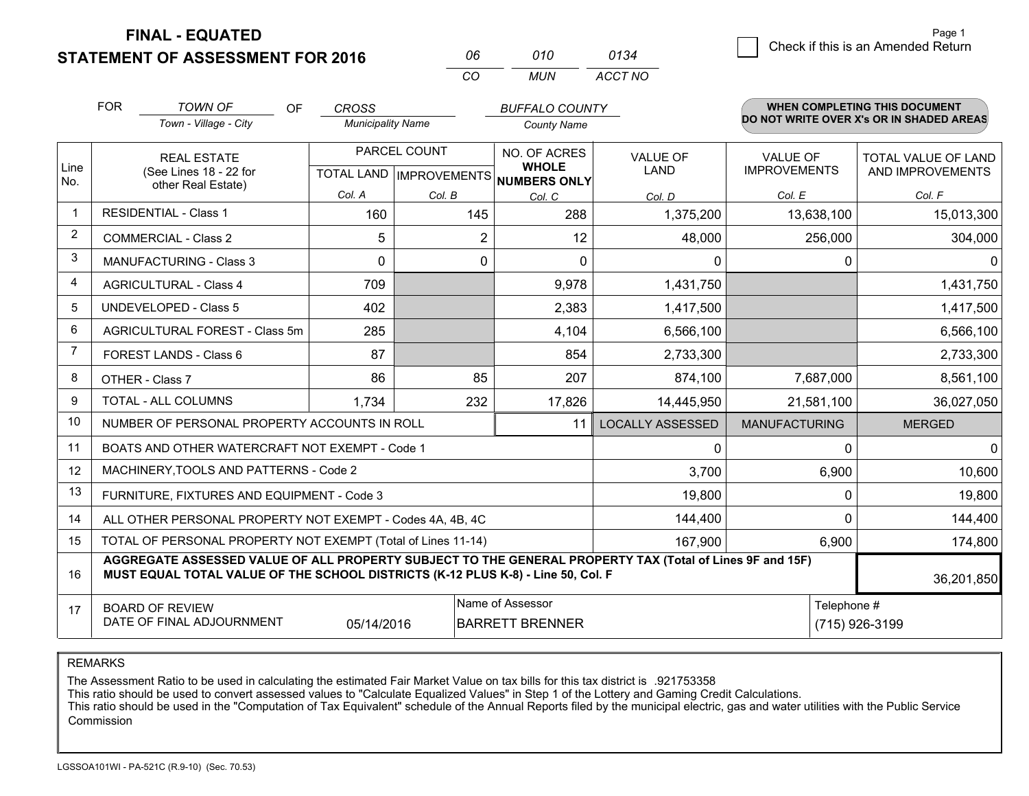# FINAL - EQUATED
## STATEMENT OF ASSESSMENT FOR 2016

| 06 | 010 | 0134 |
|---|---|---|
| CO | MUN | ACCT NO |

Page 1

☐ Check if this is an Amended Return

FOR *TOWN OF* (Town - Village - City) OF *CROSS* (Municipality Name) *BUFFALO COUNTY* (County Name)

**WHEN COMPLETING THIS DOCUMENT DO NOT WRITE OVER X's OR IN SHADED AREAS**

| Line No. | REAL ESTATE (See Lines 18 - 22 for other Real Estate) | PARCEL COUNT TOTAL LAND Col. A | PARCEL COUNT IMPROVEMENTS Col. B | NO. OF ACRES WHOLE NUMBERS ONLY Col. C | VALUE OF LAND Col. D | VALUE OF IMPROVEMENTS Col. E | TOTAL VALUE OF LAND AND IMPROVEMENTS Col. F |
|---|---|---|---|---|---|---|---|
| 1 | RESIDENTIAL - Class 1 | 160 | 145 | 288 | 1,375,200 | 13,638,100 | 15,013,300 |
| 2 | COMMERCIAL - Class 2 | 5 | 2 | 12 | 48,000 | 256,000 | 304,000 |
| 3 | MANUFACTURING - Class 3 | 0 | 0 | 0 | 0 | 0 | 0 |
| 4 | AGRICULTURAL - Class 4 | 709 | | 9,978 | 1,431,750 | | 1,431,750 |
| 5 | UNDEVELOPED - Class 5 | 402 | | 2,383 | 1,417,500 | | 1,417,500 |
| 6 | AGRICULTURAL FOREST - Class 5m | 285 | | 4,104 | 6,566,100 | | 6,566,100 |
| 7 | FOREST LANDS - Class 6 | 87 | | 854 | 2,733,300 | | 2,733,300 |
| 8 | OTHER - Class 7 | 86 | 85 | 207 | 874,100 | 7,687,000 | 8,561,100 |
| 9 | TOTAL - ALL COLUMNS | 1,734 | 232 | 17,826 | 14,445,950 | 21,581,100 | 36,027,050 |
| 10 | NUMBER OF PERSONAL PROPERTY ACCOUNTS IN ROLL | | | 11 | LOCALLY ASSESSED | MANUFACTURING | MERGED |
| 11 | BOATS AND OTHER WATERCRAFT NOT EXEMPT - Code 1 | | | | 0 | 0 | 0 |
| 12 | MACHINERY,TOOLS AND PATTERNS - Code 2 | | | | 3,700 | 6,900 | 10,600 |
| 13 | FURNITURE, FIXTURES AND EQUIPMENT - Code 3 | | | | 19,800 | 0 | 19,800 |
| 14 | ALL OTHER PERSONAL PROPERTY NOT EXEMPT - Codes 4A, 4B, 4C | | | | 144,400 | 0 | 144,400 |
| 15 | TOTAL OF PERSONAL PROPERTY NOT EXEMPT (Total of Lines 11-14) | | | | 167,900 | 6,900 | 174,800 |
| 16 | **AGGREGATE ASSESSED VALUE OF ALL PROPERTY SUBJECT TO THE GENERAL PROPERTY TAX (Total of Lines 9F and 15F) MUST EQUAL TOTAL VALUE OF THE SCHOOL DISTRICTS (K-12 PLUS K-8) - Line 50, Col. F** | | | | | | 36,201,850 |
| 17 | BOARD OF REVIEW DATE OF FINAL ADJOURNMENT | 05/14/2016 | | Name of Assessor: BARRETT BRENNER | | Telephone #: (715) 926-3199 | |

REMARKS

The Assessment Ratio to be used in calculating the estimated Fair Market Value on tax bills for this tax district is .921753358
This ratio should be used to convert assessed values to "Calculate Equalized Values" in Step 1 of the Lottery and Gaming Credit Calculations.
This ratio should be used in the "Computation of Tax Equivalent" schedule of the Annual Reports filed by the municipal electric, gas and water utilities with the Public Service Commission

LGSSOA101WI - PA-521C (R.9-10) (Sec. 70.53)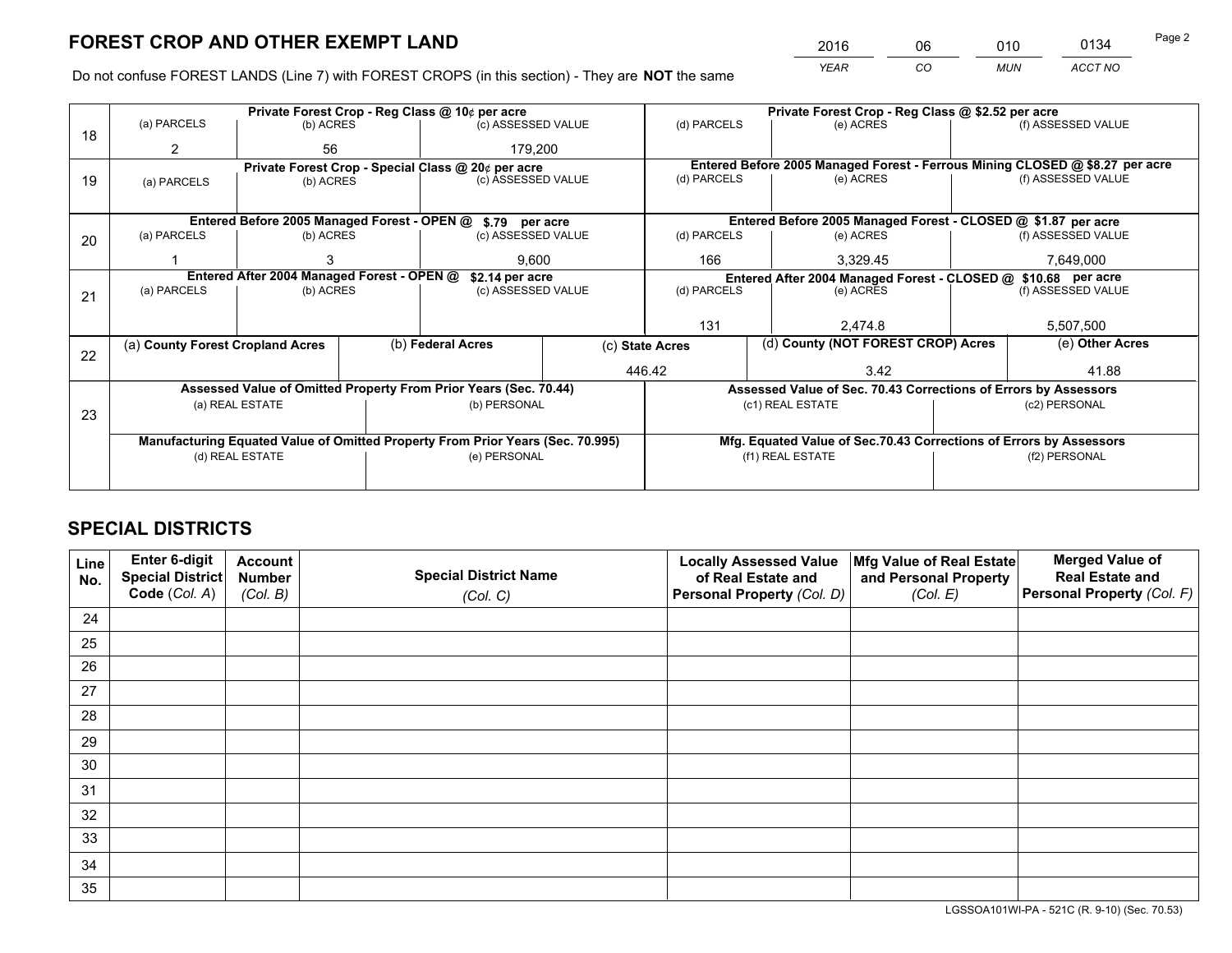# FOREST CROP AND OTHER EXEMPT LAND

| 2016 | 06 | 010 | 0134 |
|---|---|---|---|
| *YEAR* | *CO* | *MUN* | *ACCT NO* |

Do not confuse FOREST LANDS (Line 7) with FOREST CROPS (in this section) - They are **NOT** the same

| Line | Private Forest Crop - Reg Class @ 10¢ per acre | | | Private Forest Crop - Reg Class @ $2.52 per acre | | |
|---|---|---|---|---|---|---|
| 18 | (a) PARCELS | (b) ACRES | (c) ASSESSED VALUE | (d) PARCELS | (e) ACRES | (f) ASSESSED VALUE |
| | 2 | 56 | 179,200 | | | |
| | **Private Forest Crop - Special Class @ 20¢ per acre** | | | **Entered Before 2005 Managed Forest - Ferrous Mining CLOSED @ $8.27 per acre** | | |
| 19 | (a) PARCELS | (b) ACRES | (c) ASSESSED VALUE | (d) PARCELS | (e) ACRES | (f) ASSESSED VALUE |
| | | | | | | |
| | **Entered Before 2005 Managed Forest - OPEN @ $.79 per acre** | | | **Entered Before 2005 Managed Forest - CLOSED @ $1.87 per acre** | | |
| 20 | (a) PARCELS | (b) ACRES | (c) ASSESSED VALUE | (d) PARCELS | (e) ACRES | (f) ASSESSED VALUE |
| | 1 | 3 | 9,600 | 166 | 3,329.45 | 7,649,000 |
| | **Entered After 2004 Managed Forest - OPEN @ $2.14 per acre** | | | **Entered After 2004 Managed Forest - CLOSED @ $10.68 per acre** | | |
| 21 | (a) PARCELS | (b) ACRES | (c) ASSESSED VALUE | (d) PARCELS | (e) ACRES | (f) ASSESSED VALUE |
| | | | | 131 | 2,474.8 | 5,507,500 |

| Line | (a) County Forest Cropland Acres | (b) Federal Acres | (c) State Acres | (d) County (NOT FOREST CROP) Acres | (e) Other Acres |
|---|---|---|---|---|---|
| 22 | | | 446.42 | 3.42 | 41.88 |

| Line | Assessed Value of Omitted Property From Prior Years (Sec. 70.44) | | Assessed Value of Sec. 70.43 Corrections of Errors by Assessors | |
|---|---|---|---|---|
| 23 | (a) REAL ESTATE | (b) PERSONAL | (c1) REAL ESTATE | (c2) PERSONAL |
| | | | | |
| | **Manufacturing Equated Value of Omitted Property From Prior Years (Sec. 70.995)** | | **Mfg. Equated Value of Sec.70.43 Corrections of Errors by Assessors** | |
| | (d) REAL ESTATE | (e) PERSONAL | (f1) REAL ESTATE | (f2) PERSONAL |
| | | | | |

# SPECIAL DISTRICTS

| Line No. | Enter 6-digit Special District Code (*Col. A*) | Account Number (*Col. B*) | Special District Name (*Col. C*) | Locally Assessed Value of Real Estate and Personal Property (*Col. D*) | Mfg Value of Real Estate and Personal Property (*Col. E*) | Merged Value of Real Estate and Personal Property (*Col. F*) |
|---|---|---|---|---|---|---|
| 24 | | | | | | |
| 25 | | | | | | |
| 26 | | | | | | |
| 27 | | | | | | |
| 28 | | | | | | |
| 29 | | | | | | |
| 30 | | | | | | |
| 31 | | | | | | |
| 32 | | | | | | |
| 33 | | | | | | |
| 34 | | | | | | |
| 35 | | | | | | |

LGSSOA101WI-PA - 521C (R. 9-10) (Sec. 70.53)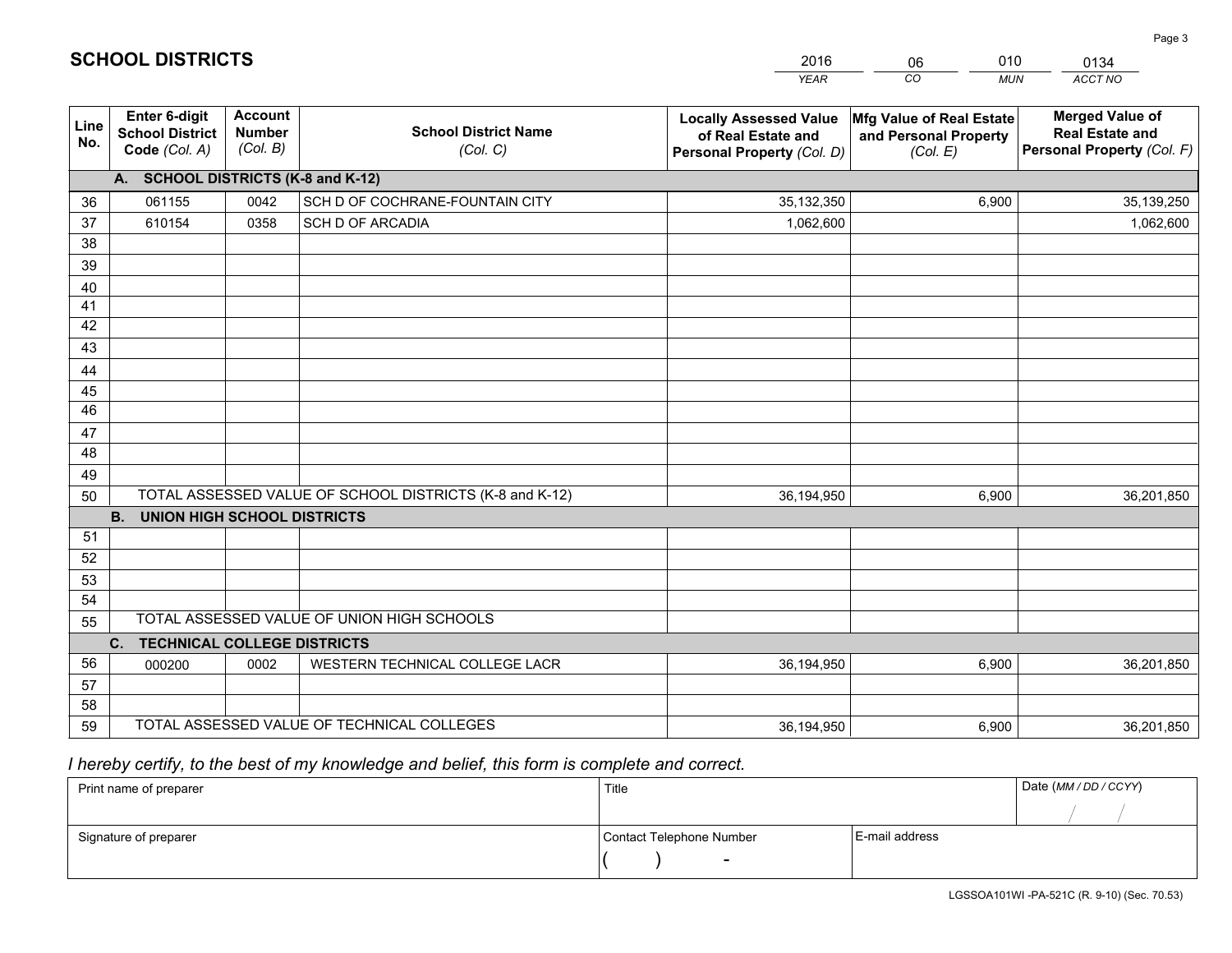# SCHOOL DISTRICTS

| 2016 | 06 | 010 | 0134 |
|---|---|---|---|
| *YEAR* | *CO* | *MUN* | *ACCT NO* |

| Line No. | Enter 6-digit School District Code *(Col. A)* | Account Number *(Col. B)* | School District Name *(Col. C)* | Locally Assessed Value of Real Estate and Personal Property *(Col. D)* | Mfg Value of Real Estate and Personal Property *(Col. E)* | Merged Value of Real Estate and Personal Property *(Col. F)* |
|---|---|---|---|---|---|---|
| | **A. SCHOOL DISTRICTS (K-8 and K-12)** | | | | | |
| 36 | 061155 | 0042 | SCH D OF COCHRANE-FOUNTAIN CITY | 35,132,350 | 6,900 | 35,139,250 |
| 37 | 610154 | 0358 | SCH D OF ARCADIA | 1,062,600 | | 1,062,600 |
| 38 | | | | | | |
| 39 | | | | | | |
| 40 | | | | | | |
| 41 | | | | | | |
| 42 | | | | | | |
| 43 | | | | | | |
| 44 | | | | | | |
| 45 | | | | | | |
| 46 | | | | | | |
| 47 | | | | | | |
| 48 | | | | | | |
| 49 | | | | | | |
| 50 | TOTAL ASSESSED VALUE OF SCHOOL DISTRICTS (K-8 and K-12) | | | 36,194,950 | 6,900 | 36,201,850 |
| | **B. UNION HIGH SCHOOL DISTRICTS** | | | | | |
| 51 | | | | | | |
| 52 | | | | | | |
| 53 | | | | | | |
| 54 | | | | | | |
| 55 | TOTAL ASSESSED VALUE OF UNION HIGH SCHOOLS | | | | | |
| | **C. TECHNICAL COLLEGE DISTRICTS** | | | | | |
| 56 | 000200 | 0002 | WESTERN TECHNICAL COLLEGE LACR | 36,194,950 | 6,900 | 36,201,850 |
| 57 | | | | | | |
| 58 | | | | | | |
| 59 | TOTAL ASSESSED VALUE OF TECHNICAL COLLEGES | | | 36,194,950 | 6,900 | 36,201,850 |

*I hereby certify, to the best of my knowledge and belief, this form is complete and correct.*

| Print name of preparer | Title | | Date *(MM / DD / CCYY)* |
|---|---|---|---|
| | | | / / |
| Signature of preparer | Contact Telephone Number | E-mail address | |
| | ( ) - | | |

LGSSOA101WI -PA-521C (R. 9-10) (Sec. 70.53)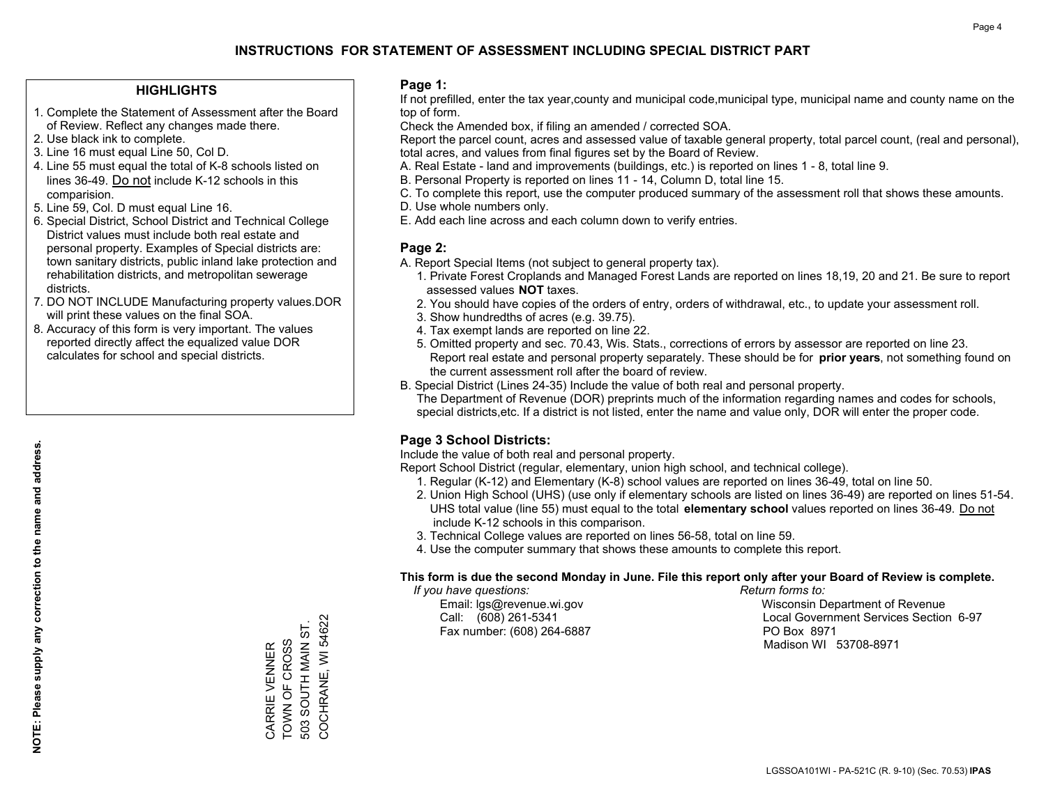# INSTRUCTIONS FOR STATEMENT OF ASSESSMENT INCLUDING SPECIAL DISTRICT PART

## HIGHLIGHTS

1. Complete the Statement of Assessment after the Board of Review. Reflect any changes made there.
2. Use black ink to complete.
3. Line 16 must equal Line 50, Col D.
4. Line 55 must equal the total of K-8 schools listed on lines 36-49. Do not include K-12 schools in this comparision.
5. Line 59, Col. D must equal Line 16.
6. Special District, School District and Technical College District values must include both real estate and personal property. Examples of Special districts are: town sanitary districts, public inland lake protection and rehabilitation districts, and metropolitan sewerage districts.
7. DO NOT INCLUDE Manufacturing property values.DOR will print these values on the final SOA.
8. Accuracy of this form is very important. The values reported directly affect the equalized value DOR calculates for school and special districts.

**NOTE: Please supply any correction to the name and address.**

CARRIE VENNER
TOWN OF CROSS
503 SOUTH MAIN ST.
COCHRANE, WI 54622

## Page 1:

If not prefilled, enter the tax year,county and municipal code,municipal type, municipal name and county name on the top of form.

Check the Amended box, if filing an amended / corrected SOA.

Report the parcel count, acres and assessed value of taxable general property, total parcel count, (real and personal), total acres, and values from final figures set by the Board of Review.

A. Real Estate - land and improvements (buildings, etc.) is reported on lines 1 - 8, total line 9.
B. Personal Property is reported on lines 11 - 14, Column D, total line 15.
C. To complete this report, use the computer produced summary of the assessment roll that shows these amounts.
D. Use whole numbers only.
E. Add each line across and each column down to verify entries.

## Page 2:

A. Report Special Items (not subject to general property tax).
   1. Private Forest Croplands and Managed Forest Lands are reported on lines 18,19, 20 and 21. Be sure to report assessed values **NOT** taxes.
   2. You should have copies of the orders of entry, orders of withdrawal, etc., to update your assessment roll.
   3. Show hundredths of acres (e.g. 39.75).
   4. Tax exempt lands are reported on line 22.
   5. Omitted property and sec. 70.43, Wis. Stats., corrections of errors by assessor are reported on line 23. Report real estate and personal property separately. These should be for **prior years**, not something found on the current assessment roll after the board of review.

B. Special District (Lines 24-35) Include the value of both real and personal property.
   The Department of Revenue (DOR) preprints much of the information regarding names and codes for schools, special districts,etc. If a district is not listed, enter the name and value only, DOR will enter the proper code.

## Page 3 School Districts:

Include the value of both real and personal property.

Report School District (regular, elementary, union high school, and technical college).

1. Regular (K-12) and Elementary (K-8) school values are reported on lines 36-49, total on line 50.
2. Union High School (UHS) (use only if elementary schools are listed on lines 36-49) are reported on lines 51-54. UHS total value (line 55) must equal to the total **elementary school** values reported on lines 36-49. Do not include K-12 schools in this comparison.
3. Technical College values are reported on lines 56-58, total on line 59.
4. Use the computer summary that shows these amounts to complete this report.

**This form is due the second Monday in June. File this report only after your Board of Review is complete.**

*If you have questions:*
Email: lgs@revenue.wi.gov
Call: (608) 261-5341
Fax number: (608) 264-6887

*Return forms to:*
Wisconsin Department of Revenue
Local Government Services Section 6-97
PO Box 8971
Madison WI 53708-8971

LGSSOA101WI - PA-521C (R. 9-10) (Sec. 70.53) **IPAS**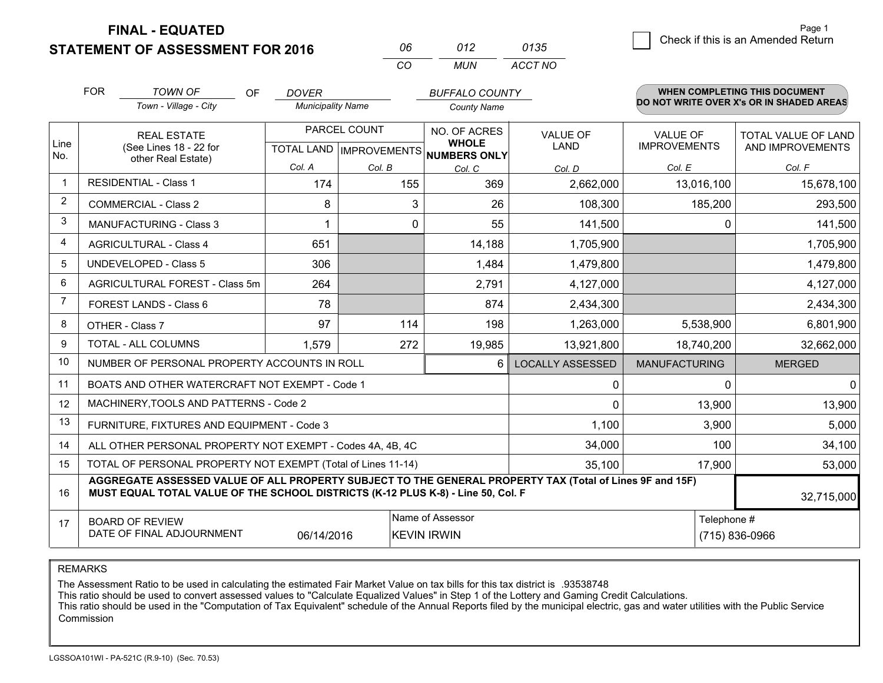# FINAL - EQUATED
## STATEMENT OF ASSESSMENT FOR 2016

| 06 | 012 | 0135 |
|---|---|---|
| CO | MUN | ACCT NO |

☐ Check if this is an Amended Return

FOR *TOWN OF* (Town - Village - City) OF *DOVER* (Municipality Name) *BUFFALO COUNTY* (County Name)

**WHEN COMPLETING THIS DOCUMENT DO NOT WRITE OVER X's OR IN SHADED AREAS**

| Line No. | REAL ESTATE (See Lines 18 - 22 for other Real Estate) | PARCEL COUNT TOTAL LAND Col. A | IMPROVEMENTS Col. B | NO. OF ACRES WHOLE NUMBERS ONLY Col. C | VALUE OF LAND Col. D | VALUE OF IMPROVEMENTS Col. E | TOTAL VALUE OF LAND AND IMPROVEMENTS Col. F |
|---|---|---|---|---|---|---|---|
| 1 | RESIDENTIAL - Class 1 | 174 | 155 | 369 | 2,662,000 | 13,016,100 | 15,678,100 |
| 2 | COMMERCIAL - Class 2 | 8 | 3 | 26 | 108,300 | 185,200 | 293,500 |
| 3 | MANUFACTURING - Class 3 | 1 | 0 | 55 | 141,500 | 0 | 141,500 |
| 4 | AGRICULTURAL - Class 4 | 651 | | 14,188 | 1,705,900 | | 1,705,900 |
| 5 | UNDEVELOPED - Class 5 | 306 | | 1,484 | 1,479,800 | | 1,479,800 |
| 6 | AGRICULTURAL FOREST - Class 5m | 264 | | 2,791 | 4,127,000 | | 4,127,000 |
| 7 | FOREST LANDS - Class 6 | 78 | | 874 | 2,434,300 | | 2,434,300 |
| 8 | OTHER - Class 7 | 97 | 114 | 198 | 1,263,000 | 5,538,900 | 6,801,900 |
| 9 | TOTAL - ALL COLUMNS | 1,579 | 272 | 19,985 | 13,921,800 | 18,740,200 | 32,662,000 |
| 10 | NUMBER OF PERSONAL PROPERTY ACCOUNTS IN ROLL | | | 6 | LOCALLY ASSESSED | MANUFACTURING | MERGED |
| 11 | BOATS AND OTHER WATERCRAFT NOT EXEMPT - Code 1 | | | | 0 | 0 | 0 |
| 12 | MACHINERY,TOOLS AND PATTERNS - Code 2 | | | | 0 | 13,900 | 13,900 |
| 13 | FURNITURE, FIXTURES AND EQUIPMENT - Code 3 | | | | 1,100 | 3,900 | 5,000 |
| 14 | ALL OTHER PERSONAL PROPERTY NOT EXEMPT - Codes 4A, 4B, 4C | | | | 34,000 | 100 | 34,100 |
| 15 | TOTAL OF PERSONAL PROPERTY NOT EXEMPT (Total of Lines 11-14) | | | | 35,100 | 17,900 | 53,000 |
| 16 | **AGGREGATE ASSESSED VALUE OF ALL PROPERTY SUBJECT TO THE GENERAL PROPERTY TAX (Total of Lines 9F and 15F) MUST EQUAL TOTAL VALUE OF THE SCHOOL DISTRICTS (K-12 PLUS K-8) - Line 50, Col. F** | | | | | | 32,715,000 |
| 17 | BOARD OF REVIEW DATE OF FINAL ADJOURNMENT | 06/14/2016 | Name of Assessor: KEVIN IRWIN | | | Telephone #: (715) 836-0966 | |

REMARKS

The Assessment Ratio to be used in calculating the estimated Fair Market Value on tax bills for this tax district is .93538748
This ratio should be used to convert assessed values to "Calculate Equalized Values" in Step 1 of the Lottery and Gaming Credit Calculations.
This ratio should be used in the "Computation of Tax Equivalent" schedule of the Annual Reports filed by the municipal electric, gas and water utilities with the Public Service Commission

LGSSOA101WI - PA-521C (R.9-10) (Sec. 70.53)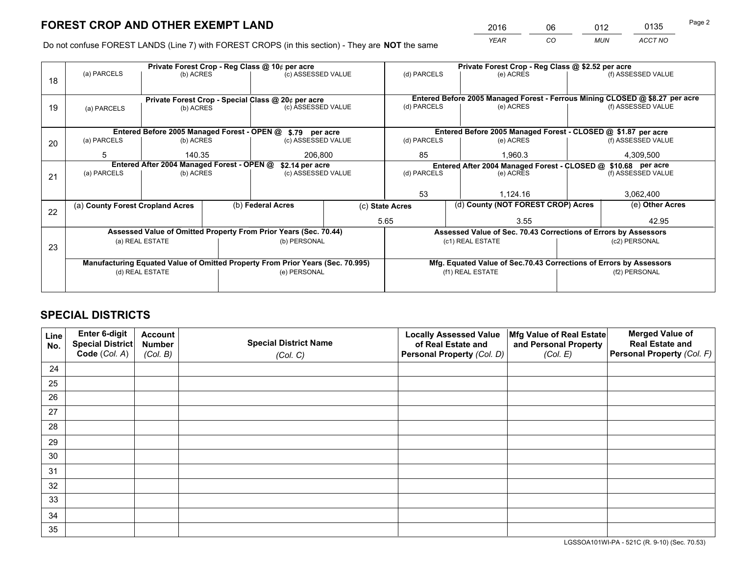# FOREST CROP AND OTHER EXEMPT LAND

| 2016 | 06 | 012 | 0135 |
|---|---|---|---|
| *YEAR* | *CO* | *MUN* | *ACCT NO* |

Do not confuse FOREST LANDS (Line 7) with FOREST CROPS (in this section) - They are **NOT** the same

| Line | Private Forest Crop - Reg Class @ 10¢ per acre | | | Private Forest Crop - Reg Class @ $2.52 per acre | | |
|---|---|---|---|---|---|---|
| 18 | (a) PARCELS | (b) ACRES | (c) ASSESSED VALUE | (d) PARCELS | (e) ACRES | (f) ASSESSED VALUE |
| | | | | | | |
| | **Private Forest Crop - Special Class @ 20¢ per acre** | | | **Entered Before 2005 Managed Forest - Ferrous Mining CLOSED @ $8.27 per acre** | | |
| 19 | (a) PARCELS | (b) ACRES | (c) ASSESSED VALUE | (d) PARCELS | (e) ACRES | (f) ASSESSED VALUE |
| | | | | | | |
| | **Entered Before 2005 Managed Forest - OPEN @ $.79 per acre** | | | **Entered Before 2005 Managed Forest - CLOSED @ $1.87 per acre** | | |
| 20 | (a) PARCELS | (b) ACRES | (c) ASSESSED VALUE | (d) PARCELS | (e) ACRES | (f) ASSESSED VALUE |
| | 5 | 140.35 | 206,800 | 85 | 1,960.3 | 4,309,500 |
| | **Entered After 2004 Managed Forest - OPEN @ $2.14 per acre** | | | **Entered After 2004 Managed Forest - CLOSED @ $10.68 per acre** | | |
| 21 | (a) PARCELS | (b) ACRES | (c) ASSESSED VALUE | (d) PARCELS | (e) ACRES | (f) ASSESSED VALUE |
| | | | | 53 | 1,124.16 | 3,062,400 |

| Line | (a) County Forest Cropland Acres | (b) Federal Acres | (c) State Acres | (d) County (NOT FOREST CROP) Acres | (e) Other Acres |
|---|---|---|---|---|---|
| 22 | | | 5.65 | 3.55 | 42.95 |

| Line | Assessed Value of Omitted Property From Prior Years (Sec. 70.44) | | Assessed Value of Sec. 70.43 Corrections of Errors by Assessors | |
|---|---|---|---|---|
| 23 | (a) REAL ESTATE | (b) PERSONAL | (c1) REAL ESTATE | (c2) PERSONAL |
| | | | | |
| | **Manufacturing Equated Value of Omitted Property From Prior Years (Sec. 70.995)** | | **Mfg. Equated Value of Sec.70.43 Corrections of Errors by Assessors** | |
| | (d) REAL ESTATE | (e) PERSONAL | (f1) REAL ESTATE | (f2) PERSONAL |
| | | | | |

# SPECIAL DISTRICTS

| Line No. | Enter 6-digit Special District Code (Col. A) | Account Number (Col. B) | Special District Name (Col. C) | Locally Assessed Value of Real Estate and Personal Property (Col. D) | Mfg Value of Real Estate and Personal Property (Col. E) | Merged Value of Real Estate and Personal Property (Col. F) |
|---|---|---|---|---|---|---|
| 24 | | | | | | |
| 25 | | | | | | |
| 26 | | | | | | |
| 27 | | | | | | |
| 28 | | | | | | |
| 29 | | | | | | |
| 30 | | | | | | |
| 31 | | | | | | |
| 32 | | | | | | |
| 33 | | | | | | |
| 34 | | | | | | |
| 35 | | | | | | |

LGSSOA101WI-PA - 521C (R. 9-10) (Sec. 70.53)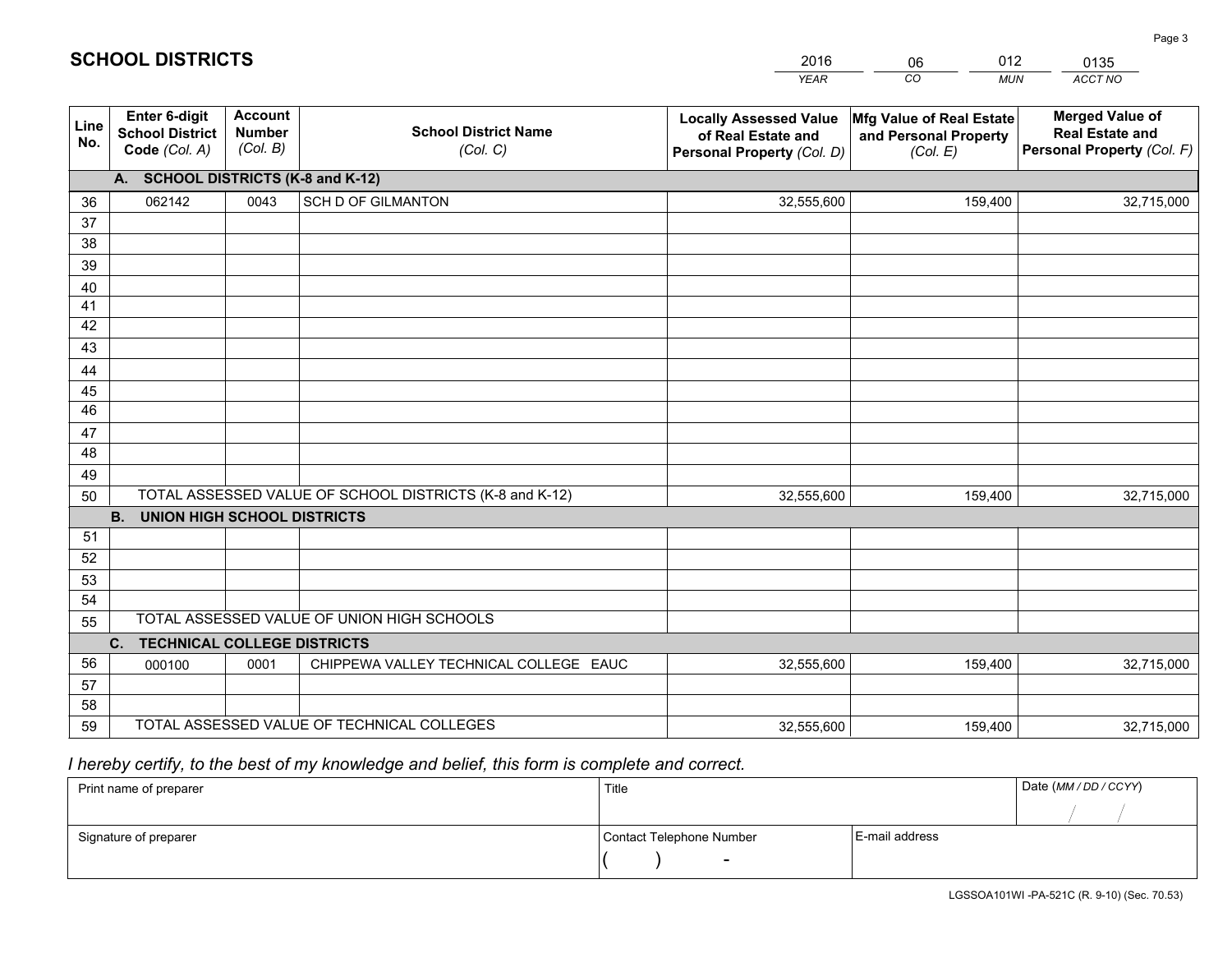# SCHOOL DISTRICTS

| 2016 | 06 | 012 | 0135 |
|---|---|---|---|
| *YEAR* | *CO* | *MUN* | *ACCT NO* |

| Line No. | Enter 6-digit School District Code *(Col. A)* | Account Number *(Col. B)* | School District Name *(Col. C)* | Locally Assessed Value of Real Estate and Personal Property *(Col. D)* | Mfg Value of Real Estate and Personal Property *(Col. E)* | Merged Value of Real Estate and Personal Property *(Col. F)* |
|---|---|---|---|---|---|---|
| **A. SCHOOL DISTRICTS (K-8 and K-12)** | | | | | | |
| 36 | 062142 | 0043 | SCH D OF GILMANTON | 32,555,600 | 159,400 | 32,715,000 |
| 37 | | | | | | |
| 38 | | | | | | |
| 39 | | | | | | |
| 40 | | | | | | |
| 41 | | | | | | |
| 42 | | | | | | |
| 43 | | | | | | |
| 44 | | | | | | |
| 45 | | | | | | |
| 46 | | | | | | |
| 47 | | | | | | |
| 48 | | | | | | |
| 49 | | | | | | |
| 50 | TOTAL ASSESSED VALUE OF SCHOOL DISTRICTS (K-8 and K-12) | | | 32,555,600 | 159,400 | 32,715,000 |
| **B. UNION HIGH SCHOOL DISTRICTS** | | | | | | |
| 51 | | | | | | |
| 52 | | | | | | |
| 53 | | | | | | |
| 54 | | | | | | |
| 55 | TOTAL ASSESSED VALUE OF UNION HIGH SCHOOLS | | | | | |
| **C. TECHNICAL COLLEGE DISTRICTS** | | | | | | |
| 56 | 000100 | 0001 | CHIPPEWA VALLEY TECHNICAL COLLEGE EAUC | 32,555,600 | 159,400 | 32,715,000 |
| 57 | | | | | | |
| 58 | | | | | | |
| 59 | TOTAL ASSESSED VALUE OF TECHNICAL COLLEGES | | | 32,555,600 | 159,400 | 32,715,000 |

*I hereby certify, to the best of my knowledge and belief, this form is complete and correct.*

| Print name of preparer | Title | | Date *(MM / DD / CCYY)* |
|---|---|---|---|
| | | | / / |
| Signature of preparer | Contact Telephone Number | E-mail address | |
| | ( ) - | | |

LGSSOA101WI -PA-521C (R. 9-10) (Sec. 70.53)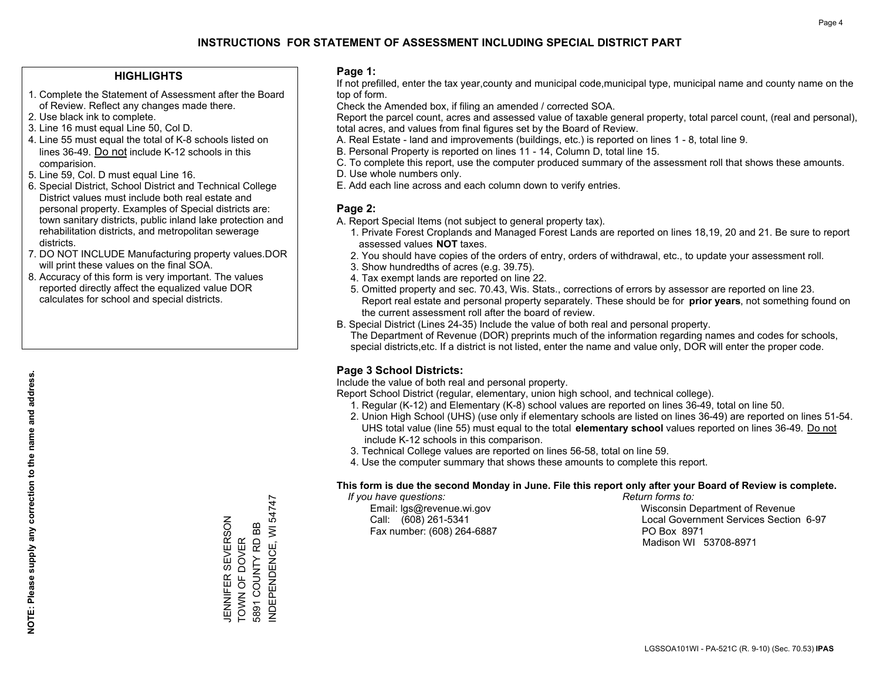# INSTRUCTIONS FOR STATEMENT OF ASSESSMENT INCLUDING SPECIAL DISTRICT PART

## HIGHLIGHTS

1. Complete the Statement of Assessment after the Board of Review. Reflect any changes made there.
2. Use black ink to complete.
3. Line 16 must equal Line 50, Col D.
4. Line 55 must equal the total of K-8 schools listed on lines 36-49. Do not include K-12 schools in this comparision.
5. Line 59, Col. D must equal Line 16.
6. Special District, School District and Technical College District values must include both real estate and personal property. Examples of Special districts are: town sanitary districts, public inland lake protection and rehabilitation districts, and metropolitan sewerage districts.
7. DO NOT INCLUDE Manufacturing property values.DOR will print these values on the final SOA.
8. Accuracy of this form is very important. The values reported directly affect the equalized value DOR calculates for school and special districts.

**NOTE: Please supply any correction to the name and address.**

JENNIFER SEVERSON
TOWN OF DOVER
5891 COUNTY RD BB
INDEPENDENCE, WI 54747

## Page 1:

If not prefilled, enter the tax year,county and municipal code,municipal type, municipal name and county name on the top of form.

Check the Amended box, if filing an amended / corrected SOA.

Report the parcel count, acres and assessed value of taxable general property, total parcel count, (real and personal), total acres, and values from final figures set by the Board of Review.

A. Real Estate - land and improvements (buildings, etc.) is reported on lines 1 - 8, total line 9.
B. Personal Property is reported on lines 11 - 14, Column D, total line 15.
C. To complete this report, use the computer produced summary of the assessment roll that shows these amounts.
D. Use whole numbers only.
E. Add each line across and each column down to verify entries.

## Page 2:

A. Report Special Items (not subject to general property tax).
   1. Private Forest Croplands and Managed Forest Lands are reported on lines 18,19, 20 and 21. Be sure to report assessed values **NOT** taxes.
   2. You should have copies of the orders of entry, orders of withdrawal, etc., to update your assessment roll.
   3. Show hundredths of acres (e.g. 39.75).
   4. Tax exempt lands are reported on line 22.
   5. Omitted property and sec. 70.43, Wis. Stats., corrections of errors by assessor are reported on line 23. Report real estate and personal property separately. These should be for **prior years**, not something found on the current assessment roll after the board of review.
B. Special District (Lines 24-35) Include the value of both real and personal property.
   The Department of Revenue (DOR) preprints much of the information regarding names and codes for schools, special districts,etc. If a district is not listed, enter the name and value only, DOR will enter the proper code.

## Page 3 School Districts:

Include the value of both real and personal property.

Report School District (regular, elementary, union high school, and technical college).

1. Regular (K-12) and Elementary (K-8) school values are reported on lines 36-49, total on line 50.
2. Union High School (UHS) (use only if elementary schools are listed on lines 36-49) are reported on lines 51-54. UHS total value (line 55) must equal to the total **elementary school** values reported on lines 36-49. Do not include K-12 schools in this comparison.
3. Technical College values are reported on lines 56-58, total on line 59.
4. Use the computer summary that shows these amounts to complete this report.

**This form is due the second Monday in June. File this report only after your Board of Review is complete.**

*If you have questions:*
Email: lgs@revenue.wi.gov
Call: (608) 261-5341
Fax number: (608) 264-6887

*Return forms to:*
Wisconsin Department of Revenue
Local Government Services Section 6-97
PO Box 8971
Madison WI 53708-8971

LGSSOA101WI - PA-521C (R. 9-10) (Sec. 70.53) **IPAS**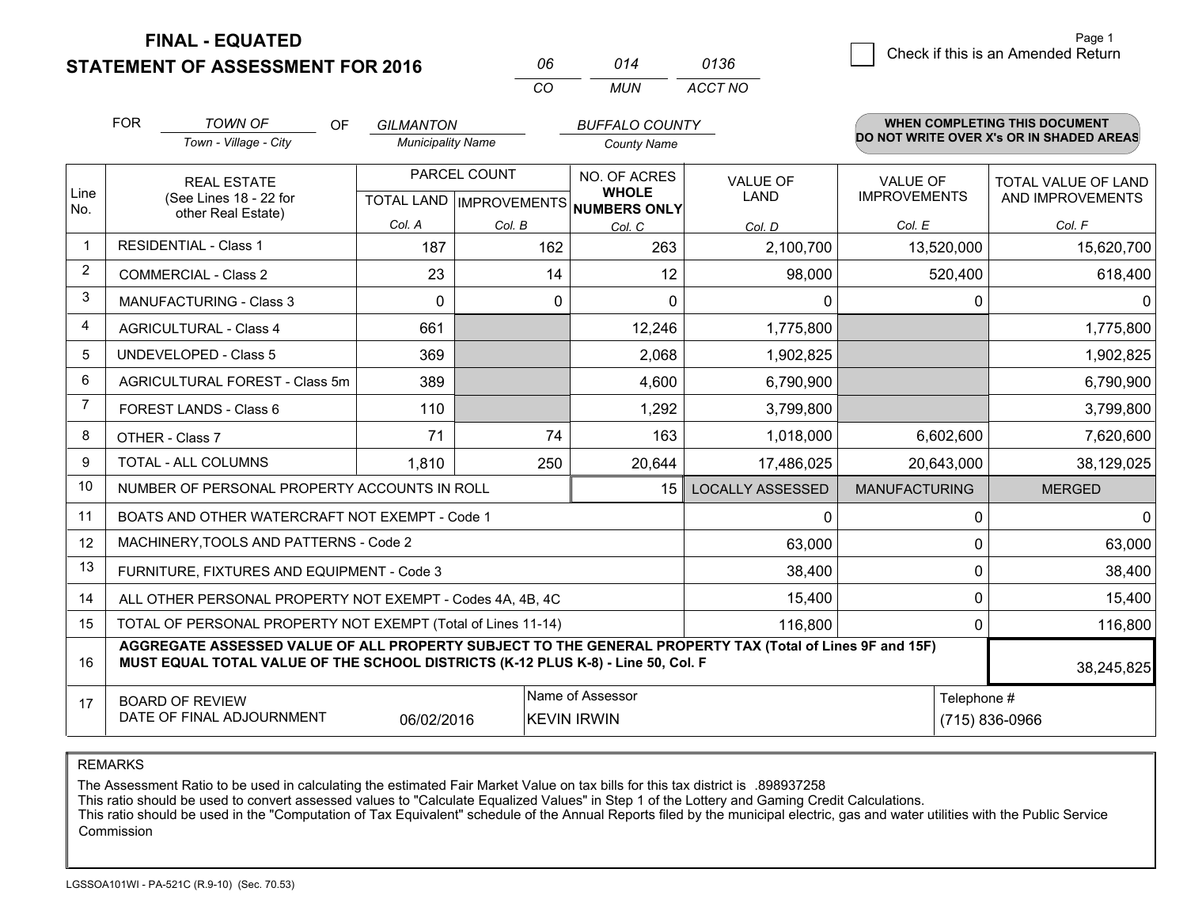**FINAL - EQUATED**

**STATEMENT OF ASSESSMENT FOR 2016**

| 06 | 014 | 0136 |
|---|---|---|
| CO | MUN | ACCT NO |

☐ Check if this is an Amended Return

FOR *TOWN OF* (Town - Village - City) OF *GILMANTON* (Municipality Name) *BUFFALO COUNTY* (County Name)

**WHEN COMPLETING THIS DOCUMENT DO NOT WRITE OVER X's OR IN SHADED AREAS**

| Line No. | REAL ESTATE (See Lines 18 - 22 for other Real Estate) | PARCEL COUNT TOTAL LAND Col. A | PARCEL COUNT IMPROVEMENTS Col. B | NO. OF ACRES WHOLE NUMBERS ONLY Col. C | VALUE OF LAND Col. D | VALUE OF IMPROVEMENTS Col. E | TOTAL VALUE OF LAND AND IMPROVEMENTS Col. F |
|---|---|---|---|---|---|---|---|
| 1 | RESIDENTIAL - Class 1 | 187 | 162 | 263 | 2,100,700 | 13,520,000 | 15,620,700 |
| 2 | COMMERCIAL - Class 2 | 23 | 14 | 12 | 98,000 | 520,400 | 618,400 |
| 3 | MANUFACTURING - Class 3 | 0 | 0 | 0 | 0 | 0 | 0 |
| 4 | AGRICULTURAL - Class 4 | 661 | | 12,246 | 1,775,800 | | 1,775,800 |
| 5 | UNDEVELOPED - Class 5 | 369 | | 2,068 | 1,902,825 | | 1,902,825 |
| 6 | AGRICULTURAL FOREST - Class 5m | 389 | | 4,600 | 6,790,900 | | 6,790,900 |
| 7 | FOREST LANDS - Class 6 | 110 | | 1,292 | 3,799,800 | | 3,799,800 |
| 8 | OTHER - Class 7 | 71 | 74 | 163 | 1,018,000 | 6,602,600 | 7,620,600 |
| 9 | TOTAL - ALL COLUMNS | 1,810 | 250 | 20,644 | 17,486,025 | 20,643,000 | 38,129,025 |
| 10 | NUMBER OF PERSONAL PROPERTY ACCOUNTS IN ROLL | | | 15 | LOCALLY ASSESSED | MANUFACTURING | MERGED |
| 11 | BOATS AND OTHER WATERCRAFT NOT EXEMPT - Code 1 | | | | 0 | 0 | 0 |
| 12 | MACHINERY,TOOLS AND PATTERNS - Code 2 | | | | 63,000 | 0 | 63,000 |
| 13 | FURNITURE, FIXTURES AND EQUIPMENT - Code 3 | | | | 38,400 | 0 | 38,400 |
| 14 | ALL OTHER PERSONAL PROPERTY NOT EXEMPT - Codes 4A, 4B, 4C | | | | 15,400 | 0 | 15,400 |
| 15 | TOTAL OF PERSONAL PROPERTY NOT EXEMPT (Total of Lines 11-14) | | | | 116,800 | 0 | 116,800 |
| 16 | **AGGREGATE ASSESSED VALUE OF ALL PROPERTY SUBJECT TO THE GENERAL PROPERTY TAX (Total of Lines 9F and 15F) MUST EQUAL TOTAL VALUE OF THE SCHOOL DISTRICTS (K-12 PLUS K-8) - Line 50, Col. F** | | | | | | 38,245,825 |
| 17 | BOARD OF REVIEW DATE OF FINAL ADJOURNMENT | 06/02/2016 | Name of Assessor: KEVIN IRWIN | | | Telephone #: (715) 836-0966 | |

REMARKS

The Assessment Ratio to be used in calculating the estimated Fair Market Value on tax bills for this tax district is .898937258

This ratio should be used to convert assessed values to "Calculate Equalized Values" in Step 1 of the Lottery and Gaming Credit Calculations.

This ratio should be used in the "Computation of Tax Equivalent" schedule of the Annual Reports filed by the municipal electric, gas and water utilities with the Public Service Commission

LGSSOA101WI - PA-521C (R.9-10) (Sec. 70.53)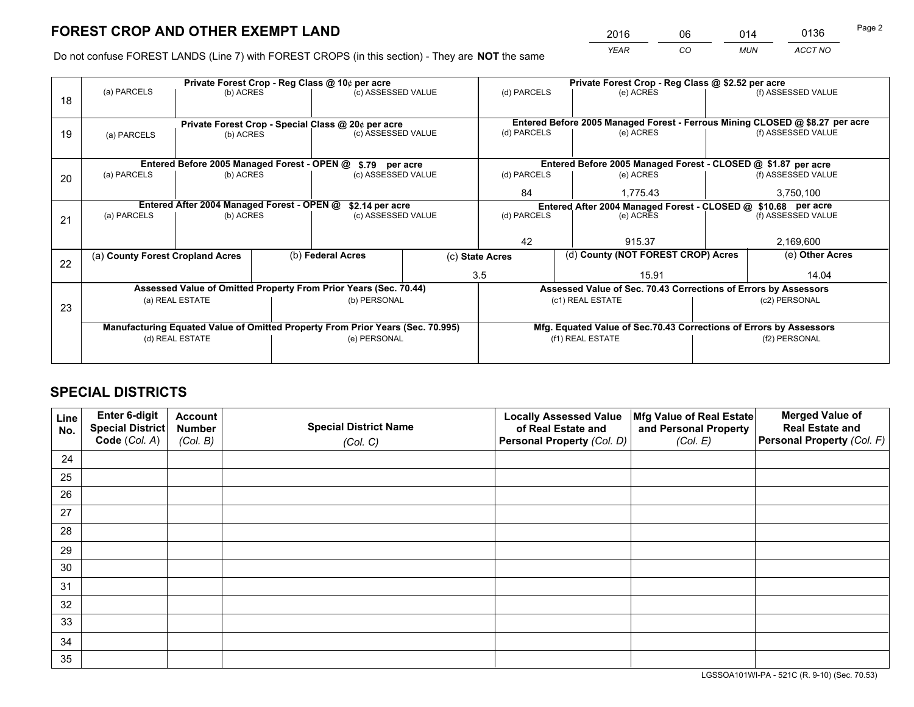# FOREST CROP AND OTHER EXEMPT LAND

| YEAR | CO | MUN | ACCT NO |
|---|---|---|---|
| 2016 | 06 | 014 | 0136 |

Do not confuse FOREST LANDS (Line 7) with FOREST CROPS (in this section) - They are **NOT** the same

| Line | | | | | | |
|---|---|---|---|---|---|---|
| 18 | Private Forest Crop - Reg Class @ 10¢ per acre | | | Private Forest Crop - Reg Class @ $2.52 per acre | | |
| | (a) PARCELS | (b) ACRES | (c) ASSESSED VALUE | (d) PARCELS | (e) ACRES | (f) ASSESSED VALUE |
| | | | | | | |
| 19 | Private Forest Crop - Special Class @ 20¢ per acre | | | Entered Before 2005 Managed Forest - Ferrous Mining CLOSED @ $8.27 per acre | | |
| | (a) PARCELS | (b) ACRES | (c) ASSESSED VALUE | (d) PARCELS | (e) ACRES | (f) ASSESSED VALUE |
| | | | | | | |
| 20 | Entered Before 2005 Managed Forest - OPEN @ $.79 per acre | | | Entered Before 2005 Managed Forest - CLOSED @ $1.87 per acre | | |
| | (a) PARCELS | (b) ACRES | (c) ASSESSED VALUE | (d) PARCELS | (e) ACRES | (f) ASSESSED VALUE |
| | | | | 84 | 1,775.43 | 3,750,100 |
| 21 | Entered After 2004 Managed Forest - OPEN @ $2.14 per acre | | | Entered After 2004 Managed Forest - CLOSED @ $10.68 per acre | | |
| | (a) PARCELS | (b) ACRES | (c) ASSESSED VALUE | (d) PARCELS | (e) ACRES | (f) ASSESSED VALUE |
| | | | | 42 | 915.37 | 2,169,600 |

| Line | (a) County Forest Cropland Acres | (b) Federal Acres | (c) State Acres | (d) County (NOT FOREST CROP) Acres | (e) Other Acres |
|---|---|---|---|---|---|
| 22 | | | 3.5 | 15.91 | 14.04 |

| Line | Assessed Value of Omitted Property From Prior Years (Sec. 70.44) | | Assessed Value of Sec. 70.43 Corrections of Errors by Assessors | |
|---|---|---|---|---|
| 23 | (a) REAL ESTATE | (b) PERSONAL | (c1) REAL ESTATE | (c2) PERSONAL |
| | | | | |
| | **Manufacturing Equated Value of Omitted Property From Prior Years (Sec. 70.995)** | | **Mfg. Equated Value of Sec.70.43 Corrections of Errors by Assessors** | |
| | (d) REAL ESTATE | (e) PERSONAL | (f1) REAL ESTATE | (f2) PERSONAL |
| | | | | |

# SPECIAL DISTRICTS

| Line No. | Enter 6-digit Special District Code (Col. A) | Account Number (Col. B) | Special District Name (Col. C) | Locally Assessed Value of Real Estate and Personal Property (Col. D) | Mfg Value of Real Estate and Personal Property (Col. E) | Merged Value of Real Estate and Personal Property (Col. F) |
|---|---|---|---|---|---|---|
| 24 | | | | | | |
| 25 | | | | | | |
| 26 | | | | | | |
| 27 | | | | | | |
| 28 | | | | | | |
| 29 | | | | | | |
| 30 | | | | | | |
| 31 | | | | | | |
| 32 | | | | | | |
| 33 | | | | | | |
| 34 | | | | | | |
| 35 | | | | | | |

LGSSOA101WI-PA - 521C (R. 9-10) (Sec. 70.53)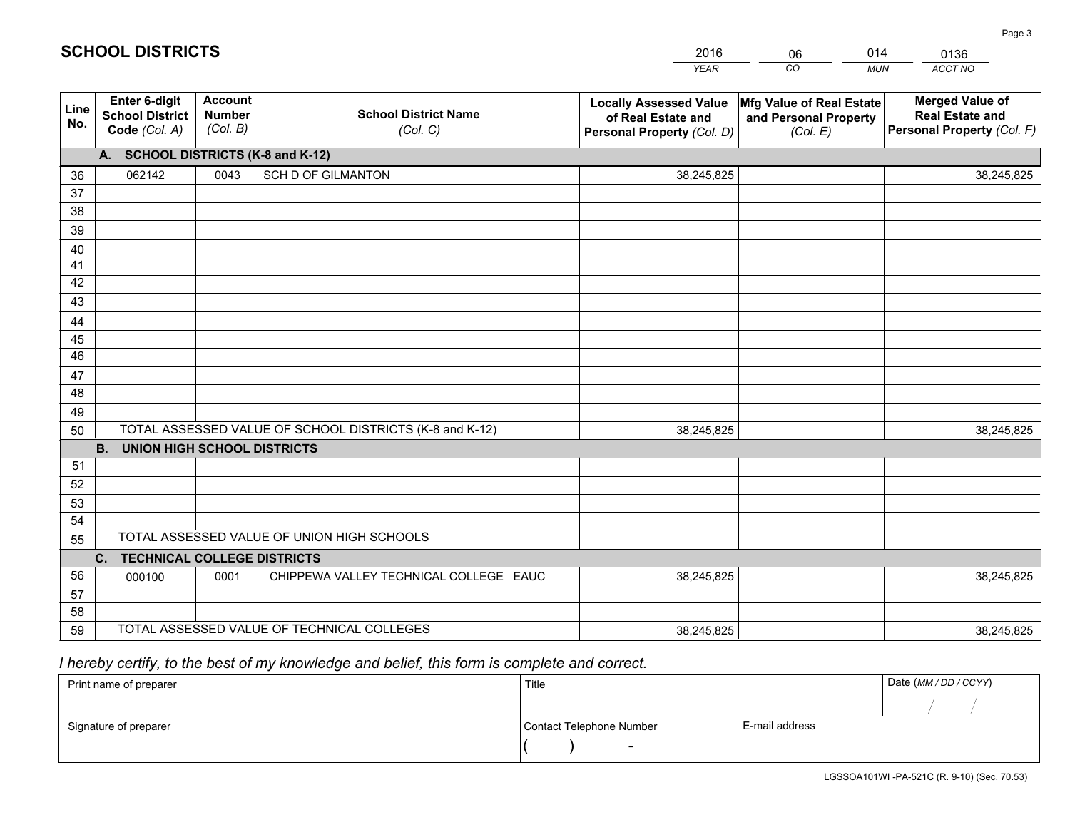# SCHOOL DISTRICTS

| 2016 | 06 | 014 | 0136 |
|---|---|---|---|
| YEAR | CO | MUN | ACCT NO |

| Line No. | Enter 6-digit School District Code (Col. A) | Account Number (Col. B) | School District Name (Col. C) | Locally Assessed Value of Real Estate and Personal Property (Col. D) | Mfg Value of Real Estate and Personal Property (Col. E) | Merged Value of Real Estate and Personal Property (Col. F) |
|---|---|---|---|---|---|---|
| | **A. SCHOOL DISTRICTS (K-8 and K-12)** | | | | | |
| 36 | 062142 | 0043 | SCH D OF GILMANTON | 38,245,825 | | 38,245,825 |
| 37 | | | | | | |
| 38 | | | | | | |
| 39 | | | | | | |
| 40 | | | | | | |
| 41 | | | | | | |
| 42 | | | | | | |
| 43 | | | | | | |
| 44 | | | | | | |
| 45 | | | | | | |
| 46 | | | | | | |
| 47 | | | | | | |
| 48 | | | | | | |
| 49 | | | | | | |
| 50 | TOTAL ASSESSED VALUE OF SCHOOL DISTRICTS (K-8 and K-12) | | | 38,245,825 | | 38,245,825 |
| | **B. UNION HIGH SCHOOL DISTRICTS** | | | | | |
| 51 | | | | | | |
| 52 | | | | | | |
| 53 | | | | | | |
| 54 | | | | | | |
| 55 | TOTAL ASSESSED VALUE OF UNION HIGH SCHOOLS | | | | | |
| | **C. TECHNICAL COLLEGE DISTRICTS** | | | | | |
| 56 | 000100 | 0001 | CHIPPEWA VALLEY TECHNICAL COLLEGE EAUC | 38,245,825 | | 38,245,825 |
| 57 | | | | | | |
| 58 | | | | | | |
| 59 | TOTAL ASSESSED VALUE OF TECHNICAL COLLEGES | | | 38,245,825 | | 38,245,825 |

*I hereby certify, to the best of my knowledge and belief, this form is complete and correct.*

| Print name of preparer | Title | | Date (MM / DD / CCYY) |
|---|---|---|---|
| | | | / / |
| Signature of preparer | Contact Telephone Number | E-mail address | |
| | ( ) - | | |

LGSSOA101WI -PA-521C (R. 9-10) (Sec. 70.53)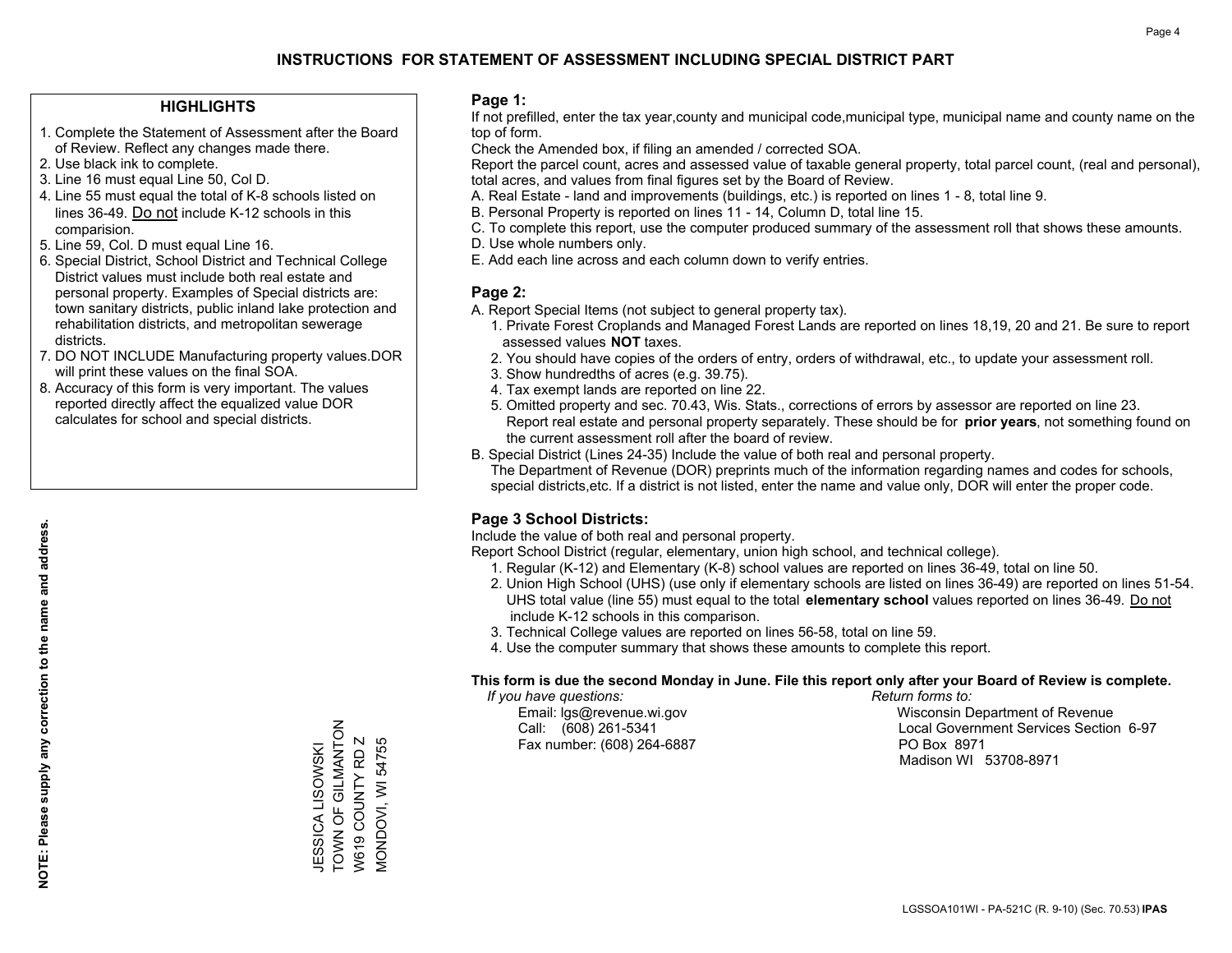# INSTRUCTIONS FOR STATEMENT OF ASSESSMENT INCLUDING SPECIAL DISTRICT PART

## HIGHLIGHTS

1. Complete the Statement of Assessment after the Board of Review. Reflect any changes made there.
2. Use black ink to complete.
3. Line 16 must equal Line 50, Col D.
4. Line 55 must equal the total of K-8 schools listed on lines 36-49. Do not include K-12 schools in this comparision.
5. Line 59, Col. D must equal Line 16.
6. Special District, School District and Technical College District values must include both real estate and personal property. Examples of Special districts are: town sanitary districts, public inland lake protection and rehabilitation districts, and metropolitan sewerage districts.
7. DO NOT INCLUDE Manufacturing property values.DOR will print these values on the final SOA.
8. Accuracy of this form is very important. The values reported directly affect the equalized value DOR calculates for school and special districts.

**NOTE: Please supply any correction to the name and address.**

JESSICA LISOWSKI
TOWN OF GILMANTON
W619 COUNTY RD Z
MONDOVI, WI 54755

## Page 1:

If not prefilled, enter the tax year,county and municipal code,municipal type, municipal name and county name on the top of form.

Check the Amended box, if filing an amended / corrected SOA.

Report the parcel count, acres and assessed value of taxable general property, total parcel count, (real and personal), total acres, and values from final figures set by the Board of Review.

A. Real Estate - land and improvements (buildings, etc.) is reported on lines 1 - 8, total line 9.
B. Personal Property is reported on lines 11 - 14, Column D, total line 15.
C. To complete this report, use the computer produced summary of the assessment roll that shows these amounts.
D. Use whole numbers only.
E. Add each line across and each column down to verify entries.

## Page 2:

A. Report Special Items (not subject to general property tax).
   1. Private Forest Croplands and Managed Forest Lands are reported on lines 18,19, 20 and 21. Be sure to report assessed values **NOT** taxes.
   2. You should have copies of the orders of entry, orders of withdrawal, etc., to update your assessment roll.
   3. Show hundredths of acres (e.g. 39.75).
   4. Tax exempt lands are reported on line 22.
   5. Omitted property and sec. 70.43, Wis. Stats., corrections of errors by assessor are reported on line 23. Report real estate and personal property separately. These should be for **prior years**, not something found on the current assessment roll after the board of review.
B. Special District (Lines 24-35) Include the value of both real and personal property.
   The Department of Revenue (DOR) preprints much of the information regarding names and codes for schools, special districts,etc. If a district is not listed, enter the name and value only, DOR will enter the proper code.

## Page 3 School Districts:

Include the value of both real and personal property.

Report School District (regular, elementary, union high school, and technical college).

1. Regular (K-12) and Elementary (K-8) school values are reported on lines 36-49, total on line 50.
2. Union High School (UHS) (use only if elementary schools are listed on lines 36-49) are reported on lines 51-54. UHS total value (line 55) must equal to the total **elementary school** values reported on lines 36-49. Do not include K-12 schools in this comparison.
3. Technical College values are reported on lines 56-58, total on line 59.
4. Use the computer summary that shows these amounts to complete this report.

**This form is due the second Monday in June. File this report only after your Board of Review is complete.**

*If you have questions:*
Email: lgs@revenue.wi.gov
Call: (608) 261-5341
Fax number: (608) 264-6887

*Return forms to:*
Wisconsin Department of Revenue
Local Government Services Section 6-97
PO Box 8971
Madison WI 53708-8971

LGSSOA101WI - PA-521C (R. 9-10) (Sec. 70.53) **IPAS**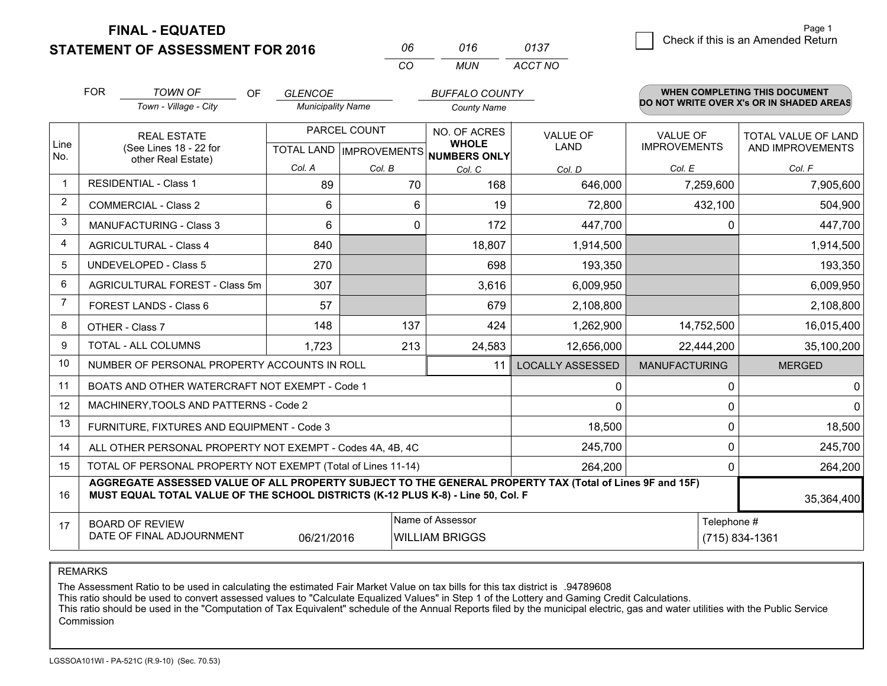# FINAL - EQUATED
# STATEMENT OF ASSESSMENT FOR 2016

| 06 | 016 | 0137 |
|---|---|---|
| CO | MUN | ACCT NO |

☐ Check if this is an Amended Return

FOR *TOWN OF* (Town - Village - City) OF *GLENCOE* (Municipality Name) *BUFFALO COUNTY* (County Name)

**WHEN COMPLETING THIS DOCUMENT DO NOT WRITE OVER X's OR IN SHADED AREAS**

| Line No. | REAL ESTATE (See Lines 18 - 22 for other Real Estate) | PARCEL COUNT TOTAL LAND Col. A | PARCEL COUNT IMPROVEMENTS Col. B | NO. OF ACRES WHOLE NUMBERS ONLY Col. C | VALUE OF LAND Col. D | VALUE OF IMPROVEMENTS Col. E | TOTAL VALUE OF LAND AND IMPROVEMENTS Col. F |
|---|---|---|---|---|---|---|---|
| 1 | RESIDENTIAL - Class 1 | 89 | 70 | 168 | 646,000 | 7,259,600 | 7,905,600 |
| 2 | COMMERCIAL - Class 2 | 6 | 6 | 19 | 72,800 | 432,100 | 504,900 |
| 3 | MANUFACTURING - Class 3 | 6 | 0 | 172 | 447,700 | 0 | 447,700 |
| 4 | AGRICULTURAL - Class 4 | 840 | | 18,807 | 1,914,500 | | 1,914,500 |
| 5 | UNDEVELOPED - Class 5 | 270 | | 698 | 193,350 | | 193,350 |
| 6 | AGRICULTURAL FOREST - Class 5m | 307 | | 3,616 | 6,009,950 | | 6,009,950 |
| 7 | FOREST LANDS - Class 6 | 57 | | 679 | 2,108,800 | | 2,108,800 |
| 8 | OTHER - Class 7 | 148 | 137 | 424 | 1,262,900 | 14,752,500 | 16,015,400 |
| 9 | TOTAL - ALL COLUMNS | 1,723 | 213 | 24,583 | 12,656,000 | 22,444,200 | 35,100,200 |
| 10 | NUMBER OF PERSONAL PROPERTY ACCOUNTS IN ROLL | | | 11 | LOCALLY ASSESSED | MANUFACTURING | MERGED |
| 11 | BOATS AND OTHER WATERCRAFT NOT EXEMPT - Code 1 | | | | 0 | 0 | 0 |
| 12 | MACHINERY,TOOLS AND PATTERNS - Code 2 | | | | 0 | 0 | 0 |
| 13 | FURNITURE, FIXTURES AND EQUIPMENT - Code 3 | | | | 18,500 | 0 | 18,500 |
| 14 | ALL OTHER PERSONAL PROPERTY NOT EXEMPT - Codes 4A, 4B, 4C | | | | 245,700 | 0 | 245,700 |
| 15 | TOTAL OF PERSONAL PROPERTY NOT EXEMPT (Total of Lines 11-14) | | | | 264,200 | 0 | 264,200 |
| 16 | **AGGREGATE ASSESSED VALUE OF ALL PROPERTY SUBJECT TO THE GENERAL PROPERTY TAX (Total of Lines 9F and 15F) MUST EQUAL TOTAL VALUE OF THE SCHOOL DISTRICTS (K-12 PLUS K-8) - Line 50, Col. F** | | | | | | 35,364,400 |
| 17 | BOARD OF REVIEW DATE OF FINAL ADJOURNMENT | 06/21/2016 | | Name of Assessor: WILLIAM BRIGGS | | Telephone #: (715) 834-1361 | |

REMARKS

The Assessment Ratio to be used in calculating the estimated Fair Market Value on tax bills for this tax district is .94789608
This ratio should be used to convert assessed values to "Calculate Equalized Values" in Step 1 of the Lottery and Gaming Credit Calculations.
This ratio should be used in the "Computation of Tax Equivalent" schedule of the Annual Reports filed by the municipal electric, gas and water utilities with the Public Service Commission

LGSSOA101WI - PA-521C (R.9-10) (Sec. 70.53)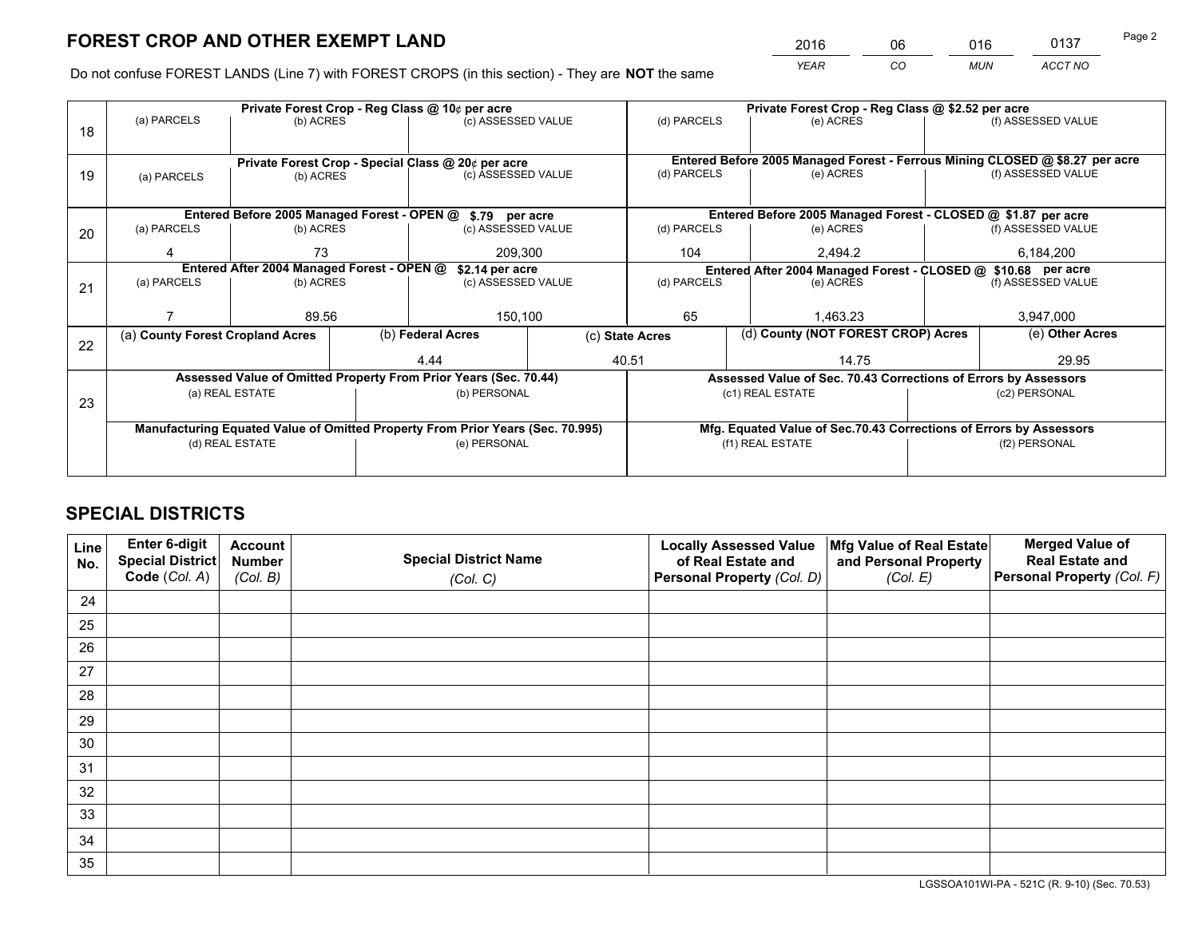# FOREST CROP AND OTHER EXEMPT LAND

| 2016 | 06 | 016 | 0137 |
|---|---|---|---|
| *YEAR* | *CO* | *MUN* | *ACCT NO* |

Do not confuse FOREST LANDS (Line 7) with FOREST CROPS (in this section) - They are **NOT** the same

| Line | Private Forest Crop - Reg Class @ 10¢ per acre | | | Private Forest Crop - Reg Class @ $2.52 per acre | | |
|---|---|---|---|---|---|---|
| 18 | (a) PARCELS | (b) ACRES | (c) ASSESSED VALUE | (d) PARCELS | (e) ACRES | (f) ASSESSED VALUE |
| | | | | | | |
| | **Private Forest Crop - Special Class @ 20¢ per acre** | | | **Entered Before 2005 Managed Forest - Ferrous Mining CLOSED @ $8.27 per acre** | | |
| 19 | (a) PARCELS | (b) ACRES | (c) ASSESSED VALUE | (d) PARCELS | (e) ACRES | (f) ASSESSED VALUE |
| | | | | | | |
| | **Entered Before 2005 Managed Forest - OPEN @ $.79 per acre** | | | **Entered Before 2005 Managed Forest - CLOSED @ $1.87 per acre** | | |
| 20 | (a) PARCELS | (b) ACRES | (c) ASSESSED VALUE | (d) PARCELS | (e) ACRES | (f) ASSESSED VALUE |
| | 4 | 73 | 209,300 | 104 | 2,494.2 | 6,184,200 |
| | **Entered After 2004 Managed Forest - OPEN @ $2.14 per acre** | | | **Entered After 2004 Managed Forest - CLOSED @ $10.68 per acre** | | |
| 21 | (a) PARCELS | (b) ACRES | (c) ASSESSED VALUE | (d) PARCELS | (e) ACRES | (f) ASSESSED VALUE |
| | 7 | 89.56 | 150,100 | 65 | 1,463.23 | 3,947,000 |

| Line | (a) County Forest Cropland Acres | (b) Federal Acres | (c) State Acres | (d) County (NOT FOREST CROP) Acres | (e) Other Acres |
|---|---|---|---|---|---|
| 22 | | 4.44 | 40.51 | 14.75 | 29.95 |

| Line | Assessed Value of Omitted Property From Prior Years (Sec. 70.44) | | Assessed Value of Sec. 70.43 Corrections of Errors by Assessors | |
|---|---|---|---|---|
| 23 | (a) REAL ESTATE | (b) PERSONAL | (c1) REAL ESTATE | (c2) PERSONAL |
| | | | | |
| | **Manufacturing Equated Value of Omitted Property From Prior Years (Sec. 70.995)** | | **Mfg. Equated Value of Sec.70.43 Corrections of Errors by Assessors** | |
| | (d) REAL ESTATE | (e) PERSONAL | (f1) REAL ESTATE | (f2) PERSONAL |
| | | | | |

# SPECIAL DISTRICTS

| Line No. | Enter 6-digit Special District Code (*Col. A*) | Account Number (*Col. B*) | Special District Name (*Col. C*) | Locally Assessed Value of Real Estate and Personal Property (*Col. D*) | Mfg Value of Real Estate and Personal Property (*Col. E*) | Merged Value of Real Estate and Personal Property (*Col. F*) |
|---|---|---|---|---|---|---|
| 24 | | | | | | |
| 25 | | | | | | |
| 26 | | | | | | |
| 27 | | | | | | |
| 28 | | | | | | |
| 29 | | | | | | |
| 30 | | | | | | |
| 31 | | | | | | |
| 32 | | | | | | |
| 33 | | | | | | |
| 34 | | | | | | |
| 35 | | | | | | |

LGSSOA101WI-PA - 521C (R. 9-10) (Sec. 70.53)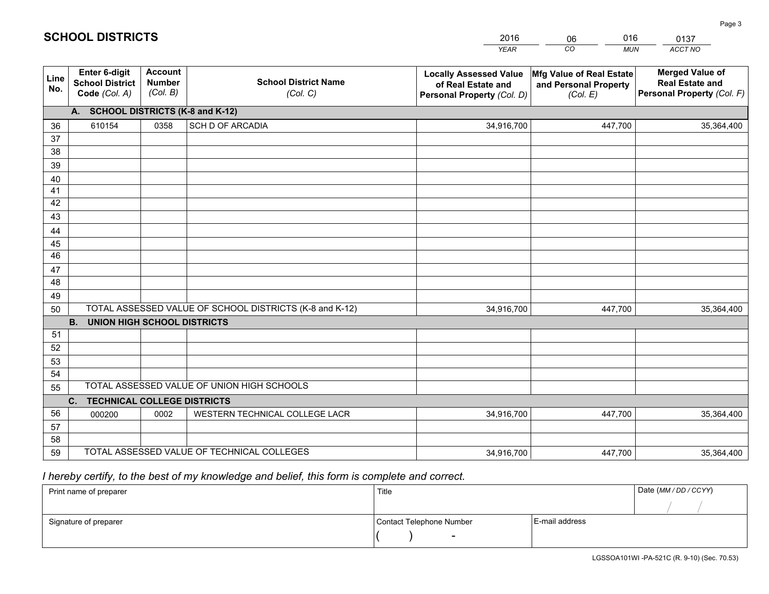# SCHOOL DISTRICTS

| 2016 | 06 | 016 | 0137 |
|---|---|---|---|
| *YEAR* | *CO* | *MUN* | *ACCT NO* |

| Line No. | Enter 6-digit School District Code *(Col. A)* | Account Number *(Col. B)* | School District Name *(Col. C)* | Locally Assessed Value of Real Estate and Personal Property *(Col. D)* | Mfg Value of Real Estate and Personal Property *(Col. E)* | Merged Value of Real Estate and Personal Property *(Col. F)* |
|---|---|---|---|---|---|---|
| | **A. SCHOOL DISTRICTS (K-8 and K-12)** | | | | | |
| 36 | 610154 | 0358 | SCH D OF ARCADIA | 34,916,700 | 447,700 | 35,364,400 |
| 37 | | | | | | |
| 38 | | | | | | |
| 39 | | | | | | |
| 40 | | | | | | |
| 41 | | | | | | |
| 42 | | | | | | |
| 43 | | | | | | |
| 44 | | | | | | |
| 45 | | | | | | |
| 46 | | | | | | |
| 47 | | | | | | |
| 48 | | | | | | |
| 49 | | | | | | |
| 50 | TOTAL ASSESSED VALUE OF SCHOOL DISTRICTS (K-8 and K-12) | | | 34,916,700 | 447,700 | 35,364,400 |
| | **B. UNION HIGH SCHOOL DISTRICTS** | | | | | |
| 51 | | | | | | |
| 52 | | | | | | |
| 53 | | | | | | |
| 54 | | | | | | |
| 55 | TOTAL ASSESSED VALUE OF UNION HIGH SCHOOLS | | | | | |
| | **C. TECHNICAL COLLEGE DISTRICTS** | | | | | |
| 56 | 000200 | 0002 | WESTERN TECHNICAL COLLEGE LACR | 34,916,700 | 447,700 | 35,364,400 |
| 57 | | | | | | |
| 58 | | | | | | |
| 59 | TOTAL ASSESSED VALUE OF TECHNICAL COLLEGES | | | 34,916,700 | 447,700 | 35,364,400 |

*I hereby certify, to the best of my knowledge and belief, this form is complete and correct.*

| Print name of preparer | Title | | Date *(MM / DD / CCYY)* |
|---|---|---|---|
| | | | / / |
| **Signature of preparer** | **Contact Telephone Number** | **E-mail address** | |
| | ( ) - | | |

LGSSOA101WI -PA-521C (R. 9-10) (Sec. 70.53)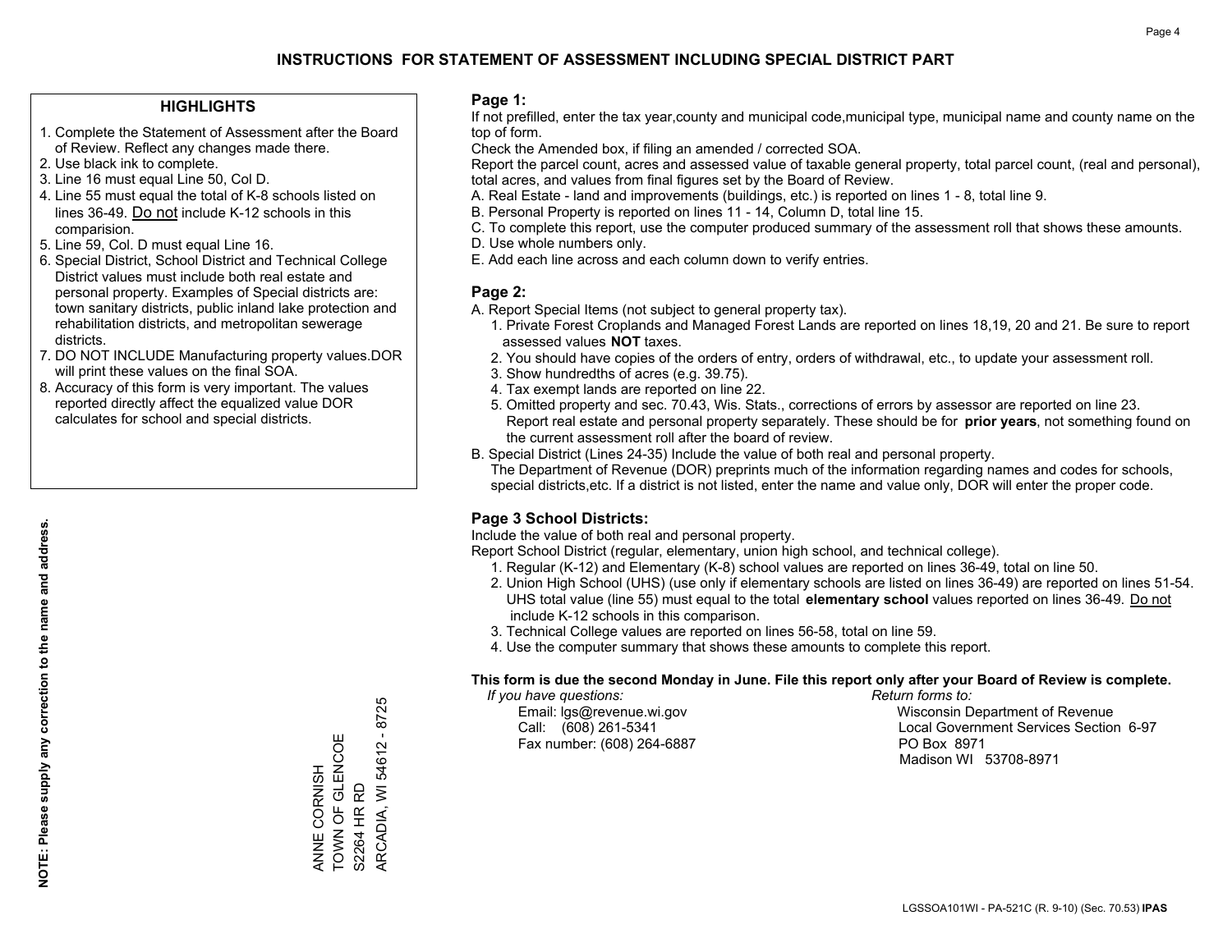# INSTRUCTIONS FOR STATEMENT OF ASSESSMENT INCLUDING SPECIAL DISTRICT PART

## HIGHLIGHTS

1. Complete the Statement of Assessment after the Board of Review. Reflect any changes made there.
2. Use black ink to complete.
3. Line 16 must equal Line 50, Col D.
4. Line 55 must equal the total of K-8 schools listed on lines 36-49. Do not include K-12 schools in this comparision.
5. Line 59, Col. D must equal Line 16.
6. Special District, School District and Technical College District values must include both real estate and personal property. Examples of Special districts are: town sanitary districts, public inland lake protection and rehabilitation districts, and metropolitan sewerage districts.
7. DO NOT INCLUDE Manufacturing property values.DOR will print these values on the final SOA.
8. Accuracy of this form is very important. The values reported directly affect the equalized value DOR calculates for school and special districts.

**NOTE: Please supply any correction to the name and address.**

ANNE CORNISH
TOWN OF GLENCOE
S2264 HR RD
ARCADIA, WI 54612 - 8725

## Page 1:

If not prefilled, enter the tax year,county and municipal code,municipal type, municipal name and county name on the top of form.

Check the Amended box, if filing an amended / corrected SOA.

Report the parcel count, acres and assessed value of taxable general property, total parcel count, (real and personal), total acres, and values from final figures set by the Board of Review.

A. Real Estate - land and improvements (buildings, etc.) is reported on lines 1 - 8, total line 9.
B. Personal Property is reported on lines 11 - 14, Column D, total line 15.
C. To complete this report, use the computer produced summary of the assessment roll that shows these amounts.
D. Use whole numbers only.
E. Add each line across and each column down to verify entries.

## Page 2:

A. Report Special Items (not subject to general property tax).
   1. Private Forest Croplands and Managed Forest Lands are reported on lines 18,19, 20 and 21. Be sure to report assessed values **NOT** taxes.
   2. You should have copies of the orders of entry, orders of withdrawal, etc., to update your assessment roll.
   3. Show hundredths of acres (e.g. 39.75).
   4. Tax exempt lands are reported on line 22.
   5. Omitted property and sec. 70.43, Wis. Stats., corrections of errors by assessor are reported on line 23. Report real estate and personal property separately. These should be for **prior years**, not something found on the current assessment roll after the board of review.
B. Special District (Lines 24-35) Include the value of both real and personal property.
   The Department of Revenue (DOR) preprints much of the information regarding names and codes for schools, special districts,etc. If a district is not listed, enter the name and value only, DOR will enter the proper code.

## Page 3 School Districts:

Include the value of both real and personal property.

Report School District (regular, elementary, union high school, and technical college).

1. Regular (K-12) and Elementary (K-8) school values are reported on lines 36-49, total on line 50.
2. Union High School (UHS) (use only if elementary schools are listed on lines 36-49) are reported on lines 51-54. UHS total value (line 55) must equal to the total **elementary school** values reported on lines 36-49. Do not include K-12 schools in this comparison.
3. Technical College values are reported on lines 56-58, total on line 59.
4. Use the computer summary that shows these amounts to complete this report.

**This form is due the second Monday in June. File this report only after your Board of Review is complete.**

*If you have questions:*
Email: lgs@revenue.wi.gov
Call: (608) 261-5341
Fax number: (608) 264-6887

*Return forms to:*
Wisconsin Department of Revenue
Local Government Services Section 6-97
PO Box 8971
Madison WI 53708-8971

LGSSOA101WI - PA-521C (R. 9-10) (Sec. 70.53) **IPAS**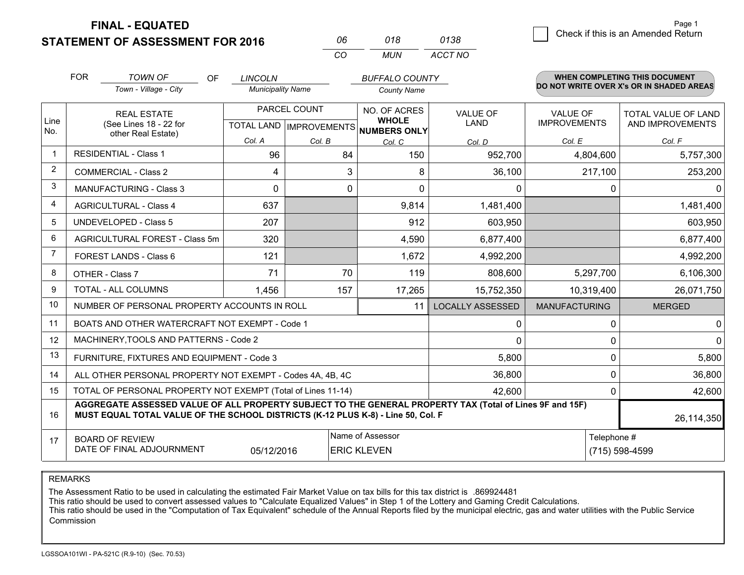# FINAL - EQUATED
## STATEMENT OF ASSESSMENT FOR 2016

| 06 | 018 | 0138 |
|---|---|---|
| CO | MUN | ACCT NO |

☐ Check if this is an Amended Return

FOR *TOWN OF* (Town - Village - City) OF *LINCOLN* (Municipality Name) *BUFFALO COUNTY* (County Name)

**WHEN COMPLETING THIS DOCUMENT DO NOT WRITE OVER X's OR IN SHADED AREAS**

| Line No. | REAL ESTATE (See Lines 18 - 22 for other Real Estate) | PARCEL COUNT TOTAL LAND Col. A | IMPROVEMENTS Col. B | NO. OF ACRES WHOLE NUMBERS ONLY Col. C | VALUE OF LAND Col. D | VALUE OF IMPROVEMENTS Col. E | TOTAL VALUE OF LAND AND IMPROVEMENTS Col. F |
|---|---|---|---|---|---|---|---|
| 1 | RESIDENTIAL - Class 1 | 96 | 84 | 150 | 952,700 | 4,804,600 | 5,757,300 |
| 2 | COMMERCIAL - Class 2 | 4 | 3 | 8 | 36,100 | 217,100 | 253,200 |
| 3 | MANUFACTURING - Class 3 | 0 | 0 | 0 | 0 | 0 | 0 |
| 4 | AGRICULTURAL - Class 4 | 637 | | 9,814 | 1,481,400 | | 1,481,400 |
| 5 | UNDEVELOPED - Class 5 | 207 | | 912 | 603,950 | | 603,950 |
| 6 | AGRICULTURAL FOREST - Class 5m | 320 | | 4,590 | 6,877,400 | | 6,877,400 |
| 7 | FOREST LANDS - Class 6 | 121 | | 1,672 | 4,992,200 | | 4,992,200 |
| 8 | OTHER - Class 7 | 71 | 70 | 119 | 808,600 | 5,297,700 | 6,106,300 |
| 9 | TOTAL - ALL COLUMNS | 1,456 | 157 | 17,265 | 15,752,350 | 10,319,400 | 26,071,750 |
| 10 | NUMBER OF PERSONAL PROPERTY ACCOUNTS IN ROLL | | | 11 | LOCALLY ASSESSED | MANUFACTURING | MERGED |
| 11 | BOATS AND OTHER WATERCRAFT NOT EXEMPT - Code 1 | | | | 0 | 0 | 0 |
| 12 | MACHINERY,TOOLS AND PATTERNS - Code 2 | | | | 0 | 0 | 0 |
| 13 | FURNITURE, FIXTURES AND EQUIPMENT - Code 3 | | | | 5,800 | 0 | 5,800 |
| 14 | ALL OTHER PERSONAL PROPERTY NOT EXEMPT - Codes 4A, 4B, 4C | | | | 36,800 | 0 | 36,800 |
| 15 | TOTAL OF PERSONAL PROPERTY NOT EXEMPT (Total of Lines 11-14) | | | | 42,600 | 0 | 42,600 |
| 16 | **AGGREGATE ASSESSED VALUE OF ALL PROPERTY SUBJECT TO THE GENERAL PROPERTY TAX (Total of Lines 9F and 15F) MUST EQUAL TOTAL VALUE OF THE SCHOOL DISTRICTS (K-12 PLUS K-8) - Line 50, Col. F** | | | | | | 26,114,350 |
| 17 | BOARD OF REVIEW DATE OF FINAL ADJOURNMENT | 05/12/2016 | Name of Assessor | ERIC KLEVEN | | Telephone # | (715) 598-4599 |

REMARKS

The Assessment Ratio to be used in calculating the estimated Fair Market Value on tax bills for this tax district is .869924481
This ratio should be used to convert assessed values to "Calculate Equalized Values" in Step 1 of the Lottery and Gaming Credit Calculations.
This ratio should be used in the "Computation of Tax Equivalent" schedule of the Annual Reports filed by the municipal electric, gas and water utilities with the Public Service Commission

LGSSOA101WI - PA-521C (R.9-10) (Sec. 70.53)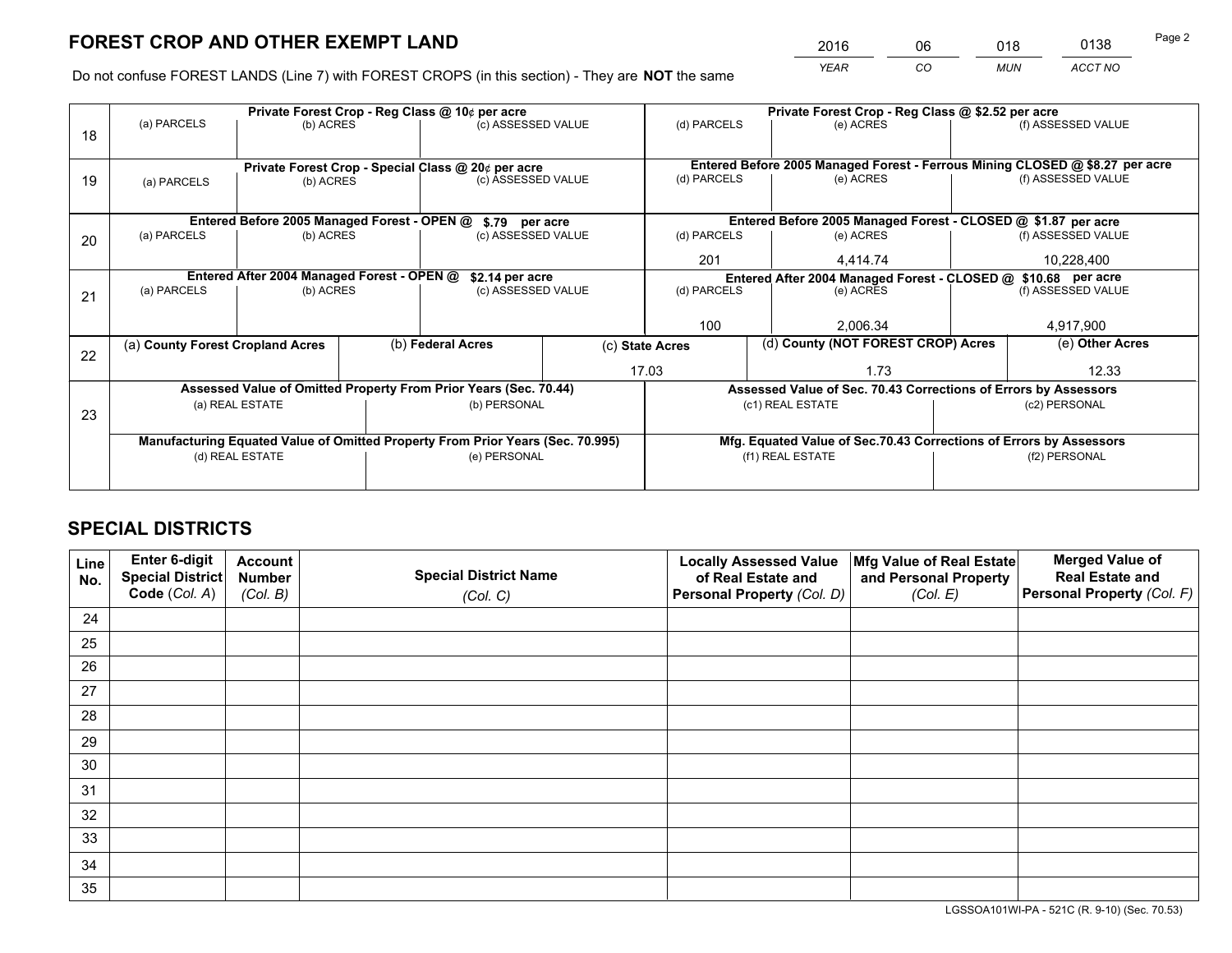# FOREST CROP AND OTHER EXEMPT LAND

| 2016 | 06 | 018 | 0138 |
|---|---|---|---|
| *YEAR* | *CO* | *MUN* | *ACCT NO* |

Do not confuse FOREST LANDS (Line 7) with FOREST CROPS (in this section) - They are **NOT** the same

| Line | Private Forest Crop - Reg Class @ 10¢ per acre | | | Private Forest Crop - Reg Class @ $2.52 per acre | | |
|---|---|---|---|---|---|---|
| 18 | (a) PARCELS | (b) ACRES | (c) ASSESSED VALUE | (d) PARCELS | (e) ACRES | (f) ASSESSED VALUE |
| | | | | | | |
| | **Private Forest Crop - Special Class @ 20¢ per acre** | | | **Entered Before 2005 Managed Forest - Ferrous Mining CLOSED @ $8.27 per acre** | | |
| 19 | (a) PARCELS | (b) ACRES | (c) ASSESSED VALUE | (d) PARCELS | (e) ACRES | (f) ASSESSED VALUE |
| | | | | | | |
| | **Entered Before 2005 Managed Forest - OPEN @ $.79 per acre** | | | **Entered Before 2005 Managed Forest - CLOSED @ $1.87 per acre** | | |
| 20 | (a) PARCELS | (b) ACRES | (c) ASSESSED VALUE | (d) PARCELS | (e) ACRES | (f) ASSESSED VALUE |
| | | | | 201 | 4,414.74 | 10,228,400 |
| | **Entered After 2004 Managed Forest - OPEN @ $2.14 per acre** | | | **Entered After 2004 Managed Forest - CLOSED @ $10.68 per acre** | | |
| 21 | (a) PARCELS | (b) ACRES | (c) ASSESSED VALUE | (d) PARCELS | (e) ACRES | (f) ASSESSED VALUE |
| | | | | 100 | 2,006.34 | 4,917,900 |

| Line | (a) County Forest Cropland Acres | (b) Federal Acres | (c) State Acres | (d) County (NOT FOREST CROP) Acres | (e) Other Acres |
|---|---|---|---|---|---|
| 22 | | | 17.03 | 1.73 | 12.33 |

| Line | Assessed Value of Omitted Property From Prior Years (Sec. 70.44) | | Assessed Value of Sec. 70.43 Corrections of Errors by Assessors | |
|---|---|---|---|---|
| 23 | (a) REAL ESTATE | (b) PERSONAL | (c1) REAL ESTATE | (c2) PERSONAL |
| | | | | |
| | **Manufacturing Equated Value of Omitted Property From Prior Years (Sec. 70.995)** | | **Mfg. Equated Value of Sec.70.43 Corrections of Errors by Assessors** | |
| | (d) REAL ESTATE | (e) PERSONAL | (f1) REAL ESTATE | (f2) PERSONAL |
| | | | | |

# SPECIAL DISTRICTS

| Line No. | Enter 6-digit Special District Code (*Col. A*) | Account Number (*Col. B*) | Special District Name (*Col. C*) | Locally Assessed Value of Real Estate and Personal Property (*Col. D*) | Mfg Value of Real Estate and Personal Property (*Col. E*) | Merged Value of Real Estate and Personal Property (*Col. F*) |
|---|---|---|---|---|---|---|
| 24 | | | | | | |
| 25 | | | | | | |
| 26 | | | | | | |
| 27 | | | | | | |
| 28 | | | | | | |
| 29 | | | | | | |
| 30 | | | | | | |
| 31 | | | | | | |
| 32 | | | | | | |
| 33 | | | | | | |
| 34 | | | | | | |
| 35 | | | | | | |

LGSSOA101WI-PA - 521C (R. 9-10) (Sec. 70.53)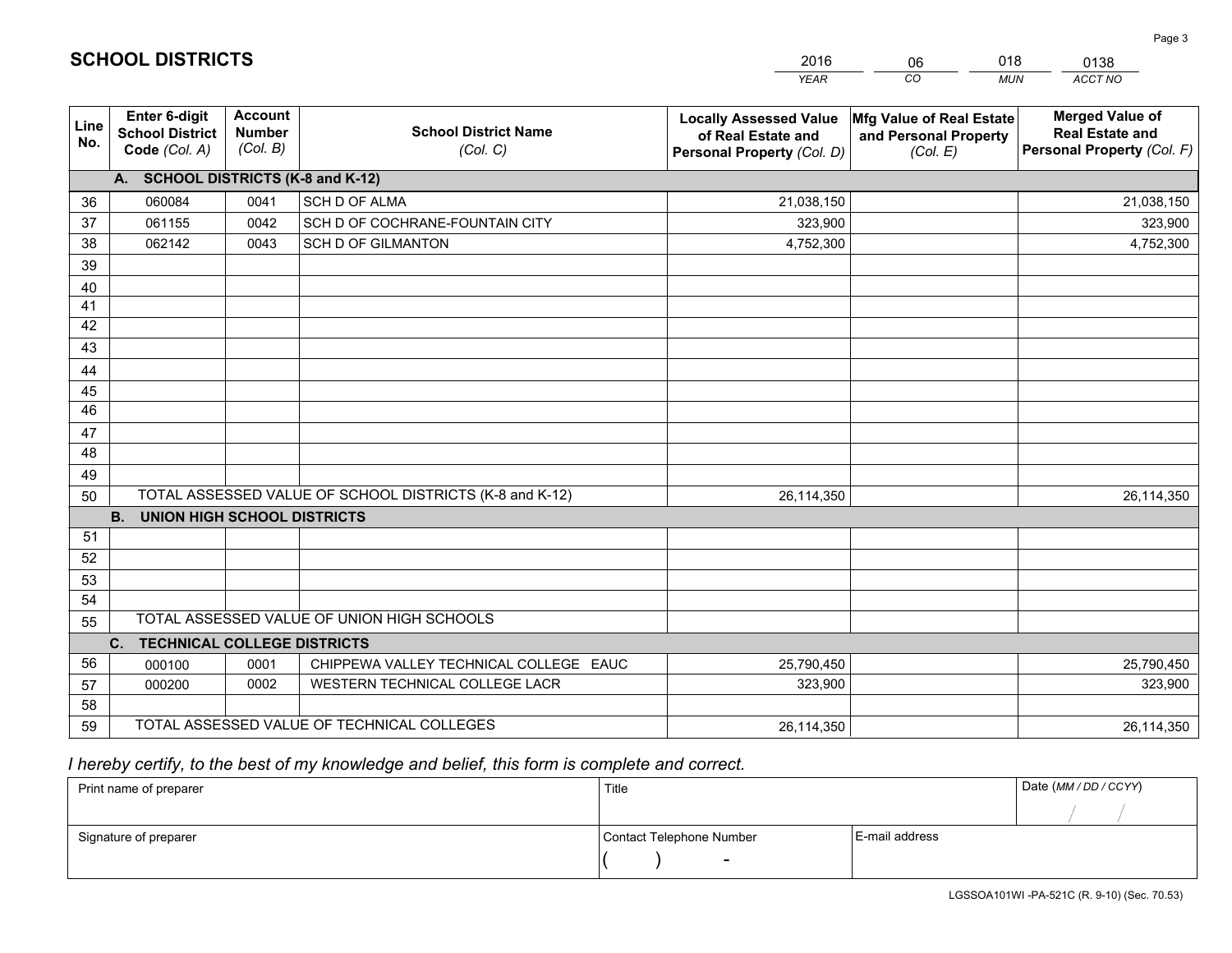# SCHOOL DISTRICTS

| 2016 | 06 | 018 | 0138 |
|---|---|---|---|
| *YEAR* | *CO* | *MUN* | *ACCT NO* |

| Line No. | Enter 6-digit School District Code (Col. A) | Account Number (Col. B) | School District Name (Col. C) | Locally Assessed Value of Real Estate and Personal Property (Col. D) | Mfg Value of Real Estate and Personal Property (Col. E) | Merged Value of Real Estate and Personal Property (Col. F) |
|---|---|---|---|---|---|---|
| **A.** | **SCHOOL DISTRICTS (K-8 and K-12)** | | | | | |
| 36 | 060084 | 0041 | SCH D OF ALMA | 21,038,150 | | 21,038,150 |
| 37 | 061155 | 0042 | SCH D OF COCHRANE-FOUNTAIN CITY | 323,900 | | 323,900 |
| 38 | 062142 | 0043 | SCH D OF GILMANTON | 4,752,300 | | 4,752,300 |
| 39 | | | | | | |
| 40 | | | | | | |
| 41 | | | | | | |
| 42 | | | | | | |
| 43 | | | | | | |
| 44 | | | | | | |
| 45 | | | | | | |
| 46 | | | | | | |
| 47 | | | | | | |
| 48 | | | | | | |
| 49 | | | | | | |
| 50 | TOTAL ASSESSED VALUE OF SCHOOL DISTRICTS (K-8 and K-12) | | | 26,114,350 | | 26,114,350 |
| **B.** | **UNION HIGH SCHOOL DISTRICTS** | | | | | |
| 51 | | | | | | |
| 52 | | | | | | |
| 53 | | | | | | |
| 54 | | | | | | |
| 55 | TOTAL ASSESSED VALUE OF UNION HIGH SCHOOLS | | | | | |
| **C.** | **TECHNICAL COLLEGE DISTRICTS** | | | | | |
| 56 | 000100 | 0001 | CHIPPEWA VALLEY TECHNICAL COLLEGE EAUC | 25,790,450 | | 25,790,450 |
| 57 | 000200 | 0002 | WESTERN TECHNICAL COLLEGE LACR | 323,900 | | 323,900 |
| 58 | | | | | | |
| 59 | TOTAL ASSESSED VALUE OF TECHNICAL COLLEGES | | | 26,114,350 | | 26,114,350 |

*I hereby certify, to the best of my knowledge and belief, this form is complete and correct.*

| Print name of preparer | Title | | Date (MM / DD / CCYY) |
|---|---|---|---|
| | | | / / |
| Signature of preparer | Contact Telephone Number | E-mail address | |
| | ( ) - | | |

LGSSOA101WI -PA-521C (R. 9-10) (Sec. 70.53)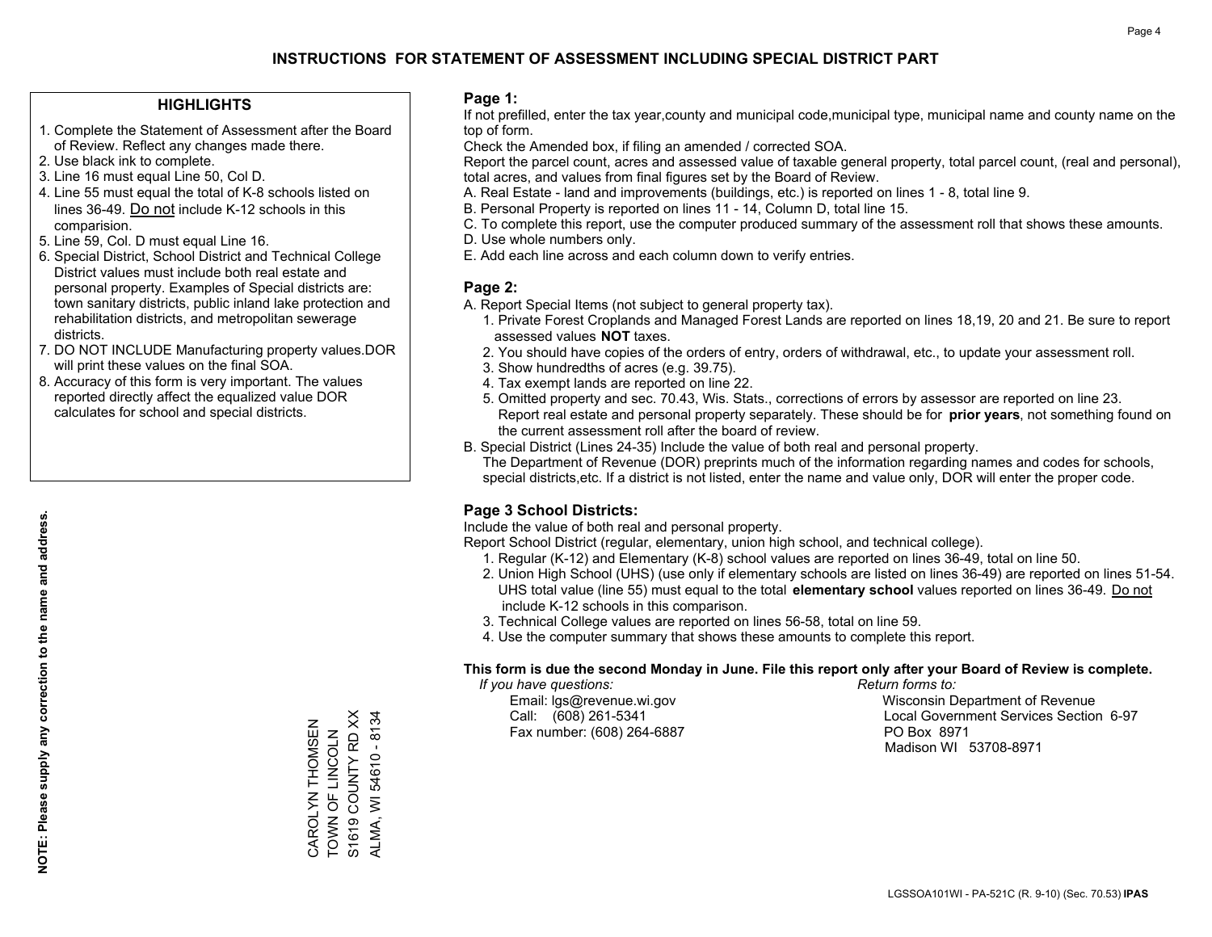# INSTRUCTIONS FOR STATEMENT OF ASSESSMENT INCLUDING SPECIAL DISTRICT PART

## HIGHLIGHTS

1. Complete the Statement of Assessment after the Board of Review. Reflect any changes made there.
2. Use black ink to complete.
3. Line 16 must equal Line 50, Col D.
4. Line 55 must equal the total of K-8 schools listed on lines 36-49. Do not include K-12 schools in this comparision.
5. Line 59, Col. D must equal Line 16.
6. Special District, School District and Technical College District values must include both real estate and personal property. Examples of Special districts are: town sanitary districts, public inland lake protection and rehabilitation districts, and metropolitan sewerage districts.
7. DO NOT INCLUDE Manufacturing property values.DOR will print these values on the final SOA.
8. Accuracy of this form is very important. The values reported directly affect the equalized value DOR calculates for school and special districts.

**NOTE: Please supply any correction to the name and address.**

CAROLYN THOMSEN
TOWN OF LINCOLN
S1619 COUNTY RD XX
ALMA, WI 54610 - 8134

## Page 1:

If not prefilled, enter the tax year,county and municipal code,municipal type, municipal name and county name on the top of form.

Check the Amended box, if filing an amended / corrected SOA.

Report the parcel count, acres and assessed value of taxable general property, total parcel count, (real and personal), total acres, and values from final figures set by the Board of Review.

A. Real Estate - land and improvements (buildings, etc.) is reported on lines 1 - 8, total line 9.
B. Personal Property is reported on lines 11 - 14, Column D, total line 15.
C. To complete this report, use the computer produced summary of the assessment roll that shows these amounts.
D. Use whole numbers only.
E. Add each line across and each column down to verify entries.

## Page 2:

A. Report Special Items (not subject to general property tax).
   1. Private Forest Croplands and Managed Forest Lands are reported on lines 18,19, 20 and 21. Be sure to report assessed values **NOT** taxes.
   2. You should have copies of the orders of entry, orders of withdrawal, etc., to update your assessment roll.
   3. Show hundredths of acres (e.g. 39.75).
   4. Tax exempt lands are reported on line 22.
   5. Omitted property and sec. 70.43, Wis. Stats., corrections of errors by assessor are reported on line 23. Report real estate and personal property separately. These should be for **prior years**, not something found on the current assessment roll after the board of review.
B. Special District (Lines 24-35) Include the value of both real and personal property.
   The Department of Revenue (DOR) preprints much of the information regarding names and codes for schools, special districts,etc. If a district is not listed, enter the name and value only, DOR will enter the proper code.

## Page 3 School Districts:

Include the value of both real and personal property.

Report School District (regular, elementary, union high school, and technical college).

1. Regular (K-12) and Elementary (K-8) school values are reported on lines 36-49, total on line 50.
2. Union High School (UHS) (use only if elementary schools are listed on lines 36-49) are reported on lines 51-54. UHS total value (line 55) must equal to the total **elementary school** values reported on lines 36-49. Do not include K-12 schools in this comparison.
3. Technical College values are reported on lines 56-58, total on line 59.
4. Use the computer summary that shows these amounts to complete this report.

**This form is due the second Monday in June. File this report only after your Board of Review is complete.**

*If you have questions:*
Email: lgs@revenue.wi.gov
Call: (608) 261-5341
Fax number: (608) 264-6887

*Return forms to:*
Wisconsin Department of Revenue
Local Government Services Section 6-97
PO Box 8971
Madison WI 53708-8971

LGSSOA101WI - PA-521C (R. 9-10) (Sec. 70.53) **IPAS**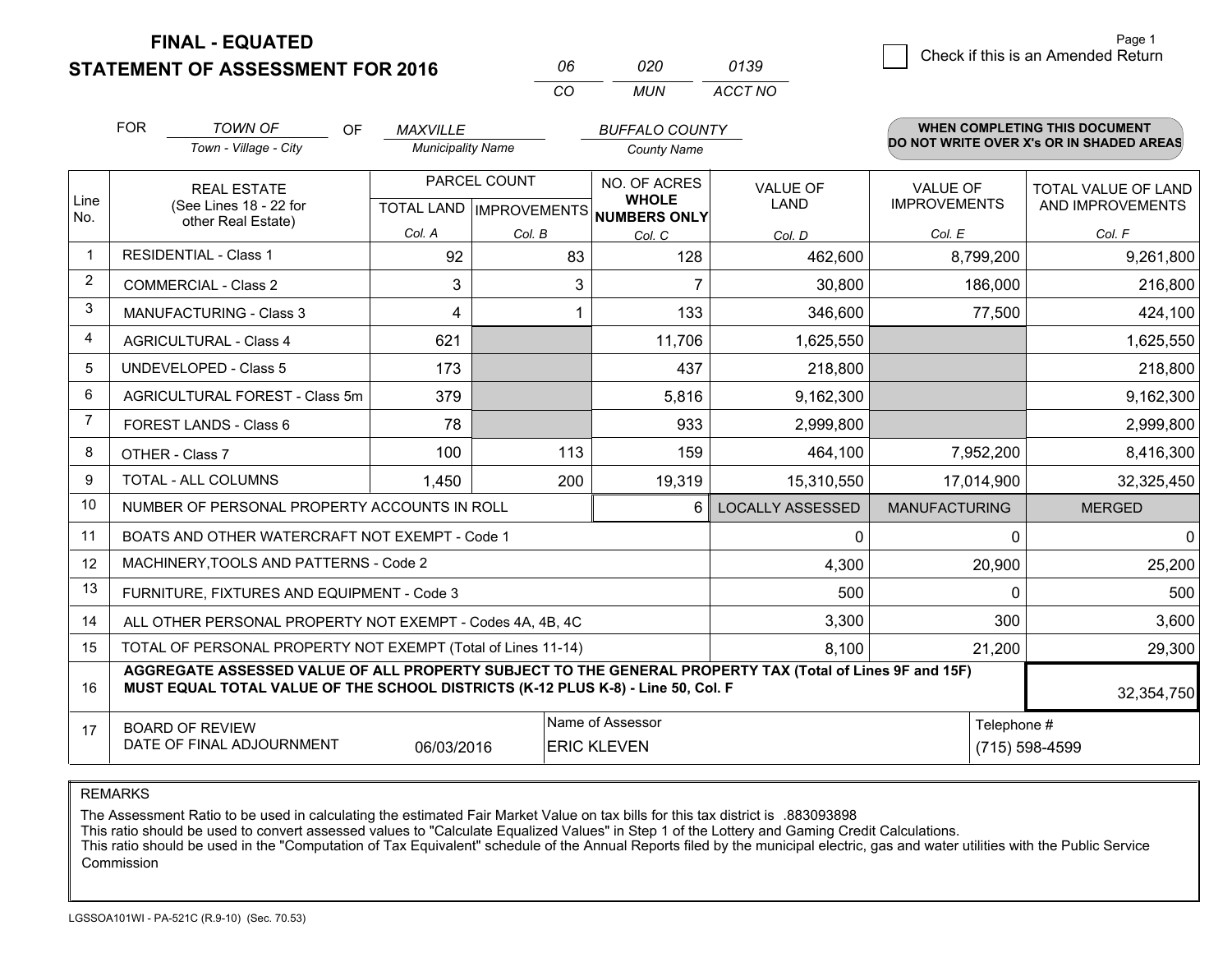# FINAL - EQUATED
# STATEMENT OF ASSESSMENT FOR 2016

| 06 | 020 | 0139 |
|---|---|---|
| CO | MUN | ACCT NO |

Page 1

☐ Check if this is an Amended Return

FOR *TOWN OF* (Town - Village - City) OF *MAXVILLE* (Municipality Name) *BUFFALO COUNTY* (County Name)

**WHEN COMPLETING THIS DOCUMENT DO NOT WRITE OVER X's OR IN SHADED AREAS**

| Line No. | REAL ESTATE (See Lines 18 - 22 for other Real Estate) | PARCEL COUNT TOTAL LAND Col. A | PARCEL COUNT IMPROVEMENTS Col. B | NO. OF ACRES WHOLE NUMBERS ONLY Col. C | VALUE OF LAND Col. D | VALUE OF IMPROVEMENTS Col. E | TOTAL VALUE OF LAND AND IMPROVEMENTS Col. F |
|---|---|---|---|---|---|---|---|
| 1 | RESIDENTIAL - Class 1 | 92 | 83 | 128 | 462,600 | 8,799,200 | 9,261,800 |
| 2 | COMMERCIAL - Class 2 | 3 | 3 | 7 | 30,800 | 186,000 | 216,800 |
| 3 | MANUFACTURING - Class 3 | 4 | 1 | 133 | 346,600 | 77,500 | 424,100 |
| 4 | AGRICULTURAL - Class 4 | 621 | | 11,706 | 1,625,550 | | 1,625,550 |
| 5 | UNDEVELOPED - Class 5 | 173 | | 437 | 218,800 | | 218,800 |
| 6 | AGRICULTURAL FOREST - Class 5m | 379 | | 5,816 | 9,162,300 | | 9,162,300 |
| 7 | FOREST LANDS - Class 6 | 78 | | 933 | 2,999,800 | | 2,999,800 |
| 8 | OTHER - Class 7 | 100 | 113 | 159 | 464,100 | 7,952,200 | 8,416,300 |
| 9 | TOTAL - ALL COLUMNS | 1,450 | 200 | 19,319 | 15,310,550 | 17,014,900 | 32,325,450 |
| 10 | NUMBER OF PERSONAL PROPERTY ACCOUNTS IN ROLL | | | 6 | LOCALLY ASSESSED | MANUFACTURING | MERGED |
| 11 | BOATS AND OTHER WATERCRAFT NOT EXEMPT - Code 1 | | | | 0 | 0 | 0 |
| 12 | MACHINERY,TOOLS AND PATTERNS - Code 2 | | | | 4,300 | 20,900 | 25,200 |
| 13 | FURNITURE, FIXTURES AND EQUIPMENT - Code 3 | | | | 500 | 0 | 500 |
| 14 | ALL OTHER PERSONAL PROPERTY NOT EXEMPT - Codes 4A, 4B, 4C | | | | 3,300 | 300 | 3,600 |
| 15 | TOTAL OF PERSONAL PROPERTY NOT EXEMPT (Total of Lines 11-14) | | | | 8,100 | 21,200 | 29,300 |
| 16 | **AGGREGATE ASSESSED VALUE OF ALL PROPERTY SUBJECT TO THE GENERAL PROPERTY TAX (Total of Lines 9F and 15F) MUST EQUAL TOTAL VALUE OF THE SCHOOL DISTRICTS (K-12 PLUS K-8) - Line 50, Col. F** | | | | | | 32,354,750 |
| 17 | BOARD OF REVIEW DATE OF FINAL ADJOURNMENT | 06/03/2016 | | Name of Assessor: ERIC KLEVEN | | Telephone #: (715) 598-4599 | |

REMARKS

The Assessment Ratio to be used in calculating the estimated Fair Market Value on tax bills for this tax district is .883093898
This ratio should be used to convert assessed values to "Calculate Equalized Values" in Step 1 of the Lottery and Gaming Credit Calculations.
This ratio should be used in the "Computation of Tax Equivalent" schedule of the Annual Reports filed by the municipal electric, gas and water utilities with the Public Service Commission

LGSSOA101WI - PA-521C (R.9-10) (Sec. 70.53)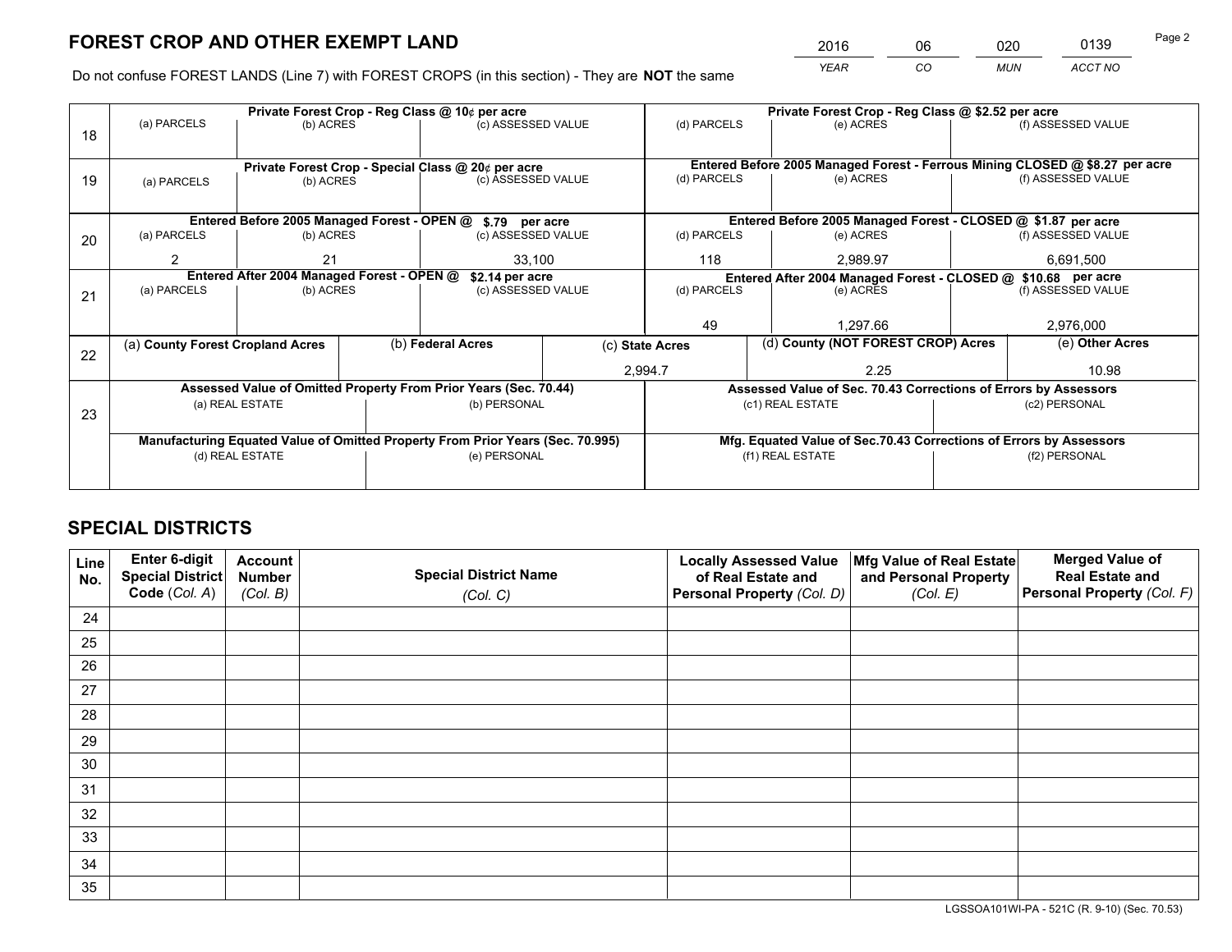# FOREST CROP AND OTHER EXEMPT LAND

| 2016 | 06 | 020 | 0139 |
|---|---|---|---|
| YEAR | CO | MUN | ACCT NO |

Do not confuse FOREST LANDS (Line 7) with FOREST CROPS (in this section) - They are **NOT** the same

| Line | Private Forest Crop - Reg Class @ 10¢ per acre | | | Private Forest Crop - Reg Class @ $2.52 per acre | | |
|---|---|---|---|---|---|---|
| 18 | (a) PARCELS | (b) ACRES | (c) ASSESSED VALUE | (d) PARCELS | (e) ACRES | (f) ASSESSED VALUE |
| | | | | | | |
| | **Private Forest Crop - Special Class @ 20¢ per acre** | | | **Entered Before 2005 Managed Forest - Ferrous Mining CLOSED @ $8.27 per acre** | | |
| 19 | (a) PARCELS | (b) ACRES | (c) ASSESSED VALUE | (d) PARCELS | (e) ACRES | (f) ASSESSED VALUE |
| | | | | | | |
| | **Entered Before 2005 Managed Forest - OPEN @ $.79 per acre** | | | **Entered Before 2005 Managed Forest - CLOSED @ $1.87 per acre** | | |
| 20 | (a) PARCELS | (b) ACRES | (c) ASSESSED VALUE | (d) PARCELS | (e) ACRES | (f) ASSESSED VALUE |
| | 2 | 21 | 33,100 | 118 | 2,989.97 | 6,691,500 |
| | **Entered After 2004 Managed Forest - OPEN @ $2.14 per acre** | | | **Entered After 2004 Managed Forest - CLOSED @ $10.68 per acre** | | |
| 21 | (a) PARCELS | (b) ACRES | (c) ASSESSED VALUE | (d) PARCELS | (e) ACRES | (f) ASSESSED VALUE |
| | | | | 49 | 1,297.66 | 2,976,000 |

| Line | (a) County Forest Cropland Acres | (b) Federal Acres | (c) State Acres | (d) County (NOT FOREST CROP) Acres | (e) Other Acres |
|---|---|---|---|---|---|
| 22 | | | 2,994.7 | 2.25 | 10.98 |

| Line | Assessed Value of Omitted Property From Prior Years (Sec. 70.44) | | Assessed Value of Sec. 70.43 Corrections of Errors by Assessors | |
|---|---|---|---|---|
| 23 | (a) REAL ESTATE | (b) PERSONAL | (c1) REAL ESTATE | (c2) PERSONAL |
| | | | | |
| | **Manufacturing Equated Value of Omitted Property From Prior Years (Sec. 70.995)** | | **Mfg. Equated Value of Sec.70.43 Corrections of Errors by Assessors** | |
| | (d) REAL ESTATE | (e) PERSONAL | (f1) REAL ESTATE | (f2) PERSONAL |
| | | | | |

# SPECIAL DISTRICTS

| Line No. | Enter 6-digit Special District Code (Col. A) | Account Number (Col. B) | Special District Name (Col. C) | Locally Assessed Value of Real Estate and Personal Property (Col. D) | Mfg Value of Real Estate and Personal Property (Col. E) | Merged Value of Real Estate and Personal Property (Col. F) |
|---|---|---|---|---|---|---|
| 24 | | | | | | |
| 25 | | | | | | |
| 26 | | | | | | |
| 27 | | | | | | |
| 28 | | | | | | |
| 29 | | | | | | |
| 30 | | | | | | |
| 31 | | | | | | |
| 32 | | | | | | |
| 33 | | | | | | |
| 34 | | | | | | |
| 35 | | | | | | |

LGSSOA101WI-PA - 521C (R. 9-10) (Sec. 70.53)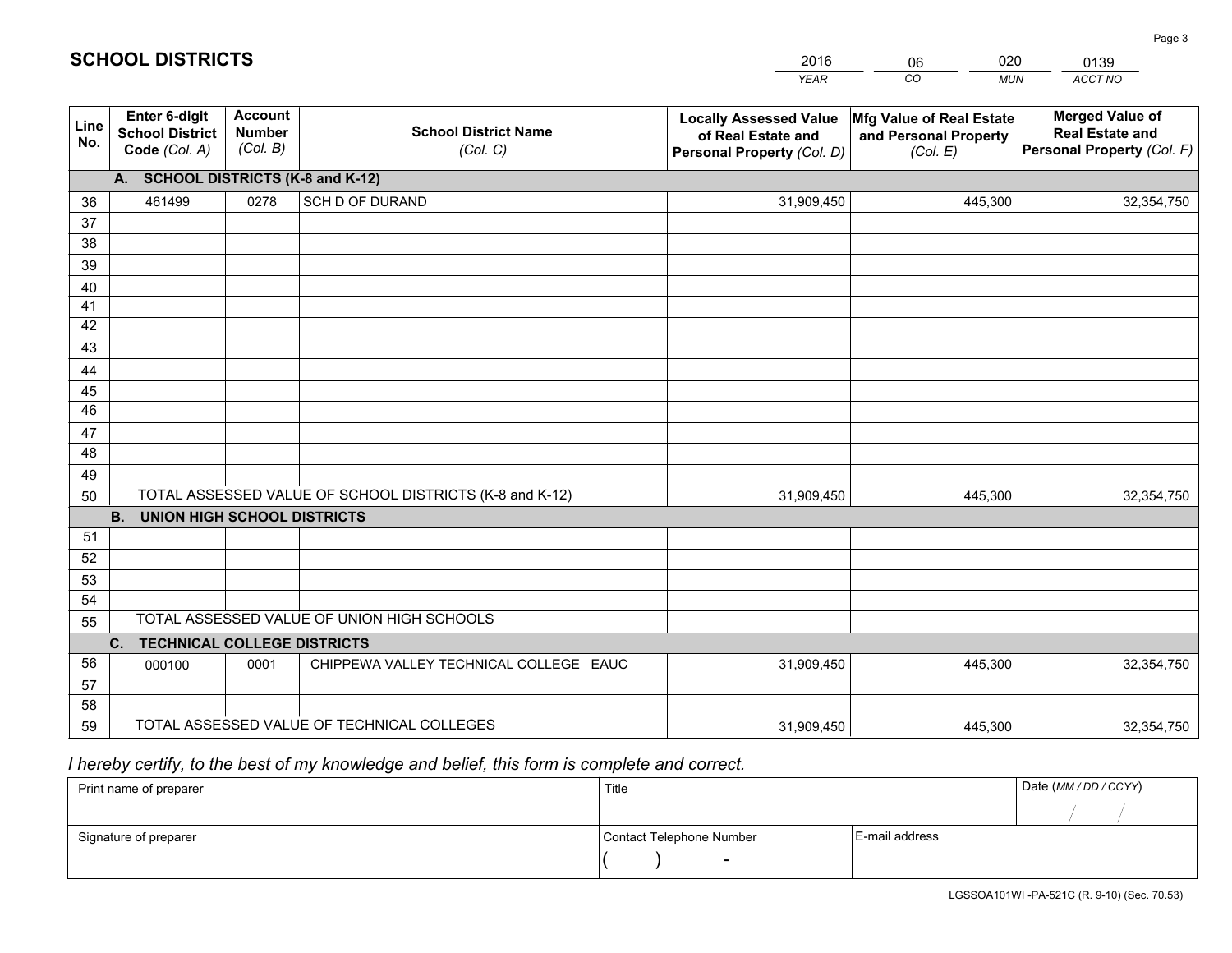# SCHOOL DISTRICTS

| 2016 | 06 | 020 | 0139 |
|---|---|---|---|
| *YEAR* | *CO* | *MUN* | *ACCT NO* |

| Line No. | Enter 6-digit School District Code *(Col. A)* | Account Number *(Col. B)* | School District Name *(Col. C)* | Locally Assessed Value of Real Estate and Personal Property *(Col. D)* | Mfg Value of Real Estate and Personal Property *(Col. E)* | Merged Value of Real Estate and Personal Property *(Col. F)* |
|---|---|---|---|---|---|---|
| **A. SCHOOL DISTRICTS (K-8 and K-12)** | | | | | | |
| 36 | 461499 | 0278 | SCH D OF DURAND | 31,909,450 | 445,300 | 32,354,750 |
| 37 | | | | | | |
| 38 | | | | | | |
| 39 | | | | | | |
| 40 | | | | | | |
| 41 | | | | | | |
| 42 | | | | | | |
| 43 | | | | | | |
| 44 | | | | | | |
| 45 | | | | | | |
| 46 | | | | | | |
| 47 | | | | | | |
| 48 | | | | | | |
| 49 | | | | | | |
| 50 | TOTAL ASSESSED VALUE OF SCHOOL DISTRICTS (K-8 and K-12) | | | 31,909,450 | 445,300 | 32,354,750 |
| **B. UNION HIGH SCHOOL DISTRICTS** | | | | | | |
| 51 | | | | | | |
| 52 | | | | | | |
| 53 | | | | | | |
| 54 | | | | | | |
| 55 | TOTAL ASSESSED VALUE OF UNION HIGH SCHOOLS | | | | | |
| **C. TECHNICAL COLLEGE DISTRICTS** | | | | | | |
| 56 | 000100 | 0001 | CHIPPEWA VALLEY TECHNICAL COLLEGE EAUC | 31,909,450 | 445,300 | 32,354,750 |
| 57 | | | | | | |
| 58 | | | | | | |
| 59 | TOTAL ASSESSED VALUE OF TECHNICAL COLLEGES | | | 31,909,450 | 445,300 | 32,354,750 |

*I hereby certify, to the best of my knowledge and belief, this form is complete and correct.*

| Print name of preparer | Title | | Date *(MM / DD / CCYY)* |
|---|---|---|---|
| | | | / / |
| Signature of preparer | Contact Telephone Number | E-mail address | |
| | ( ) - | | |

LGSSOA101WI -PA-521C (R. 9-10) (Sec. 70.53)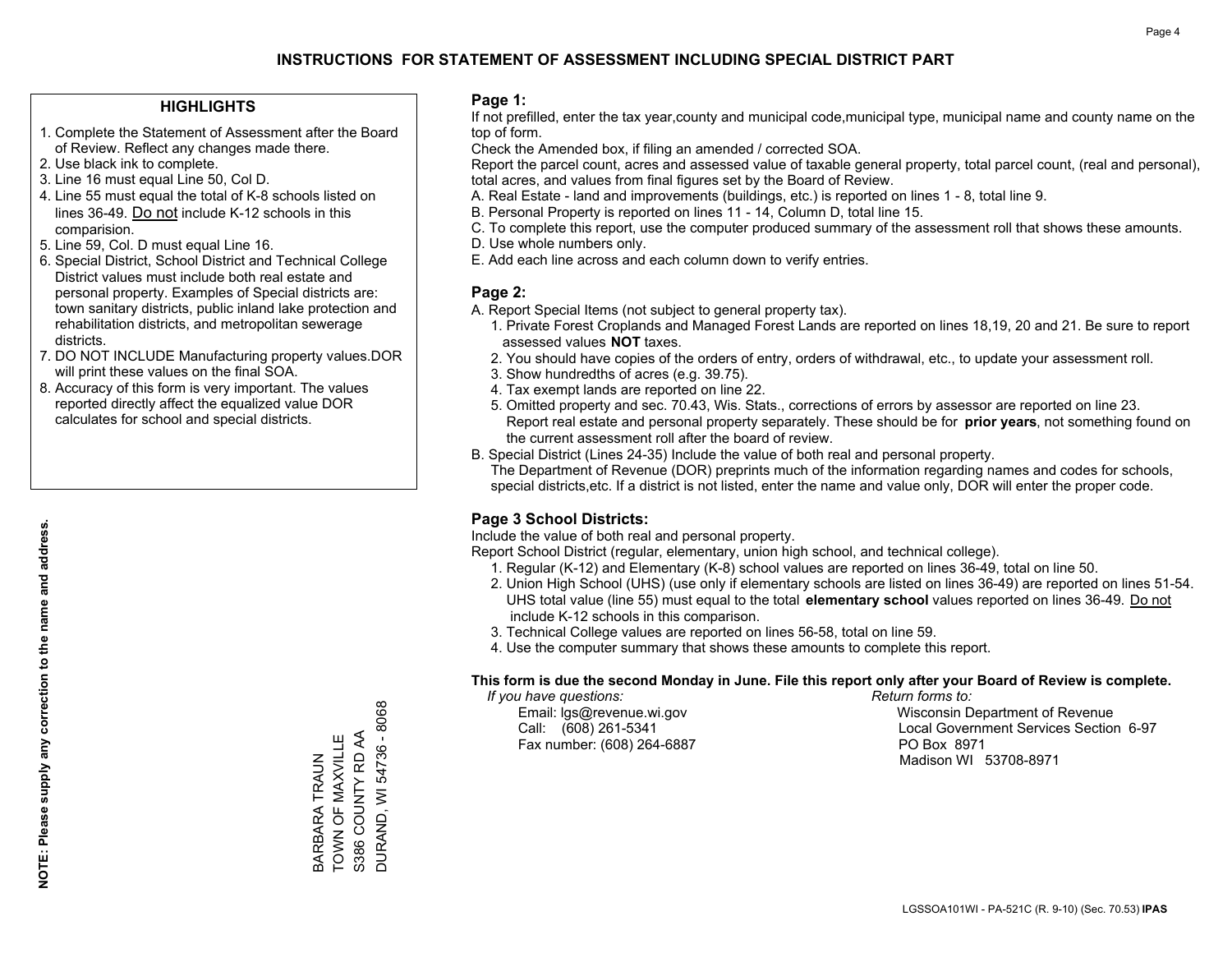# INSTRUCTIONS FOR STATEMENT OF ASSESSMENT INCLUDING SPECIAL DISTRICT PART

## HIGHLIGHTS

1. Complete the Statement of Assessment after the Board of Review. Reflect any changes made there.
2. Use black ink to complete.
3. Line 16 must equal Line 50, Col D.
4. Line 55 must equal the total of K-8 schools listed on lines 36-49. Do not include K-12 schools in this comparision.
5. Line 59, Col. D must equal Line 16.
6. Special District, School District and Technical College District values must include both real estate and personal property. Examples of Special districts are: town sanitary districts, public inland lake protection and rehabilitation districts, and metropolitan sewerage districts.
7. DO NOT INCLUDE Manufacturing property values.DOR will print these values on the final SOA.
8. Accuracy of this form is very important. The values reported directly affect the equalized value DOR calculates for school and special districts.

**NOTE: Please supply any correction to the name and address.**

BARBARA TRAUN
TOWN OF MAXVILLE
S386 COUNTY RD AA
DURAND, WI 54736 - 8068

## Page 1:

If not prefilled, enter the tax year,county and municipal code,municipal type, municipal name and county name on the top of form.

Check the Amended box, if filing an amended / corrected SOA.

Report the parcel count, acres and assessed value of taxable general property, total parcel count, (real and personal), total acres, and values from final figures set by the Board of Review.

A. Real Estate - land and improvements (buildings, etc.) is reported on lines 1 - 8, total line 9.
B. Personal Property is reported on lines 11 - 14, Column D, total line 15.
C. To complete this report, use the computer produced summary of the assessment roll that shows these amounts.
D. Use whole numbers only.
E. Add each line across and each column down to verify entries.

## Page 2:

A. Report Special Items (not subject to general property tax).
   1. Private Forest Croplands and Managed Forest Lands are reported on lines 18,19, 20 and 21. Be sure to report assessed values **NOT** taxes.
   2. You should have copies of the orders of entry, orders of withdrawal, etc., to update your assessment roll.
   3. Show hundredths of acres (e.g. 39.75).
   4. Tax exempt lands are reported on line 22.
   5. Omitted property and sec. 70.43, Wis. Stats., corrections of errors by assessor are reported on line 23. Report real estate and personal property separately. These should be for **prior years**, not something found on the current assessment roll after the board of review.
B. Special District (Lines 24-35) Include the value of both real and personal property.
   The Department of Revenue (DOR) preprints much of the information regarding names and codes for schools, special districts,etc. If a district is not listed, enter the name and value only, DOR will enter the proper code.

## Page 3 School Districts:

Include the value of both real and personal property.

Report School District (regular, elementary, union high school, and technical college).

1. Regular (K-12) and Elementary (K-8) school values are reported on lines 36-49, total on line 50.
2. Union High School (UHS) (use only if elementary schools are listed on lines 36-49) are reported on lines 51-54. UHS total value (line 55) must equal to the total **elementary school** values reported on lines 36-49. Do not include K-12 schools in this comparison.
3. Technical College values are reported on lines 56-58, total on line 59.
4. Use the computer summary that shows these amounts to complete this report.

**This form is due the second Monday in June. File this report only after your Board of Review is complete.**

*If you have questions:*
Email: lgs@revenue.wi.gov
Call: (608) 261-5341
Fax number: (608) 264-6887

*Return forms to:*
Wisconsin Department of Revenue
Local Government Services Section 6-97
PO Box 8971
Madison WI 53708-8971

LGSSOA101WI - PA-521C (R. 9-10) (Sec. 70.53) **IPAS**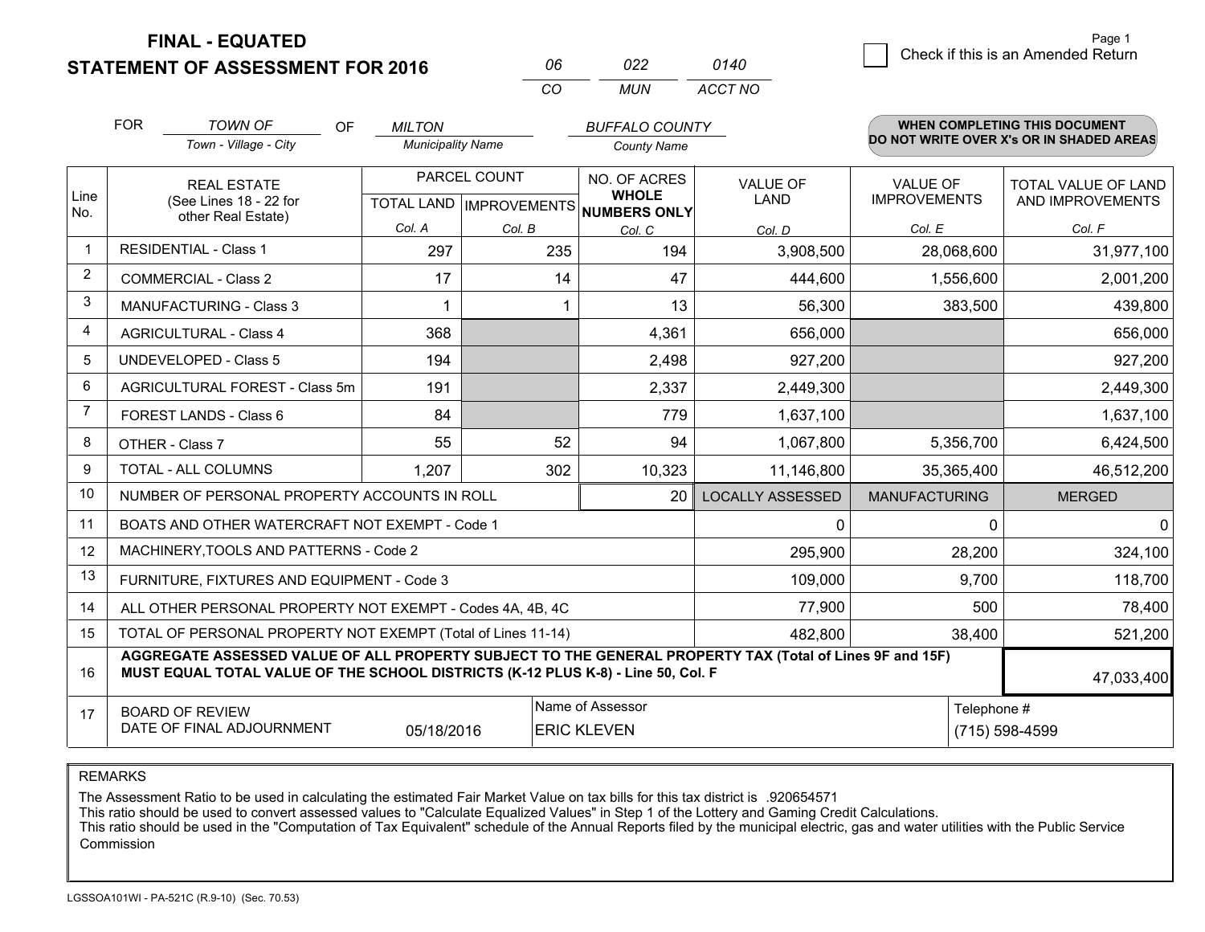**FINAL - EQUATED**
**STATEMENT OF ASSESSMENT FOR 2016**

| 06 | 022 | 0140 |
|---|---|---|
| CO | MUN | ACCT NO |

Page 1

☐ Check if this is an Amended Return

FOR *TOWN OF* (Town - Village - City) OF *MILTON* (Municipality Name) *BUFFALO COUNTY* (County Name)

**WHEN COMPLETING THIS DOCUMENT DO NOT WRITE OVER X's OR IN SHADED AREAS**

| Line No. | REAL ESTATE (See Lines 18 - 22 for other Real Estate) | PARCEL COUNT TOTAL LAND Col. A | PARCEL COUNT IMPROVEMENTS Col. B | NO. OF ACRES WHOLE NUMBERS ONLY Col. C | VALUE OF LAND Col. D | VALUE OF IMPROVEMENTS Col. E | TOTAL VALUE OF LAND AND IMPROVEMENTS Col. F |
|---|---|---|---|---|---|---|---|
| 1 | RESIDENTIAL - Class 1 | 297 | 235 | 194 | 3,908,500 | 28,068,600 | 31,977,100 |
| 2 | COMMERCIAL - Class 2 | 17 | 14 | 47 | 444,600 | 1,556,600 | 2,001,200 |
| 3 | MANUFACTURING - Class 3 | 1 | 1 | 13 | 56,300 | 383,500 | 439,800 |
| 4 | AGRICULTURAL - Class 4 | 368 | | 4,361 | 656,000 | | 656,000 |
| 5 | UNDEVELOPED - Class 5 | 194 | | 2,498 | 927,200 | | 927,200 |
| 6 | AGRICULTURAL FOREST - Class 5m | 191 | | 2,337 | 2,449,300 | | 2,449,300 |
| 7 | FOREST LANDS - Class 6 | 84 | | 779 | 1,637,100 | | 1,637,100 |
| 8 | OTHER - Class 7 | 55 | 52 | 94 | 1,067,800 | 5,356,700 | 6,424,500 |
| 9 | TOTAL - ALL COLUMNS | 1,207 | 302 | 10,323 | 11,146,800 | 35,365,400 | 46,512,200 |
| 10 | NUMBER OF PERSONAL PROPERTY ACCOUNTS IN ROLL | | | 20 | LOCALLY ASSESSED | MANUFACTURING | MERGED |
| 11 | BOATS AND OTHER WATERCRAFT NOT EXEMPT - Code 1 | | | | 0 | 0 | 0 |
| 12 | MACHINERY,TOOLS AND PATTERNS - Code 2 | | | | 295,900 | 28,200 | 324,100 |
| 13 | FURNITURE, FIXTURES AND EQUIPMENT - Code 3 | | | | 109,000 | 9,700 | 118,700 |
| 14 | ALL OTHER PERSONAL PROPERTY NOT EXEMPT - Codes 4A, 4B, 4C | | | | 77,900 | 500 | 78,400 |
| 15 | TOTAL OF PERSONAL PROPERTY NOT EXEMPT (Total of Lines 11-14) | | | | 482,800 | 38,400 | 521,200 |
| 16 | **AGGREGATE ASSESSED VALUE OF ALL PROPERTY SUBJECT TO THE GENERAL PROPERTY TAX (Total of Lines 9F and 15F) MUST EQUAL TOTAL VALUE OF THE SCHOOL DISTRICTS (K-12 PLUS K-8) - Line 50, Col. F** | | | | | | 47,033,400 |
| 17 | BOARD OF REVIEW DATE OF FINAL ADJOURNMENT | 05/18/2016 | | Name of Assessor: ERIC KLEVEN | | | Telephone #: (715) 598-4599 |

REMARKS

The Assessment Ratio to be used in calculating the estimated Fair Market Value on tax bills for this tax district is .920654571
This ratio should be used to convert assessed values to "Calculate Equalized Values" in Step 1 of the Lottery and Gaming Credit Calculations.
This ratio should be used in the "Computation of Tax Equivalent" schedule of the Annual Reports filed by the municipal electric, gas and water utilities with the Public Service Commission

LGSSOA101WI - PA-521C (R.9-10) (Sec. 70.53)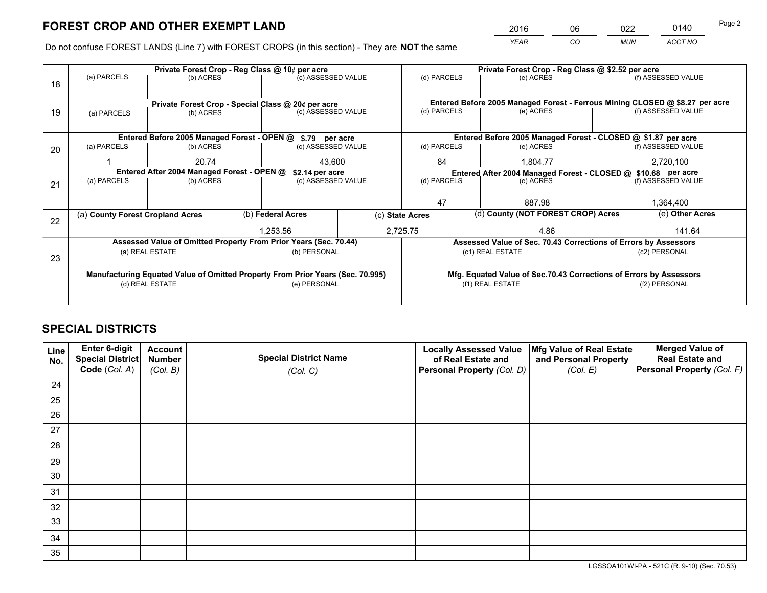# FOREST CROP AND OTHER EXEMPT LAND

| 2016 | 06 | 022 | 0140 |
|---|---|---|---|
| *YEAR* | *CO* | *MUN* | *ACCT NO* |

Do not confuse FOREST LANDS (Line 7) with FOREST CROPS (in this section) - They are **NOT** the same

| Line | Private Forest Crop - Reg Class @ 10¢ per acre | | | Private Forest Crop - Reg Class @ $2.52 per acre | | |
|---|---|---|---|---|---|---|
| | (a) PARCELS | (b) ACRES | (c) ASSESSED VALUE | (d) PARCELS | (e) ACRES | (f) ASSESSED VALUE |
| 18 | | | | | | |
| | **Private Forest Crop - Special Class @ 20¢ per acre** | | | **Entered Before 2005 Managed Forest - Ferrous Mining CLOSED @ $8.27 per acre** | | |
| 19 | (a) PARCELS | (b) ACRES | (c) ASSESSED VALUE | (d) PARCELS | (e) ACRES | (f) ASSESSED VALUE |
| | **Entered Before 2005 Managed Forest - OPEN @ $.79 per acre** | | | **Entered Before 2005 Managed Forest - CLOSED @ $1.87 per acre** | | |
| | (a) PARCELS | (b) ACRES | (c) ASSESSED VALUE | (d) PARCELS | (e) ACRES | (f) ASSESSED VALUE |
| 20 | 1 | 20.74 | 43,600 | 84 | 1,804.77 | 2,720,100 |
| | **Entered After 2004 Managed Forest - OPEN @ $2.14 per acre** | | | **Entered After 2004 Managed Forest - CLOSED @ $10.68 per acre** | | |
| | (a) PARCELS | (b) ACRES | (c) ASSESSED VALUE | (d) PARCELS | (e) ACRES | (f) ASSESSED VALUE |
| 21 | | | | 47 | 887.98 | 1,364,400 |

| Line | (a) County Forest Cropland Acres | (b) Federal Acres | (c) State Acres | (d) County (NOT FOREST CROP) Acres | (e) Other Acres |
|---|---|---|---|---|---|
| 22 | | 1,253.56 | 2,725.75 | 4.86 | 141.64 |

| Line | Assessed Value of Omitted Property From Prior Years (Sec. 70.44) | | Assessed Value of Sec. 70.43 Corrections of Errors by Assessors | |
|---|---|---|---|---|
| 23 | (a) REAL ESTATE | (b) PERSONAL | (c1) REAL ESTATE | (c2) PERSONAL |
| | | | | |
| | **Manufacturing Equated Value of Omitted Property From Prior Years (Sec. 70.995)** | | **Mfg. Equated Value of Sec.70.43 Corrections of Errors by Assessors** | |
| | (d) REAL ESTATE | (e) PERSONAL | (f1) REAL ESTATE | (f2) PERSONAL |
| | | | | |

# SPECIAL DISTRICTS

| Line No. | Enter 6-digit Special District Code (Col. A) | Account Number (Col. B) | Special District Name (Col. C) | Locally Assessed Value of Real Estate and Personal Property (Col. D) | Mfg Value of Real Estate and Personal Property (Col. E) | Merged Value of Real Estate and Personal Property (Col. F) |
|---|---|---|---|---|---|---|
| 24 | | | | | | |
| 25 | | | | | | |
| 26 | | | | | | |
| 27 | | | | | | |
| 28 | | | | | | |
| 29 | | | | | | |
| 30 | | | | | | |
| 31 | | | | | | |
| 32 | | | | | | |
| 33 | | | | | | |
| 34 | | | | | | |
| 35 | | | | | | |

LGSSOA101WI-PA - 521C (R. 9-10) (Sec. 70.53)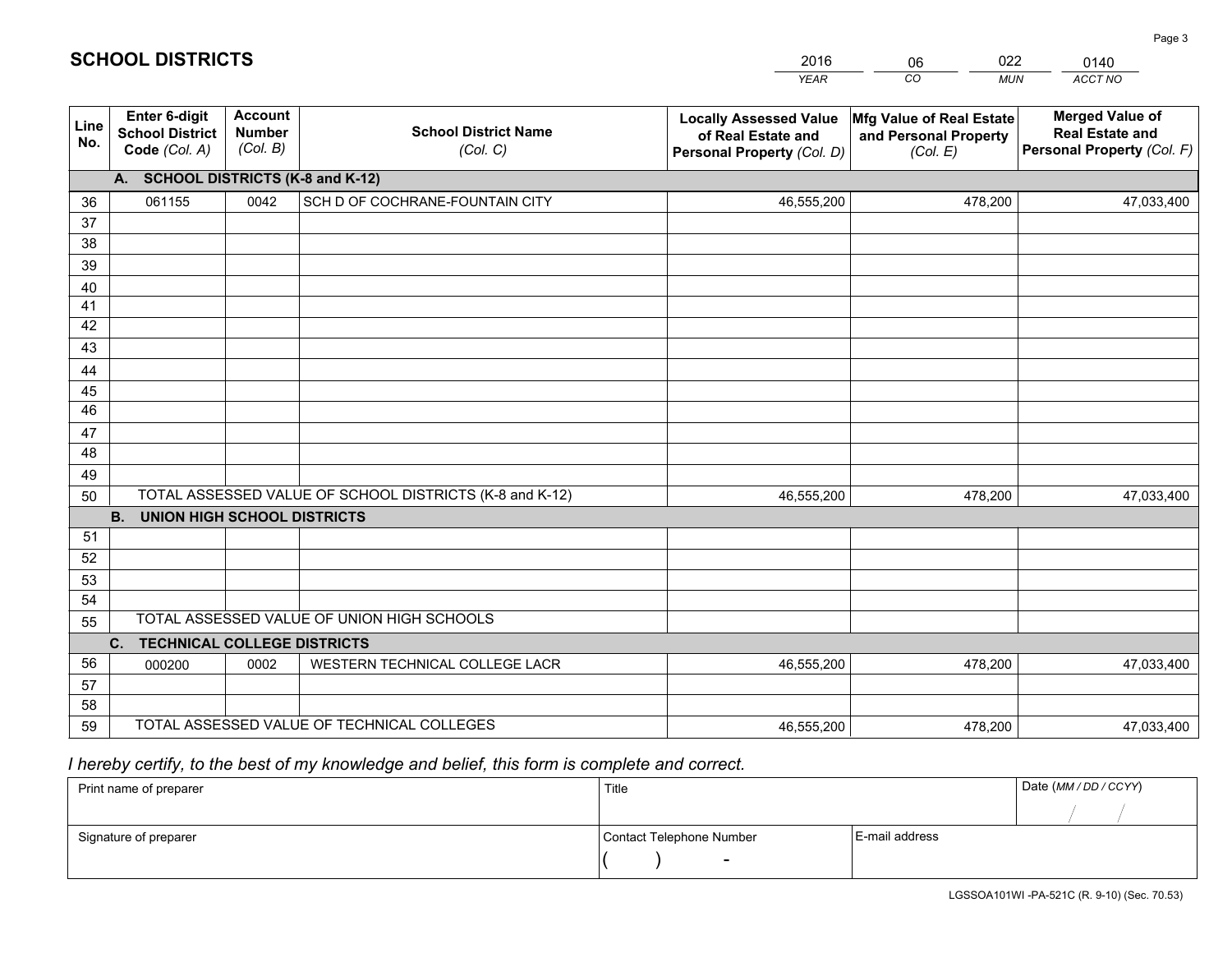## SCHOOL DISTRICTS

| 2016 | 06 | 022 | 0140 |
|---|---|---|---|
| *YEAR* | *CO* | *MUN* | *ACCT NO* |

| Line No. | Enter 6-digit School District Code *(Col. A)* | Account Number *(Col. B)* | School District Name *(Col. C)* | Locally Assessed Value of Real Estate and Personal Property *(Col. D)* | Mfg Value of Real Estate and Personal Property *(Col. E)* | Merged Value of Real Estate and Personal Property *(Col. F)* |
|---|---|---|---|---|---|---|
| **A. SCHOOL DISTRICTS (K-8 and K-12)** | | | | | | |
| 36 | 061155 | 0042 | SCH D OF COCHRANE-FOUNTAIN CITY | 46,555,200 | 478,200 | 47,033,400 |
| 37 | | | | | | |
| 38 | | | | | | |
| 39 | | | | | | |
| 40 | | | | | | |
| 41 | | | | | | |
| 42 | | | | | | |
| 43 | | | | | | |
| 44 | | | | | | |
| 45 | | | | | | |
| 46 | | | | | | |
| 47 | | | | | | |
| 48 | | | | | | |
| 49 | | | | | | |
| 50 | TOTAL ASSESSED VALUE OF SCHOOL DISTRICTS (K-8 and K-12) | | | 46,555,200 | 478,200 | 47,033,400 |
| **B. UNION HIGH SCHOOL DISTRICTS** | | | | | | |
| 51 | | | | | | |
| 52 | | | | | | |
| 53 | | | | | | |
| 54 | | | | | | |
| 55 | TOTAL ASSESSED VALUE OF UNION HIGH SCHOOLS | | | | | |
| **C. TECHNICAL COLLEGE DISTRICTS** | | | | | | |
| 56 | 000200 | 0002 | WESTERN TECHNICAL COLLEGE LACR | 46,555,200 | 478,200 | 47,033,400 |
| 57 | | | | | | |
| 58 | | | | | | |
| 59 | TOTAL ASSESSED VALUE OF TECHNICAL COLLEGES | | | 46,555,200 | 478,200 | 47,033,400 |

*I hereby certify, to the best of my knowledge and belief, this form is complete and correct.*

| Print name of preparer | Title | | Date *(MM / DD / CCYY)* |
|---|---|---|---|
| | | | / / |
| Signature of preparer | Contact Telephone Number | E-mail address | |
| | ( ) - | | |

LGSSOA101WI -PA-521C (R. 9-10) (Sec. 70.53)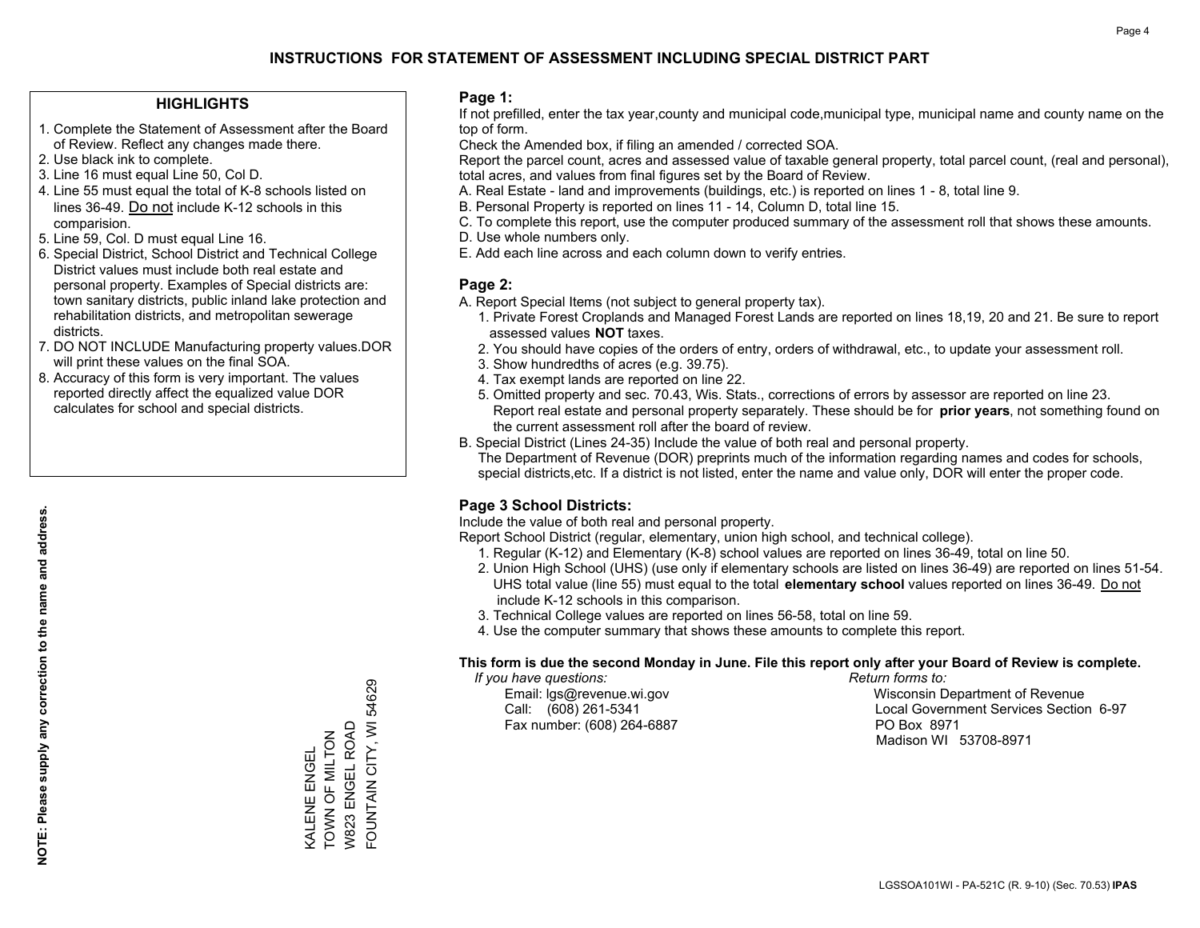# INSTRUCTIONS FOR STATEMENT OF ASSESSMENT INCLUDING SPECIAL DISTRICT PART

## HIGHLIGHTS

1. Complete the Statement of Assessment after the Board of Review. Reflect any changes made there.
2. Use black ink to complete.
3. Line 16 must equal Line 50, Col D.
4. Line 55 must equal the total of K-8 schools listed on lines 36-49. Do not include K-12 schools in this comparision.
5. Line 59, Col. D must equal Line 16.
6. Special District, School District and Technical College District values must include both real estate and personal property. Examples of Special districts are: town sanitary districts, public inland lake protection and rehabilitation districts, and metropolitan sewerage districts.
7. DO NOT INCLUDE Manufacturing property values.DOR will print these values on the final SOA.
8. Accuracy of this form is very important. The values reported directly affect the equalized value DOR calculates for school and special districts.

**NOTE: Please supply any correction to the name and address.**

KALENE ENGEL
TOWN OF MILTON
W823 ENGEL ROAD
FOUNTAIN CITY, WI 54629

## Page 1:

If not prefilled, enter the tax year,county and municipal code,municipal type, municipal name and county name on the top of form.

Check the Amended box, if filing an amended / corrected SOA.

Report the parcel count, acres and assessed value of taxable general property, total parcel count, (real and personal), total acres, and values from final figures set by the Board of Review.

A. Real Estate - land and improvements (buildings, etc.) is reported on lines 1 - 8, total line 9.
B. Personal Property is reported on lines 11 - 14, Column D, total line 15.
C. To complete this report, use the computer produced summary of the assessment roll that shows these amounts.
D. Use whole numbers only.
E. Add each line across and each column down to verify entries.

## Page 2:

A. Report Special Items (not subject to general property tax).
   1. Private Forest Croplands and Managed Forest Lands are reported on lines 18,19, 20 and 21. Be sure to report assessed values **NOT** taxes.
   2. You should have copies of the orders of entry, orders of withdrawal, etc., to update your assessment roll.
   3. Show hundredths of acres (e.g. 39.75).
   4. Tax exempt lands are reported on line 22.
   5. Omitted property and sec. 70.43, Wis. Stats., corrections of errors by assessor are reported on line 23. Report real estate and personal property separately. These should be for **prior years**, not something found on the current assessment roll after the board of review.
B. Special District (Lines 24-35) Include the value of both real and personal property.
   The Department of Revenue (DOR) preprints much of the information regarding names and codes for schools, special districts,etc. If a district is not listed, enter the name and value only, DOR will enter the proper code.

## Page 3 School Districts:

Include the value of both real and personal property.

Report School District (regular, elementary, union high school, and technical college).

1. Regular (K-12) and Elementary (K-8) school values are reported on lines 36-49, total on line 50.
2. Union High School (UHS) (use only if elementary schools are listed on lines 36-49) are reported on lines 51-54. UHS total value (line 55) must equal to the total **elementary school** values reported on lines 36-49. Do not include K-12 schools in this comparison.
3. Technical College values are reported on lines 56-58, total on line 59.
4. Use the computer summary that shows these amounts to complete this report.

**This form is due the second Monday in June. File this report only after your Board of Review is complete.**

*If you have questions:*
Email: lgs@revenue.wi.gov
Call: (608) 261-5341
Fax number: (608) 264-6887

*Return forms to:*
Wisconsin Department of Revenue
Local Government Services Section 6-97
PO Box 8971
Madison WI 53708-8971

LGSSOA101WI - PA-521C (R. 9-10) (Sec. 70.53) **IPAS**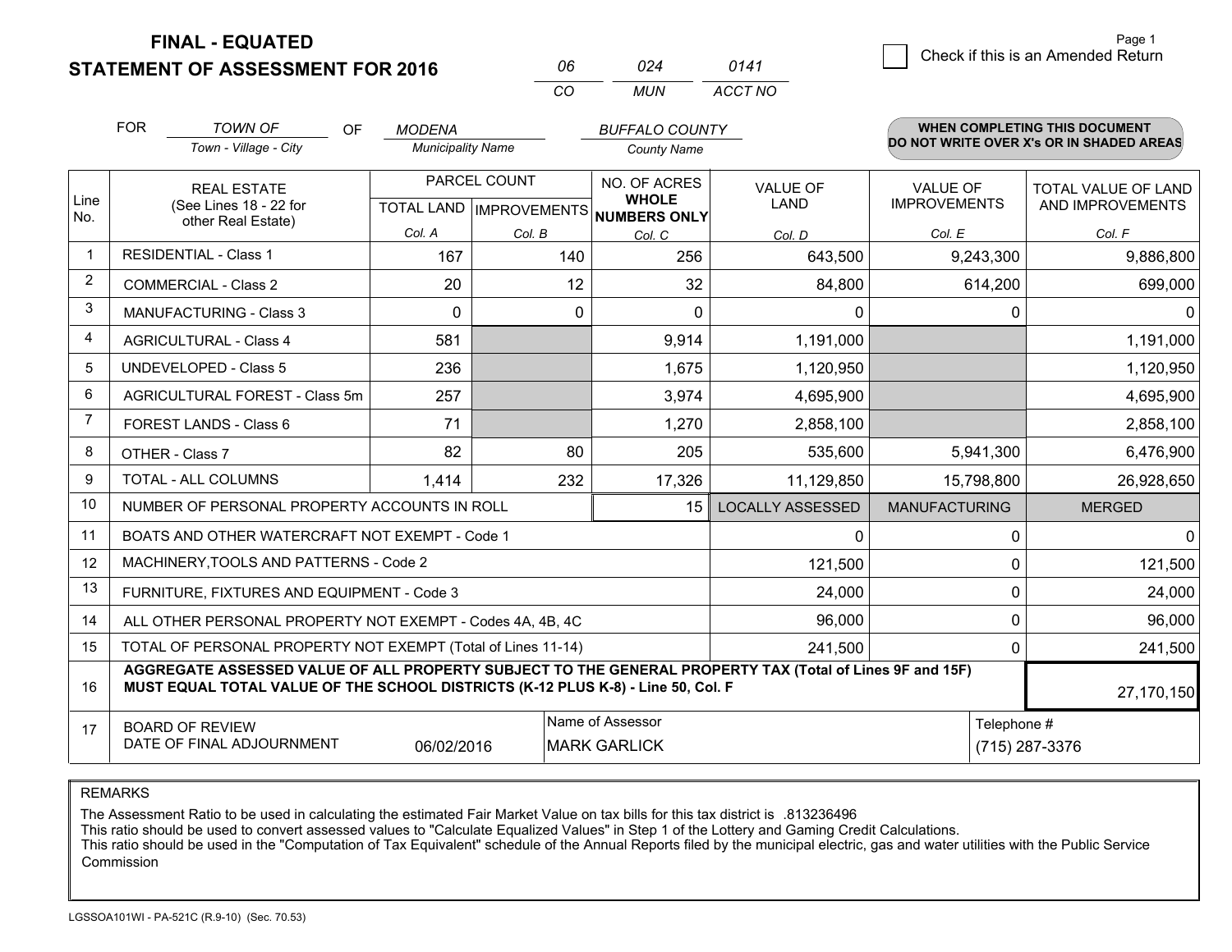**FINAL - EQUATED**
**STATEMENT OF ASSESSMENT FOR 2016**

| 06 | 024 | 0141 |
|---|---|---|
| CO | MUN | ACCT NO |

Page 1

☐ Check if this is an Amended Return

FOR *TOWN OF* (Town - Village - City) OF *MODENA* (Municipality Name) *BUFFALO COUNTY* (County Name)

**WHEN COMPLETING THIS DOCUMENT DO NOT WRITE OVER X's OR IN SHADED AREAS**

| Line No. | REAL ESTATE (See Lines 18 - 22 for other Real Estate) | PARCEL COUNT TOTAL LAND Col. A | PARCEL COUNT IMPROVEMENTS Col. B | NO. OF ACRES WHOLE NUMBERS ONLY Col. C | VALUE OF LAND Col. D | VALUE OF IMPROVEMENTS Col. E | TOTAL VALUE OF LAND AND IMPROVEMENTS Col. F |
|---|---|---|---|---|---|---|---|
| 1 | RESIDENTIAL - Class 1 | 167 | 140 | 256 | 643,500 | 9,243,300 | 9,886,800 |
| 2 | COMMERCIAL - Class 2 | 20 | 12 | 32 | 84,800 | 614,200 | 699,000 |
| 3 | MANUFACTURING - Class 3 | 0 | 0 | 0 | 0 | 0 | 0 |
| 4 | AGRICULTURAL - Class 4 | 581 | | 9,914 | 1,191,000 | | 1,191,000 |
| 5 | UNDEVELOPED - Class 5 | 236 | | 1,675 | 1,120,950 | | 1,120,950 |
| 6 | AGRICULTURAL FOREST - Class 5m | 257 | | 3,974 | 4,695,900 | | 4,695,900 |
| 7 | FOREST LANDS - Class 6 | 71 | | 1,270 | 2,858,100 | | 2,858,100 |
| 8 | OTHER - Class 7 | 82 | 80 | 205 | 535,600 | 5,941,300 | 6,476,900 |
| 9 | TOTAL - ALL COLUMNS | 1,414 | 232 | 17,326 | 11,129,850 | 15,798,800 | 26,928,650 |
| 10 | NUMBER OF PERSONAL PROPERTY ACCOUNTS IN ROLL | | | 15 | LOCALLY ASSESSED | MANUFACTURING | MERGED |
| 11 | BOATS AND OTHER WATERCRAFT NOT EXEMPT - Code 1 | | | | 0 | 0 | 0 |
| 12 | MACHINERY,TOOLS AND PATTERNS - Code 2 | | | | 121,500 | 0 | 121,500 |
| 13 | FURNITURE, FIXTURES AND EQUIPMENT - Code 3 | | | | 24,000 | 0 | 24,000 |
| 14 | ALL OTHER PERSONAL PROPERTY NOT EXEMPT - Codes 4A, 4B, 4C | | | | 96,000 | 0 | 96,000 |
| 15 | TOTAL OF PERSONAL PROPERTY NOT EXEMPT (Total of Lines 11-14) | | | | 241,500 | 0 | 241,500 |
| 16 | **AGGREGATE ASSESSED VALUE OF ALL PROPERTY SUBJECT TO THE GENERAL PROPERTY TAX (Total of Lines 9F and 15F) MUST EQUAL TOTAL VALUE OF THE SCHOOL DISTRICTS (K-12 PLUS K-8) - Line 50, Col. F** | | | | | | 27,170,150 |
| 17 | BOARD OF REVIEW DATE OF FINAL ADJOURNMENT | 06/02/2016 | | Name of Assessor: MARK GARLICK | | Telephone #: (715) 287-3376 | |

REMARKS

The Assessment Ratio to be used in calculating the estimated Fair Market Value on tax bills for this tax district is .813236496
This ratio should be used to convert assessed values to "Calculate Equalized Values" in Step 1 of the Lottery and Gaming Credit Calculations.
This ratio should be used in the "Computation of Tax Equivalent" schedule of the Annual Reports filed by the municipal electric, gas and water utilities with the Public Service Commission

LGSSOA101WI - PA-521C (R.9-10) (Sec. 70.53)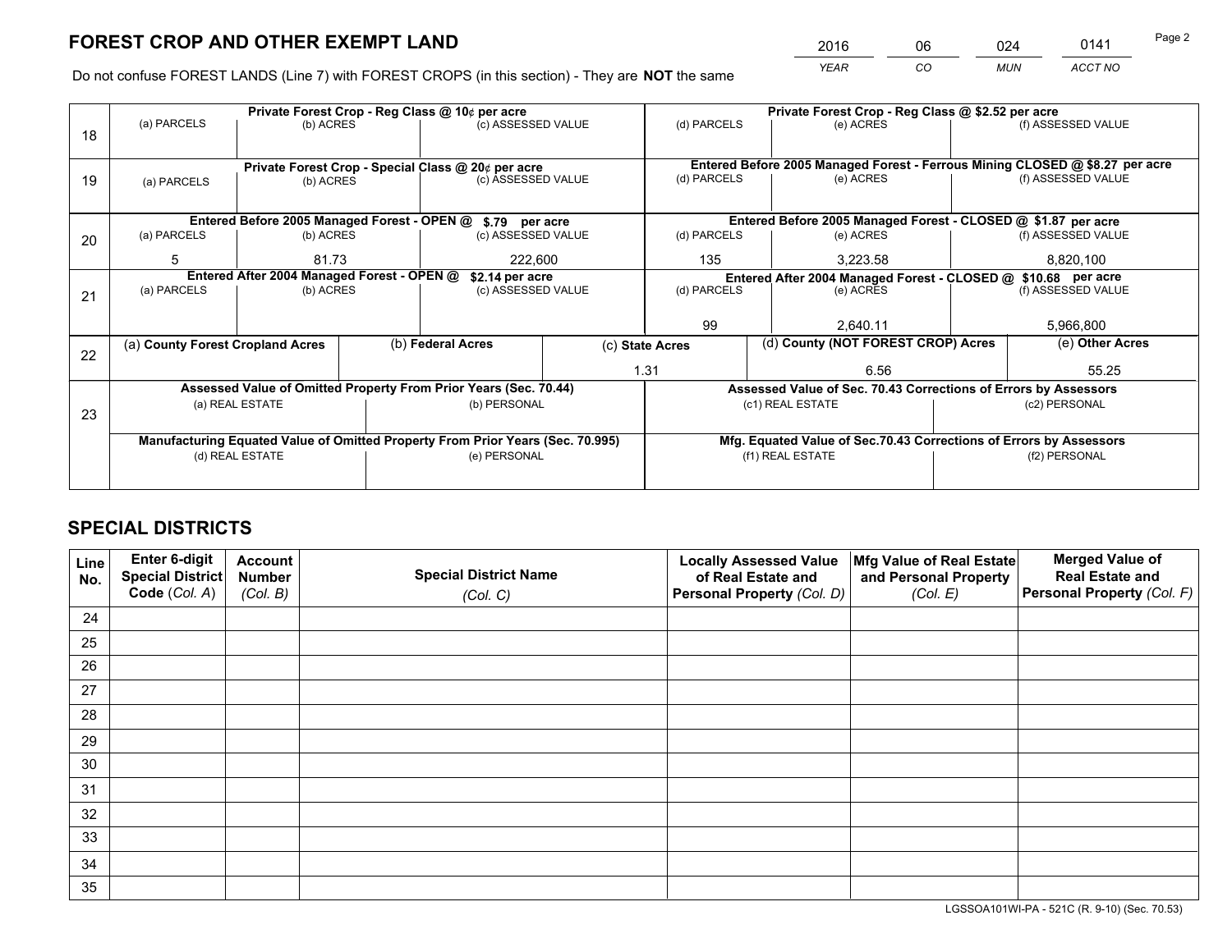# FOREST CROP AND OTHER EXEMPT LAND

| 2016 | 06 | 024 | 0141 |
|---|---|---|---|
| YEAR | CO | MUN | ACCT NO |

Do not confuse FOREST LANDS (Line 7) with FOREST CROPS (in this section) - They are **NOT** the same

| Line | Private Forest Crop - Reg Class @ 10¢ per acre | | | Private Forest Crop - Reg Class @ $2.52 per acre | | |
|---|---|---|---|---|---|---|
| 18 | (a) PARCELS | (b) ACRES | (c) ASSESSED VALUE | (d) PARCELS | (e) ACRES | (f) ASSESSED VALUE |
| | | | | | | |
| | **Private Forest Crop - Special Class @ 20¢ per acre** | | | **Entered Before 2005 Managed Forest - Ferrous Mining CLOSED @ $8.27 per acre** | | |
| 19 | (a) PARCELS | (b) ACRES | (c) ASSESSED VALUE | (d) PARCELS | (e) ACRES | (f) ASSESSED VALUE |
| | | | | | | |
| | **Entered Before 2005 Managed Forest - OPEN @ $.79 per acre** | | | **Entered Before 2005 Managed Forest - CLOSED @ $1.87 per acre** | | |
| 20 | (a) PARCELS | (b) ACRES | (c) ASSESSED VALUE | (d) PARCELS | (e) ACRES | (f) ASSESSED VALUE |
| | 5 | 81.73 | 222,600 | 135 | 3,223.58 | 8,820,100 |
| | **Entered After 2004 Managed Forest - OPEN @ $2.14 per acre** | | | **Entered After 2004 Managed Forest - CLOSED @ $10.68 per acre** | | |
| 21 | (a) PARCELS | (b) ACRES | (c) ASSESSED VALUE | (d) PARCELS | (e) ACRES | (f) ASSESSED VALUE |
| | | | | 99 | 2,640.11 | 5,966,800 |

| Line | (a) County Forest Cropland Acres | (b) Federal Acres | (c) State Acres | (d) County (NOT FOREST CROP) Acres | (e) Other Acres |
|---|---|---|---|---|---|
| 22 | | | 1.31 | 6.56 | 55.25 |

| Line | Assessed Value of Omitted Property From Prior Years (Sec. 70.44) | | Assessed Value of Sec. 70.43 Corrections of Errors by Assessors | |
|---|---|---|---|---|
| 23 | (a) REAL ESTATE | (b) PERSONAL | (c1) REAL ESTATE | (c2) PERSONAL |
| | | | | |
| | **Manufacturing Equated Value of Omitted Property From Prior Years (Sec. 70.995)** | | **Mfg. Equated Value of Sec.70.43 Corrections of Errors by Assessors** | |
| | (d) REAL ESTATE | (e) PERSONAL | (f1) REAL ESTATE | (f2) PERSONAL |
| | | | | |

# SPECIAL DISTRICTS

| Line No. | Enter 6-digit Special District Code (Col. A) | Account Number (Col. B) | Special District Name (Col. C) | Locally Assessed Value of Real Estate and Personal Property (Col. D) | Mfg Value of Real Estate and Personal Property (Col. E) | Merged Value of Real Estate and Personal Property (Col. F) |
|---|---|---|---|---|---|---|
| 24 | | | | | | |
| 25 | | | | | | |
| 26 | | | | | | |
| 27 | | | | | | |
| 28 | | | | | | |
| 29 | | | | | | |
| 30 | | | | | | |
| 31 | | | | | | |
| 32 | | | | | | |
| 33 | | | | | | |
| 34 | | | | | | |
| 35 | | | | | | |

LGSSOA101WI-PA - 521C (R. 9-10) (Sec. 70.53)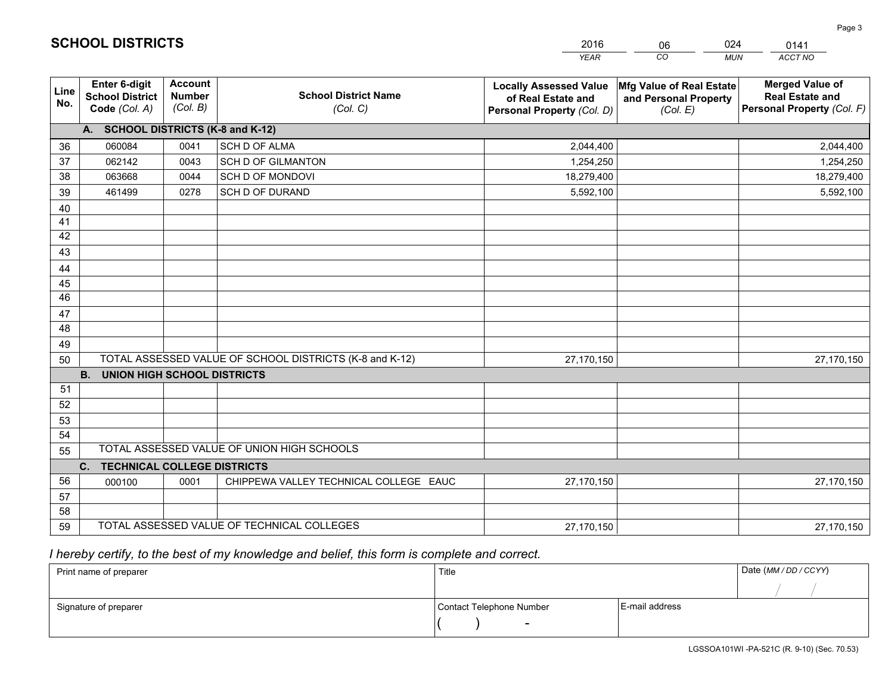# SCHOOL DISTRICTS

| 2016 | 06 | 024 | 0141 |
|---|---|---|---|
| *YEAR* | *CO* | *MUN* | *ACCT NO* |

| Line No. | Enter 6-digit School District Code *(Col. A)* | Account Number *(Col. B)* | School District Name *(Col. C)* | Locally Assessed Value of Real Estate and Personal Property *(Col. D)* | Mfg Value of Real Estate and Personal Property *(Col. E)* | Merged Value of Real Estate and Personal Property *(Col. F)* |
|---|---|---|---|---|---|---|
| | **A. SCHOOL DISTRICTS (K-8 and K-12)** | | | | | |
| 36 | 060084 | 0041 | SCH D OF ALMA | 2,044,400 | | 2,044,400 |
| 37 | 062142 | 0043 | SCH D OF GILMANTON | 1,254,250 | | 1,254,250 |
| 38 | 063668 | 0044 | SCH D OF MONDOVI | 18,279,400 | | 18,279,400 |
| 39 | 461499 | 0278 | SCH D OF DURAND | 5,592,100 | | 5,592,100 |
| 40 | | | | | | |
| 41 | | | | | | |
| 42 | | | | | | |
| 43 | | | | | | |
| 44 | | | | | | |
| 45 | | | | | | |
| 46 | | | | | | |
| 47 | | | | | | |
| 48 | | | | | | |
| 49 | | | | | | |
| 50 | TOTAL ASSESSED VALUE OF SCHOOL DISTRICTS (K-8 and K-12) | | | 27,170,150 | | 27,170,150 |
| | **B. UNION HIGH SCHOOL DISTRICTS** | | | | | |
| 51 | | | | | | |
| 52 | | | | | | |
| 53 | | | | | | |
| 54 | | | | | | |
| 55 | TOTAL ASSESSED VALUE OF UNION HIGH SCHOOLS | | | | | |
| | **C. TECHNICAL COLLEGE DISTRICTS** | | | | | |
| 56 | 000100 | 0001 | CHIPPEWA VALLEY TECHNICAL COLLEGE EAUC | 27,170,150 | | 27,170,150 |
| 57 | | | | | | |
| 58 | | | | | | |
| 59 | TOTAL ASSESSED VALUE OF TECHNICAL COLLEGES | | | 27,170,150 | | 27,170,150 |

*I hereby certify, to the best of my knowledge and belief, this form is complete and correct.*

| Print name of preparer | Title | | Date *(MM / DD / CCYY)* |
|---|---|---|---|
| | | | / / |
| **Signature of preparer** | **Contact Telephone Number** | **E-mail address** | |
| | ( ) - | | |

LGSSOA101WI -PA-521C (R. 9-10) (Sec. 70.53)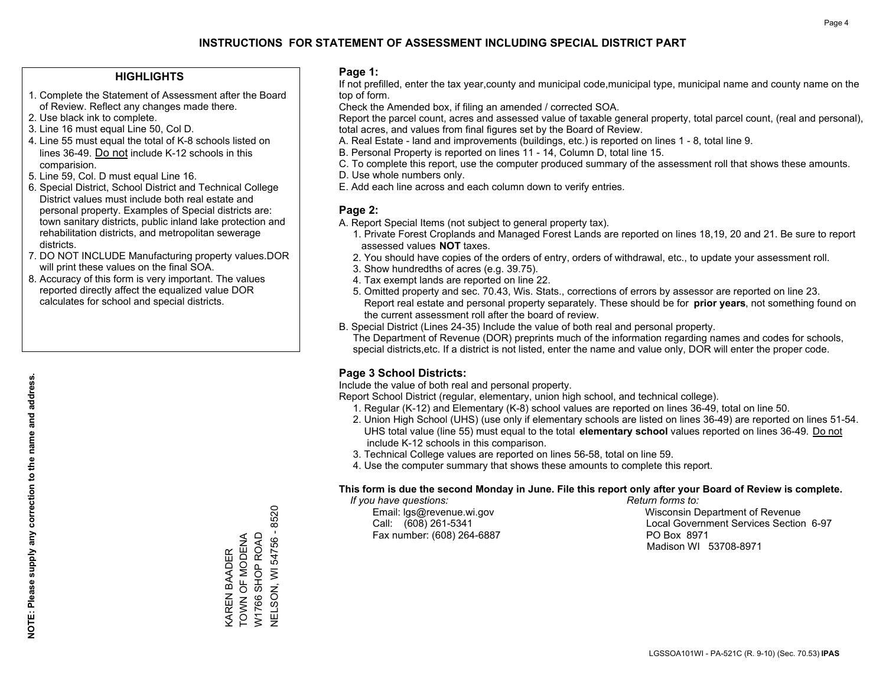# INSTRUCTIONS FOR STATEMENT OF ASSESSMENT INCLUDING SPECIAL DISTRICT PART

## HIGHLIGHTS

1. Complete the Statement of Assessment after the Board of Review. Reflect any changes made there.
2. Use black ink to complete.
3. Line 16 must equal Line 50, Col D.
4. Line 55 must equal the total of K-8 schools listed on lines 36-49. Do not include K-12 schools in this comparision.
5. Line 59, Col. D must equal Line 16.
6. Special District, School District and Technical College District values must include both real estate and personal property. Examples of Special districts are: town sanitary districts, public inland lake protection and rehabilitation districts, and metropolitan sewerage districts.
7. DO NOT INCLUDE Manufacturing property values.DOR will print these values on the final SOA.
8. Accuracy of this form is very important. The values reported directly affect the equalized value DOR calculates for school and special districts.

**NOTE: Please supply any correction to the name and address.**

KAREN BAADER
TOWN OF MODENA
W1766 SHOP ROAD
NELSON, WI 54756 - 8520

## Page 1:

If not prefilled, enter the tax year,county and municipal code,municipal type, municipal name and county name on the top of form.

Check the Amended box, if filing an amended / corrected SOA.

Report the parcel count, acres and assessed value of taxable general property, total parcel count, (real and personal), total acres, and values from final figures set by the Board of Review.

A. Real Estate - land and improvements (buildings, etc.) is reported on lines 1 - 8, total line 9.
B. Personal Property is reported on lines 11 - 14, Column D, total line 15.
C. To complete this report, use the computer produced summary of the assessment roll that shows these amounts.
D. Use whole numbers only.
E. Add each line across and each column down to verify entries.

## Page 2:

A. Report Special Items (not subject to general property tax).
   1. Private Forest Croplands and Managed Forest Lands are reported on lines 18,19, 20 and 21. Be sure to report assessed values **NOT** taxes.
   2. You should have copies of the orders of entry, orders of withdrawal, etc., to update your assessment roll.
   3. Show hundredths of acres (e.g. 39.75).
   4. Tax exempt lands are reported on line 22.
   5. Omitted property and sec. 70.43, Wis. Stats., corrections of errors by assessor are reported on line 23. Report real estate and personal property separately. These should be for **prior years**, not something found on the current assessment roll after the board of review.
B. Special District (Lines 24-35) Include the value of both real and personal property.
   The Department of Revenue (DOR) preprints much of the information regarding names and codes for schools, special districts,etc. If a district is not listed, enter the name and value only, DOR will enter the proper code.

## Page 3 School Districts:

Include the value of both real and personal property.

Report School District (regular, elementary, union high school, and technical college).

1. Regular (K-12) and Elementary (K-8) school values are reported on lines 36-49, total on line 50.
2. Union High School (UHS) (use only if elementary schools are listed on lines 36-49) are reported on lines 51-54. UHS total value (line 55) must equal to the total **elementary school** values reported on lines 36-49. Do not include K-12 schools in this comparison.
3. Technical College values are reported on lines 56-58, total on line 59.
4. Use the computer summary that shows these amounts to complete this report.

**This form is due the second Monday in June. File this report only after your Board of Review is complete.**

*If you have questions:*
Email: lgs@revenue.wi.gov
Call: (608) 261-5341
Fax number: (608) 264-6887

*Return forms to:*
Wisconsin Department of Revenue
Local Government Services Section 6-97
PO Box 8971
Madison WI 53708-8971

LGSSOA101WI - PA-521C (R. 9-10) (Sec. 70.53) **IPAS**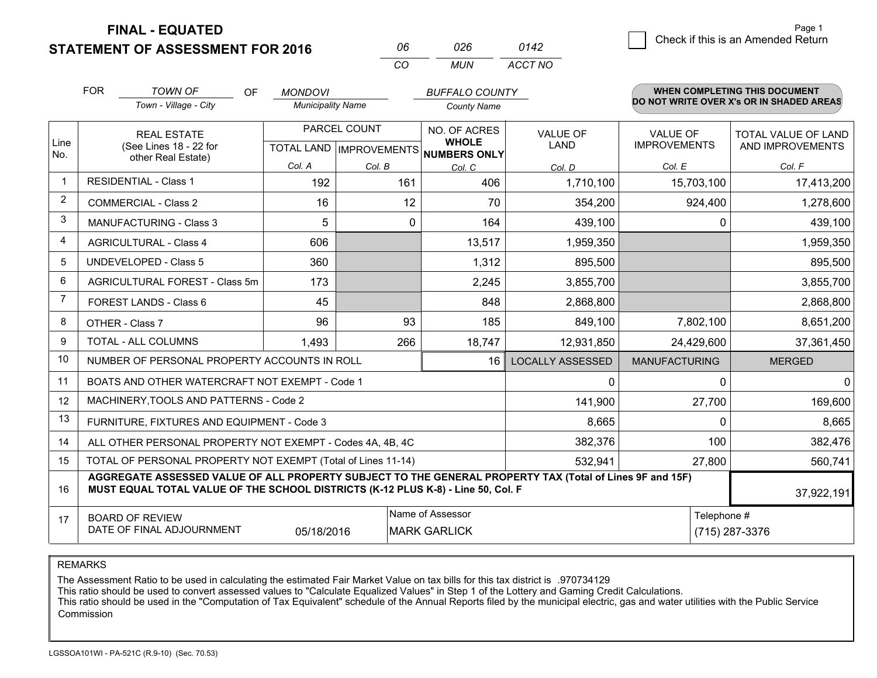# FINAL - EQUATED
# STATEMENT OF ASSESSMENT FOR 2016

| 06 | 026 | 0142 |
|---|---|---|
| CO | MUN | ACCT NO |

Check if this is an Amended Return

FOR *TOWN OF* (Town - Village - City) OF *MONDOVI* (Municipality Name) *BUFFALO COUNTY* (County Name)

**WHEN COMPLETING THIS DOCUMENT DO NOT WRITE OVER X's OR IN SHADED AREAS**

| Line No. | REAL ESTATE (See Lines 18 - 22 for other Real Estate) | PARCEL COUNT TOTAL LAND Col. A | PARCEL COUNT IMPROVEMENTS Col. B | NO. OF ACRES WHOLE NUMBERS ONLY Col. C | VALUE OF LAND Col. D | VALUE OF IMPROVEMENTS Col. E | TOTAL VALUE OF LAND AND IMPROVEMENTS Col. F |
|---|---|---|---|---|---|---|---|
| 1 | RESIDENTIAL - Class 1 | 192 | 161 | 406 | 1,710,100 | 15,703,100 | 17,413,200 |
| 2 | COMMERCIAL - Class 2 | 16 | 12 | 70 | 354,200 | 924,400 | 1,278,600 |
| 3 | MANUFACTURING - Class 3 | 5 | 0 | 164 | 439,100 | 0 | 439,100 |
| 4 | AGRICULTURAL - Class 4 | 606 | | 13,517 | 1,959,350 | | 1,959,350 |
| 5 | UNDEVELOPED - Class 5 | 360 | | 1,312 | 895,500 | | 895,500 |
| 6 | AGRICULTURAL FOREST - Class 5m | 173 | | 2,245 | 3,855,700 | | 3,855,700 |
| 7 | FOREST LANDS - Class 6 | 45 | | 848 | 2,868,800 | | 2,868,800 |
| 8 | OTHER - Class 7 | 96 | 93 | 185 | 849,100 | 7,802,100 | 8,651,200 |
| 9 | TOTAL - ALL COLUMNS | 1,493 | 266 | 18,747 | 12,931,850 | 24,429,600 | 37,361,450 |
| 10 | NUMBER OF PERSONAL PROPERTY ACCOUNTS IN ROLL | | | 16 | LOCALLY ASSESSED | MANUFACTURING | MERGED |
| 11 | BOATS AND OTHER WATERCRAFT NOT EXEMPT - Code 1 | | | | 0 | 0 | 0 |
| 12 | MACHINERY,TOOLS AND PATTERNS - Code 2 | | | | 141,900 | 27,700 | 169,600 |
| 13 | FURNITURE, FIXTURES AND EQUIPMENT - Code 3 | | | | 8,665 | 0 | 8,665 |
| 14 | ALL OTHER PERSONAL PROPERTY NOT EXEMPT - Codes 4A, 4B, 4C | | | | 382,376 | 100 | 382,476 |
| 15 | TOTAL OF PERSONAL PROPERTY NOT EXEMPT (Total of Lines 11-14) | | | | 532,941 | 27,800 | 560,741 |
| 16 | **AGGREGATE ASSESSED VALUE OF ALL PROPERTY SUBJECT TO THE GENERAL PROPERTY TAX (Total of Lines 9F and 15F) MUST EQUAL TOTAL VALUE OF THE SCHOOL DISTRICTS (K-12 PLUS K-8) - Line 50, Col. F** | | | | | | 37,922,191 |
| 17 | BOARD OF REVIEW DATE OF FINAL ADJOURNMENT | 05/18/2016 | Name of Assessor | MARK GARLICK | | Telephone # | (715) 287-3376 |

REMARKS

The Assessment Ratio to be used in calculating the estimated Fair Market Value on tax bills for this tax district is .970734129
This ratio should be used to convert assessed values to "Calculate Equalized Values" in Step 1 of the Lottery and Gaming Credit Calculations.
This ratio should be used in the "Computation of Tax Equivalent" schedule of the Annual Reports filed by the municipal electric, gas and water utilities with the Public Service Commission

LGSSOA101WI - PA-521C (R.9-10) (Sec. 70.53)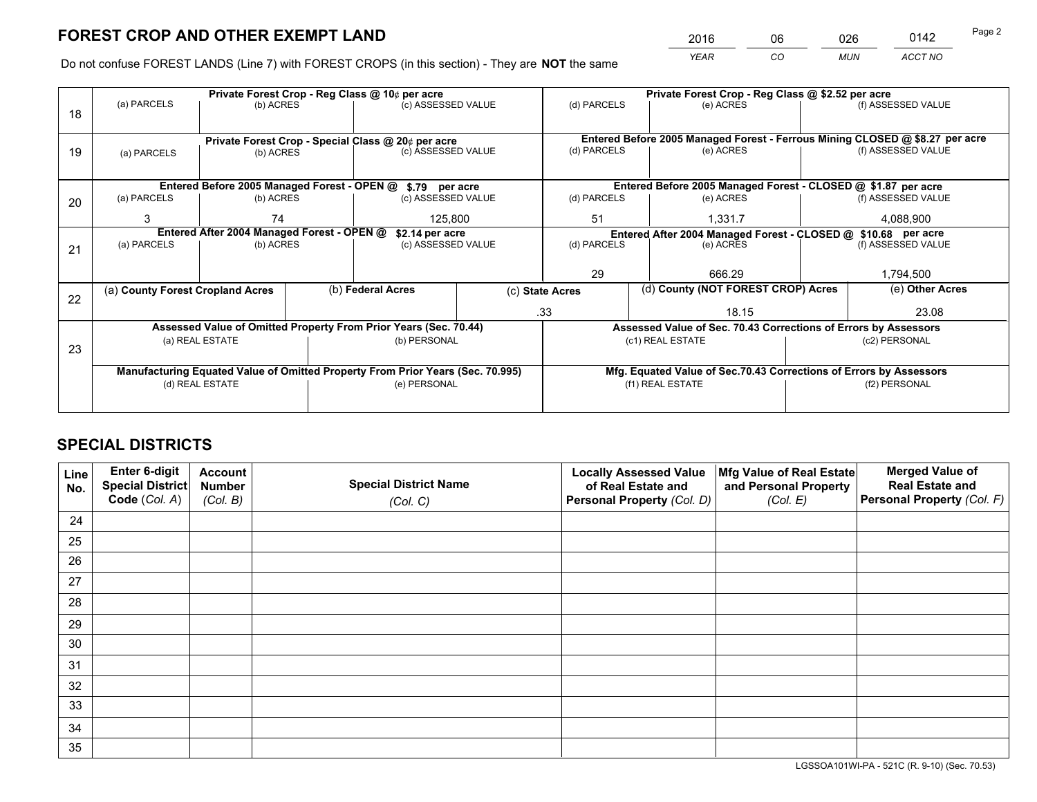# FOREST CROP AND OTHER EXEMPT LAND

| 2016 | 06 | 026 | 0142 |
|---|---|---|---|
| *YEAR* | *CO* | *MUN* | *ACCT NO* |

Do not confuse FOREST LANDS (Line 7) with FOREST CROPS (in this section) - They are **NOT** the same

| Line | Private Forest Crop - Reg Class @ 10¢ per acre | | | Private Forest Crop - Reg Class @ $2.52 per acre | | |
|---|---|---|---|---|---|---|
| | (a) PARCELS | (b) ACRES | (c) ASSESSED VALUE | (d) PARCELS | (e) ACRES | (f) ASSESSED VALUE |
| 18 | | | | | | |
| | **Private Forest Crop - Special Class @ 20¢ per acre** | | | **Entered Before 2005 Managed Forest - Ferrous Mining CLOSED @ $8.27 per acre** | | |
| | (a) PARCELS | (b) ACRES | (c) ASSESSED VALUE | (d) PARCELS | (e) ACRES | (f) ASSESSED VALUE |
| 19 | | | | | | |
| | **Entered Before 2005 Managed Forest - OPEN @ $.79 per acre** | | | **Entered Before 2005 Managed Forest - CLOSED @ $1.87 per acre** | | |
| | (a) PARCELS | (b) ACRES | (c) ASSESSED VALUE | (d) PARCELS | (e) ACRES | (f) ASSESSED VALUE |
| 20 | 3 | 74 | 125,800 | 51 | 1,331.7 | 4,088,900 |
| | **Entered After 2004 Managed Forest - OPEN @ $2.14 per acre** | | | **Entered After 2004 Managed Forest - CLOSED @ $10.68 per acre** | | |
| | (a) PARCELS | (b) ACRES | (c) ASSESSED VALUE | (d) PARCELS | (e) ACRES | (f) ASSESSED VALUE |
| 21 | | | | 29 | 666.29 | 1,794,500 |

| Line | (a) County Forest Cropland Acres | (b) Federal Acres | (c) State Acres | (d) County (NOT FOREST CROP) Acres | (e) Other Acres |
|---|---|---|---|---|---|
| 22 | | | .33 | 18.15 | 23.08 |

| Line | Assessed Value of Omitted Property From Prior Years (Sec. 70.44) | | Assessed Value of Sec. 70.43 Corrections of Errors by Assessors | |
|---|---|---|---|---|
| | (a) REAL ESTATE | (b) PERSONAL | (c1) REAL ESTATE | (c2) PERSONAL |
| 23 | | | | |
| | **Manufacturing Equated Value of Omitted Property From Prior Years (Sec. 70.995)** | | **Mfg. Equated Value of Sec.70.43 Corrections of Errors by Assessors** | |
| | (d) REAL ESTATE | (e) PERSONAL | (f1) REAL ESTATE | (f2) PERSONAL |
| | | | | |

# SPECIAL DISTRICTS

| Line No. | Enter 6-digit Special District Code (*Col. A*) | Account Number (*Col. B*) | Special District Name (*Col. C*) | Locally Assessed Value of Real Estate and Personal Property (*Col. D*) | Mfg Value of Real Estate and Personal Property (*Col. E*) | Merged Value of Real Estate and Personal Property (*Col. F*) |
|---|---|---|---|---|---|---|
| 24 | | | | | | |
| 25 | | | | | | |
| 26 | | | | | | |
| 27 | | | | | | |
| 28 | | | | | | |
| 29 | | | | | | |
| 30 | | | | | | |
| 31 | | | | | | |
| 32 | | | | | | |
| 33 | | | | | | |
| 34 | | | | | | |
| 35 | | | | | | |

LGSSOA101WI-PA - 521C (R. 9-10) (Sec. 70.53)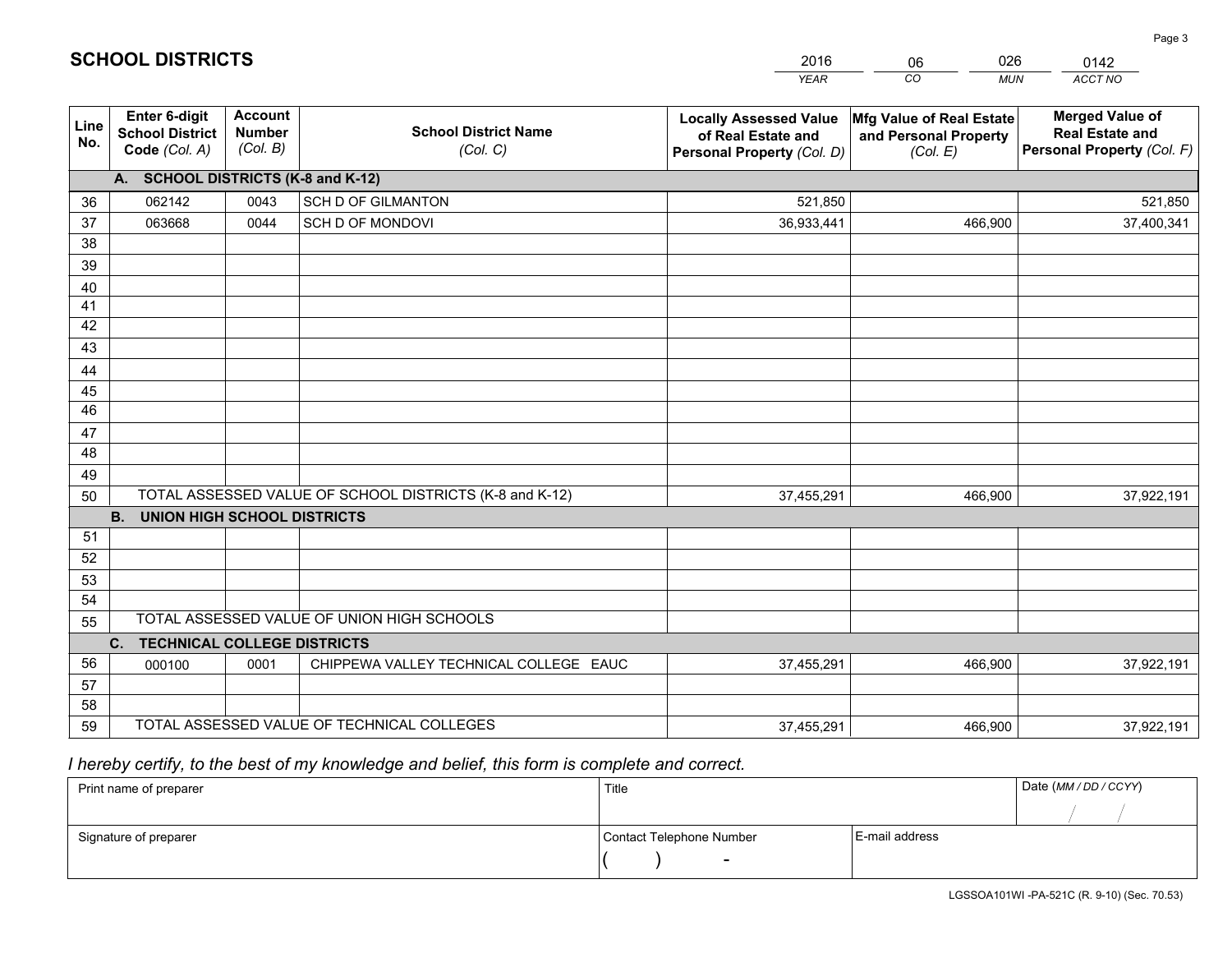# SCHOOL DISTRICTS

| 2016 | 06 | 026 | 0142 |
|---|---|---|---|
| YEAR | CO | MUN | ACCT NO |

| Line No. | Enter 6-digit School District Code (Col. A) | Account Number (Col. B) | School District Name (Col. C) | Locally Assessed Value of Real Estate and Personal Property (Col. D) | Mfg Value of Real Estate and Personal Property (Col. E) | Merged Value of Real Estate and Personal Property (Col. F) |
|---|---|---|---|---|---|---|
| | **A. SCHOOL DISTRICTS (K-8 and K-12)** | | | | | |
| 36 | 062142 | 0043 | SCH D OF GILMANTON | 521,850 | | 521,850 |
| 37 | 063668 | 0044 | SCH D OF MONDOVI | 36,933,441 | 466,900 | 37,400,341 |
| 38 | | | | | | |
| 39 | | | | | | |
| 40 | | | | | | |
| 41 | | | | | | |
| 42 | | | | | | |
| 43 | | | | | | |
| 44 | | | | | | |
| 45 | | | | | | |
| 46 | | | | | | |
| 47 | | | | | | |
| 48 | | | | | | |
| 49 | | | | | | |
| 50 | TOTAL ASSESSED VALUE OF SCHOOL DISTRICTS (K-8 and K-12) | | | 37,455,291 | 466,900 | 37,922,191 |
| | **B. UNION HIGH SCHOOL DISTRICTS** | | | | | |
| 51 | | | | | | |
| 52 | | | | | | |
| 53 | | | | | | |
| 54 | | | | | | |
| 55 | TOTAL ASSESSED VALUE OF UNION HIGH SCHOOLS | | | | | |
| | **C. TECHNICAL COLLEGE DISTRICTS** | | | | | |
| 56 | 000100 | 0001 | CHIPPEWA VALLEY TECHNICAL COLLEGE EAUC | 37,455,291 | 466,900 | 37,922,191 |
| 57 | | | | | | |
| 58 | | | | | | |
| 59 | TOTAL ASSESSED VALUE OF TECHNICAL COLLEGES | | | 37,455,291 | 466,900 | 37,922,191 |

*I hereby certify, to the best of my knowledge and belief, this form is complete and correct.*

| Print name of preparer | Title | | Date (MM / DD / CCYY) |
|---|---|---|---|
| | | | / / |
| Signature of preparer | Contact Telephone Number | E-mail address | |
| | ( ) - | | |

LGSSOA101WI -PA-521C (R. 9-10) (Sec. 70.53)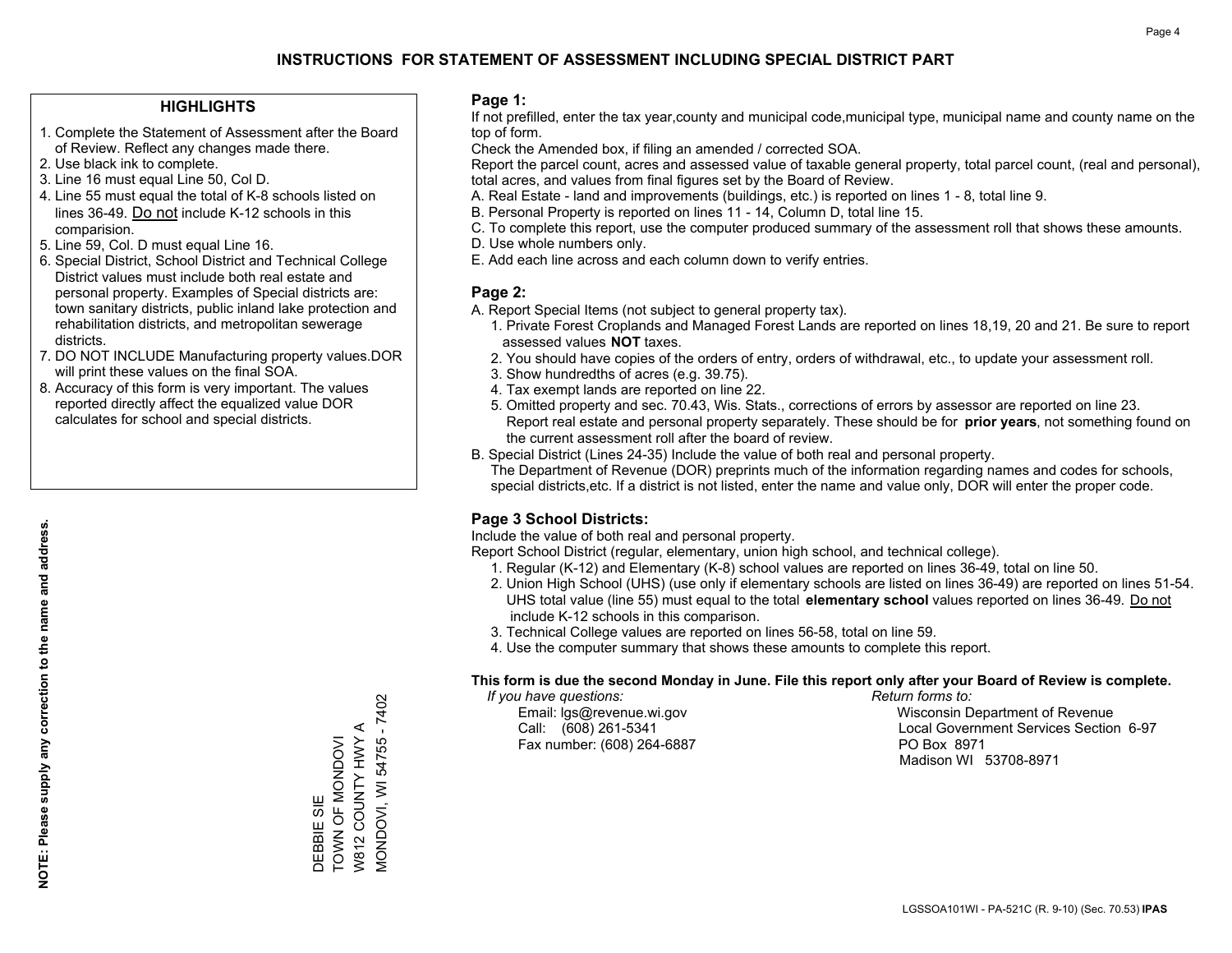# INSTRUCTIONS FOR STATEMENT OF ASSESSMENT INCLUDING SPECIAL DISTRICT PART

## HIGHLIGHTS

1. Complete the Statement of Assessment after the Board of Review. Reflect any changes made there.
2. Use black ink to complete.
3. Line 16 must equal Line 50, Col D.
4. Line 55 must equal the total of K-8 schools listed on lines 36-49. Do not include K-12 schools in this comparision.
5. Line 59, Col. D must equal Line 16.
6. Special District, School District and Technical College District values must include both real estate and personal property. Examples of Special districts are: town sanitary districts, public inland lake protection and rehabilitation districts, and metropolitan sewerage districts.
7. DO NOT INCLUDE Manufacturing property values.DOR will print these values on the final SOA.
8. Accuracy of this form is very important. The values reported directly affect the equalized value DOR calculates for school and special districts.

**NOTE: Please supply any correction to the name and address.**

DEBBIE SIE
TOWN OF MONDOVI
W812 COUNTY HWY A
MONDOVI, WI 54755 - 7402

## Page 1:

If not prefilled, enter the tax year,county and municipal code,municipal type, municipal name and county name on the top of form.

Check the Amended box, if filing an amended / corrected SOA.

Report the parcel count, acres and assessed value of taxable general property, total parcel count, (real and personal), total acres, and values from final figures set by the Board of Review.

A. Real Estate - land and improvements (buildings, etc.) is reported on lines 1 - 8, total line 9.
B. Personal Property is reported on lines 11 - 14, Column D, total line 15.
C. To complete this report, use the computer produced summary of the assessment roll that shows these amounts.
D. Use whole numbers only.
E. Add each line across and each column down to verify entries.

## Page 2:

A. Report Special Items (not subject to general property tax).
   1. Private Forest Croplands and Managed Forest Lands are reported on lines 18,19, 20 and 21. Be sure to report assessed values **NOT** taxes.
   2. You should have copies of the orders of entry, orders of withdrawal, etc., to update your assessment roll.
   3. Show hundredths of acres (e.g. 39.75).
   4. Tax exempt lands are reported on line 22.
   5. Omitted property and sec. 70.43, Wis. Stats., corrections of errors by assessor are reported on line 23. Report real estate and personal property separately. These should be for **prior years**, not something found on the current assessment roll after the board of review.
B. Special District (Lines 24-35) Include the value of both real and personal property.
   The Department of Revenue (DOR) preprints much of the information regarding names and codes for schools, special districts,etc. If a district is not listed, enter the name and value only, DOR will enter the proper code.

## Page 3 School Districts:

Include the value of both real and personal property.

Report School District (regular, elementary, union high school, and technical college).

1. Regular (K-12) and Elementary (K-8) school values are reported on lines 36-49, total on line 50.
2. Union High School (UHS) (use only if elementary schools are listed on lines 36-49) are reported on lines 51-54. UHS total value (line 55) must equal to the total **elementary school** values reported on lines 36-49. Do not include K-12 schools in this comparison.
3. Technical College values are reported on lines 56-58, total on line 59.
4. Use the computer summary that shows these amounts to complete this report.

**This form is due the second Monday in June. File this report only after your Board of Review is complete.**

*If you have questions:*
Email: lgs@revenue.wi.gov
Call: (608) 261-5341
Fax number: (608) 264-6887

*Return forms to:*
Wisconsin Department of Revenue
Local Government Services Section 6-97
PO Box 8971
Madison WI 53708-8971

LGSSOA101WI - PA-521C (R. 9-10) (Sec. 70.53) **IPAS**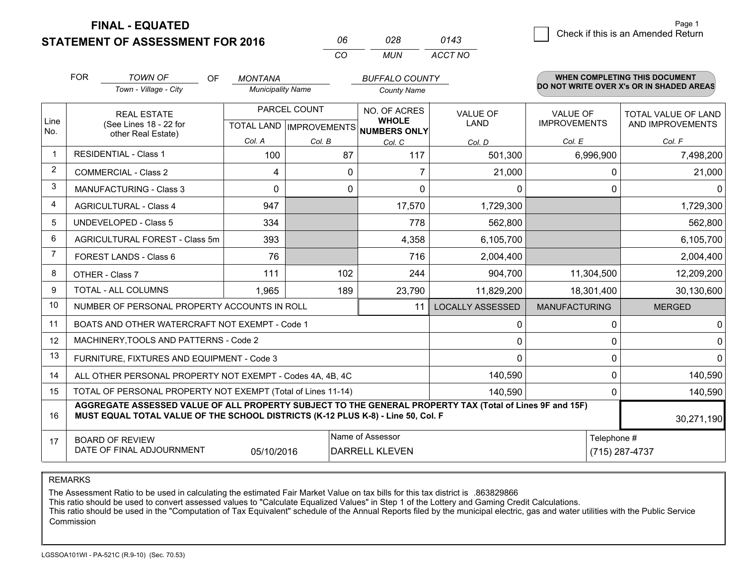# FINAL - EQUATED
# STATEMENT OF ASSESSMENT FOR 2016

| 06 | 028 | 0143 |
|---|---|---|
| CO | MUN | ACCT NO |

☐ Check if this is an Amended Return

FOR *TOWN OF* (Town - Village - City) OF *MONTANA* (Municipality Name) *BUFFALO COUNTY* (County Name)

**WHEN COMPLETING THIS DOCUMENT DO NOT WRITE OVER X's OR IN SHADED AREAS**

| Line No. | REAL ESTATE (See Lines 18 - 22 for other Real Estate) | PARCEL COUNT TOTAL LAND Col. A | PARCEL COUNT IMPROVEMENTS Col. B | NO. OF ACRES WHOLE NUMBERS ONLY Col. C | VALUE OF LAND Col. D | VALUE OF IMPROVEMENTS Col. E | TOTAL VALUE OF LAND AND IMPROVEMENTS Col. F |
|---|---|---|---|---|---|---|---|
| 1 | RESIDENTIAL - Class 1 | 100 | 87 | 117 | 501,300 | 6,996,900 | 7,498,200 |
| 2 | COMMERCIAL - Class 2 | 4 | 0 | 7 | 21,000 | 0 | 21,000 |
| 3 | MANUFACTURING - Class 3 | 0 | 0 | 0 | 0 | 0 | 0 |
| 4 | AGRICULTURAL - Class 4 | 947 | | 17,570 | 1,729,300 | | 1,729,300 |
| 5 | UNDEVELOPED - Class 5 | 334 | | 778 | 562,800 | | 562,800 |
| 6 | AGRICULTURAL FOREST - Class 5m | 393 | | 4,358 | 6,105,700 | | 6,105,700 |
| 7 | FOREST LANDS - Class 6 | 76 | | 716 | 2,004,400 | | 2,004,400 |
| 8 | OTHER - Class 7 | 111 | 102 | 244 | 904,700 | 11,304,500 | 12,209,200 |
| 9 | TOTAL - ALL COLUMNS | 1,965 | 189 | 23,790 | 11,829,200 | 18,301,400 | 30,130,600 |
| 10 | NUMBER OF PERSONAL PROPERTY ACCOUNTS IN ROLL | | | 11 | LOCALLY ASSESSED | MANUFACTURING | MERGED |
| 11 | BOATS AND OTHER WATERCRAFT NOT EXEMPT - Code 1 | | | | 0 | 0 | 0 |
| 12 | MACHINERY,TOOLS AND PATTERNS - Code 2 | | | | 0 | 0 | 0 |
| 13 | FURNITURE, FIXTURES AND EQUIPMENT - Code 3 | | | | 0 | 0 | 0 |
| 14 | ALL OTHER PERSONAL PROPERTY NOT EXEMPT - Codes 4A, 4B, 4C | | | | 140,590 | 0 | 140,590 |
| 15 | TOTAL OF PERSONAL PROPERTY NOT EXEMPT (Total of Lines 11-14) | | | | 140,590 | 0 | 140,590 |
| 16 | **AGGREGATE ASSESSED VALUE OF ALL PROPERTY SUBJECT TO THE GENERAL PROPERTY TAX (Total of Lines 9F and 15F) MUST EQUAL TOTAL VALUE OF THE SCHOOL DISTRICTS (K-12 PLUS K-8) - Line 50, Col. F** | | | | | | 30,271,190 |
| 17 | BOARD OF REVIEW DATE OF FINAL ADJOURNMENT | 05/10/2016 | Name of Assessor | DARRELL KLEVEN | | Telephone # | (715) 287-4737 |

REMARKS

The Assessment Ratio to be used in calculating the estimated Fair Market Value on tax bills for this tax district is .863829866
This ratio should be used to convert assessed values to "Calculate Equalized Values" in Step 1 of the Lottery and Gaming Credit Calculations.
This ratio should be used in the "Computation of Tax Equivalent" schedule of the Annual Reports filed by the municipal electric, gas and water utilities with the Public Service Commission

LGSSOA101WI - PA-521C (R.9-10) (Sec. 70.53)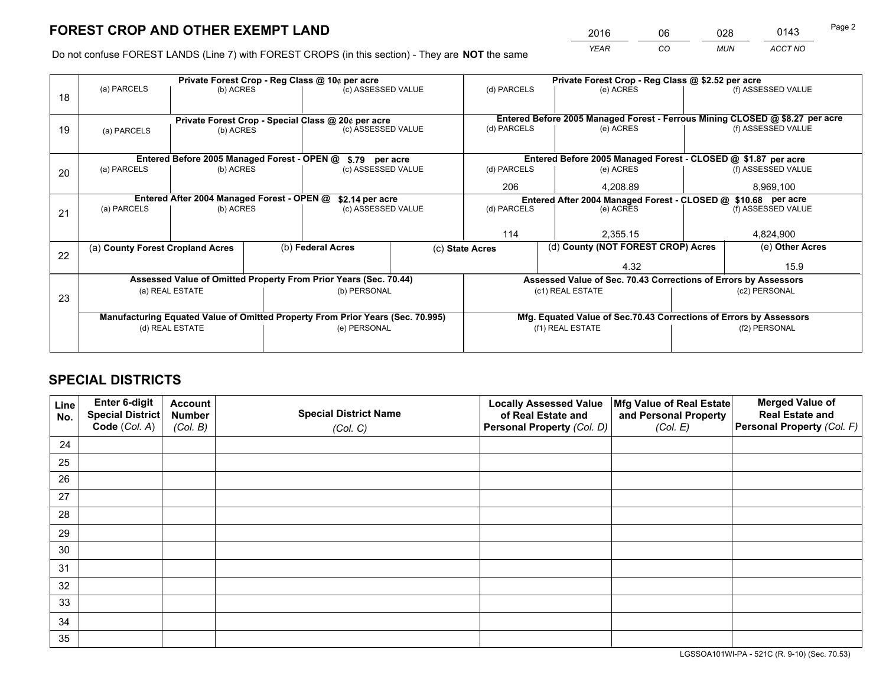# FOREST CROP AND OTHER EXEMPT LAND

| 2016 | 06 | 028 | 0143 |
|---|---|---|---|
| *YEAR* | *CO* | *MUN* | *ACCT NO* |

Do not confuse FOREST LANDS (Line 7) with FOREST CROPS (in this section) - They are **NOT** the same

| Line | Private Forest Crop - Reg Class @ 10¢ per acre | | | Private Forest Crop - Reg Class @ $2.52 per acre | | |
|---|---|---|---|---|---|---|
| | (a) PARCELS | (b) ACRES | (c) ASSESSED VALUE | (d) PARCELS | (e) ACRES | (f) ASSESSED VALUE |
| 18 | | | | | | |
| | **Private Forest Crop - Special Class @ 20¢ per acre** | | | **Entered Before 2005 Managed Forest - Ferrous Mining CLOSED @ $8.27 per acre** | | |
| 19 | (a) PARCELS | (b) ACRES | (c) ASSESSED VALUE | (d) PARCELS | (e) ACRES | (f) ASSESSED VALUE |
| | **Entered Before 2005 Managed Forest - OPEN @ $.79 per acre** | | | **Entered Before 2005 Managed Forest - CLOSED @ $1.87 per acre** | | |
| | (a) PARCELS | (b) ACRES | (c) ASSESSED VALUE | (d) PARCELS | (e) ACRES | (f) ASSESSED VALUE |
| 20 | | | | 206 | 4,208.89 | 8,969,100 |
| | **Entered After 2004 Managed Forest - OPEN @ $2.14 per acre** | | | **Entered After 2004 Managed Forest - CLOSED @ $10.68 per acre** | | |
| | (a) PARCELS | (b) ACRES | (c) ASSESSED VALUE | (d) PARCELS | (e) ACRES | (f) ASSESSED VALUE |
| 21 | | | | 114 | 2,355.15 | 4,824,900 |

| Line | (a) County Forest Cropland Acres | (b) Federal Acres | (c) State Acres | (d) County (NOT FOREST CROP) Acres | (e) Other Acres |
|---|---|---|---|---|---|
| 22 | | | | 4.32 | 15.9 |

| Line | Assessed Value of Omitted Property From Prior Years (Sec. 70.44) | | Assessed Value of Sec. 70.43 Corrections of Errors by Assessors | |
|---|---|---|---|---|
| 23 | (a) REAL ESTATE | (b) PERSONAL | (c1) REAL ESTATE | (c2) PERSONAL |
| | | | | |
| | **Manufacturing Equated Value of Omitted Property From Prior Years (Sec. 70.995)** | | **Mfg. Equated Value of Sec.70.43 Corrections of Errors by Assessors** | |
| | (d) REAL ESTATE | (e) PERSONAL | (f1) REAL ESTATE | (f2) PERSONAL |
| | | | | |

# SPECIAL DISTRICTS

| Line No. | Enter 6-digit Special District Code (*Col. A*) | Account Number (*Col. B*) | Special District Name (*Col. C*) | Locally Assessed Value of Real Estate and Personal Property (*Col. D*) | Mfg Value of Real Estate and Personal Property (*Col. E*) | Merged Value of Real Estate and Personal Property (*Col. F*) |
|---|---|---|---|---|---|---|
| 24 | | | | | | |
| 25 | | | | | | |
| 26 | | | | | | |
| 27 | | | | | | |
| 28 | | | | | | |
| 29 | | | | | | |
| 30 | | | | | | |
| 31 | | | | | | |
| 32 | | | | | | |
| 33 | | | | | | |
| 34 | | | | | | |
| 35 | | | | | | |

LGSSOA101WI-PA - 521C (R. 9-10) (Sec. 70.53)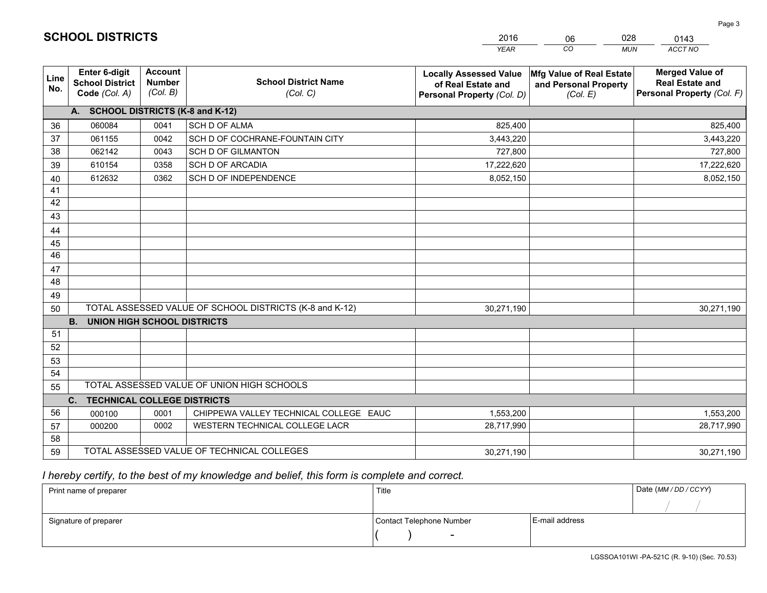# SCHOOL DISTRICTS

| 2016 | 06 | 028 | 0143 |
|---|---|---|---|
| *YEAR* | *CO* | *MUN* | *ACCT NO* |

| Line No. | Enter 6-digit School District Code (Col. A) | Account Number (Col. B) | School District Name (Col. C) | Locally Assessed Value of Real Estate and Personal Property (Col. D) | Mfg Value of Real Estate and Personal Property (Col. E) | Merged Value of Real Estate and Personal Property (Col. F) |
|---|---|---|---|---|---|---|
| | **A. SCHOOL DISTRICTS (K-8 and K-12)** | | | | | |
| 36 | 060084 | 0041 | SCH D OF ALMA | 825,400 | | 825,400 |
| 37 | 061155 | 0042 | SCH D OF COCHRANE-FOUNTAIN CITY | 3,443,220 | | 3,443,220 |
| 38 | 062142 | 0043 | SCH D OF GILMANTON | 727,800 | | 727,800 |
| 39 | 610154 | 0358 | SCH D OF ARCADIA | 17,222,620 | | 17,222,620 |
| 40 | 612632 | 0362 | SCH D OF INDEPENDENCE | 8,052,150 | | 8,052,150 |
| 41 | | | | | | |
| 42 | | | | | | |
| 43 | | | | | | |
| 44 | | | | | | |
| 45 | | | | | | |
| 46 | | | | | | |
| 47 | | | | | | |
| 48 | | | | | | |
| 49 | | | | | | |
| 50 | TOTAL ASSESSED VALUE OF SCHOOL DISTRICTS (K-8 and K-12) | | | 30,271,190 | | 30,271,190 |
| | **B. UNION HIGH SCHOOL DISTRICTS** | | | | | |
| 51 | | | | | | |
| 52 | | | | | | |
| 53 | | | | | | |
| 54 | | | | | | |
| 55 | TOTAL ASSESSED VALUE OF UNION HIGH SCHOOLS | | | | | |
| | **C. TECHNICAL COLLEGE DISTRICTS** | | | | | |
| 56 | 000100 | 0001 | CHIPPEWA VALLEY TECHNICAL COLLEGE EAUC | 1,553,200 | | 1,553,200 |
| 57 | 000200 | 0002 | WESTERN TECHNICAL COLLEGE LACR | 28,717,990 | | 28,717,990 |
| 58 | | | | | | |
| 59 | TOTAL ASSESSED VALUE OF TECHNICAL COLLEGES | | | 30,271,190 | | 30,271,190 |

*I hereby certify, to the best of my knowledge and belief, this form is complete and correct.*

| Print name of preparer | Title | | Date (MM / DD / CCYY) |
|---|---|---|---|
| | | | / / |
| Signature of preparer | Contact Telephone Number | E-mail address | |
| | ( ) - | | |

LGSSOA101WI -PA-521C (R. 9-10) (Sec. 70.53)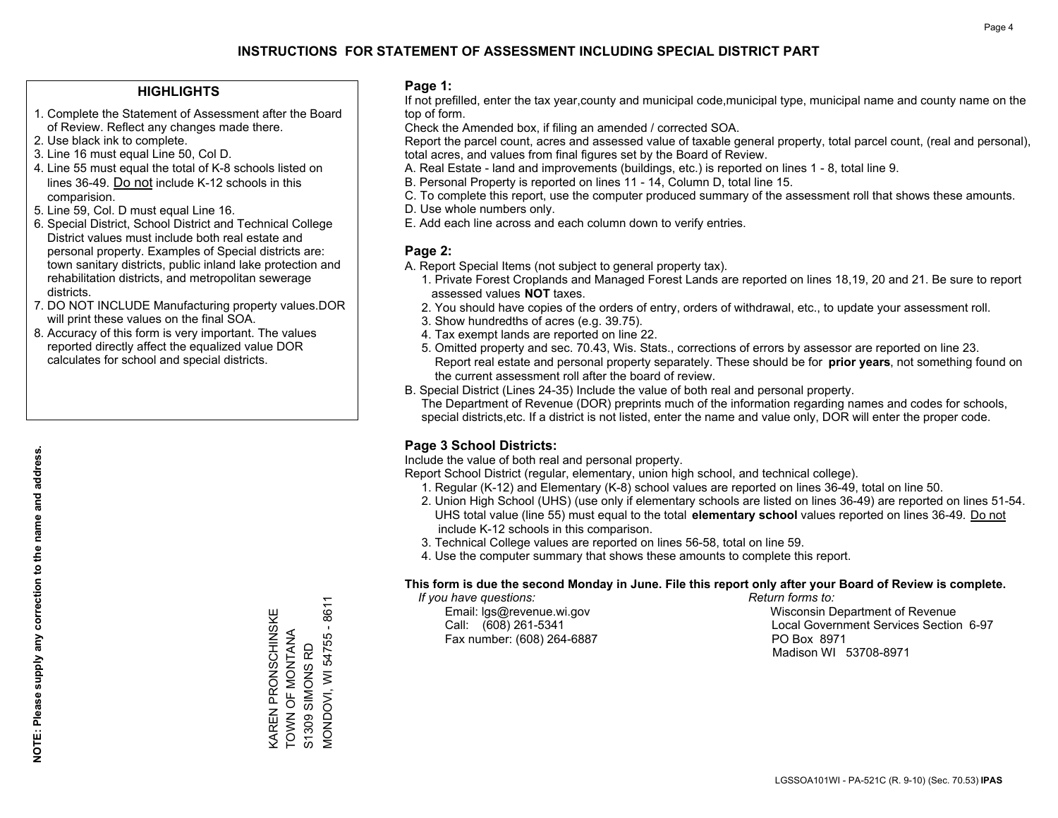# INSTRUCTIONS FOR STATEMENT OF ASSESSMENT INCLUDING SPECIAL DISTRICT PART

## HIGHLIGHTS

1. Complete the Statement of Assessment after the Board of Review. Reflect any changes made there.
2. Use black ink to complete.
3. Line 16 must equal Line 50, Col D.
4. Line 55 must equal the total of K-8 schools listed on lines 36-49. Do not include K-12 schools in this comparision.
5. Line 59, Col. D must equal Line 16.
6. Special District, School District and Technical College District values must include both real estate and personal property. Examples of Special districts are: town sanitary districts, public inland lake protection and rehabilitation districts, and metropolitan sewerage districts.
7. DO NOT INCLUDE Manufacturing property values.DOR will print these values on the final SOA.
8. Accuracy of this form is very important. The values reported directly affect the equalized value DOR calculates for school and special districts.

**NOTE: Please supply any correction to the name and address.**

KAREN PRONSCHINSKE
TOWN OF MONTANA
S1309 SIMONS RD
MONDOVI, WI 54755 - 8611

## Page 1:

If not prefilled, enter the tax year,county and municipal code,municipal type, municipal name and county name on the top of form.

Check the Amended box, if filing an amended / corrected SOA.

Report the parcel count, acres and assessed value of taxable general property, total parcel count, (real and personal), total acres, and values from final figures set by the Board of Review.

A. Real Estate - land and improvements (buildings, etc.) is reported on lines 1 - 8, total line 9.
B. Personal Property is reported on lines 11 - 14, Column D, total line 15.
C. To complete this report, use the computer produced summary of the assessment roll that shows these amounts.
D. Use whole numbers only.
E. Add each line across and each column down to verify entries.

## Page 2:

A. Report Special Items (not subject to general property tax).
   1. Private Forest Croplands and Managed Forest Lands are reported on lines 18,19, 20 and 21. Be sure to report assessed values **NOT** taxes.
   2. You should have copies of the orders of entry, orders of withdrawal, etc., to update your assessment roll.
   3. Show hundredths of acres (e.g. 39.75).
   4. Tax exempt lands are reported on line 22.
   5. Omitted property and sec. 70.43, Wis. Stats., corrections of errors by assessor are reported on line 23. Report real estate and personal property separately. These should be for **prior years**, not something found on the current assessment roll after the board of review.
B. Special District (Lines 24-35) Include the value of both real and personal property.
   The Department of Revenue (DOR) preprints much of the information regarding names and codes for schools, special districts,etc. If a district is not listed, enter the name and value only, DOR will enter the proper code.

## Page 3 School Districts:

Include the value of both real and personal property.

Report School District (regular, elementary, union high school, and technical college).

1. Regular (K-12) and Elementary (K-8) school values are reported on lines 36-49, total on line 50.
2. Union High School (UHS) (use only if elementary schools are listed on lines 36-49) are reported on lines 51-54. UHS total value (line 55) must equal to the total **elementary school** values reported on lines 36-49. Do not include K-12 schools in this comparison.
3. Technical College values are reported on lines 56-58, total on line 59.
4. Use the computer summary that shows these amounts to complete this report.

**This form is due the second Monday in June. File this report only after your Board of Review is complete.**

*If you have questions:*
Email: lgs@revenue.wi.gov
Call: (608) 261-5341
Fax number: (608) 264-6887

*Return forms to:*
Wisconsin Department of Revenue
Local Government Services Section 6-97
PO Box 8971
Madison WI 53708-8971

LGSSOA101WI - PA-521C (R. 9-10) (Sec. 70.53) **IPAS**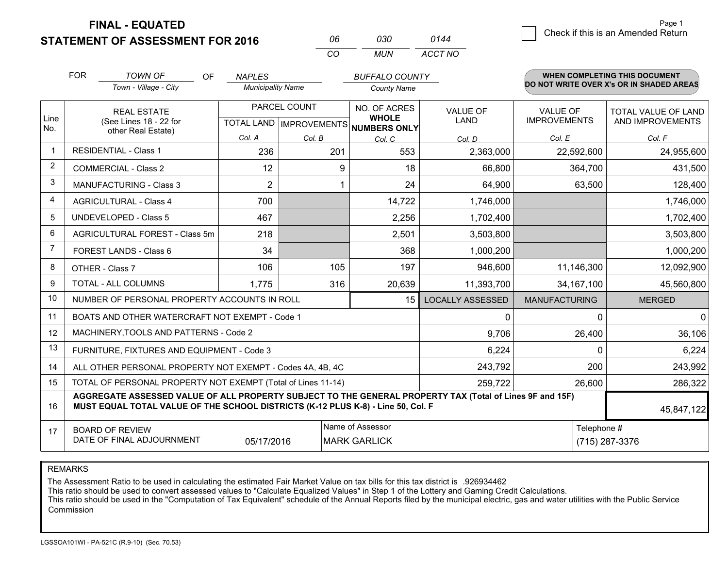**FINAL - EQUATED**
**STATEMENT OF ASSESSMENT FOR 2016**

| 06 | 030 | 0144 |
|---|---|---|
| CO | MUN | ACCT NO |

☐ Check if this is an Amended Return

FOR *TOWN OF* (Town - Village - City) OF *NAPLES* (Municipality Name) *BUFFALO COUNTY* (County Name)

**WHEN COMPLETING THIS DOCUMENT DO NOT WRITE OVER X's OR IN SHADED AREAS**

| Line No. | REAL ESTATE (See Lines 18 - 22 for other Real Estate) | PARCEL COUNT | | NO. OF ACRES WHOLE NUMBERS ONLY | VALUE OF LAND | VALUE OF IMPROVEMENTS | TOTAL VALUE OF LAND AND IMPROVEMENTS |
|---|---|---|---|---|---|---|---|
| | | TOTAL LAND | IMPROVEMENTS | | | | |
| | | Col. A | Col. B | Col. C | Col. D | Col. E | Col. F |
| 1 | RESIDENTIAL - Class 1 | 236 | 201 | 553 | 2,363,000 | 22,592,600 | 24,955,600 |
| 2 | COMMERCIAL - Class 2 | 12 | 9 | 18 | 66,800 | 364,700 | 431,500 |
| 3 | MANUFACTURING - Class 3 | 2 | 1 | 24 | 64,900 | 63,500 | 128,400 |
| 4 | AGRICULTURAL - Class 4 | 700 | | 14,722 | 1,746,000 | | 1,746,000 |
| 5 | UNDEVELOPED - Class 5 | 467 | | 2,256 | 1,702,400 | | 1,702,400 |
| 6 | AGRICULTURAL FOREST - Class 5m | 218 | | 2,501 | 3,503,800 | | 3,503,800 |
| 7 | FOREST LANDS - Class 6 | 34 | | 368 | 1,000,200 | | 1,000,200 |
| 8 | OTHER - Class 7 | 106 | 105 | 197 | 946,600 | 11,146,300 | 12,092,900 |
| 9 | TOTAL - ALL COLUMNS | 1,775 | 316 | 20,639 | 11,393,700 | 34,167,100 | 45,560,800 |
| 10 | NUMBER OF PERSONAL PROPERTY ACCOUNTS IN ROLL | | | 15 | LOCALLY ASSESSED | MANUFACTURING | MERGED |
| 11 | BOATS AND OTHER WATERCRAFT NOT EXEMPT - Code 1 | | | | 0 | 0 | 0 |
| 12 | MACHINERY,TOOLS AND PATTERNS - Code 2 | | | | 9,706 | 26,400 | 36,106 |
| 13 | FURNITURE, FIXTURES AND EQUIPMENT - Code 3 | | | | 6,224 | 0 | 6,224 |
| 14 | ALL OTHER PERSONAL PROPERTY NOT EXEMPT - Codes 4A, 4B, 4C | | | | 243,792 | 200 | 243,992 |
| 15 | TOTAL OF PERSONAL PROPERTY NOT EXEMPT (Total of Lines 11-14) | | | | 259,722 | 26,600 | 286,322 |
| 16 | **AGGREGATE ASSESSED VALUE OF ALL PROPERTY SUBJECT TO THE GENERAL PROPERTY TAX (Total of Lines 9F and 15F) MUST EQUAL TOTAL VALUE OF THE SCHOOL DISTRICTS (K-12 PLUS K-8) - Line 50, Col. F** | | | | | | 45,847,122 |
| 17 | BOARD OF REVIEW DATE OF FINAL ADJOURNMENT | 05/17/2016 | | Name of Assessor: MARK GARLICK | | Telephone #: (715) 287-3376 | |

REMARKS

The Assessment Ratio to be used in calculating the estimated Fair Market Value on tax bills for this tax district is .926934462
This ratio should be used to convert assessed values to "Calculate Equalized Values" in Step 1 of the Lottery and Gaming Credit Calculations.
This ratio should be used in the "Computation of Tax Equivalent" schedule of the Annual Reports filed by the municipal electric, gas and water utilities with the Public Service Commission

LGSSOA101WI - PA-521C (R.9-10) (Sec. 70.53)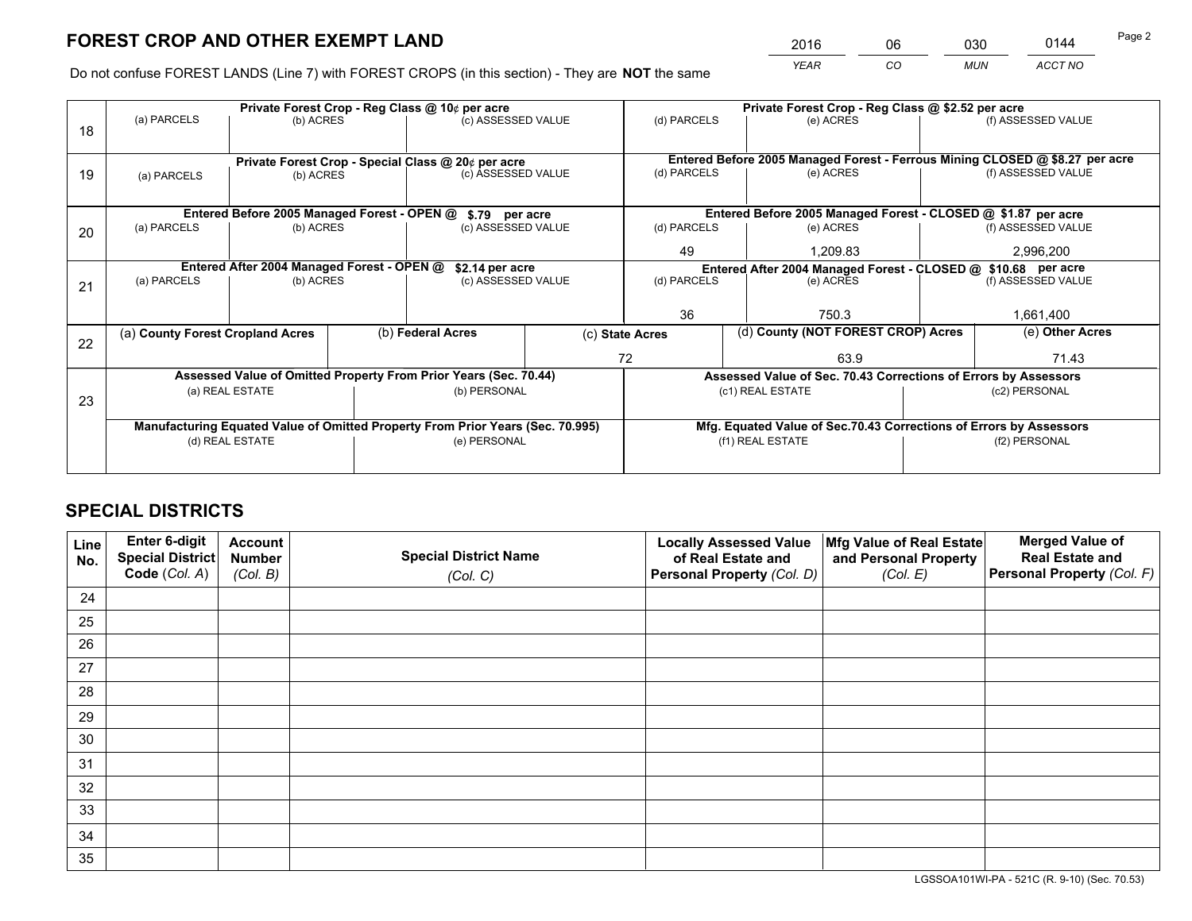# FOREST CROP AND OTHER EXEMPT LAND

| 2016 | 06 | 030 | 0144 |
|---|---|---|---|
| *YEAR* | *CO* | *MUN* | *ACCT NO* |

Do not confuse FOREST LANDS (Line 7) with FOREST CROPS (in this section) - They are **NOT** the same

| Line | Private Forest Crop - Reg Class @ 10¢ per acre | | | Private Forest Crop - Reg Class @ $2.52 per acre | | |
|---|---|---|---|---|---|---|
| 18 | (a) PARCELS | (b) ACRES | (c) ASSESSED VALUE | (d) PARCELS | (e) ACRES | (f) ASSESSED VALUE |
| | | | | | | |
| | **Private Forest Crop - Special Class @ 20¢ per acre** | | | **Entered Before 2005 Managed Forest - Ferrous Mining CLOSED @ $8.27 per acre** | | |
| 19 | (a) PARCELS | (b) ACRES | (c) ASSESSED VALUE | (d) PARCELS | (e) ACRES | (f) ASSESSED VALUE |
| | | | | | | |
| | **Entered Before 2005 Managed Forest - OPEN @ $.79 per acre** | | | **Entered Before 2005 Managed Forest - CLOSED @ $1.87 per acre** | | |
| 20 | (a) PARCELS | (b) ACRES | (c) ASSESSED VALUE | (d) PARCELS | (e) ACRES | (f) ASSESSED VALUE |
| | | | | 49 | 1,209.83 | 2,996,200 |
| | **Entered After 2004 Managed Forest - OPEN @ $2.14 per acre** | | | **Entered After 2004 Managed Forest - CLOSED @ $10.68 per acre** | | |
| 21 | (a) PARCELS | (b) ACRES | (c) ASSESSED VALUE | (d) PARCELS | (e) ACRES | (f) ASSESSED VALUE |
| | | | | 36 | 750.3 | 1,661,400 |

| Line | (a) County Forest Cropland Acres | (b) Federal Acres | (c) State Acres | (d) County (NOT FOREST CROP) Acres | (e) Other Acres |
|---|---|---|---|---|---|
| 22 | | | 72 | 63.9 | 71.43 |

| Line | Assessed Value of Omitted Property From Prior Years (Sec. 70.44) | | Assessed Value of Sec. 70.43 Corrections of Errors by Assessors | |
|---|---|---|---|---|
| 23 | (a) REAL ESTATE | (b) PERSONAL | (c1) REAL ESTATE | (c2) PERSONAL |
| | | | | |
| | **Manufacturing Equated Value of Omitted Property From Prior Years (Sec. 70.995)** | | **Mfg. Equated Value of Sec.70.43 Corrections of Errors by Assessors** | |
| | (d) REAL ESTATE | (e) PERSONAL | (f1) REAL ESTATE | (f2) PERSONAL |
| | | | | |

# SPECIAL DISTRICTS

| Line No. | Enter 6-digit Special District Code (Col. A) | Account Number (Col. B) | Special District Name (Col. C) | Locally Assessed Value of Real Estate and Personal Property (Col. D) | Mfg Value of Real Estate and Personal Property (Col. E) | Merged Value of Real Estate and Personal Property (Col. F) |
|---|---|---|---|---|---|---|
| 24 | | | | | | |
| 25 | | | | | | |
| 26 | | | | | | |
| 27 | | | | | | |
| 28 | | | | | | |
| 29 | | | | | | |
| 30 | | | | | | |
| 31 | | | | | | |
| 32 | | | | | | |
| 33 | | | | | | |
| 34 | | | | | | |
| 35 | | | | | | |

LGSSOA101WI-PA - 521C (R. 9-10) (Sec. 70.53)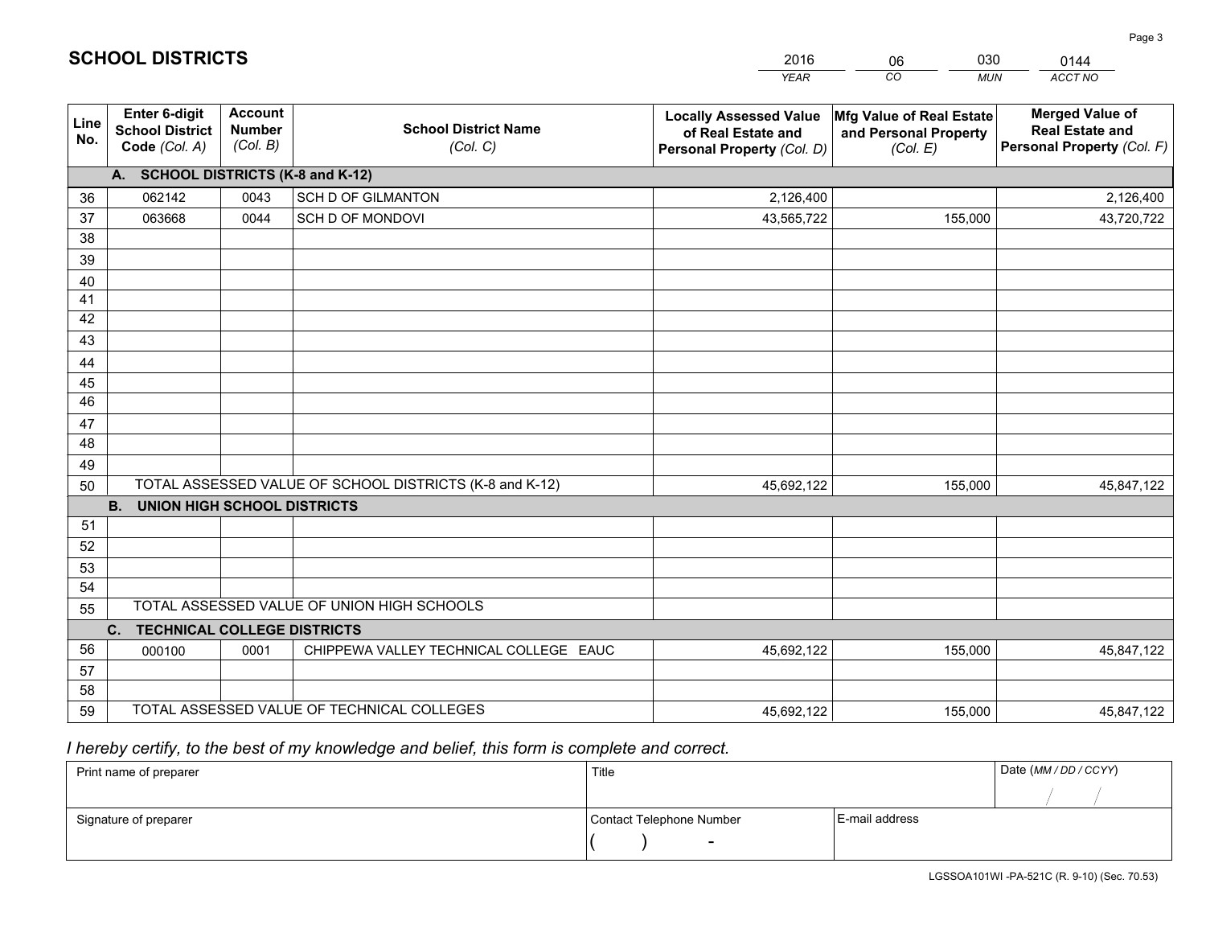# SCHOOL DISTRICTS

| 2016 | 06 | 030 | 0144 |
|---|---|---|---|
| *YEAR* | *CO* | *MUN* | *ACCT NO* |

| Line No. | Enter 6-digit School District Code *(Col. A)* | Account Number *(Col. B)* | School District Name *(Col. C)* | Locally Assessed Value of Real Estate and Personal Property *(Col. D)* | Mfg Value of Real Estate and Personal Property *(Col. E)* | Merged Value of Real Estate and Personal Property *(Col. F)* |
|---|---|---|---|---|---|---|
| | **A. SCHOOL DISTRICTS (K-8 and K-12)** | | | | | |
| 36 | 062142 | 0043 | SCH D OF GILMANTON | 2,126,400 | | 2,126,400 |
| 37 | 063668 | 0044 | SCH D OF MONDOVI | 43,565,722 | 155,000 | 43,720,722 |
| 38 | | | | | | |
| 39 | | | | | | |
| 40 | | | | | | |
| 41 | | | | | | |
| 42 | | | | | | |
| 43 | | | | | | |
| 44 | | | | | | |
| 45 | | | | | | |
| 46 | | | | | | |
| 47 | | | | | | |
| 48 | | | | | | |
| 49 | | | | | | |
| 50 | TOTAL ASSESSED VALUE OF SCHOOL DISTRICTS (K-8 and K-12) | | | 45,692,122 | 155,000 | 45,847,122 |
| | **B. UNION HIGH SCHOOL DISTRICTS** | | | | | |
| 51 | | | | | | |
| 52 | | | | | | |
| 53 | | | | | | |
| 54 | | | | | | |
| 55 | TOTAL ASSESSED VALUE OF UNION HIGH SCHOOLS | | | | | |
| | **C. TECHNICAL COLLEGE DISTRICTS** | | | | | |
| 56 | 000100 | 0001 | CHIPPEWA VALLEY TECHNICAL COLLEGE EAUC | 45,692,122 | 155,000 | 45,847,122 |
| 57 | | | | | | |
| 58 | | | | | | |
| 59 | TOTAL ASSESSED VALUE OF TECHNICAL COLLEGES | | | 45,692,122 | 155,000 | 45,847,122 |

*I hereby certify, to the best of my knowledge and belief, this form is complete and correct.*

| Print name of preparer | Title | | Date *(MM / DD / CCYY)* |
|---|---|---|---|
| | | | / / |
| Signature of preparer | Contact Telephone Number | E-mail address | |
| | ( ) - | | |

LGSSOA101WI -PA-521C (R. 9-10) (Sec. 70.53)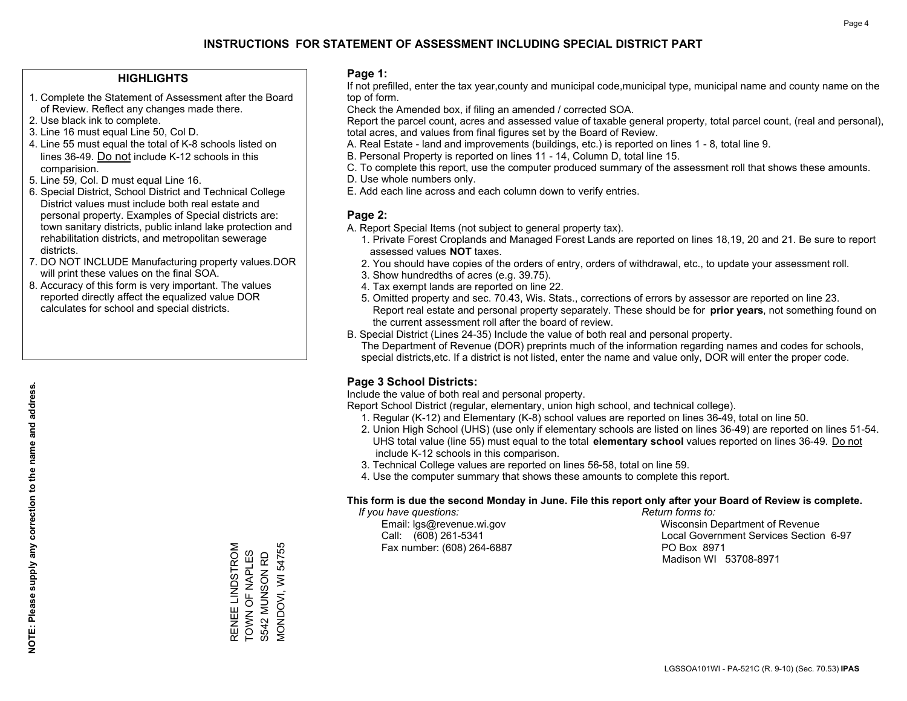# INSTRUCTIONS FOR STATEMENT OF ASSESSMENT INCLUDING SPECIAL DISTRICT PART

## HIGHLIGHTS

1. Complete the Statement of Assessment after the Board of Review. Reflect any changes made there.
2. Use black ink to complete.
3. Line 16 must equal Line 50, Col D.
4. Line 55 must equal the total of K-8 schools listed on lines 36-49. Do not include K-12 schools in this comparision.
5. Line 59, Col. D must equal Line 16.
6. Special District, School District and Technical College District values must include both real estate and personal property. Examples of Special districts are: town sanitary districts, public inland lake protection and rehabilitation districts, and metropolitan sewerage districts.
7. DO NOT INCLUDE Manufacturing property values.DOR will print these values on the final SOA.
8. Accuracy of this form is very important. The values reported directly affect the equalized value DOR calculates for school and special districts.

**NOTE: Please supply any correction to the name and address.**

RENEE LINDSTROM
TOWN OF NAPLES
S542 MUNSON RD
MONDOVI, WI 54755

## Page 1:

If not prefilled, enter the tax year,county and municipal code,municipal type, municipal name and county name on the top of form.

Check the Amended box, if filing an amended / corrected SOA.

Report the parcel count, acres and assessed value of taxable general property, total parcel count, (real and personal), total acres, and values from final figures set by the Board of Review.

A. Real Estate - land and improvements (buildings, etc.) is reported on lines 1 - 8, total line 9.
B. Personal Property is reported on lines 11 - 14, Column D, total line 15.
C. To complete this report, use the computer produced summary of the assessment roll that shows these amounts.
D. Use whole numbers only.
E. Add each line across and each column down to verify entries.

## Page 2:

A. Report Special Items (not subject to general property tax).
   1. Private Forest Croplands and Managed Forest Lands are reported on lines 18,19, 20 and 21. Be sure to report assessed values **NOT** taxes.
   2. You should have copies of the orders of entry, orders of withdrawal, etc., to update your assessment roll.
   3. Show hundredths of acres (e.g. 39.75).
   4. Tax exempt lands are reported on line 22.
   5. Omitted property and sec. 70.43, Wis. Stats., corrections of errors by assessor are reported on line 23. Report real estate and personal property separately. These should be for **prior years**, not something found on the current assessment roll after the board of review.
B. Special District (Lines 24-35) Include the value of both real and personal property.
   The Department of Revenue (DOR) preprints much of the information regarding names and codes for schools, special districts,etc. If a district is not listed, enter the name and value only, DOR will enter the proper code.

## Page 3 School Districts:

Include the value of both real and personal property.

Report School District (regular, elementary, union high school, and technical college).

1. Regular (K-12) and Elementary (K-8) school values are reported on lines 36-49, total on line 50.
2. Union High School (UHS) (use only if elementary schools are listed on lines 36-49) are reported on lines 51-54. UHS total value (line 55) must equal to the total **elementary school** values reported on lines 36-49. Do not include K-12 schools in this comparison.
3. Technical College values are reported on lines 56-58, total on line 59.
4. Use the computer summary that shows these amounts to complete this report.

**This form is due the second Monday in June. File this report only after your Board of Review is complete.**

*If you have questions:*
Email: lgs@revenue.wi.gov
Call: (608) 261-5341
Fax number: (608) 264-6887

*Return forms to:*
Wisconsin Department of Revenue
Local Government Services Section 6-97
PO Box 8971
Madison WI 53708-8971

LGSSOA101WI - PA-521C (R. 9-10) (Sec. 70.53) **IPAS**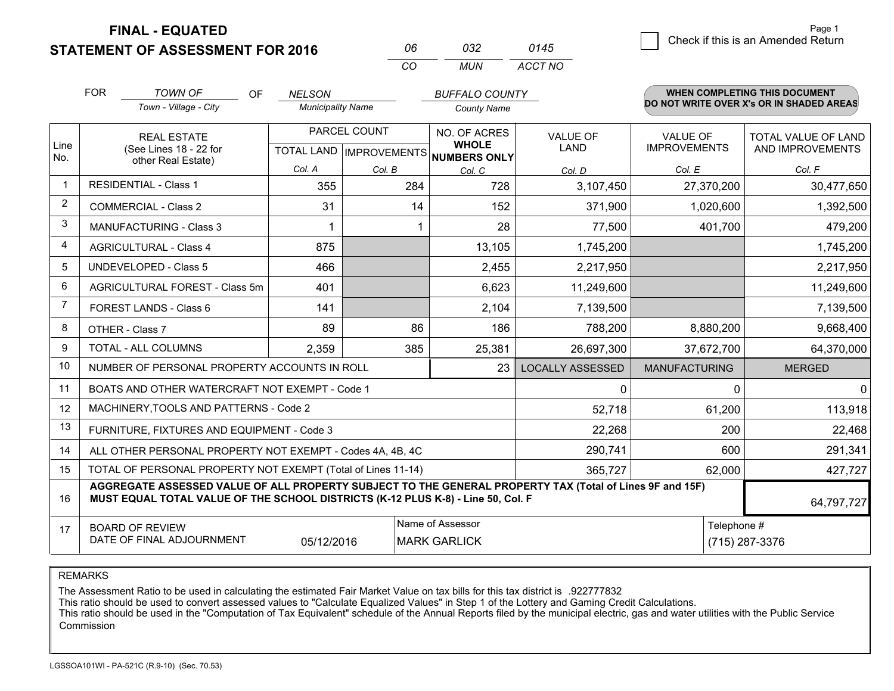# FINAL - EQUATED
# STATEMENT OF ASSESSMENT FOR 2016

| 06 | 032 | 0145 |
|---|---|---|
| CO | MUN | ACCT NO |

Page 1

☐ Check if this is an Amended Return

FOR *TOWN OF* (Town - Village - City) OF *NELSON* (Municipality Name) *BUFFALO COUNTY* (County Name)

**WHEN COMPLETING THIS DOCUMENT DO NOT WRITE OVER X's OR IN SHADED AREAS**

| Line No. | REAL ESTATE (See Lines 18 - 22 for other Real Estate) | PARCEL COUNT TOTAL LAND Col. A | PARCEL COUNT IMPROVEMENTS Col. B | NO. OF ACRES WHOLE NUMBERS ONLY Col. C | VALUE OF LAND Col. D | VALUE OF IMPROVEMENTS Col. E | TOTAL VALUE OF LAND AND IMPROVEMENTS Col. F |
|---|---|---|---|---|---|---|---|
| 1 | RESIDENTIAL - Class 1 | 355 | 284 | 728 | 3,107,450 | 27,370,200 | 30,477,650 |
| 2 | COMMERCIAL - Class 2 | 31 | 14 | 152 | 371,900 | 1,020,600 | 1,392,500 |
| 3 | MANUFACTURING - Class 3 | 1 | 1 | 28 | 77,500 | 401,700 | 479,200 |
| 4 | AGRICULTURAL - Class 4 | 875 | | 13,105 | 1,745,200 | | 1,745,200 |
| 5 | UNDEVELOPED - Class 5 | 466 | | 2,455 | 2,217,950 | | 2,217,950 |
| 6 | AGRICULTURAL FOREST - Class 5m | 401 | | 6,623 | 11,249,600 | | 11,249,600 |
| 7 | FOREST LANDS - Class 6 | 141 | | 2,104 | 7,139,500 | | 7,139,500 |
| 8 | OTHER - Class 7 | 89 | 86 | 186 | 788,200 | 8,880,200 | 9,668,400 |
| 9 | TOTAL - ALL COLUMNS | 2,359 | 385 | 25,381 | 26,697,300 | 37,672,700 | 64,370,000 |
| 10 | NUMBER OF PERSONAL PROPERTY ACCOUNTS IN ROLL | | | 23 | LOCALLY ASSESSED | MANUFACTURING | MERGED |
| 11 | BOATS AND OTHER WATERCRAFT NOT EXEMPT - Code 1 | | | | 0 | 0 | 0 |
| 12 | MACHINERY,TOOLS AND PATTERNS - Code 2 | | | | 52,718 | 61,200 | 113,918 |
| 13 | FURNITURE, FIXTURES AND EQUIPMENT - Code 3 | | | | 22,268 | 200 | 22,468 |
| 14 | ALL OTHER PERSONAL PROPERTY NOT EXEMPT - Codes 4A, 4B, 4C | | | | 290,741 | 600 | 291,341 |
| 15 | TOTAL OF PERSONAL PROPERTY NOT EXEMPT (Total of Lines 11-14) | | | | 365,727 | 62,000 | 427,727 |
| 16 | **AGGREGATE ASSESSED VALUE OF ALL PROPERTY SUBJECT TO THE GENERAL PROPERTY TAX (Total of Lines 9F and 15F) MUST EQUAL TOTAL VALUE OF THE SCHOOL DISTRICTS (K-12 PLUS K-8) - Line 50, Col. F** | | | | | | 64,797,727 |
| 17 | BOARD OF REVIEW DATE OF FINAL ADJOURNMENT | 05/12/2016 | | Name of Assessor: MARK GARLICK | | | Telephone #: (715) 287-3376 |

REMARKS

The Assessment Ratio to be used in calculating the estimated Fair Market Value on tax bills for this tax district is .922777832
This ratio should be used to convert assessed values to "Calculate Equalized Values" in Step 1 of the Lottery and Gaming Credit Calculations.
This ratio should be used in the "Computation of Tax Equivalent" schedule of the Annual Reports filed by the municipal electric, gas and water utilities with the Public Service Commission

LGSSOA101WI - PA-521C (R.9-10) (Sec. 70.53)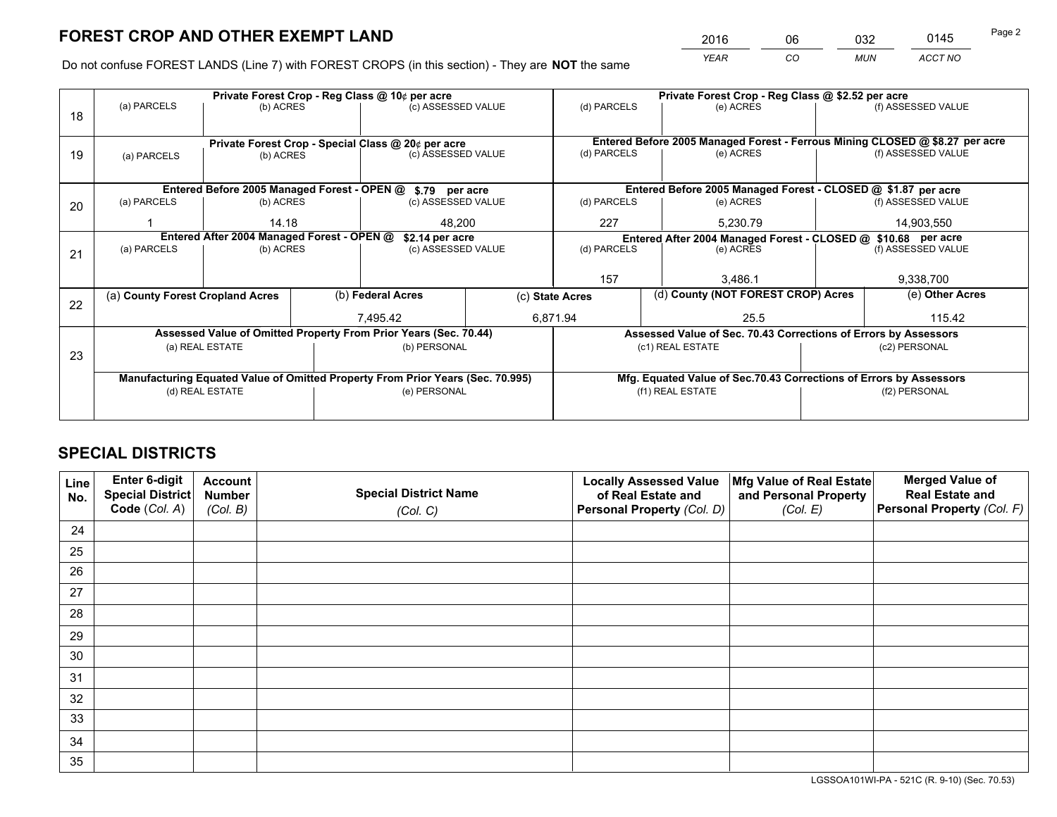# FOREST CROP AND OTHER EXEMPT LAND

| 2016 | 06 | 032 | 0145 |
|---|---|---|---|
| *YEAR* | *CO* | *MUN* | *ACCT NO* |

Do not confuse FOREST LANDS (Line 7) with FOREST CROPS (in this section) - They are **NOT** the same

| Line | Private Forest Crop - Reg Class @ 10¢ per acre | | | Private Forest Crop - Reg Class @ $2.52 per acre | | |
|---|---|---|---|---|---|---|
| 18 | (a) PARCELS | (b) ACRES | (c) ASSESSED VALUE | (d) PARCELS | (e) ACRES | (f) ASSESSED VALUE |
| | | | | | | |
| | **Private Forest Crop - Special Class @ 20¢ per acre** | | | **Entered Before 2005 Managed Forest - Ferrous Mining CLOSED @ $8.27 per acre** | | |
| 19 | (a) PARCELS | (b) ACRES | (c) ASSESSED VALUE | (d) PARCELS | (e) ACRES | (f) ASSESSED VALUE |
| | | | | | | |
| | **Entered Before 2005 Managed Forest - OPEN @ $.79 per acre** | | | **Entered Before 2005 Managed Forest - CLOSED @ $1.87 per acre** | | |
| 20 | (a) PARCELS | (b) ACRES | (c) ASSESSED VALUE | (d) PARCELS | (e) ACRES | (f) ASSESSED VALUE |
| | 1 | 14.18 | 48,200 | 227 | 5,230.79 | 14,903,550 |
| | **Entered After 2004 Managed Forest - OPEN @ $2.14 per acre** | | | **Entered After 2004 Managed Forest - CLOSED @ $10.68 per acre** | | |
| 21 | (a) PARCELS | (b) ACRES | (c) ASSESSED VALUE | (d) PARCELS | (e) ACRES | (f) ASSESSED VALUE |
| | | | | 157 | 3,486.1 | 9,338,700 |

| Line | (a) County Forest Cropland Acres | (b) Federal Acres | (c) State Acres | (d) County (NOT FOREST CROP) Acres | (e) Other Acres |
|---|---|---|---|---|---|
| 22 | | 7,495.42 | 6,871.94 | 25.5 | 115.42 |

| Line | Assessed Value of Omitted Property From Prior Years (Sec. 70.44) | | Assessed Value of Sec. 70.43 Corrections of Errors by Assessors | |
|---|---|---|---|---|
| 23 | (a) REAL ESTATE | (b) PERSONAL | (c1) REAL ESTATE | (c2) PERSONAL |
| | | | | |
| | **Manufacturing Equated Value of Omitted Property From Prior Years (Sec. 70.995)** | | **Mfg. Equated Value of Sec.70.43 Corrections of Errors by Assessors** | |
| | (d) REAL ESTATE | (e) PERSONAL | (f1) REAL ESTATE | (f2) PERSONAL |
| | | | | |

# SPECIAL DISTRICTS

| Line No. | Enter 6-digit Special District Code (*Col. A*) | Account Number (*Col. B*) | Special District Name (*Col. C*) | Locally Assessed Value of Real Estate and Personal Property (*Col. D*) | Mfg Value of Real Estate and Personal Property (*Col. E*) | Merged Value of Real Estate and Personal Property (*Col. F*) |
|---|---|---|---|---|---|---|
| 24 | | | | | | |
| 25 | | | | | | |
| 26 | | | | | | |
| 27 | | | | | | |
| 28 | | | | | | |
| 29 | | | | | | |
| 30 | | | | | | |
| 31 | | | | | | |
| 32 | | | | | | |
| 33 | | | | | | |
| 34 | | | | | | |
| 35 | | | | | | |

LGSSOA101WI-PA - 521C (R. 9-10) (Sec. 70.53)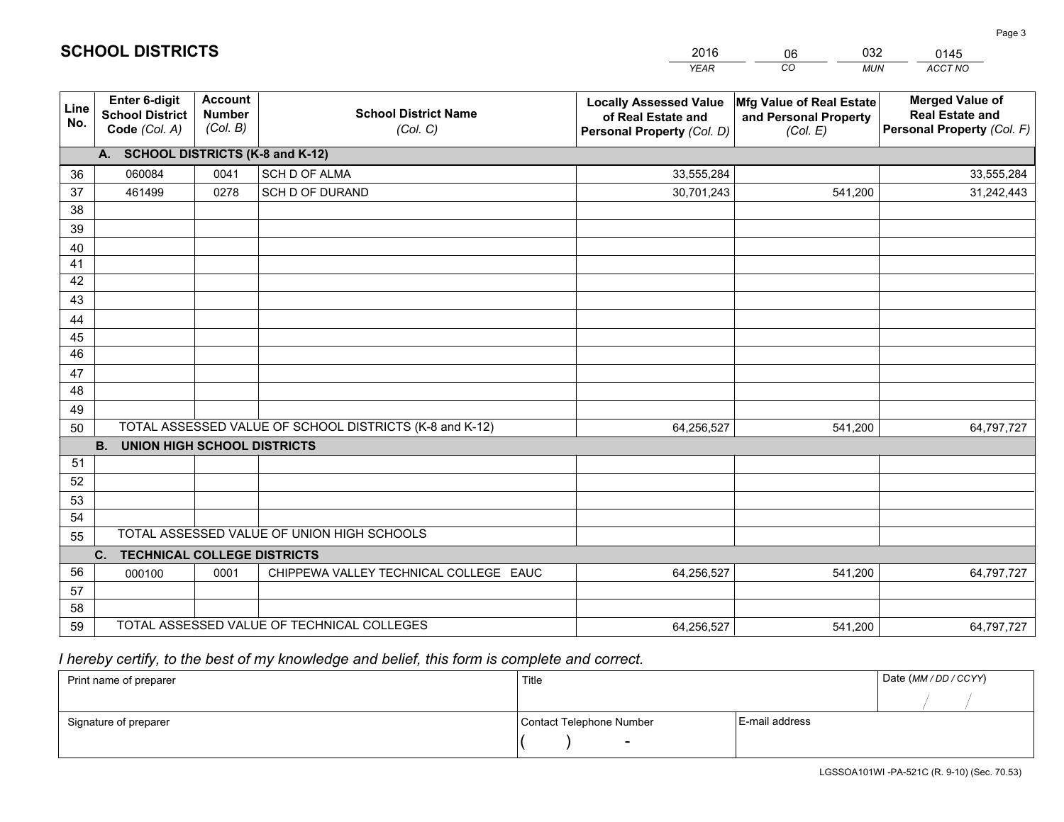# SCHOOL DISTRICTS

| 2016 | 06 | 032 | 0145 |
|---|---|---|---|
| *YEAR* | *CO* | *MUN* | *ACCT NO* |

| Line No. | Enter 6-digit School District Code *(Col. A)* | Account Number *(Col. B)* | School District Name *(Col. C)* | Locally Assessed Value of Real Estate and Personal Property *(Col. D)* | Mfg Value of Real Estate and Personal Property *(Col. E)* | Merged Value of Real Estate and Personal Property *(Col. F)* |
|---|---|---|---|---|---|---|
| **A. SCHOOL DISTRICTS (K-8 and K-12)** | | | | | | |
| 36 | 060084 | 0041 | SCH D OF ALMA | 33,555,284 | | 33,555,284 |
| 37 | 461499 | 0278 | SCH D OF DURAND | 30,701,243 | 541,200 | 31,242,443 |
| 38 | | | | | | |
| 39 | | | | | | |
| 40 | | | | | | |
| 41 | | | | | | |
| 42 | | | | | | |
| 43 | | | | | | |
| 44 | | | | | | |
| 45 | | | | | | |
| 46 | | | | | | |
| 47 | | | | | | |
| 48 | | | | | | |
| 49 | | | | | | |
| 50 | TOTAL ASSESSED VALUE OF SCHOOL DISTRICTS (K-8 and K-12) | | | 64,256,527 | 541,200 | 64,797,727 |
| **B. UNION HIGH SCHOOL DISTRICTS** | | | | | | |
| 51 | | | | | | |
| 52 | | | | | | |
| 53 | | | | | | |
| 54 | | | | | | |
| 55 | TOTAL ASSESSED VALUE OF UNION HIGH SCHOOLS | | | | | |
| **C. TECHNICAL COLLEGE DISTRICTS** | | | | | | |
| 56 | 000100 | 0001 | CHIPPEWA VALLEY TECHNICAL COLLEGE EAUC | 64,256,527 | 541,200 | 64,797,727 |
| 57 | | | | | | |
| 58 | | | | | | |
| 59 | TOTAL ASSESSED VALUE OF TECHNICAL COLLEGES | | | 64,256,527 | 541,200 | 64,797,727 |

*I hereby certify, to the best of my knowledge and belief, this form is complete and correct.*

| Print name of preparer | Title | | Date *(MM / DD / CCYY)* |
|---|---|---|---|
| | | | / / |
| Signature of preparer | Contact Telephone Number | E-mail address | |
| | ( ) - | | |

LGSSOA101WI -PA-521C (R. 9-10) (Sec. 70.53)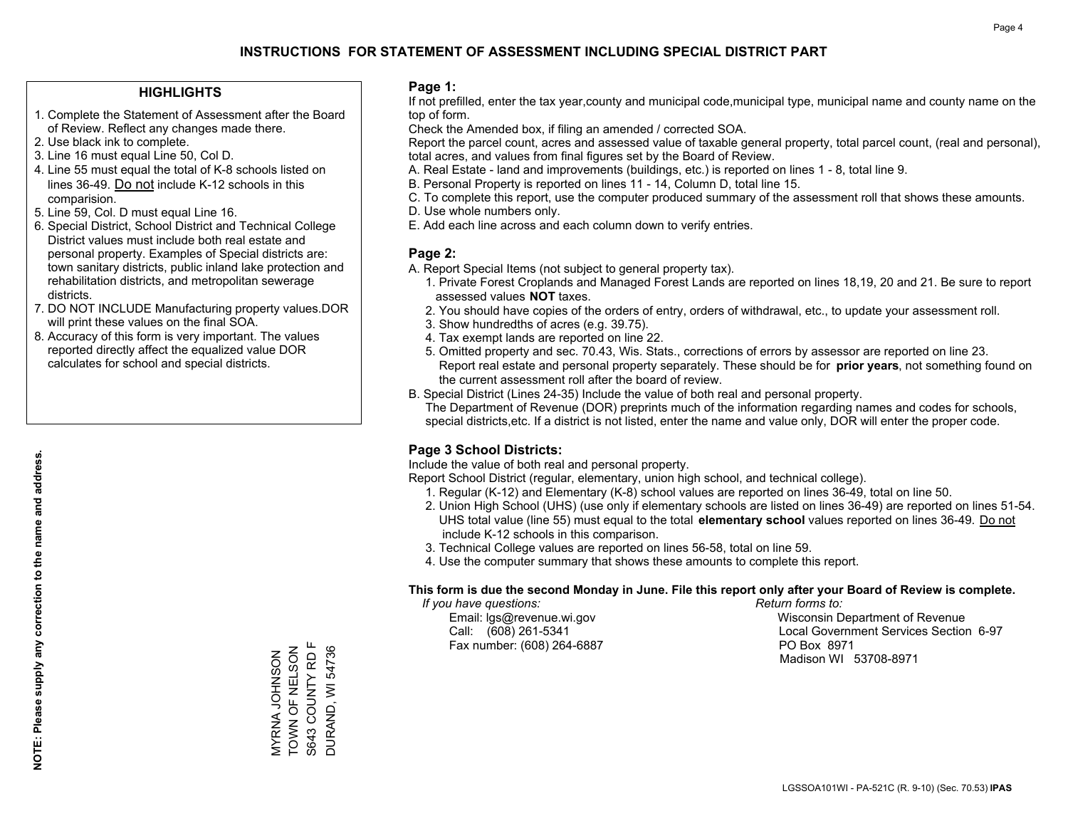# INSTRUCTIONS FOR STATEMENT OF ASSESSMENT INCLUDING SPECIAL DISTRICT PART

## HIGHLIGHTS

1. Complete the Statement of Assessment after the Board of Review. Reflect any changes made there.
2. Use black ink to complete.
3. Line 16 must equal Line 50, Col D.
4. Line 55 must equal the total of K-8 schools listed on lines 36-49. Do not include K-12 schools in this comparision.
5. Line 59, Col. D must equal Line 16.
6. Special District, School District and Technical College District values must include both real estate and personal property. Examples of Special districts are: town sanitary districts, public inland lake protection and rehabilitation districts, and metropolitan sewerage districts.
7. DO NOT INCLUDE Manufacturing property values.DOR will print these values on the final SOA.
8. Accuracy of this form is very important. The values reported directly affect the equalized value DOR calculates for school and special districts.

**NOTE: Please supply any correction to the name and address.**

MYRNA JOHNSON
TOWN OF NELSON
S643 COUNTY RD F
DURAND, WI 54736

## Page 1:

If not prefilled, enter the tax year,county and municipal code,municipal type, municipal name and county name on the top of form.

Check the Amended box, if filing an amended / corrected SOA.

Report the parcel count, acres and assessed value of taxable general property, total parcel count, (real and personal), total acres, and values from final figures set by the Board of Review.

A. Real Estate - land and improvements (buildings, etc.) is reported on lines 1 - 8, total line 9.
B. Personal Property is reported on lines 11 - 14, Column D, total line 15.
C. To complete this report, use the computer produced summary of the assessment roll that shows these amounts.
D. Use whole numbers only.
E. Add each line across and each column down to verify entries.

## Page 2:

A. Report Special Items (not subject to general property tax).
   1. Private Forest Croplands and Managed Forest Lands are reported on lines 18,19, 20 and 21. Be sure to report assessed values **NOT** taxes.
   2. You should have copies of the orders of entry, orders of withdrawal, etc., to update your assessment roll.
   3. Show hundredths of acres (e.g. 39.75).
   4. Tax exempt lands are reported on line 22.
   5. Omitted property and sec. 70.43, Wis. Stats., corrections of errors by assessor are reported on line 23. Report real estate and personal property separately. These should be for **prior years**, not something found on the current assessment roll after the board of review.
B. Special District (Lines 24-35) Include the value of both real and personal property.
   The Department of Revenue (DOR) preprints much of the information regarding names and codes for schools, special districts,etc. If a district is not listed, enter the name and value only, DOR will enter the proper code.

## Page 3 School Districts:

Include the value of both real and personal property.

Report School District (regular, elementary, union high school, and technical college).

1. Regular (K-12) and Elementary (K-8) school values are reported on lines 36-49, total on line 50.
2. Union High School (UHS) (use only if elementary schools are listed on lines 36-49) are reported on lines 51-54. UHS total value (line 55) must equal to the total **elementary school** values reported on lines 36-49. Do not include K-12 schools in this comparison.
3. Technical College values are reported on lines 56-58, total on line 59.
4. Use the computer summary that shows these amounts to complete this report.

**This form is due the second Monday in June. File this report only after your Board of Review is complete.**

*If you have questions:*
Email: lgs@revenue.wi.gov
Call: (608) 261-5341
Fax number: (608) 264-6887

*Return forms to:*
Wisconsin Department of Revenue
Local Government Services Section 6-97
PO Box 8971
Madison WI 53708-8971

LGSSOA101WI - PA-521C (R. 9-10) (Sec. 70.53) **IPAS**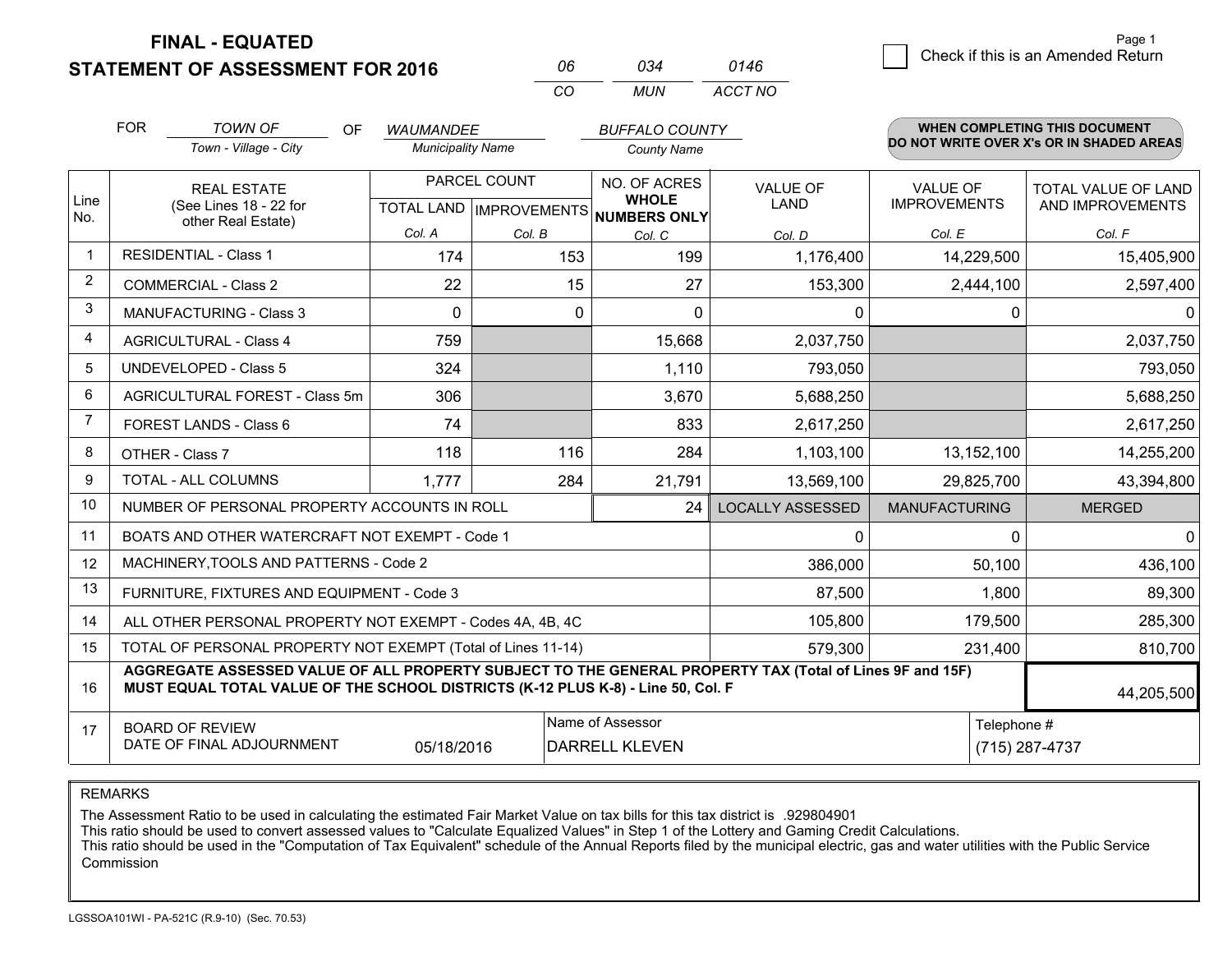**FINAL - EQUATED**

**STATEMENT OF ASSESSMENT FOR 2016**

| 06 | 034 | 0146 |
|---|---|---|
| CO | MUN | ACCT NO |

Page 1

☐ Check if this is an Amended Return

FOR *TOWN OF* (Town - Village - City) OF *WAUMANDEE* (Municipality Name) *BUFFALO COUNTY* (County Name)

**WHEN COMPLETING THIS DOCUMENT DO NOT WRITE OVER X's OR IN SHADED AREAS**

| Line No. | REAL ESTATE (See Lines 18 - 22 for other Real Estate) | PARCEL COUNT TOTAL LAND Col. A | PARCEL COUNT IMPROVEMENTS Col. B | NO. OF ACRES WHOLE NUMBERS ONLY Col. C | VALUE OF LAND Col. D | VALUE OF IMPROVEMENTS Col. E | TOTAL VALUE OF LAND AND IMPROVEMENTS Col. F |
|---|---|---|---|---|---|---|---|
| 1 | RESIDENTIAL - Class 1 | 174 | 153 | 199 | 1,176,400 | 14,229,500 | 15,405,900 |
| 2 | COMMERCIAL - Class 2 | 22 | 15 | 27 | 153,300 | 2,444,100 | 2,597,400 |
| 3 | MANUFACTURING - Class 3 | 0 | 0 | 0 | 0 | 0 | 0 |
| 4 | AGRICULTURAL - Class 4 | 759 | | 15,668 | 2,037,750 | | 2,037,750 |
| 5 | UNDEVELOPED - Class 5 | 324 | | 1,110 | 793,050 | | 793,050 |
| 6 | AGRICULTURAL FOREST - Class 5m | 306 | | 3,670 | 5,688,250 | | 5,688,250 |
| 7 | FOREST LANDS - Class 6 | 74 | | 833 | 2,617,250 | | 2,617,250 |
| 8 | OTHER - Class 7 | 118 | 116 | 284 | 1,103,100 | 13,152,100 | 14,255,200 |
| 9 | TOTAL - ALL COLUMNS | 1,777 | 284 | 21,791 | 13,569,100 | 29,825,700 | 43,394,800 |
| 10 | NUMBER OF PERSONAL PROPERTY ACCOUNTS IN ROLL | | | 24 | LOCALLY ASSESSED | MANUFACTURING | MERGED |
| 11 | BOATS AND OTHER WATERCRAFT NOT EXEMPT - Code 1 | | | | 0 | 0 | 0 |
| 12 | MACHINERY,TOOLS AND PATTERNS - Code 2 | | | | 386,000 | 50,100 | 436,100 |
| 13 | FURNITURE, FIXTURES AND EQUIPMENT - Code 3 | | | | 87,500 | 1,800 | 89,300 |
| 14 | ALL OTHER PERSONAL PROPERTY NOT EXEMPT - Codes 4A, 4B, 4C | | | | 105,800 | 179,500 | 285,300 |
| 15 | TOTAL OF PERSONAL PROPERTY NOT EXEMPT (Total of Lines 11-14) | | | | 579,300 | 231,400 | 810,700 |
| 16 | **AGGREGATE ASSESSED VALUE OF ALL PROPERTY SUBJECT TO THE GENERAL PROPERTY TAX (Total of Lines 9F and 15F) MUST EQUAL TOTAL VALUE OF THE SCHOOL DISTRICTS (K-12 PLUS K-8) - Line 50, Col. F** | | | | | | 44,205,500 |
| 17 | BOARD OF REVIEW DATE OF FINAL ADJOURNMENT | 05/18/2016 | Name of Assessor: DARRELL KLEVEN | | | Telephone #: (715) 287-4737 | |

REMARKS

The Assessment Ratio to be used in calculating the estimated Fair Market Value on tax bills for this tax district is .929804901
This ratio should be used to convert assessed values to "Calculate Equalized Values" in Step 1 of the Lottery and Gaming Credit Calculations.
This ratio should be used in the "Computation of Tax Equivalent" schedule of the Annual Reports filed by the municipal electric, gas and water utilities with the Public Service Commission

LGSSOA101WI - PA-521C (R.9-10) (Sec. 70.53)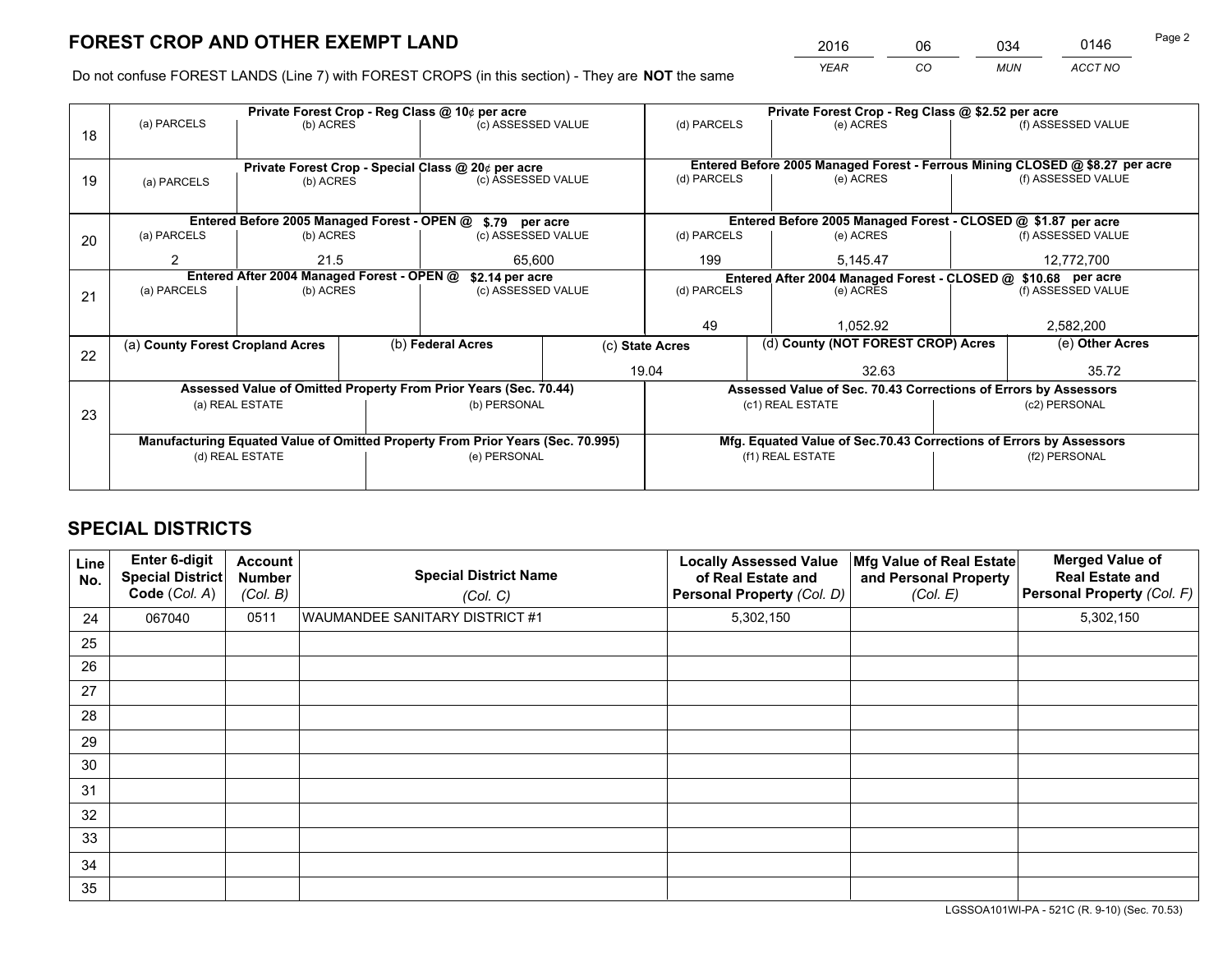# FOREST CROP AND OTHER EXEMPT LAND

| 2016 | 06 | 034 | 0146 |
|---|---|---|---|
| *YEAR* | *CO* | *MUN* | *ACCT NO* |

Do not confuse FOREST LANDS (Line 7) with FOREST CROPS (in this section) - They are **NOT** the same

| Line | Private Forest Crop - Reg Class @ 10¢ per acre | | | Private Forest Crop - Reg Class @ $2.52 per acre | | |
|---|---|---|---|---|---|---|
| 18 | (a) PARCELS | (b) ACRES | (c) ASSESSED VALUE | (d) PARCELS | (e) ACRES | (f) ASSESSED VALUE |
| | | | | | | |
| | **Private Forest Crop - Special Class @ 20¢ per acre** | | | **Entered Before 2005 Managed Forest - Ferrous Mining CLOSED @ $8.27 per acre** | | |
| 19 | (a) PARCELS | (b) ACRES | (c) ASSESSED VALUE | (d) PARCELS | (e) ACRES | (f) ASSESSED VALUE |
| | | | | | | |
| | **Entered Before 2005 Managed Forest - OPEN @ $.79 per acre** | | | **Entered Before 2005 Managed Forest - CLOSED @ $1.87 per acre** | | |
| 20 | (a) PARCELS | (b) ACRES | (c) ASSESSED VALUE | (d) PARCELS | (e) ACRES | (f) ASSESSED VALUE |
| | 2 | 21.5 | 65,600 | 199 | 5,145.47 | 12,772,700 |
| | **Entered After 2004 Managed Forest - OPEN @ $2.14 per acre** | | | **Entered After 2004 Managed Forest - CLOSED @ $10.68 per acre** | | |
| 21 | (a) PARCELS | (b) ACRES | (c) ASSESSED VALUE | (d) PARCELS | (e) ACRES | (f) ASSESSED VALUE |
| | | | | 49 | 1,052.92 | 2,582,200 |

| Line | (a) County Forest Cropland Acres | (b) Federal Acres | (c) State Acres | (d) County (NOT FOREST CROP) Acres | (e) Other Acres |
|---|---|---|---|---|---|
| 22 | | | 19.04 | 32.63 | 35.72 |

| Line | Assessed Value of Omitted Property From Prior Years (Sec. 70.44) | | Assessed Value of Sec. 70.43 Corrections of Errors by Assessors | |
|---|---|---|---|---|
| 23 | (a) REAL ESTATE | (b) PERSONAL | (c1) REAL ESTATE | (c2) PERSONAL |
| | | | | |
| | **Manufacturing Equated Value of Omitted Property From Prior Years (Sec. 70.995)** | | **Mfg. Equated Value of Sec.70.43 Corrections of Errors by Assessors** | |
| | (d) REAL ESTATE | (e) PERSONAL | (f1) REAL ESTATE | (f2) PERSONAL |
| | | | | |

# SPECIAL DISTRICTS

| Line No. | Enter 6-digit Special District Code (Col. A) | Account Number (Col. B) | Special District Name (Col. C) | Locally Assessed Value of Real Estate and Personal Property (Col. D) | Mfg Value of Real Estate and Personal Property (Col. E) | Merged Value of Real Estate and Personal Property (Col. F) |
|---|---|---|---|---|---|---|
| 24 | 067040 | 0511 | WAUMANDEE SANITARY DISTRICT #1 | 5,302,150 | | 5,302,150 |
| 25 | | | | | | |
| 26 | | | | | | |
| 27 | | | | | | |
| 28 | | | | | | |
| 29 | | | | | | |
| 30 | | | | | | |
| 31 | | | | | | |
| 32 | | | | | | |
| 33 | | | | | | |
| 34 | | | | | | |
| 35 | | | | | | |

LGSSOA101WI-PA - 521C (R. 9-10) (Sec. 70.53)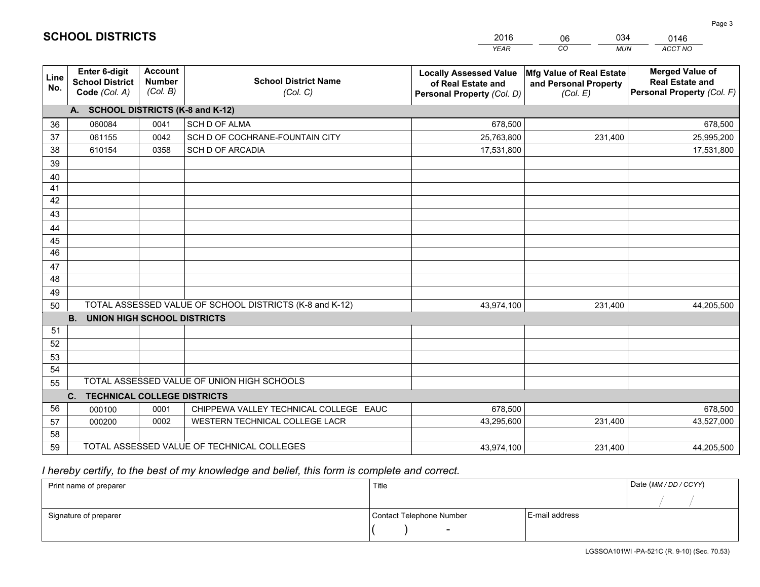# SCHOOL DISTRICTS

| 2016 | 06 | 034 | 0146 |
|---|---|---|---|
| *YEAR* | *CO* | *MUN* | *ACCT NO* |

| Line No. | Enter 6-digit School District Code *(Col. A)* | Account Number *(Col. B)* | School District Name *(Col. C)* | Locally Assessed Value of Real Estate and Personal Property *(Col. D)* | Mfg Value of Real Estate and Personal Property *(Col. E)* | Merged Value of Real Estate and Personal Property *(Col. F)* |
|---|---|---|---|---|---|---|
| **A.** | **SCHOOL DISTRICTS (K-8 and K-12)** | | | | | |
| 36 | 060084 | 0041 | SCH D OF ALMA | 678,500 | | 678,500 |
| 37 | 061155 | 0042 | SCH D OF COCHRANE-FOUNTAIN CITY | 25,763,800 | 231,400 | 25,995,200 |
| 38 | 610154 | 0358 | SCH D OF ARCADIA | 17,531,800 | | 17,531,800 |
| 39 | | | | | | |
| 40 | | | | | | |
| 41 | | | | | | |
| 42 | | | | | | |
| 43 | | | | | | |
| 44 | | | | | | |
| 45 | | | | | | |
| 46 | | | | | | |
| 47 | | | | | | |
| 48 | | | | | | |
| 49 | | | | | | |
| 50 | TOTAL ASSESSED VALUE OF SCHOOL DISTRICTS (K-8 and K-12) | | | 43,974,100 | 231,400 | 44,205,500 |
| **B.** | **UNION HIGH SCHOOL DISTRICTS** | | | | | |
| 51 | | | | | | |
| 52 | | | | | | |
| 53 | | | | | | |
| 54 | | | | | | |
| 55 | TOTAL ASSESSED VALUE OF UNION HIGH SCHOOLS | | | | | |
| **C.** | **TECHNICAL COLLEGE DISTRICTS** | | | | | |
| 56 | 000100 | 0001 | CHIPPEWA VALLEY TECHNICAL COLLEGE EAUC | 678,500 | | 678,500 |
| 57 | 000200 | 0002 | WESTERN TECHNICAL COLLEGE LACR | 43,295,600 | 231,400 | 43,527,000 |
| 58 | | | | | | |
| 59 | TOTAL ASSESSED VALUE OF TECHNICAL COLLEGES | | | 43,974,100 | 231,400 | 44,205,500 |

*I hereby certify, to the best of my knowledge and belief, this form is complete and correct.*

| Print name of preparer | Title | | Date *(MM / DD / CCYY)* |
|---|---|---|---|
| | | | / / |
| Signature of preparer | Contact Telephone Number | E-mail address | |
| | ( ) - | | |

LGSSOA101WI -PA-521C (R. 9-10) (Sec. 70.53)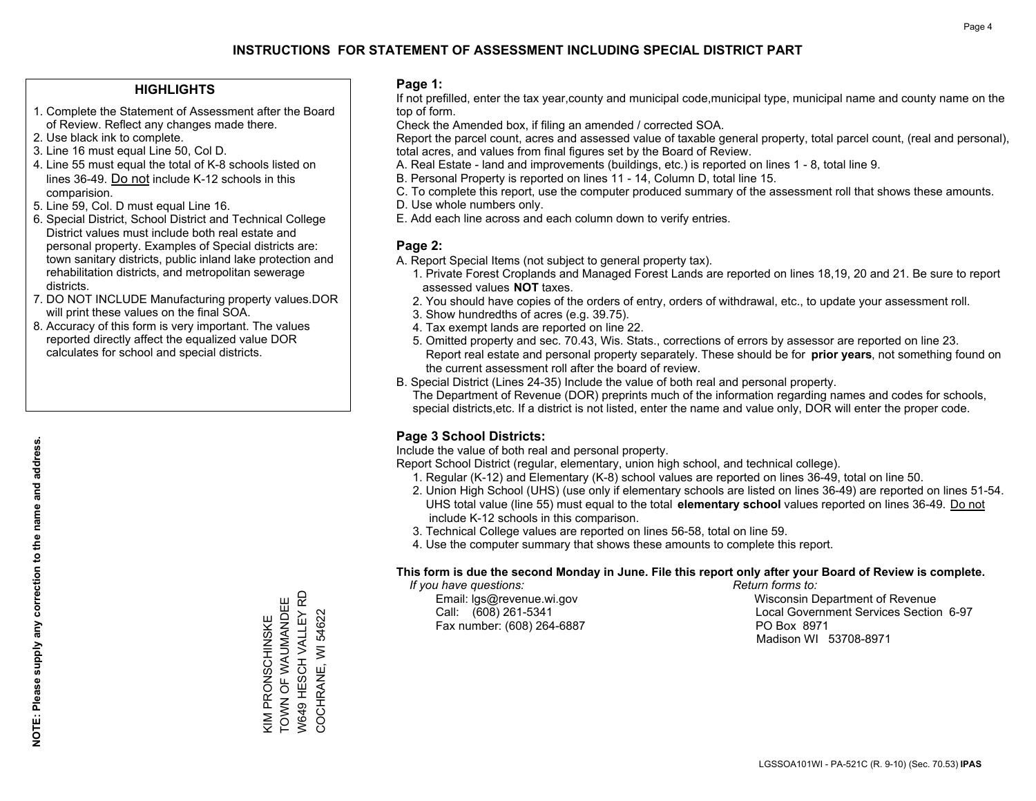# INSTRUCTIONS FOR STATEMENT OF ASSESSMENT INCLUDING SPECIAL DISTRICT PART

## HIGHLIGHTS

1. Complete the Statement of Assessment after the Board of Review. Reflect any changes made there.
2. Use black ink to complete.
3. Line 16 must equal Line 50, Col D.
4. Line 55 must equal the total of K-8 schools listed on lines 36-49. Do not include K-12 schools in this comparision.
5. Line 59, Col. D must equal Line 16.
6. Special District, School District and Technical College District values must include both real estate and personal property. Examples of Special districts are: town sanitary districts, public inland lake protection and rehabilitation districts, and metropolitan sewerage districts.
7. DO NOT INCLUDE Manufacturing property values.DOR will print these values on the final SOA.
8. Accuracy of this form is very important. The values reported directly affect the equalized value DOR calculates for school and special districts.

**NOTE: Please supply any correction to the name and address.**

KIM PRONSCHINSKE
TOWN OF WAUMANDEE
W649 HESCH VALLEY RD
COCHRANE, WI 54622

## Page 1:

If not prefilled, enter the tax year,county and municipal code,municipal type, municipal name and county name on the top of form.

Check the Amended box, if filing an amended / corrected SOA.

Report the parcel count, acres and assessed value of taxable general property, total parcel count, (real and personal), total acres, and values from final figures set by the Board of Review.

A. Real Estate - land and improvements (buildings, etc.) is reported on lines 1 - 8, total line 9.
B. Personal Property is reported on lines 11 - 14, Column D, total line 15.
C. To complete this report, use the computer produced summary of the assessment roll that shows these amounts.
D. Use whole numbers only.
E. Add each line across and each column down to verify entries.

## Page 2:

A. Report Special Items (not subject to general property tax).
   1. Private Forest Croplands and Managed Forest Lands are reported on lines 18,19, 20 and 21. Be sure to report assessed values **NOT** taxes.
   2. You should have copies of the orders of entry, orders of withdrawal, etc., to update your assessment roll.
   3. Show hundredths of acres (e.g. 39.75).
   4. Tax exempt lands are reported on line 22.
   5. Omitted property and sec. 70.43, Wis. Stats., corrections of errors by assessor are reported on line 23. Report real estate and personal property separately. These should be for **prior years**, not something found on the current assessment roll after the board of review.
B. Special District (Lines 24-35) Include the value of both real and personal property.
   The Department of Revenue (DOR) preprints much of the information regarding names and codes for schools, special districts,etc. If a district is not listed, enter the name and value only, DOR will enter the proper code.

## Page 3 School Districts:

Include the value of both real and personal property.

Report School District (regular, elementary, union high school, and technical college).

1. Regular (K-12) and Elementary (K-8) school values are reported on lines 36-49, total on line 50.
2. Union High School (UHS) (use only if elementary schools are listed on lines 36-49) are reported on lines 51-54. UHS total value (line 55) must equal to the total **elementary school** values reported on lines 36-49. Do not include K-12 schools in this comparison.
3. Technical College values are reported on lines 56-58, total on line 59.
4. Use the computer summary that shows these amounts to complete this report.

**This form is due the second Monday in June. File this report only after your Board of Review is complete.**

*If you have questions:*
Email: lgs@revenue.wi.gov
Call: (608) 261-5341
Fax number: (608) 264-6887

*Return forms to:*
Wisconsin Department of Revenue
Local Government Services Section 6-97
PO Box 8971
Madison WI 53708-8971

LGSSOA101WI - PA-521C (R. 9-10) (Sec. 70.53) **IPAS**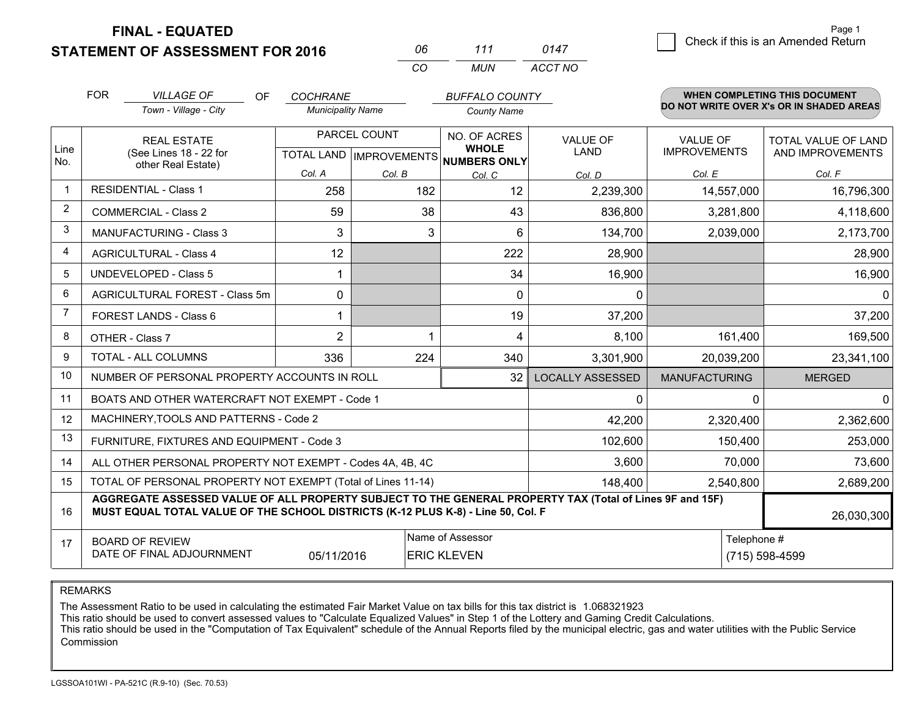**FINAL - EQUATED**
**STATEMENT OF ASSESSMENT FOR 2016**

| 06 | 111 | 0147 |
|---|---|---|
| CO | MUN | ACCT NO |

Page 1

☐ Check if this is an Amended Return

FOR *VILLAGE OF* (Town - Village - City) OF *COCHRANE* (Municipality Name) *BUFFALO COUNTY* (County Name)

**WHEN COMPLETING THIS DOCUMENT DO NOT WRITE OVER X's OR IN SHADED AREAS**

| Line No. | REAL ESTATE (See Lines 18 - 22 for other Real Estate) | PARCEL COUNT TOTAL LAND Col. A | PARCEL COUNT IMPROVEMENTS Col. B | NO. OF ACRES WHOLE NUMBERS ONLY Col. C | VALUE OF LAND Col. D | VALUE OF IMPROVEMENTS Col. E | TOTAL VALUE OF LAND AND IMPROVEMENTS Col. F |
|---|---|---|---|---|---|---|---|
| 1 | RESIDENTIAL - Class 1 | 258 | 182 | 12 | 2,239,300 | 14,557,000 | 16,796,300 |
| 2 | COMMERCIAL - Class 2 | 59 | 38 | 43 | 836,800 | 3,281,800 | 4,118,600 |
| 3 | MANUFACTURING - Class 3 | 3 | 3 | 6 | 134,700 | 2,039,000 | 2,173,700 |
| 4 | AGRICULTURAL - Class 4 | 12 | | 222 | 28,900 | | 28,900 |
| 5 | UNDEVELOPED - Class 5 | 1 | | 34 | 16,900 | | 16,900 |
| 6 | AGRICULTURAL FOREST - Class 5m | 0 | | 0 | 0 | | 0 |
| 7 | FOREST LANDS - Class 6 | 1 | | 19 | 37,200 | | 37,200 |
| 8 | OTHER - Class 7 | 2 | 1 | 4 | 8,100 | 161,400 | 169,500 |
| 9 | TOTAL - ALL COLUMNS | 336 | 224 | 340 | 3,301,900 | 20,039,200 | 23,341,100 |
| 10 | NUMBER OF PERSONAL PROPERTY ACCOUNTS IN ROLL | | | 32 | LOCALLY ASSESSED | MANUFACTURING | MERGED |
| 11 | BOATS AND OTHER WATERCRAFT NOT EXEMPT - Code 1 | | | | 0 | 0 | 0 |
| 12 | MACHINERY,TOOLS AND PATTERNS - Code 2 | | | | 42,200 | 2,320,400 | 2,362,600 |
| 13 | FURNITURE, FIXTURES AND EQUIPMENT - Code 3 | | | | 102,600 | 150,400 | 253,000 |
| 14 | ALL OTHER PERSONAL PROPERTY NOT EXEMPT - Codes 4A, 4B, 4C | | | | 3,600 | 70,000 | 73,600 |
| 15 | TOTAL OF PERSONAL PROPERTY NOT EXEMPT (Total of Lines 11-14) | | | | 148,400 | 2,540,800 | 2,689,200 |
| 16 | **AGGREGATE ASSESSED VALUE OF ALL PROPERTY SUBJECT TO THE GENERAL PROPERTY TAX (Total of Lines 9F and 15F) MUST EQUAL TOTAL VALUE OF THE SCHOOL DISTRICTS (K-12 PLUS K-8) - Line 50, Col. F** | | | | | | 26,030,300 |
| 17 | BOARD OF REVIEW DATE OF FINAL ADJOURNMENT | 05/11/2016 | Name of Assessor: ERIC KLEVEN | | | Telephone #: (715) 598-4599 | |

REMARKS

The Assessment Ratio to be used in calculating the estimated Fair Market Value on tax bills for this tax district is 1.068321923
This ratio should be used to convert assessed values to "Calculate Equalized Values" in Step 1 of the Lottery and Gaming Credit Calculations.
This ratio should be used in the "Computation of Tax Equivalent" schedule of the Annual Reports filed by the municipal electric, gas and water utilities with the Public Service Commission

LGSSOA101WI - PA-521C (R.9-10) (Sec. 70.53)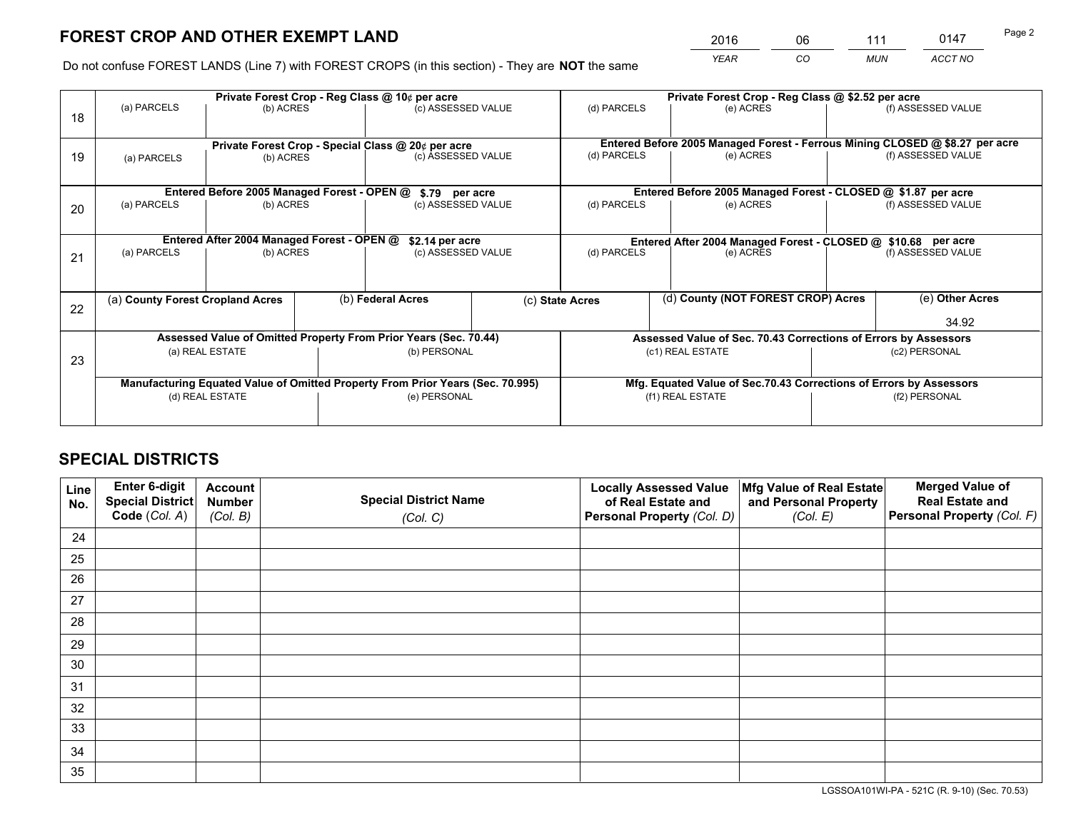# FOREST CROP AND OTHER EXEMPT LAND

| 2016 | 06 | 111 | 0147 |
|---|---|---|---|
| *YEAR* | *CO* | *MUN* | *ACCT NO* |

Do not confuse FOREST LANDS (Line 7) with FOREST CROPS (in this section) - They are **NOT** the same

| | Private Forest Crop - Reg Class @ 10¢ per acre | | | Private Forest Crop - Reg Class @ $2.52 per acre | | |
|---|---|---|---|---|---|---|
| 18 | (a) PARCELS | (b) ACRES | (c) ASSESSED VALUE | (d) PARCELS | (e) ACRES | (f) ASSESSED VALUE |
| | **Private Forest Crop - Special Class @ 20¢ per acre** | | | **Entered Before 2005 Managed Forest - Ferrous Mining CLOSED @ $8.27 per acre** | | |
| 19 | (a) PARCELS | (b) ACRES | (c) ASSESSED VALUE | (d) PARCELS | (e) ACRES | (f) ASSESSED VALUE |
| | **Entered Before 2005 Managed Forest - OPEN @ $.79 per acre** | | | **Entered Before 2005 Managed Forest - CLOSED @ $1.87 per acre** | | |
| 20 | (a) PARCELS | (b) ACRES | (c) ASSESSED VALUE | (d) PARCELS | (e) ACRES | (f) ASSESSED VALUE |
| | **Entered After 2004 Managed Forest - OPEN @ $2.14 per acre** | | | **Entered After 2004 Managed Forest - CLOSED @ $10.68 per acre** | | |
| 21 | (a) PARCELS | (b) ACRES | (c) ASSESSED VALUE | (d) PARCELS | (e) ACRES | (f) ASSESSED VALUE |

| | (a) **County Forest Cropland Acres** | (b) **Federal Acres** | (c) **State Acres** | (d) **County (NOT FOREST CROP) Acres** | (e) **Other Acres** |
|---|---|---|---|---|---|
| 22 | | | | | 34.92 |

| | Assessed Value of Omitted Property From Prior Years (Sec. 70.44) | | Assessed Value of Sec. 70.43 Corrections of Errors by Assessors | |
|---|---|---|---|---|
| 23 | (a) REAL ESTATE | (b) PERSONAL | (c1) REAL ESTATE | (c2) PERSONAL |
| | **Manufacturing Equated Value of Omitted Property From Prior Years (Sec. 70.995)** | | **Mfg. Equated Value of Sec.70.43 Corrections of Errors by Assessors** | |
| | (d) REAL ESTATE | (e) PERSONAL | (f1) REAL ESTATE | (f2) PERSONAL |

# SPECIAL DISTRICTS

| Line No. | Enter 6-digit Special District Code (*Col. A*) | Account Number (*Col. B*) | Special District Name (*Col. C*) | Locally Assessed Value of Real Estate and Personal Property (*Col. D*) | Mfg Value of Real Estate and Personal Property (*Col. E*) | Merged Value of Real Estate and Personal Property (*Col. F*) |
|---|---|---|---|---|---|---|
| 24 | | | | | | |
| 25 | | | | | | |
| 26 | | | | | | |
| 27 | | | | | | |
| 28 | | | | | | |
| 29 | | | | | | |
| 30 | | | | | | |
| 31 | | | | | | |
| 32 | | | | | | |
| 33 | | | | | | |
| 34 | | | | | | |
| 35 | | | | | | |

LGSSOA101WI-PA - 521C (R. 9-10) (Sec. 70.53)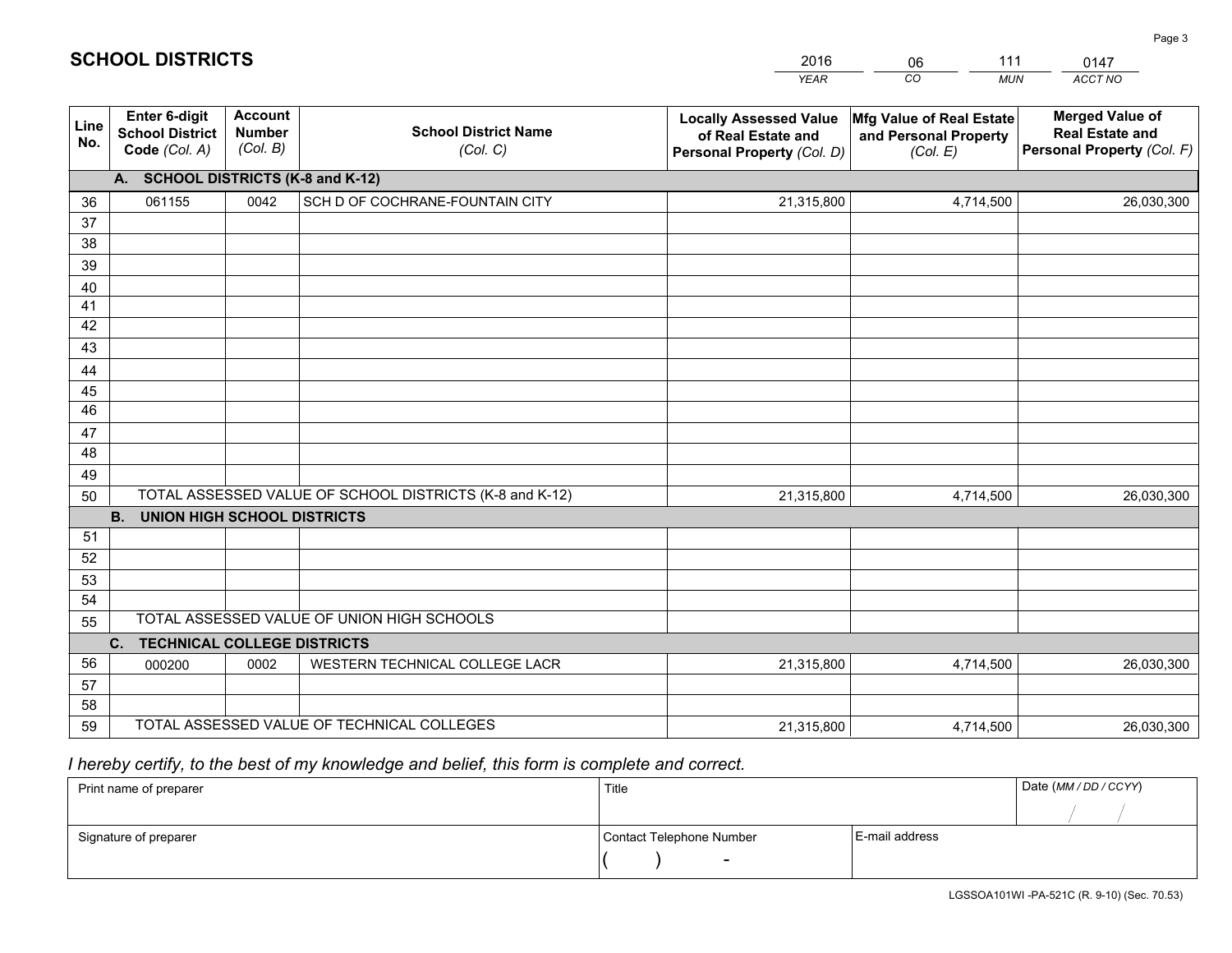# SCHOOL DISTRICTS

| 2016 | 06 | 111 | 0147 |
|---|---|---|---|
| *YEAR* | *CO* | *MUN* | *ACCT NO* |

| Line No. | Enter 6-digit School District Code (Col. A) | Account Number (Col. B) | School District Name (Col. C) | Locally Assessed Value of Real Estate and Personal Property (Col. D) | Mfg Value of Real Estate and Personal Property (Col. E) | Merged Value of Real Estate and Personal Property (Col. F) |
|---|---|---|---|---|---|---|
| **A.** | **SCHOOL DISTRICTS (K-8 and K-12)** | | | | | |
| 36 | 061155 | 0042 | SCH D OF COCHRANE-FOUNTAIN CITY | 21,315,800 | 4,714,500 | 26,030,300 |
| 37 | | | | | | |
| 38 | | | | | | |
| 39 | | | | | | |
| 40 | | | | | | |
| 41 | | | | | | |
| 42 | | | | | | |
| 43 | | | | | | |
| 44 | | | | | | |
| 45 | | | | | | |
| 46 | | | | | | |
| 47 | | | | | | |
| 48 | | | | | | |
| 49 | | | | | | |
| 50 | TOTAL ASSESSED VALUE OF SCHOOL DISTRICTS (K-8 and K-12) | | | 21,315,800 | 4,714,500 | 26,030,300 |
| **B.** | **UNION HIGH SCHOOL DISTRICTS** | | | | | |
| 51 | | | | | | |
| 52 | | | | | | |
| 53 | | | | | | |
| 54 | | | | | | |
| 55 | TOTAL ASSESSED VALUE OF UNION HIGH SCHOOLS | | | | | |
| **C.** | **TECHNICAL COLLEGE DISTRICTS** | | | | | |
| 56 | 000200 | 0002 | WESTERN TECHNICAL COLLEGE LACR | 21,315,800 | 4,714,500 | 26,030,300 |
| 57 | | | | | | |
| 58 | | | | | | |
| 59 | TOTAL ASSESSED VALUE OF TECHNICAL COLLEGES | | | 21,315,800 | 4,714,500 | 26,030,300 |

*I hereby certify, to the best of my knowledge and belief, this form is complete and correct.*

| Print name of preparer | Title | | Date (*MM / DD / CCYY*) |
|---|---|---|---|
| | | | / / |
| Signature of preparer | Contact Telephone Number | E-mail address | |
| | ( ) - | | |

LGSSOA101WI -PA-521C (R. 9-10) (Sec. 70.53)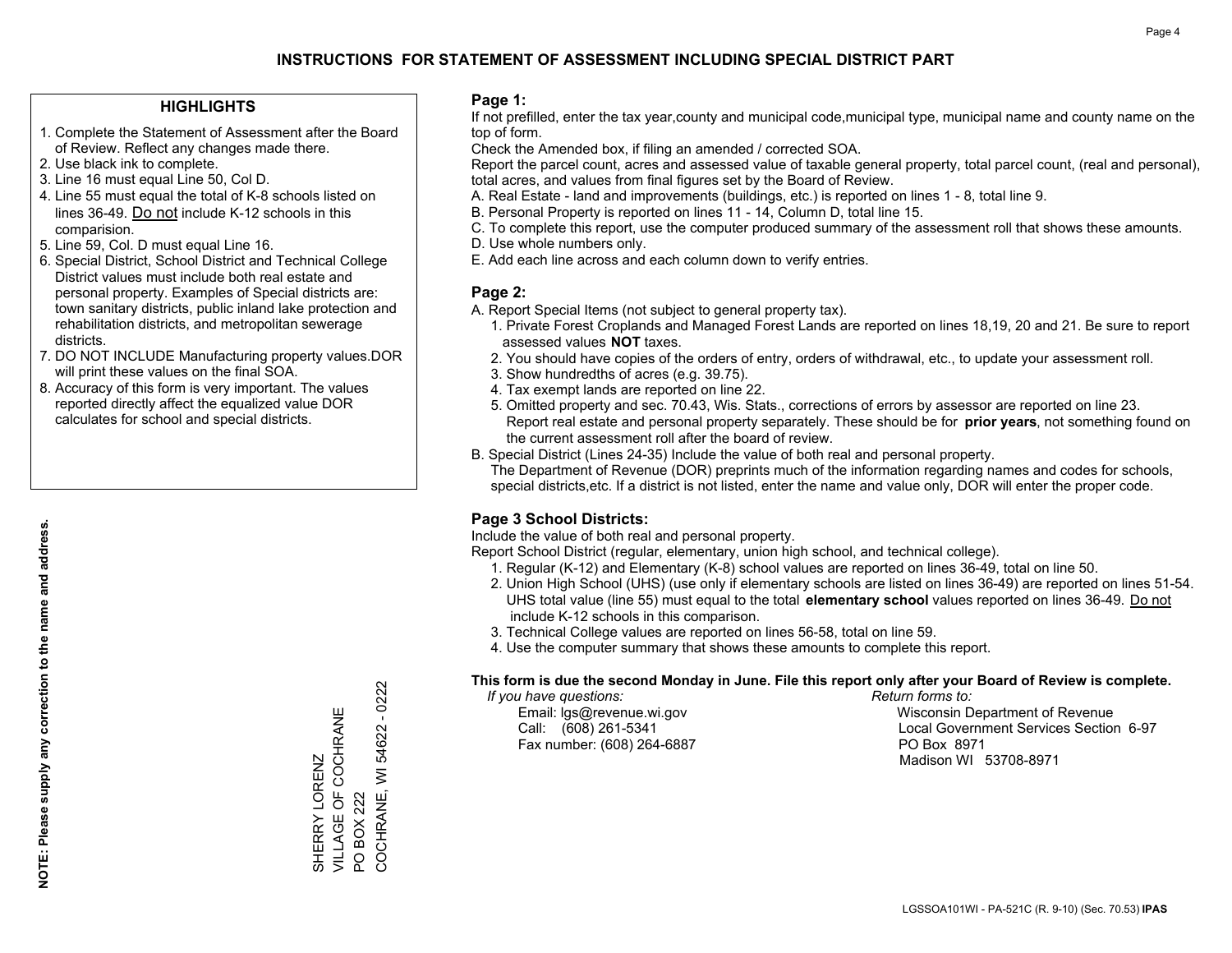# INSTRUCTIONS FOR STATEMENT OF ASSESSMENT INCLUDING SPECIAL DISTRICT PART

## HIGHLIGHTS

1. Complete the Statement of Assessment after the Board of Review. Reflect any changes made there.
2. Use black ink to complete.
3. Line 16 must equal Line 50, Col D.
4. Line 55 must equal the total of K-8 schools listed on lines 36-49. Do not include K-12 schools in this comparision.
5. Line 59, Col. D must equal Line 16.
6. Special District, School District and Technical College District values must include both real estate and personal property. Examples of Special districts are: town sanitary districts, public inland lake protection and rehabilitation districts, and metropolitan sewerage districts.
7. DO NOT INCLUDE Manufacturing property values.DOR will print these values on the final SOA.
8. Accuracy of this form is very important. The values reported directly affect the equalized value DOR calculates for school and special districts.

**NOTE: Please supply any correction to the name and address.**

SHERRY LORENZ
VILLAGE OF COCHRANE
PO BOX 222
COCHRANE, WI 54622 - 0222

## Page 1:

If not prefilled, enter the tax year,county and municipal code,municipal type, municipal name and county name on the top of form.

Check the Amended box, if filing an amended / corrected SOA.

Report the parcel count, acres and assessed value of taxable general property, total parcel count, (real and personal), total acres, and values from final figures set by the Board of Review.

A. Real Estate - land and improvements (buildings, etc.) is reported on lines 1 - 8, total line 9.
B. Personal Property is reported on lines 11 - 14, Column D, total line 15.
C. To complete this report, use the computer produced summary of the assessment roll that shows these amounts.
D. Use whole numbers only.
E. Add each line across and each column down to verify entries.

## Page 2:

A. Report Special Items (not subject to general property tax).
   1. Private Forest Croplands and Managed Forest Lands are reported on lines 18,19, 20 and 21. Be sure to report assessed values **NOT** taxes.
   2. You should have copies of the orders of entry, orders of withdrawal, etc., to update your assessment roll.
   3. Show hundredths of acres (e.g. 39.75).
   4. Tax exempt lands are reported on line 22.
   5. Omitted property and sec. 70.43, Wis. Stats., corrections of errors by assessor are reported on line 23. Report real estate and personal property separately. These should be for **prior years**, not something found on the current assessment roll after the board of review.
B. Special District (Lines 24-35) Include the value of both real and personal property.
   The Department of Revenue (DOR) preprints much of the information regarding names and codes for schools, special districts,etc. If a district is not listed, enter the name and value only, DOR will enter the proper code.

## Page 3 School Districts:

Include the value of both real and personal property.

Report School District (regular, elementary, union high school, and technical college).

1. Regular (K-12) and Elementary (K-8) school values are reported on lines 36-49, total on line 50.
2. Union High School (UHS) (use only if elementary schools are listed on lines 36-49) are reported on lines 51-54. UHS total value (line 55) must equal to the total **elementary school** values reported on lines 36-49. Do not include K-12 schools in this comparison.
3. Technical College values are reported on lines 56-58, total on line 59.
4. Use the computer summary that shows these amounts to complete this report.

**This form is due the second Monday in June. File this report only after your Board of Review is complete.**

*If you have questions:*
Email: lgs@revenue.wi.gov
Call: (608) 261-5341
Fax number: (608) 264-6887

*Return forms to:*
Wisconsin Department of Revenue
Local Government Services Section 6-97
PO Box 8971
Madison WI 53708-8971

LGSSOA101WI - PA-521C (R. 9-10) (Sec. 70.53) **IPAS**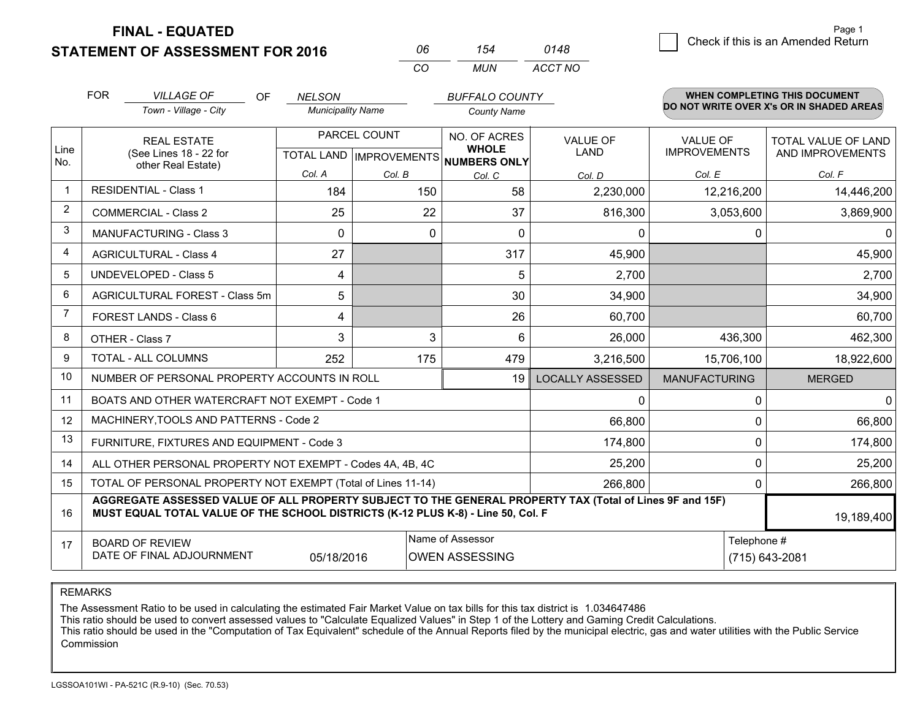**FINAL - EQUATED**
**STATEMENT OF ASSESSMENT FOR 2016**

| 06 | 154 | 0148 |
|---|---|---|
| CO | MUN | ACCT NO |

☐ Check if this is an Amended Return

FOR *VILLAGE OF* (Town - Village - City) OF *NELSON* (Municipality Name) *BUFFALO COUNTY* (County Name)

**WHEN COMPLETING THIS DOCUMENT DO NOT WRITE OVER X's OR IN SHADED AREAS**

| Line No. | REAL ESTATE (See Lines 18 - 22 for other Real Estate) | PARCEL COUNT TOTAL LAND Col. A | PARCEL COUNT IMPROVEMENTS Col. B | NO. OF ACRES WHOLE NUMBERS ONLY Col. C | VALUE OF LAND Col. D | VALUE OF IMPROVEMENTS Col. E | TOTAL VALUE OF LAND AND IMPROVEMENTS Col. F |
|---|---|---|---|---|---|---|---|
| 1 | RESIDENTIAL - Class 1 | 184 | 150 | 58 | 2,230,000 | 12,216,200 | 14,446,200 |
| 2 | COMMERCIAL - Class 2 | 25 | 22 | 37 | 816,300 | 3,053,600 | 3,869,900 |
| 3 | MANUFACTURING - Class 3 | 0 | 0 | 0 | 0 | 0 | 0 |
| 4 | AGRICULTURAL - Class 4 | 27 | | 317 | 45,900 | | 45,900 |
| 5 | UNDEVELOPED - Class 5 | 4 | | 5 | 2,700 | | 2,700 |
| 6 | AGRICULTURAL FOREST - Class 5m | 5 | | 30 | 34,900 | | 34,900 |
| 7 | FOREST LANDS - Class 6 | 4 | | 26 | 60,700 | | 60,700 |
| 8 | OTHER - Class 7 | 3 | 3 | 6 | 26,000 | 436,300 | 462,300 |
| 9 | TOTAL - ALL COLUMNS | 252 | 175 | 479 | 3,216,500 | 15,706,100 | 18,922,600 |
| 10 | NUMBER OF PERSONAL PROPERTY ACCOUNTS IN ROLL | | | 19 | LOCALLY ASSESSED | MANUFACTURING | MERGED |
| 11 | BOATS AND OTHER WATERCRAFT NOT EXEMPT - Code 1 | | | | 0 | 0 | 0 |
| 12 | MACHINERY,TOOLS AND PATTERNS - Code 2 | | | | 66,800 | 0 | 66,800 |
| 13 | FURNITURE, FIXTURES AND EQUIPMENT - Code 3 | | | | 174,800 | 0 | 174,800 |
| 14 | ALL OTHER PERSONAL PROPERTY NOT EXEMPT - Codes 4A, 4B, 4C | | | | 25,200 | 0 | 25,200 |
| 15 | TOTAL OF PERSONAL PROPERTY NOT EXEMPT (Total of Lines 11-14) | | | | 266,800 | 0 | 266,800 |
| 16 | **AGGREGATE ASSESSED VALUE OF ALL PROPERTY SUBJECT TO THE GENERAL PROPERTY TAX (Total of Lines 9F and 15F) MUST EQUAL TOTAL VALUE OF THE SCHOOL DISTRICTS (K-12 PLUS K-8) - Line 50, Col. F** | | | | | | 19,189,400 |
| 17 | BOARD OF REVIEW DATE OF FINAL ADJOURNMENT | 05/18/2016 | | Name of Assessor: OWEN ASSESSING | | Telephone #: (715) 643-2081 | |

REMARKS

The Assessment Ratio to be used in calculating the estimated Fair Market Value on tax bills for this tax district is 1.034647486
This ratio should be used to convert assessed values to "Calculate Equalized Values" in Step 1 of the Lottery and Gaming Credit Calculations.
This ratio should be used in the "Computation of Tax Equivalent" schedule of the Annual Reports filed by the municipal electric, gas and water utilities with the Public Service Commission

LGSSOA101WI - PA-521C (R.9-10) (Sec. 70.53)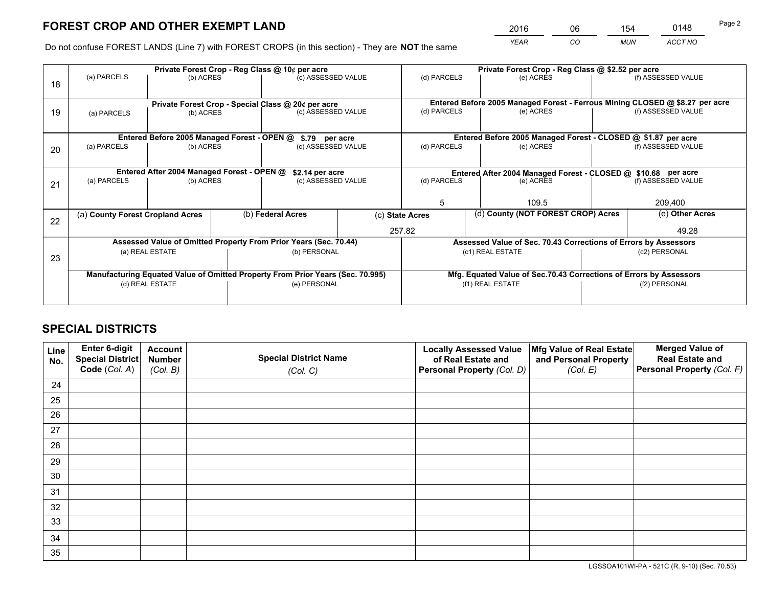# FOREST CROP AND OTHER EXEMPT LAND

| 2016 | 06 | 154 | 0148 |
|---|---|---|---|
| *YEAR* | *CO* | *MUN* | *ACCT NO* |

Do not confuse FOREST LANDS (Line 7) with FOREST CROPS (in this section) - They are **NOT** the same

| Line | Private Forest Crop - Reg Class @ 10¢ per acre | | | Private Forest Crop - Reg Class @ $2.52 per acre | | |
|---|---|---|---|---|---|---|
| 18 | (a) PARCELS | (b) ACRES | (c) ASSESSED VALUE | (d) PARCELS | (e) ACRES | (f) ASSESSED VALUE |
| | | | | | | |
| | **Private Forest Crop - Special Class @ 20¢ per acre** | | | **Entered Before 2005 Managed Forest - Ferrous Mining CLOSED @ $8.27 per acre** | | |
| 19 | (a) PARCELS | (b) ACRES | (c) ASSESSED VALUE | (d) PARCELS | (e) ACRES | (f) ASSESSED VALUE |
| | | | | | | |
| | **Entered Before 2005 Managed Forest - OPEN @ $.79 per acre** | | | **Entered Before 2005 Managed Forest - CLOSED @ $1.87 per acre** | | |
| 20 | (a) PARCELS | (b) ACRES | (c) ASSESSED VALUE | (d) PARCELS | (e) ACRES | (f) ASSESSED VALUE |
| | | | | | | |
| | **Entered After 2004 Managed Forest - OPEN @ $2.14 per acre** | | | **Entered After 2004 Managed Forest - CLOSED @ $10.68 per acre** | | |
| 21 | (a) PARCELS | (b) ACRES | (c) ASSESSED VALUE | (d) PARCELS | (e) ACRES | (f) ASSESSED VALUE |
| | | | | 5 | 109.5 | 209,400 |

| Line | (a) County Forest Cropland Acres | (b) Federal Acres | (c) State Acres | (d) County (NOT FOREST CROP) Acres | (e) Other Acres |
|---|---|---|---|---|---|
| 22 | | | 257.82 | | 49.28 |

| Line | Assessed Value of Omitted Property From Prior Years (Sec. 70.44) | | Assessed Value of Sec. 70.43 Corrections of Errors by Assessors | |
|---|---|---|---|---|
| 23 | (a) REAL ESTATE | (b) PERSONAL | (c1) REAL ESTATE | (c2) PERSONAL |
| | | | | |
| | **Manufacturing Equated Value of Omitted Property From Prior Years (Sec. 70.995)** | | **Mfg. Equated Value of Sec.70.43 Corrections of Errors by Assessors** | |
| | (d) REAL ESTATE | (e) PERSONAL | (f1) REAL ESTATE | (f2) PERSONAL |
| | | | | |

# SPECIAL DISTRICTS

| Line No. | Enter 6-digit Special District Code (*Col. A*) | Account Number (*Col. B*) | Special District Name (*Col. C*) | Locally Assessed Value of Real Estate and Personal Property (*Col. D*) | Mfg Value of Real Estate and Personal Property (*Col. E*) | Merged Value of Real Estate and Personal Property (*Col. F*) |
|---|---|---|---|---|---|---|
| 24 | | | | | | |
| 25 | | | | | | |
| 26 | | | | | | |
| 27 | | | | | | |
| 28 | | | | | | |
| 29 | | | | | | |
| 30 | | | | | | |
| 31 | | | | | | |
| 32 | | | | | | |
| 33 | | | | | | |
| 34 | | | | | | |
| 35 | | | | | | |

LGSSOA101WI-PA - 521C (R. 9-10) (Sec. 70.53)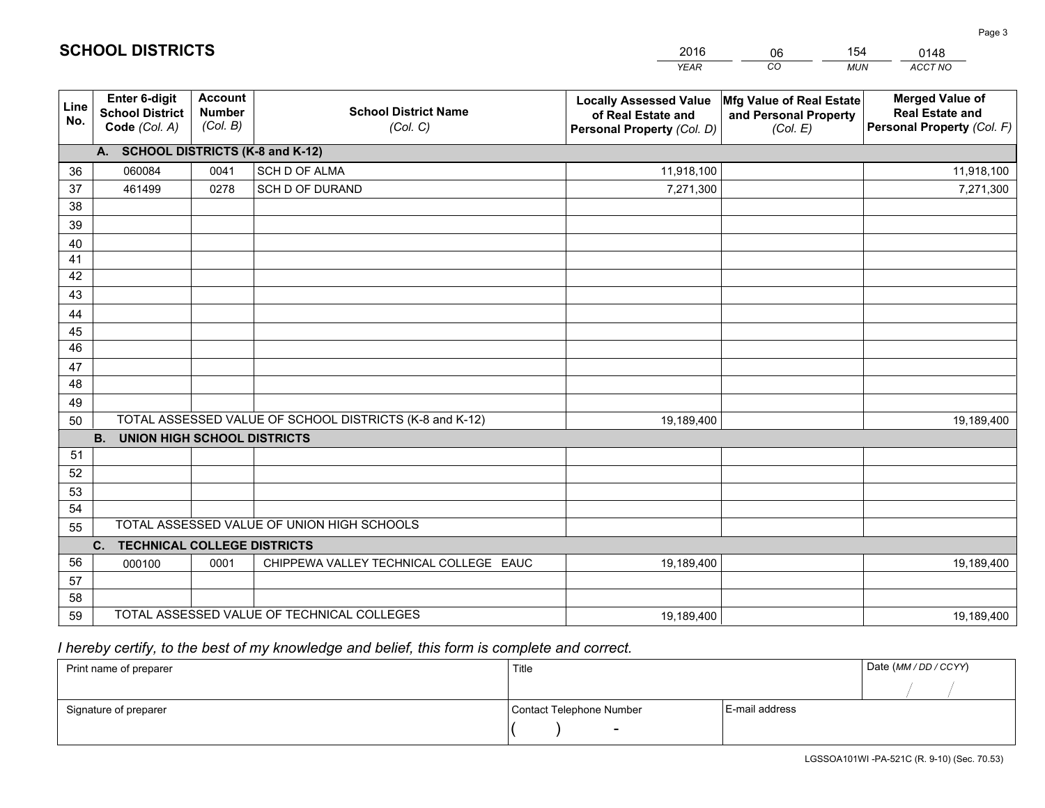## SCHOOL DISTRICTS

| 2016 | 06 | 154 | 0148 |
|---|---|---|---|
| *YEAR* | *CO* | *MUN* | *ACCT NO* |

| Line No. | Enter 6-digit School District Code *(Col. A)* | Account Number *(Col. B)* | School District Name *(Col. C)* | Locally Assessed Value of Real Estate and Personal Property *(Col. D)* | Mfg Value of Real Estate and Personal Property *(Col. E)* | Merged Value of Real Estate and Personal Property *(Col. F)* |
|---|---|---|---|---|---|---|
| **A. SCHOOL DISTRICTS (K-8 and K-12)** | | | | | | |
| 36 | 060084 | 0041 | SCH D OF ALMA | 11,918,100 | | 11,918,100 |
| 37 | 461499 | 0278 | SCH D OF DURAND | 7,271,300 | | 7,271,300 |
| 38 | | | | | | |
| 39 | | | | | | |
| 40 | | | | | | |
| 41 | | | | | | |
| 42 | | | | | | |
| 43 | | | | | | |
| 44 | | | | | | |
| 45 | | | | | | |
| 46 | | | | | | |
| 47 | | | | | | |
| 48 | | | | | | |
| 49 | | | | | | |
| 50 | TOTAL ASSESSED VALUE OF SCHOOL DISTRICTS (K-8 and K-12) | | | 19,189,400 | | 19,189,400 |
| **B. UNION HIGH SCHOOL DISTRICTS** | | | | | | |
| 51 | | | | | | |
| 52 | | | | | | |
| 53 | | | | | | |
| 54 | | | | | | |
| 55 | TOTAL ASSESSED VALUE OF UNION HIGH SCHOOLS | | | | | |
| **C. TECHNICAL COLLEGE DISTRICTS** | | | | | | |
| 56 | 000100 | 0001 | CHIPPEWA VALLEY TECHNICAL COLLEGE EAUC | 19,189,400 | | 19,189,400 |
| 57 | | | | | | |
| 58 | | | | | | |
| 59 | TOTAL ASSESSED VALUE OF TECHNICAL COLLEGES | | | 19,189,400 | | 19,189,400 |

*I hereby certify, to the best of my knowledge and belief, this form is complete and correct.*

| Print name of preparer | Title | | Date *(MM / DD / CCYY)* |
|---|---|---|---|
| | | | / / |
| Signature of preparer | Contact Telephone Number | E-mail address | |
| | ( ) - | | |

LGSSOA101WI -PA-521C (R. 9-10) (Sec. 70.53)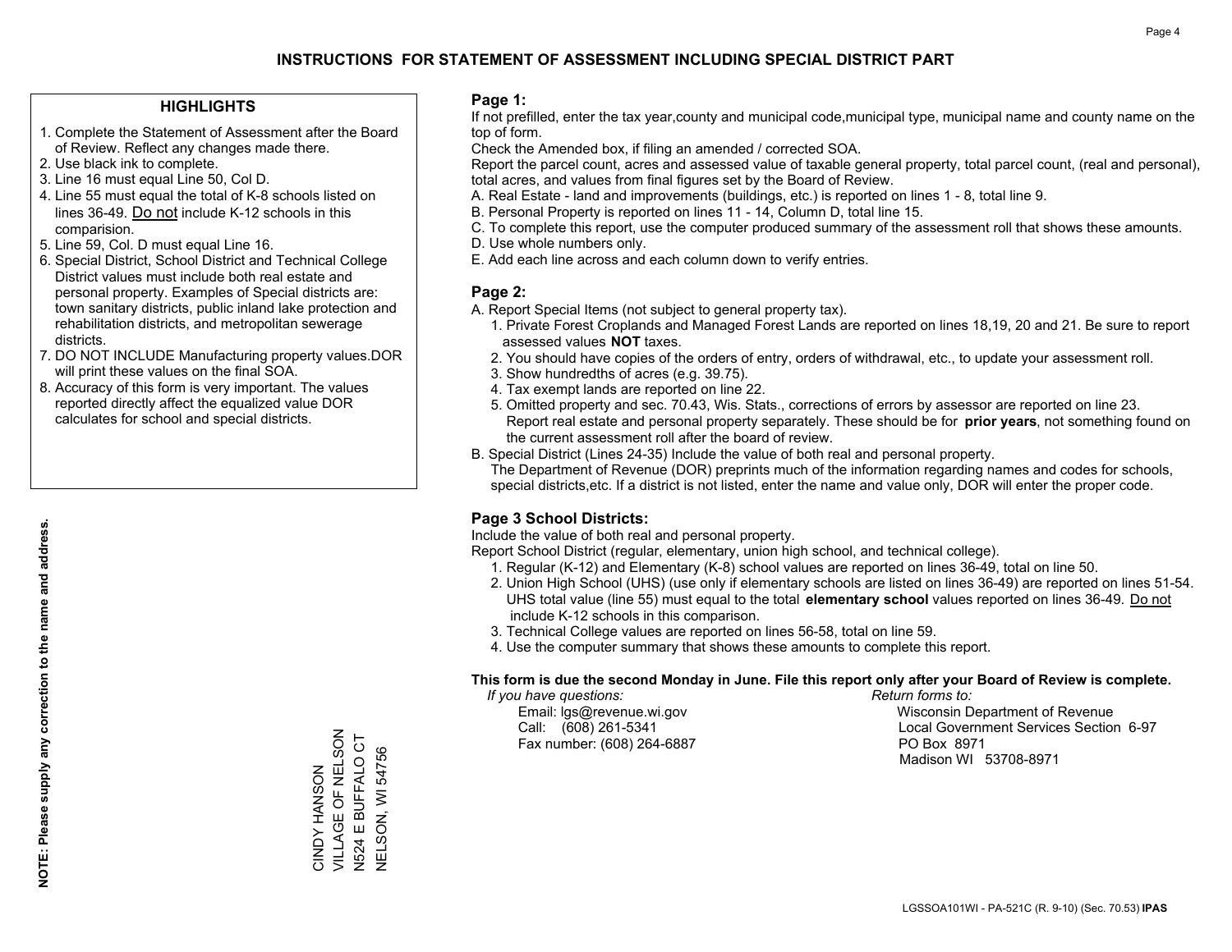# INSTRUCTIONS FOR STATEMENT OF ASSESSMENT INCLUDING SPECIAL DISTRICT PART

## HIGHLIGHTS

1. Complete the Statement of Assessment after the Board of Review. Reflect any changes made there.
2. Use black ink to complete.
3. Line 16 must equal Line 50, Col D.
4. Line 55 must equal the total of K-8 schools listed on lines 36-49. Do not include K-12 schools in this comparision.
5. Line 59, Col. D must equal Line 16.
6. Special District, School District and Technical College District values must include both real estate and personal property. Examples of Special districts are: town sanitary districts, public inland lake protection and rehabilitation districts, and metropolitan sewerage districts.
7. DO NOT INCLUDE Manufacturing property values.DOR will print these values on the final SOA.
8. Accuracy of this form is very important. The values reported directly affect the equalized value DOR calculates for school and special districts.

**NOTE: Please supply any correction to the name and address.**

CINDY HANSON
VILLAGE OF NELSON
N524 E BUFFALO CT
NELSON, WI 54756

## Page 1:

If not prefilled, enter the tax year,county and municipal code,municipal type, municipal name and county name on the top of form.

Check the Amended box, if filing an amended / corrected SOA.

Report the parcel count, acres and assessed value of taxable general property, total parcel count, (real and personal), total acres, and values from final figures set by the Board of Review.

A. Real Estate - land and improvements (buildings, etc.) is reported on lines 1 - 8, total line 9.
B. Personal Property is reported on lines 11 - 14, Column D, total line 15.
C. To complete this report, use the computer produced summary of the assessment roll that shows these amounts.
D. Use whole numbers only.
E. Add each line across and each column down to verify entries.

## Page 2:

A. Report Special Items (not subject to general property tax).
   1. Private Forest Croplands and Managed Forest Lands are reported on lines 18,19, 20 and 21. Be sure to report assessed values **NOT** taxes.
   2. You should have copies of the orders of entry, orders of withdrawal, etc., to update your assessment roll.
   3. Show hundredths of acres (e.g. 39.75).
   4. Tax exempt lands are reported on line 22.
   5. Omitted property and sec. 70.43, Wis. Stats., corrections of errors by assessor are reported on line 23. Report real estate and personal property separately. These should be for **prior years**, not something found on the current assessment roll after the board of review.
B. Special District (Lines 24-35) Include the value of both real and personal property.
   The Department of Revenue (DOR) preprints much of the information regarding names and codes for schools, special districts,etc. If a district is not listed, enter the name and value only, DOR will enter the proper code.

## Page 3 School Districts:

Include the value of both real and personal property.

Report School District (regular, elementary, union high school, and technical college).

1. Regular (K-12) and Elementary (K-8) school values are reported on lines 36-49, total on line 50.
2. Union High School (UHS) (use only if elementary schools are listed on lines 36-49) are reported on lines 51-54. UHS total value (line 55) must equal to the total **elementary school** values reported on lines 36-49. Do not include K-12 schools in this comparison.
3. Technical College values are reported on lines 56-58, total on line 59.
4. Use the computer summary that shows these amounts to complete this report.

**This form is due the second Monday in June. File this report only after your Board of Review is complete.**

*If you have questions:*
Email: lgs@revenue.wi.gov
Call: (608) 261-5341
Fax number: (608) 264-6887

*Return forms to:*
Wisconsin Department of Revenue
Local Government Services Section 6-97
PO Box 8971
Madison WI 53708-8971

LGSSOA101WI - PA-521C (R. 9-10) (Sec. 70.53) **IPAS**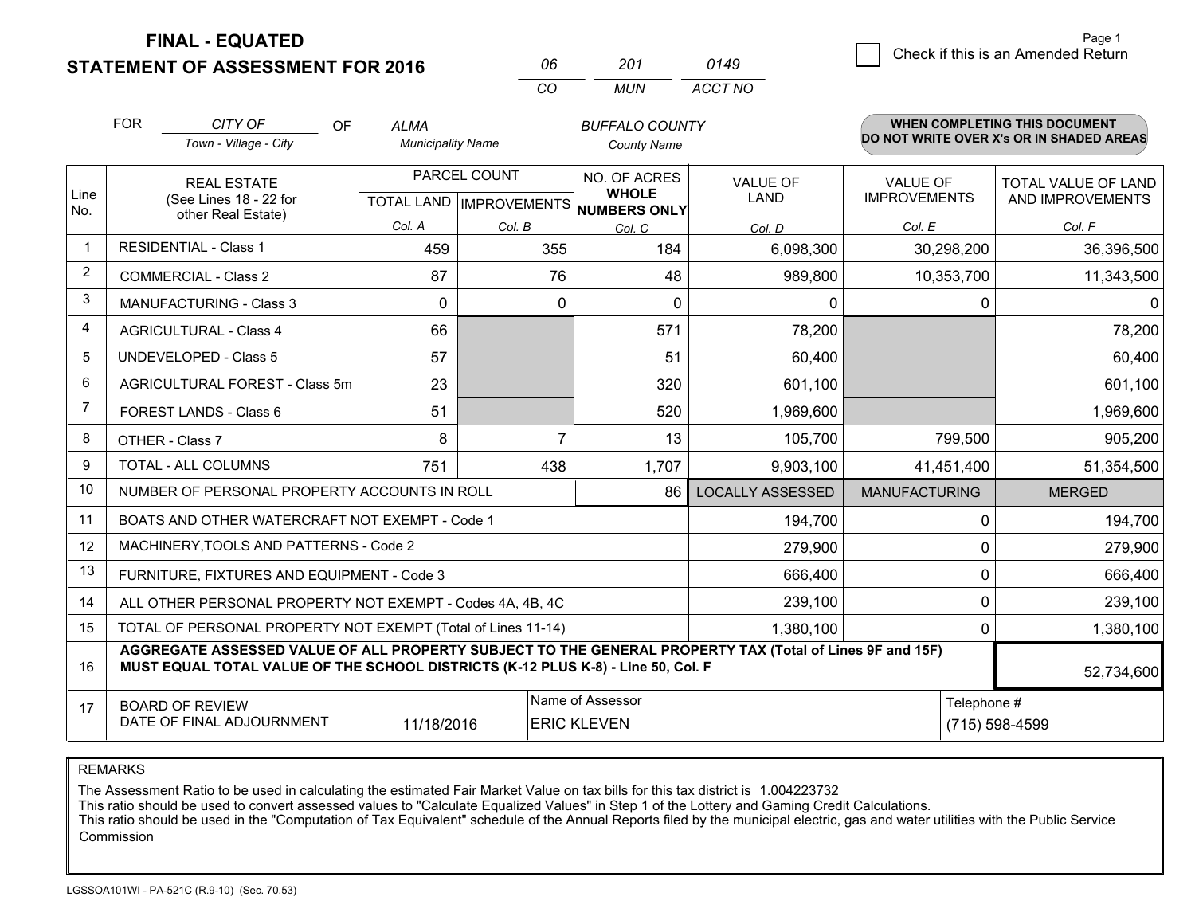# FINAL - EQUATED
# STATEMENT OF ASSESSMENT FOR 2016

| 06 | 201 | 0149 |
|---|---|---|
| CO | MUN | ACCT NO |

Page 1

☐ Check if this is an Amended Return

FOR *CITY OF* (Town - Village - City) OF *ALMA* (Municipality Name) *BUFFALO COUNTY* (County Name)

**WHEN COMPLETING THIS DOCUMENT DO NOT WRITE OVER X's OR IN SHADED AREAS**

| Line No. | REAL ESTATE (See Lines 18 - 22 for other Real Estate) | PARCEL COUNT TOTAL LAND Col. A | PARCEL COUNT IMPROVEMENTS Col. B | NO. OF ACRES WHOLE NUMBERS ONLY Col. C | VALUE OF LAND Col. D | VALUE OF IMPROVEMENTS Col. E | TOTAL VALUE OF LAND AND IMPROVEMENTS Col. F |
|---|---|---|---|---|---|---|---|
| 1 | RESIDENTIAL - Class 1 | 459 | 355 | 184 | 6,098,300 | 30,298,200 | 36,396,500 |
| 2 | COMMERCIAL - Class 2 | 87 | 76 | 48 | 989,800 | 10,353,700 | 11,343,500 |
| 3 | MANUFACTURING - Class 3 | 0 | 0 | 0 | 0 | 0 | 0 |
| 4 | AGRICULTURAL - Class 4 | 66 | | 571 | 78,200 | | 78,200 |
| 5 | UNDEVELOPED - Class 5 | 57 | | 51 | 60,400 | | 60,400 |
| 6 | AGRICULTURAL FOREST - Class 5m | 23 | | 320 | 601,100 | | 601,100 |
| 7 | FOREST LANDS - Class 6 | 51 | | 520 | 1,969,600 | | 1,969,600 |
| 8 | OTHER - Class 7 | 8 | 7 | 13 | 105,700 | 799,500 | 905,200 |
| 9 | TOTAL - ALL COLUMNS | 751 | 438 | 1,707 | 9,903,100 | 41,451,400 | 51,354,500 |
| 10 | NUMBER OF PERSONAL PROPERTY ACCOUNTS IN ROLL | | | 86 | LOCALLY ASSESSED | MANUFACTURING | MERGED |
| 11 | BOATS AND OTHER WATERCRAFT NOT EXEMPT - Code 1 | | | | 194,700 | 0 | 194,700 |
| 12 | MACHINERY,TOOLS AND PATTERNS - Code 2 | | | | 279,900 | 0 | 279,900 |
| 13 | FURNITURE, FIXTURES AND EQUIPMENT - Code 3 | | | | 666,400 | 0 | 666,400 |
| 14 | ALL OTHER PERSONAL PROPERTY NOT EXEMPT - Codes 4A, 4B, 4C | | | | 239,100 | 0 | 239,100 |
| 15 | TOTAL OF PERSONAL PROPERTY NOT EXEMPT (Total of Lines 11-14) | | | | 1,380,100 | 0 | 1,380,100 |
| 16 | **AGGREGATE ASSESSED VALUE OF ALL PROPERTY SUBJECT TO THE GENERAL PROPERTY TAX (Total of Lines 9F and 15F) MUST EQUAL TOTAL VALUE OF THE SCHOOL DISTRICTS (K-12 PLUS K-8) - Line 50, Col. F** | | | | | | 52,734,600 |
| 17 | BOARD OF REVIEW DATE OF FINAL ADJOURNMENT | 11/18/2016 | Name of Assessor: ERIC KLEVEN | | | Telephone #: (715) 598-4599 | |

REMARKS

The Assessment Ratio to be used in calculating the estimated Fair Market Value on tax bills for this tax district is 1.004223732
This ratio should be used to convert assessed values to "Calculate Equalized Values" in Step 1 of the Lottery and Gaming Credit Calculations.
This ratio should be used in the "Computation of Tax Equivalent" schedule of the Annual Reports filed by the municipal electric, gas and water utilities with the Public Service Commission

LGSSOA101WI - PA-521C (R.9-10) (Sec. 70.53)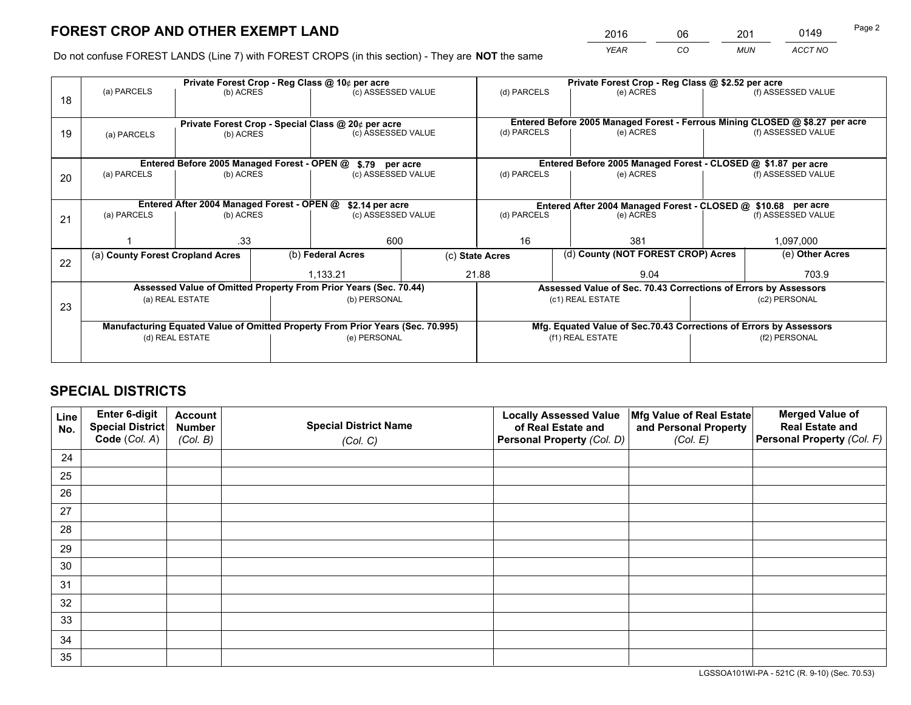# FOREST CROP AND OTHER EXEMPT LAND

| 2016 | 06 | 201 | 0149 |
|---|---|---|---|
| *YEAR* | *CO* | *MUN* | *ACCT NO* |

Do not confuse FOREST LANDS (Line 7) with FOREST CROPS (in this section) - They are **NOT** the same

| Line | (a) PARCELS | (b) ACRES | (c) ASSESSED VALUE | (d) PARCELS | (e) ACRES | (f) ASSESSED VALUE |
|---|---|---|---|---|---|---|
| 18 | **Private Forest Crop - Reg Class @ 10¢ per acre** | | | **Private Forest Crop - Reg Class @ $2.52 per acre** | | |
| | | | | | | |
| 19 | **Private Forest Crop - Special Class @ 20¢ per acre** | | | **Entered Before 2005 Managed Forest - Ferrous Mining CLOSED @ $8.27 per acre** | | |
| | | | | | | |
| 20 | **Entered Before 2005 Managed Forest - OPEN @ $.79 per acre** | | | **Entered Before 2005 Managed Forest - CLOSED @ $1.87 per acre** | | |
| | | | | | | |
| 21 | **Entered After 2004 Managed Forest - OPEN @ $2.14 per acre** | | | **Entered After 2004 Managed Forest - CLOSED @ $10.68 per acre** | | |
| | 1 | .33 | 600 | 16 | 381 | 1,097,000 |

| Line | (a) County Forest Cropland Acres | (b) Federal Acres | (c) State Acres | (d) County (NOT FOREST CROP) Acres | (e) Other Acres |
|---|---|---|---|---|---|
| 22 | | 1,133.21 | 21.88 | 9.04 | 703.9 |

| Line | Assessed Value of Omitted Property From Prior Years (Sec. 70.44) | | Assessed Value of Sec. 70.43 Corrections of Errors by Assessors | |
|---|---|---|---|---|
| 23 | (a) REAL ESTATE | (b) PERSONAL | (c1) REAL ESTATE | (c2) PERSONAL |
| | | | | |
| | **Manufacturing Equated Value of Omitted Property From Prior Years (Sec. 70.995)** | | **Mfg. Equated Value of Sec.70.43 Corrections of Errors by Assessors** | |
| | (d) REAL ESTATE | (e) PERSONAL | (f1) REAL ESTATE | (f2) PERSONAL |
| | | | | |

# SPECIAL DISTRICTS

| Line No. | Enter 6-digit Special District Code (*Col. A*) | Account Number (*Col. B*) | Special District Name (*Col. C*) | Locally Assessed Value of Real Estate and Personal Property (*Col. D*) | Mfg Value of Real Estate and Personal Property (*Col. E*) | Merged Value of Real Estate and Personal Property (*Col. F*) |
|---|---|---|---|---|---|---|
| 24 | | | | | | |
| 25 | | | | | | |
| 26 | | | | | | |
| 27 | | | | | | |
| 28 | | | | | | |
| 29 | | | | | | |
| 30 | | | | | | |
| 31 | | | | | | |
| 32 | | | | | | |
| 33 | | | | | | |
| 34 | | | | | | |
| 35 | | | | | | |

LGSSOA101WI-PA - 521C (R. 9-10) (Sec. 70.53)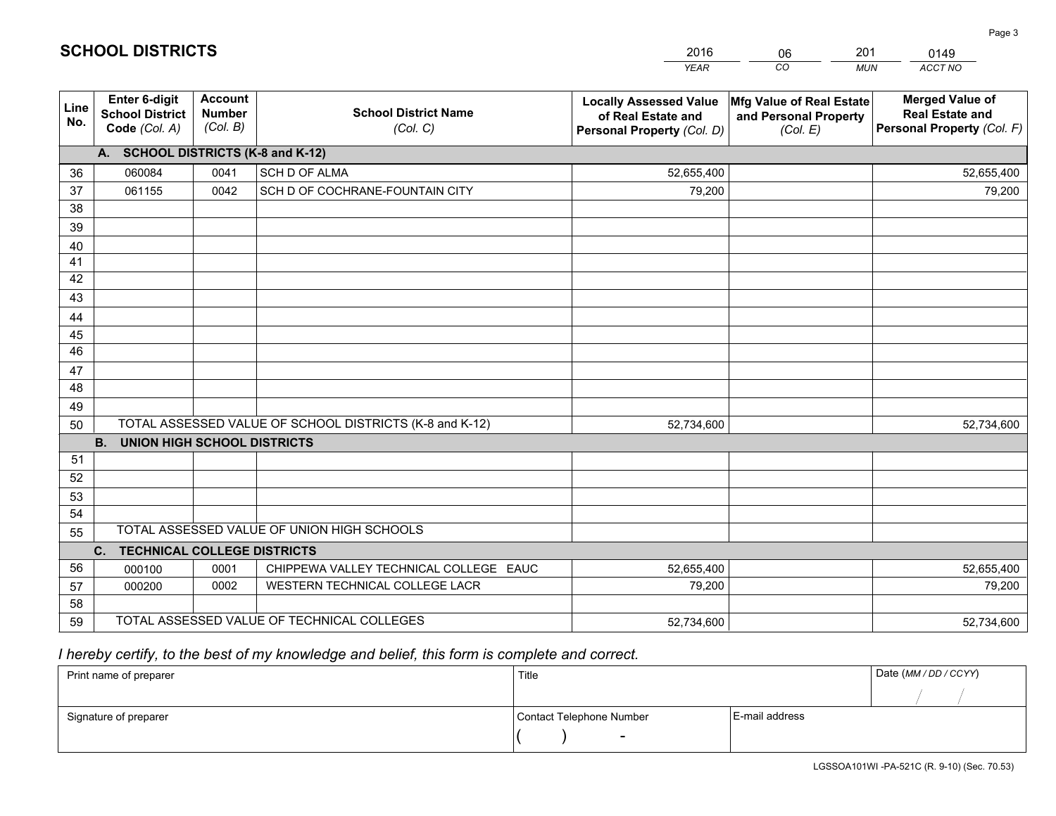# SCHOOL DISTRICTS

| 2016 | 06 | 201 | 0149 |
|---|---|---|---|
| *YEAR* | *CO* | *MUN* | *ACCT NO* |

| Line No. | Enter 6-digit School District Code *(Col. A)* | Account Number *(Col. B)* | School District Name *(Col. C)* | Locally Assessed Value of Real Estate and Personal Property *(Col. D)* | Mfg Value of Real Estate and Personal Property *(Col. E)* | Merged Value of Real Estate and Personal Property *(Col. F)* |
|---|---|---|---|---|---|---|
| | **A. SCHOOL DISTRICTS (K-8 and K-12)** | | | | | |
| 36 | 060084 | 0041 | SCH D OF ALMA | 52,655,400 | | 52,655,400 |
| 37 | 061155 | 0042 | SCH D OF COCHRANE-FOUNTAIN CITY | 79,200 | | 79,200 |
| 38 | | | | | | |
| 39 | | | | | | |
| 40 | | | | | | |
| 41 | | | | | | |
| 42 | | | | | | |
| 43 | | | | | | |
| 44 | | | | | | |
| 45 | | | | | | |
| 46 | | | | | | |
| 47 | | | | | | |
| 48 | | | | | | |
| 49 | | | | | | |
| 50 | TOTAL ASSESSED VALUE OF SCHOOL DISTRICTS (K-8 and K-12) | | | 52,734,600 | | 52,734,600 |
| | **B. UNION HIGH SCHOOL DISTRICTS** | | | | | |
| 51 | | | | | | |
| 52 | | | | | | |
| 53 | | | | | | |
| 54 | | | | | | |
| 55 | TOTAL ASSESSED VALUE OF UNION HIGH SCHOOLS | | | | | |
| | **C. TECHNICAL COLLEGE DISTRICTS** | | | | | |
| 56 | 000100 | 0001 | CHIPPEWA VALLEY TECHNICAL COLLEGE EAUC | 52,655,400 | | 52,655,400 |
| 57 | 000200 | 0002 | WESTERN TECHNICAL COLLEGE LACR | 79,200 | | 79,200 |
| 58 | | | | | | |
| 59 | TOTAL ASSESSED VALUE OF TECHNICAL COLLEGES | | | 52,734,600 | | 52,734,600 |

*I hereby certify, to the best of my knowledge and belief, this form is complete and correct.*

| Print name of preparer | Title | | Date *(MM / DD / CCYY)* |
|---|---|---|---|
| | | | / / |
| Signature of preparer | Contact Telephone Number | E-mail address | |
| | ( ) - | | |

LGSSOA101WI -PA-521C (R. 9-10) (Sec. 70.53)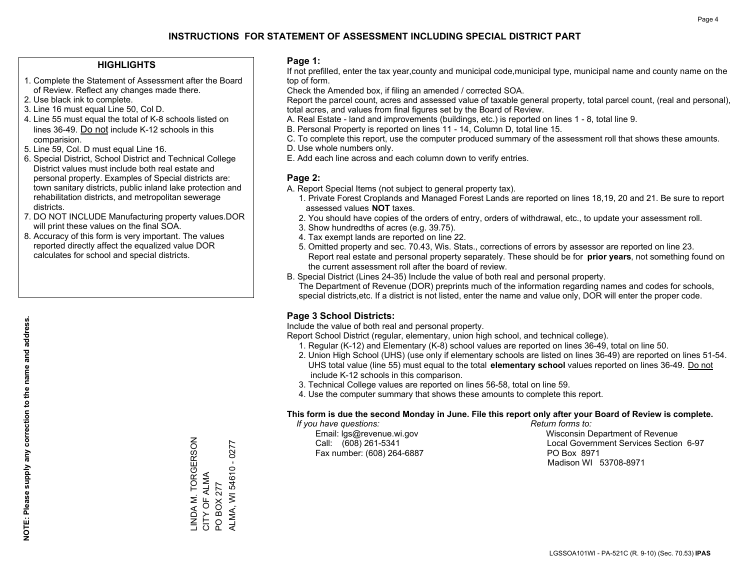# INSTRUCTIONS FOR STATEMENT OF ASSESSMENT INCLUDING SPECIAL DISTRICT PART

## HIGHLIGHTS

1. Complete the Statement of Assessment after the Board of Review. Reflect any changes made there.
2. Use black ink to complete.
3. Line 16 must equal Line 50, Col D.
4. Line 55 must equal the total of K-8 schools listed on lines 36-49. Do not include K-12 schools in this comparision.
5. Line 59, Col. D must equal Line 16.
6. Special District, School District and Technical College District values must include both real estate and personal property. Examples of Special districts are: town sanitary districts, public inland lake protection and rehabilitation districts, and metropolitan sewerage districts.
7. DO NOT INCLUDE Manufacturing property values.DOR will print these values on the final SOA.
8. Accuracy of this form is very important. The values reported directly affect the equalized value DOR calculates for school and special districts.

**NOTE: Please supply any correction to the name and address.**

LINDA M. TORGERSON
CITY OF ALMA
PO BOX 277
ALMA, WI 54610 - 0277

## Page 1:

If not prefilled, enter the tax year,county and municipal code,municipal type, municipal name and county name on the top of form.

Check the Amended box, if filing an amended / corrected SOA.

Report the parcel count, acres and assessed value of taxable general property, total parcel count, (real and personal), total acres, and values from final figures set by the Board of Review.

A. Real Estate - land and improvements (buildings, etc.) is reported on lines 1 - 8, total line 9.
B. Personal Property is reported on lines 11 - 14, Column D, total line 15.
C. To complete this report, use the computer produced summary of the assessment roll that shows these amounts.
D. Use whole numbers only.
E. Add each line across and each column down to verify entries.

## Page 2:

A. Report Special Items (not subject to general property tax).
   1. Private Forest Croplands and Managed Forest Lands are reported on lines 18,19, 20 and 21. Be sure to report assessed values **NOT** taxes.
   2. You should have copies of the orders of entry, orders of withdrawal, etc., to update your assessment roll.
   3. Show hundredths of acres (e.g. 39.75).
   4. Tax exempt lands are reported on line 22.
   5. Omitted property and sec. 70.43, Wis. Stats., corrections of errors by assessor are reported on line 23. Report real estate and personal property separately. These should be for **prior years**, not something found on the current assessment roll after the board of review.
B. Special District (Lines 24-35) Include the value of both real and personal property.
   The Department of Revenue (DOR) preprints much of the information regarding names and codes for schools, special districts,etc. If a district is not listed, enter the name and value only, DOR will enter the proper code.

## Page 3 School Districts:

Include the value of both real and personal property.

Report School District (regular, elementary, union high school, and technical college).

1. Regular (K-12) and Elementary (K-8) school values are reported on lines 36-49, total on line 50.
2. Union High School (UHS) (use only if elementary schools are listed on lines 36-49) are reported on lines 51-54. UHS total value (line 55) must equal to the total **elementary school** values reported on lines 36-49. Do not include K-12 schools in this comparison.
3. Technical College values are reported on lines 56-58, total on line 59.
4. Use the computer summary that shows these amounts to complete this report.

**This form is due the second Monday in June. File this report only after your Board of Review is complete.**

*If you have questions:*
Email: lgs@revenue.wi.gov
Call: (608) 261-5341
Fax number: (608) 264-6887

*Return forms to:*
Wisconsin Department of Revenue
Local Government Services Section 6-97
PO Box 8971
Madison WI 53708-8971

LGSSOA101WI - PA-521C (R. 9-10) (Sec. 70.53) **IPAS**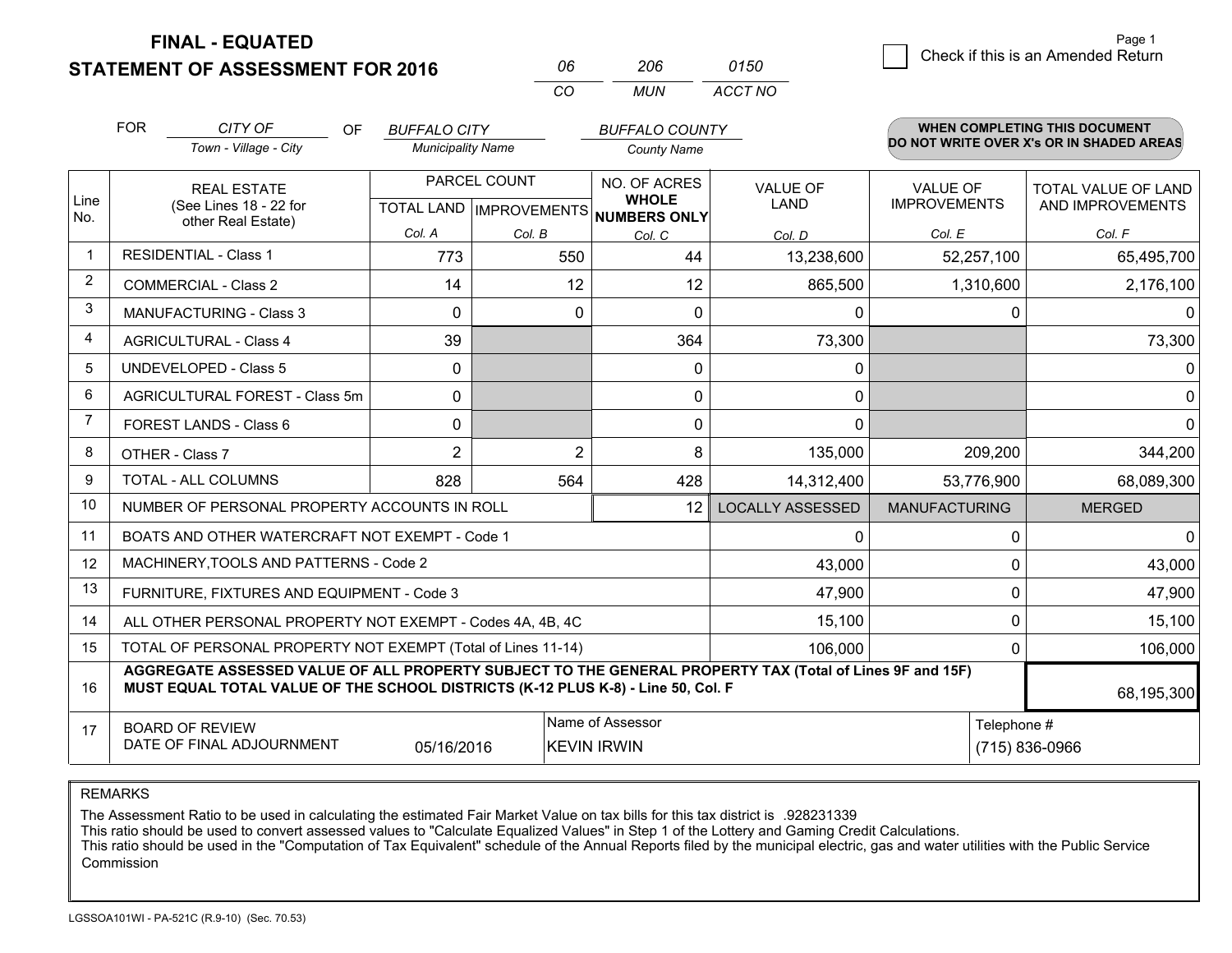# FINAL - EQUATED
# STATEMENT OF ASSESSMENT FOR 2016

| 06 | 206 | 0150 |
|---|---|---|
| CO | MUN | ACCT NO |

Check if this is an Amended Return

FOR *CITY OF* (Town - Village - City) OF *BUFFALO CITY* (Municipality Name) *BUFFALO COUNTY* (County Name)

**WHEN COMPLETING THIS DOCUMENT DO NOT WRITE OVER X's OR IN SHADED AREAS**

| Line No. | REAL ESTATE (See Lines 18 - 22 for other Real Estate) | PARCEL COUNT TOTAL LAND Col. A | PARCEL COUNT IMPROVEMENTS Col. B | NO. OF ACRES WHOLE NUMBERS ONLY Col. C | VALUE OF LAND Col. D | VALUE OF IMPROVEMENTS Col. E | TOTAL VALUE OF LAND AND IMPROVEMENTS Col. F |
|---|---|---|---|---|---|---|---|
| 1 | RESIDENTIAL - Class 1 | 773 | 550 | 44 | 13,238,600 | 52,257,100 | 65,495,700 |
| 2 | COMMERCIAL - Class 2 | 14 | 12 | 12 | 865,500 | 1,310,600 | 2,176,100 |
| 3 | MANUFACTURING - Class 3 | 0 | 0 | 0 | 0 | 0 | 0 |
| 4 | AGRICULTURAL - Class 4 | 39 | | 364 | 73,300 | | 73,300 |
| 5 | UNDEVELOPED - Class 5 | 0 | | 0 | 0 | | 0 |
| 6 | AGRICULTURAL FOREST - Class 5m | 0 | | 0 | 0 | | 0 |
| 7 | FOREST LANDS - Class 6 | 0 | | 0 | 0 | | 0 |
| 8 | OTHER - Class 7 | 2 | 2 | 8 | 135,000 | 209,200 | 344,200 |
| 9 | TOTAL - ALL COLUMNS | 828 | 564 | 428 | 14,312,400 | 53,776,900 | 68,089,300 |
| 10 | NUMBER OF PERSONAL PROPERTY ACCOUNTS IN ROLL | | | 12 | LOCALLY ASSESSED | MANUFACTURING | MERGED |
| 11 | BOATS AND OTHER WATERCRAFT NOT EXEMPT - Code 1 | | | | 0 | 0 | 0 |
| 12 | MACHINERY,TOOLS AND PATTERNS - Code 2 | | | | 43,000 | 0 | 43,000 |
| 13 | FURNITURE, FIXTURES AND EQUIPMENT - Code 3 | | | | 47,900 | 0 | 47,900 |
| 14 | ALL OTHER PERSONAL PROPERTY NOT EXEMPT - Codes 4A, 4B, 4C | | | | 15,100 | 0 | 15,100 |
| 15 | TOTAL OF PERSONAL PROPERTY NOT EXEMPT (Total of Lines 11-14) | | | | 106,000 | 0 | 106,000 |
| 16 | **AGGREGATE ASSESSED VALUE OF ALL PROPERTY SUBJECT TO THE GENERAL PROPERTY TAX (Total of Lines 9F and 15F) MUST EQUAL TOTAL VALUE OF THE SCHOOL DISTRICTS (K-12 PLUS K-8) - Line 50, Col. F** | | | | | | 68,195,300 |
| 17 | BOARD OF REVIEW DATE OF FINAL ADJOURNMENT | 05/16/2016 | Name of Assessor: KEVIN IRWIN | | | Telephone #: (715) 836-0966 | |

REMARKS

The Assessment Ratio to be used in calculating the estimated Fair Market Value on tax bills for this tax district is .928231339
This ratio should be used to convert assessed values to "Calculate Equalized Values" in Step 1 of the Lottery and Gaming Credit Calculations.
This ratio should be used in the "Computation of Tax Equivalent" schedule of the Annual Reports filed by the municipal electric, gas and water utilities with the Public Service Commission

LGSSOA101WI - PA-521C (R.9-10) (Sec. 70.53)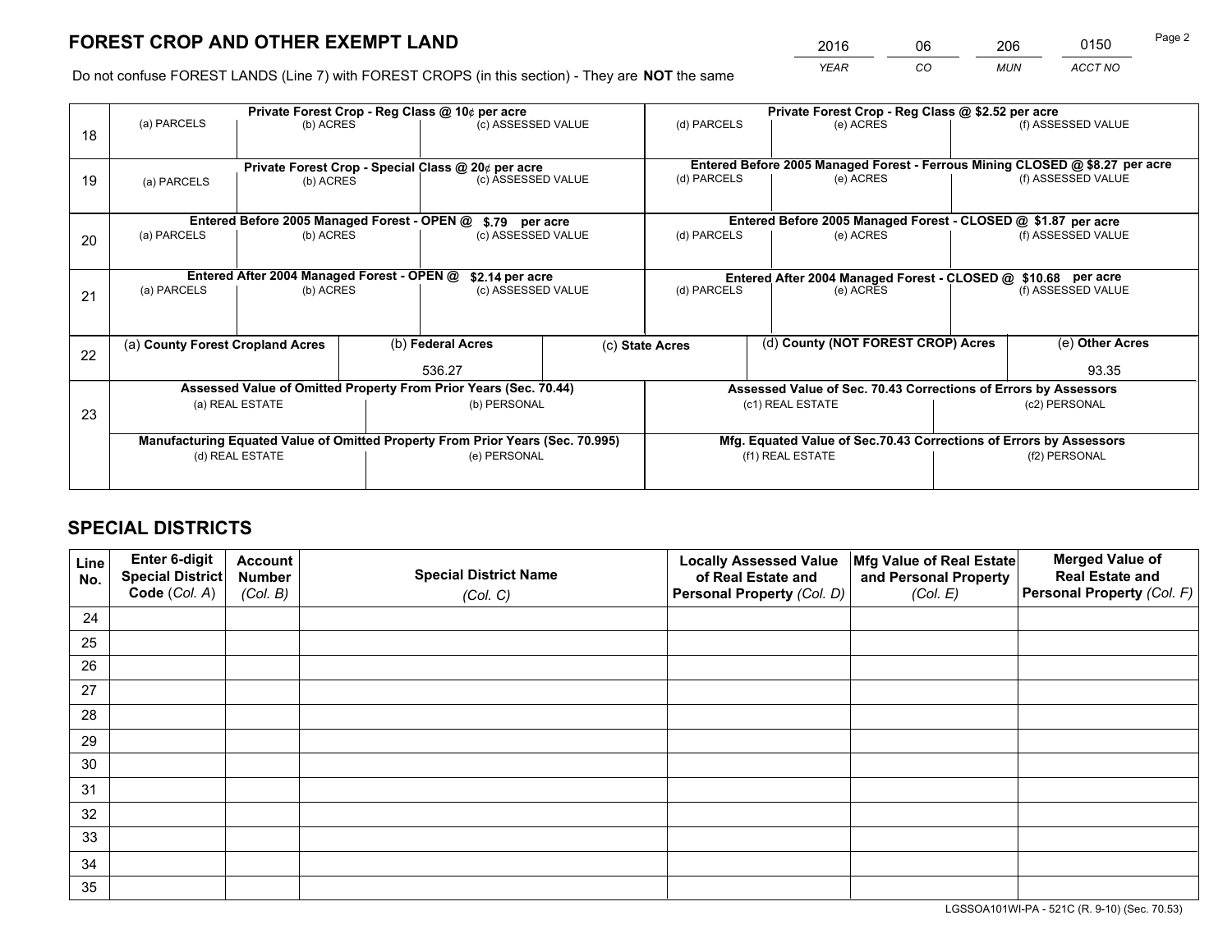# FOREST CROP AND OTHER EXEMPT LAND

| 2016 | 06 | 206 | 0150 |
|---|---|---|---|
| *YEAR* | *CO* | *MUN* | *ACCT NO* |

Do not confuse FOREST LANDS (Line 7) with FOREST CROPS (in this section) - They are **NOT** the same

| Line | Private Forest Crop - Reg Class @ 10¢ per acre | | | Private Forest Crop - Reg Class @ $2.52 per acre | | |
|---|---|---|---|---|---|---|
| 18 | (a) PARCELS | (b) ACRES | (c) ASSESSED VALUE | (d) PARCELS | (e) ACRES | (f) ASSESSED VALUE |
| | | | | | | |
| | **Private Forest Crop - Special Class @ 20¢ per acre** | | | **Entered Before 2005 Managed Forest - Ferrous Mining CLOSED @ $8.27 per acre** | | |
| 19 | (a) PARCELS | (b) ACRES | (c) ASSESSED VALUE | (d) PARCELS | (e) ACRES | (f) ASSESSED VALUE |
| | | | | | | |
| | **Entered Before 2005 Managed Forest - OPEN @ $.79 per acre** | | | **Entered Before 2005 Managed Forest - CLOSED @ $1.87 per acre** | | |
| 20 | (a) PARCELS | (b) ACRES | (c) ASSESSED VALUE | (d) PARCELS | (e) ACRES | (f) ASSESSED VALUE |
| | | | | | | |
| | **Entered After 2004 Managed Forest - OPEN @ $2.14 per acre** | | | **Entered After 2004 Managed Forest - CLOSED @ $10.68 per acre** | | |
| 21 | (a) PARCELS | (b) ACRES | (c) ASSESSED VALUE | (d) PARCELS | (e) ACRES | (f) ASSESSED VALUE |
| | | | | | | |

| Line | (a) County Forest Cropland Acres | (b) Federal Acres | (c) State Acres | (d) County (NOT FOREST CROP) Acres | (e) Other Acres |
|---|---|---|---|---|---|
| 22 | | 536.27 | | | 93.35 |

| Line | Assessed Value of Omitted Property From Prior Years (Sec. 70.44) | | Assessed Value of Sec. 70.43 Corrections of Errors by Assessors | |
|---|---|---|---|---|
| 23 | (a) REAL ESTATE | (b) PERSONAL | (c1) REAL ESTATE | (c2) PERSONAL |
| | | | | |
| | **Manufacturing Equated Value of Omitted Property From Prior Years (Sec. 70.995)** | | **Mfg. Equated Value of Sec.70.43 Corrections of Errors by Assessors** | |
| | (d) REAL ESTATE | (e) PERSONAL | (f1) REAL ESTATE | (f2) PERSONAL |
| | | | | |

# SPECIAL DISTRICTS

| Line No. | Enter 6-digit Special District Code (Col. A) | Account Number (Col. B) | Special District Name (Col. C) | Locally Assessed Value of Real Estate and Personal Property (Col. D) | Mfg Value of Real Estate and Personal Property (Col. E) | Merged Value of Real Estate and Personal Property (Col. F) |
|---|---|---|---|---|---|---|
| 24 | | | | | | |
| 25 | | | | | | |
| 26 | | | | | | |
| 27 | | | | | | |
| 28 | | | | | | |
| 29 | | | | | | |
| 30 | | | | | | |
| 31 | | | | | | |
| 32 | | | | | | |
| 33 | | | | | | |
| 34 | | | | | | |
| 35 | | | | | | |

LGSSOA101WI-PA - 521C (R. 9-10) (Sec. 70.53)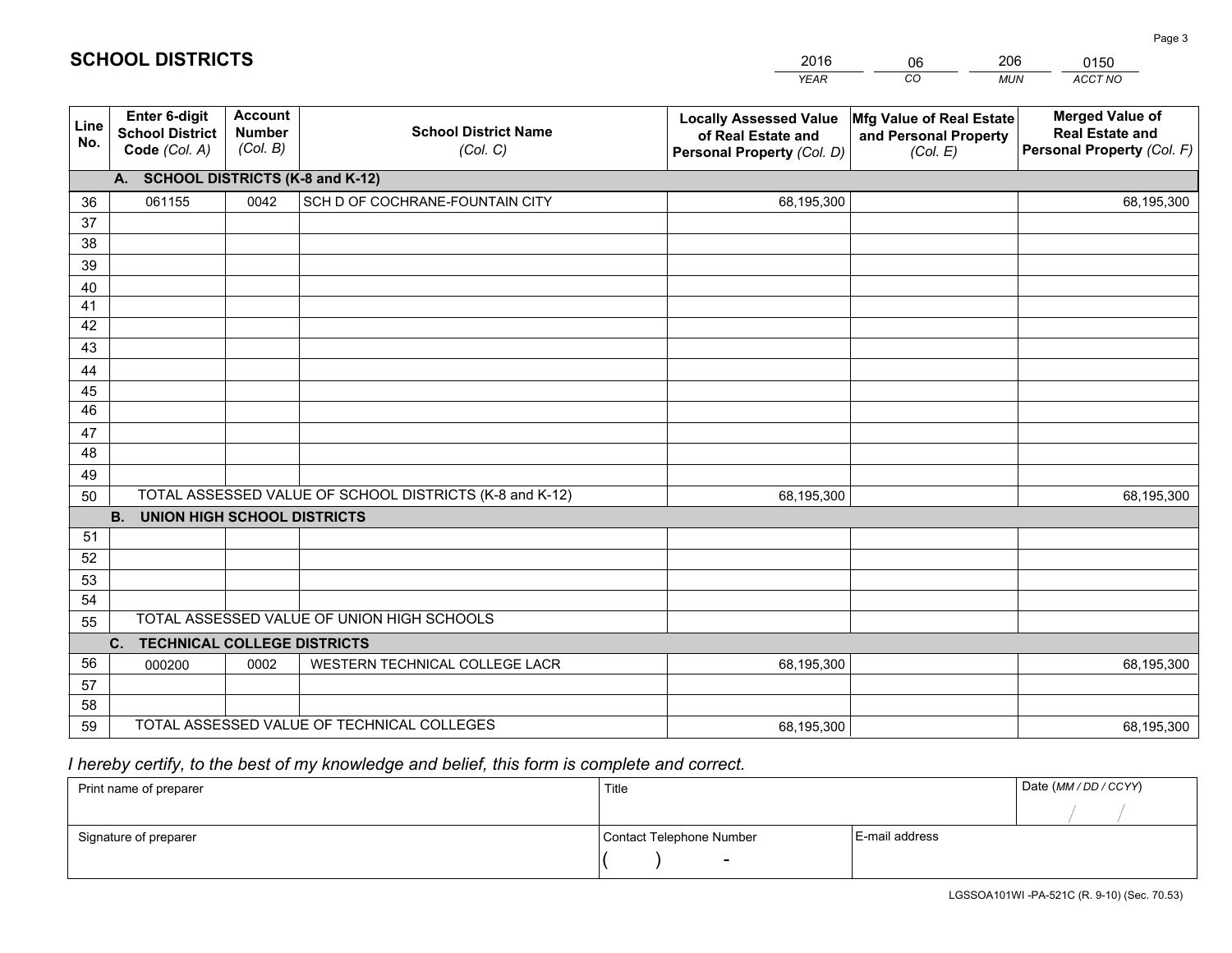# SCHOOL DISTRICTS

| 2016 | 06 | 206 | 0150 |
|---|---|---|---|
| *YEAR* | *CO* | *MUN* | *ACCT NO* |

| Line No. | Enter 6-digit School District Code *(Col. A)* | Account Number *(Col. B)* | School District Name *(Col. C)* | Locally Assessed Value of Real Estate and Personal Property *(Col. D)* | Mfg Value of Real Estate and Personal Property *(Col. E)* | Merged Value of Real Estate and Personal Property *(Col. F)* |
|---|---|---|---|---|---|---|
| **A. SCHOOL DISTRICTS (K-8 and K-12)** | | | | | | |
| 36 | 061155 | 0042 | SCH D OF COCHRANE-FOUNTAIN CITY | 68,195,300 | | 68,195,300 |
| 37 | | | | | | |
| 38 | | | | | | |
| 39 | | | | | | |
| 40 | | | | | | |
| 41 | | | | | | |
| 42 | | | | | | |
| 43 | | | | | | |
| 44 | | | | | | |
| 45 | | | | | | |
| 46 | | | | | | |
| 47 | | | | | | |
| 48 | | | | | | |
| 49 | | | | | | |
| 50 | TOTAL ASSESSED VALUE OF SCHOOL DISTRICTS (K-8 and K-12) | | | 68,195,300 | | 68,195,300 |
| **B. UNION HIGH SCHOOL DISTRICTS** | | | | | | |
| 51 | | | | | | |
| 52 | | | | | | |
| 53 | | | | | | |
| 54 | | | | | | |
| 55 | TOTAL ASSESSED VALUE OF UNION HIGH SCHOOLS | | | | | |
| **C. TECHNICAL COLLEGE DISTRICTS** | | | | | | |
| 56 | 000200 | 0002 | WESTERN TECHNICAL COLLEGE LACR | 68,195,300 | | 68,195,300 |
| 57 | | | | | | |
| 58 | | | | | | |
| 59 | TOTAL ASSESSED VALUE OF TECHNICAL COLLEGES | | | 68,195,300 | | 68,195,300 |

*I hereby certify, to the best of my knowledge and belief, this form is complete and correct.*

| Print name of preparer | Title | | Date *(MM / DD / CCYY)* |
|---|---|---|---|
| | | | / / |
| Signature of preparer | Contact Telephone Number | E-mail address | |
| | ( ) - | | |

LGSSOA101WI -PA-521C (R. 9-10) (Sec. 70.53)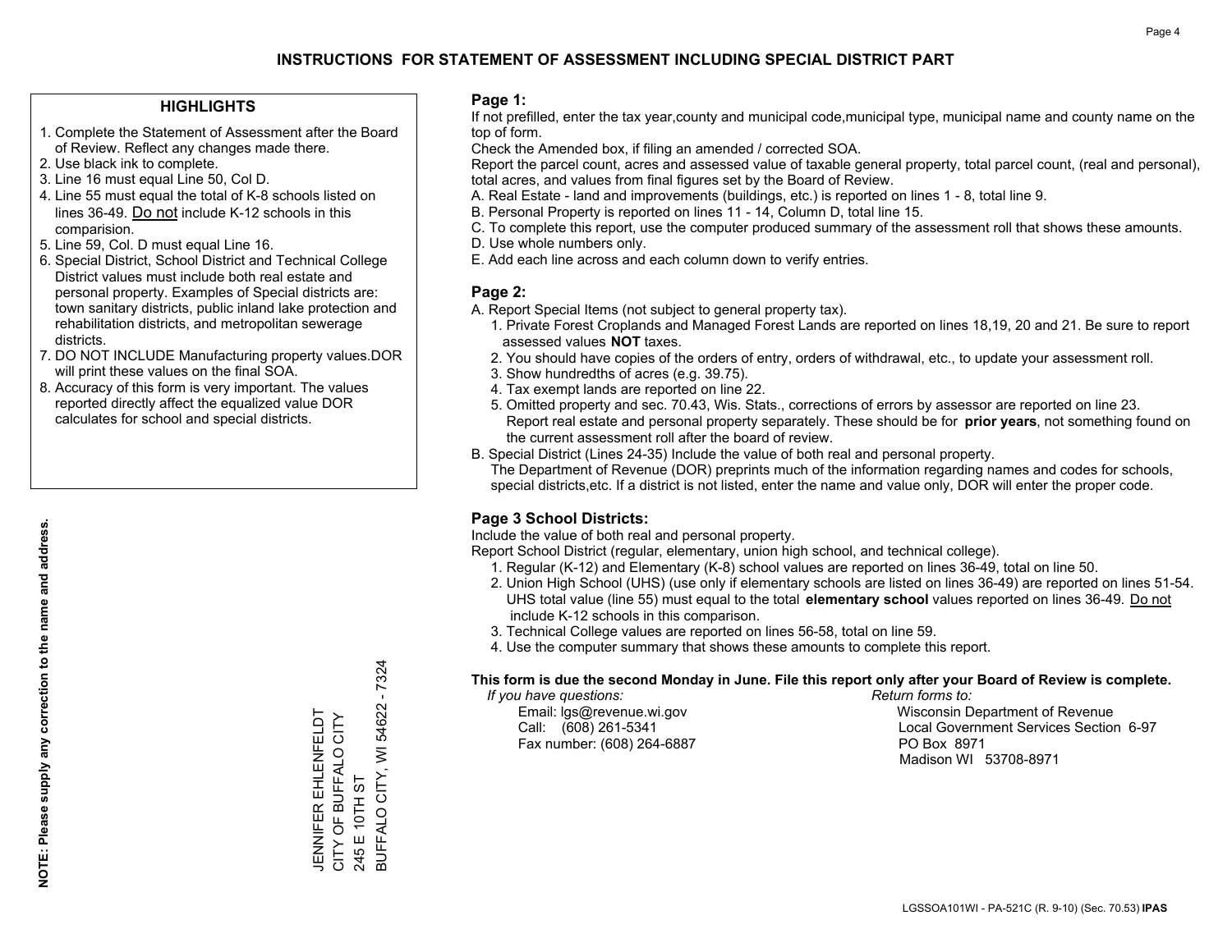# INSTRUCTIONS FOR STATEMENT OF ASSESSMENT INCLUDING SPECIAL DISTRICT PART

## HIGHLIGHTS

1. Complete the Statement of Assessment after the Board of Review. Reflect any changes made there.
2. Use black ink to complete.
3. Line 16 must equal Line 50, Col D.
4. Line 55 must equal the total of K-8 schools listed on lines 36-49. Do not include K-12 schools in this comparision.
5. Line 59, Col. D must equal Line 16.
6. Special District, School District and Technical College District values must include both real estate and personal property. Examples of Special districts are: town sanitary districts, public inland lake protection and rehabilitation districts, and metropolitan sewerage districts.
7. DO NOT INCLUDE Manufacturing property values.DOR will print these values on the final SOA.
8. Accuracy of this form is very important. The values reported directly affect the equalized value DOR calculates for school and special districts.

**NOTE: Please supply any correction to the name and address.**

JENNIFER EHLENFELDT
CITY OF BUFFALO CITY
245 E 10TH ST
BUFFALO CITY, WI 54622 - 7324

## Page 1:

If not prefilled, enter the tax year,county and municipal code,municipal type, municipal name and county name on the top of form.

Check the Amended box, if filing an amended / corrected SOA.

Report the parcel count, acres and assessed value of taxable general property, total parcel count, (real and personal), total acres, and values from final figures set by the Board of Review.

A. Real Estate - land and improvements (buildings, etc.) is reported on lines 1 - 8, total line 9.
B. Personal Property is reported on lines 11 - 14, Column D, total line 15.
C. To complete this report, use the computer produced summary of the assessment roll that shows these amounts.
D. Use whole numbers only.
E. Add each line across and each column down to verify entries.

## Page 2:

A. Report Special Items (not subject to general property tax).
   1. Private Forest Croplands and Managed Forest Lands are reported on lines 18,19, 20 and 21. Be sure to report assessed values **NOT** taxes.
   2. You should have copies of the orders of entry, orders of withdrawal, etc., to update your assessment roll.
   3. Show hundredths of acres (e.g. 39.75).
   4. Tax exempt lands are reported on line 22.
   5. Omitted property and sec. 70.43, Wis. Stats., corrections of errors by assessor are reported on line 23. Report real estate and personal property separately. These should be for **prior years**, not something found on the current assessment roll after the board of review.

B. Special District (Lines 24-35) Include the value of both real and personal property.
   The Department of Revenue (DOR) preprints much of the information regarding names and codes for schools, special districts,etc. If a district is not listed, enter the name and value only, DOR will enter the proper code.

## Page 3 School Districts:

Include the value of both real and personal property.

Report School District (regular, elementary, union high school, and technical college).

1. Regular (K-12) and Elementary (K-8) school values are reported on lines 36-49, total on line 50.
2. Union High School (UHS) (use only if elementary schools are listed on lines 36-49) are reported on lines 51-54. UHS total value (line 55) must equal to the total **elementary school** values reported on lines 36-49. Do not include K-12 schools in this comparison.
3. Technical College values are reported on lines 56-58, total on line 59.
4. Use the computer summary that shows these amounts to complete this report.

**This form is due the second Monday in June. File this report only after your Board of Review is complete.**

*If you have questions:*
Email: lgs@revenue.wi.gov
Call: (608) 261-5341
Fax number: (608) 264-6887

*Return forms to:*
Wisconsin Department of Revenue
Local Government Services Section 6-97
PO Box 8971
Madison WI 53708-8971

LGSSOA101WI - PA-521C (R. 9-10) (Sec. 70.53) **IPAS**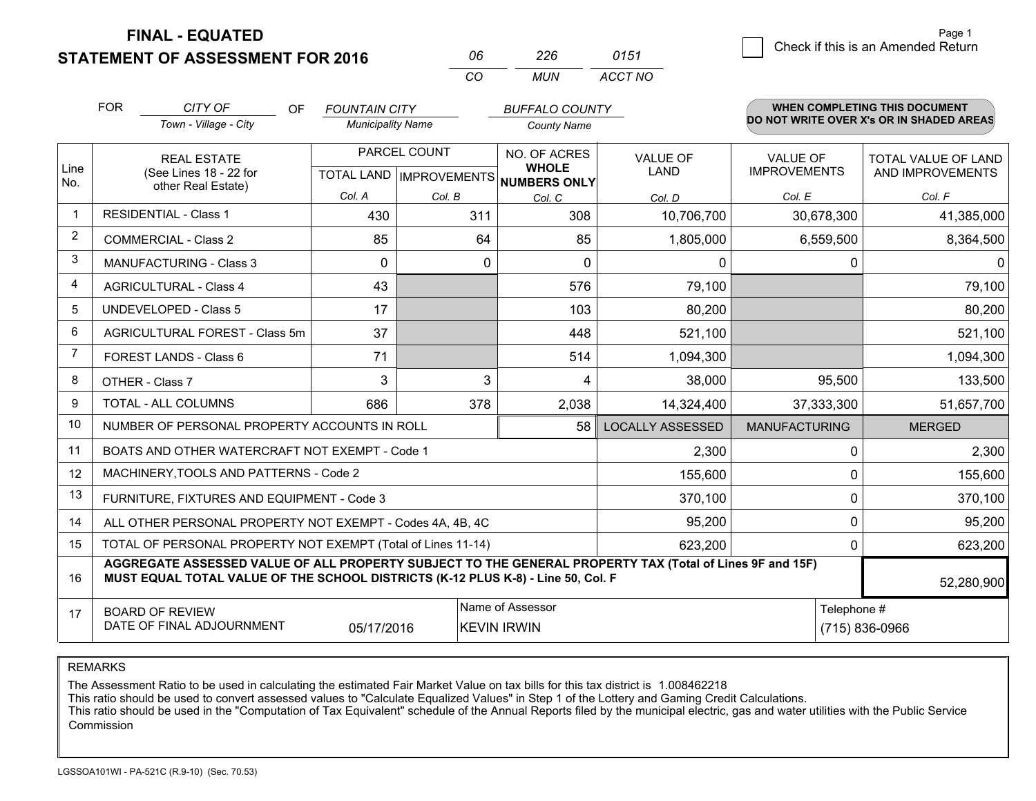**FINAL - EQUATED**

**STATEMENT OF ASSESSMENT FOR 2016**

| 06 | 226 | 0151 |
|---|---|---|
| CO | MUN | ACCT NO |

Page 1

☐ Check if this is an Amended Return

FOR *CITY OF* (Town - Village - City) OF *FOUNTAIN CITY* (Municipality Name) *BUFFALO COUNTY* (County Name)

**WHEN COMPLETING THIS DOCUMENT DO NOT WRITE OVER X's OR IN SHADED AREAS**

| Line No. | REAL ESTATE (See Lines 18 - 22 for other Real Estate) | PARCEL COUNT | | NO. OF ACRES **WHOLE NUMBERS ONLY** | VALUE OF LAND | VALUE OF IMPROVEMENTS | TOTAL VALUE OF LAND AND IMPROVEMENTS |
|---|---|---|---|---|---|---|---|
| | | TOTAL LAND | IMPROVEMENTS | | | | |
| | | Col. A | Col. B | Col. C | Col. D | Col. E | Col. F |
| 1 | RESIDENTIAL - Class 1 | 430 | 311 | 308 | 10,706,700 | 30,678,300 | 41,385,000 |
| 2 | COMMERCIAL - Class 2 | 85 | 64 | 85 | 1,805,000 | 6,559,500 | 8,364,500 |
| 3 | MANUFACTURING - Class 3 | 0 | 0 | 0 | 0 | 0 | 0 |
| 4 | AGRICULTURAL - Class 4 | 43 | | 576 | 79,100 | | 79,100 |
| 5 | UNDEVELOPED - Class 5 | 17 | | 103 | 80,200 | | 80,200 |
| 6 | AGRICULTURAL FOREST - Class 5m | 37 | | 448 | 521,100 | | 521,100 |
| 7 | FOREST LANDS - Class 6 | 71 | | 514 | 1,094,300 | | 1,094,300 |
| 8 | OTHER - Class 7 | 3 | 3 | 4 | 38,000 | 95,500 | 133,500 |
| 9 | TOTAL - ALL COLUMNS | 686 | 378 | 2,038 | 14,324,400 | 37,333,300 | 51,657,700 |
| 10 | NUMBER OF PERSONAL PROPERTY ACCOUNTS IN ROLL | | | 58 | LOCALLY ASSESSED | MANUFACTURING | MERGED |
| 11 | BOATS AND OTHER WATERCRAFT NOT EXEMPT - Code 1 | | | | 2,300 | 0 | 2,300 |
| 12 | MACHINERY,TOOLS AND PATTERNS - Code 2 | | | | 155,600 | 0 | 155,600 |
| 13 | FURNITURE, FIXTURES AND EQUIPMENT - Code 3 | | | | 370,100 | 0 | 370,100 |
| 14 | ALL OTHER PERSONAL PROPERTY NOT EXEMPT - Codes 4A, 4B, 4C | | | | 95,200 | 0 | 95,200 |
| 15 | TOTAL OF PERSONAL PROPERTY NOT EXEMPT (Total of Lines 11-14) | | | | 623,200 | 0 | 623,200 |
| 16 | **AGGREGATE ASSESSED VALUE OF ALL PROPERTY SUBJECT TO THE GENERAL PROPERTY TAX (Total of Lines 9F and 15F) MUST EQUAL TOTAL VALUE OF THE SCHOOL DISTRICTS (K-12 PLUS K-8) - Line 50, Col. F** | | | | | | 52,280,900 |
| 17 | BOARD OF REVIEW DATE OF FINAL ADJOURNMENT | 05/17/2016 | Name of Assessor: KEVIN IRWIN | | | Telephone #: (715) 836-0966 | |

REMARKS

The Assessment Ratio to be used in calculating the estimated Fair Market Value on tax bills for this tax district is 1.008462218
This ratio should be used to convert assessed values to "Calculate Equalized Values" in Step 1 of the Lottery and Gaming Credit Calculations.
This ratio should be used in the "Computation of Tax Equivalent" schedule of the Annual Reports filed by the municipal electric, gas and water utilities with the Public Service Commission

LGSSOA101WI - PA-521C (R.9-10) (Sec. 70.53)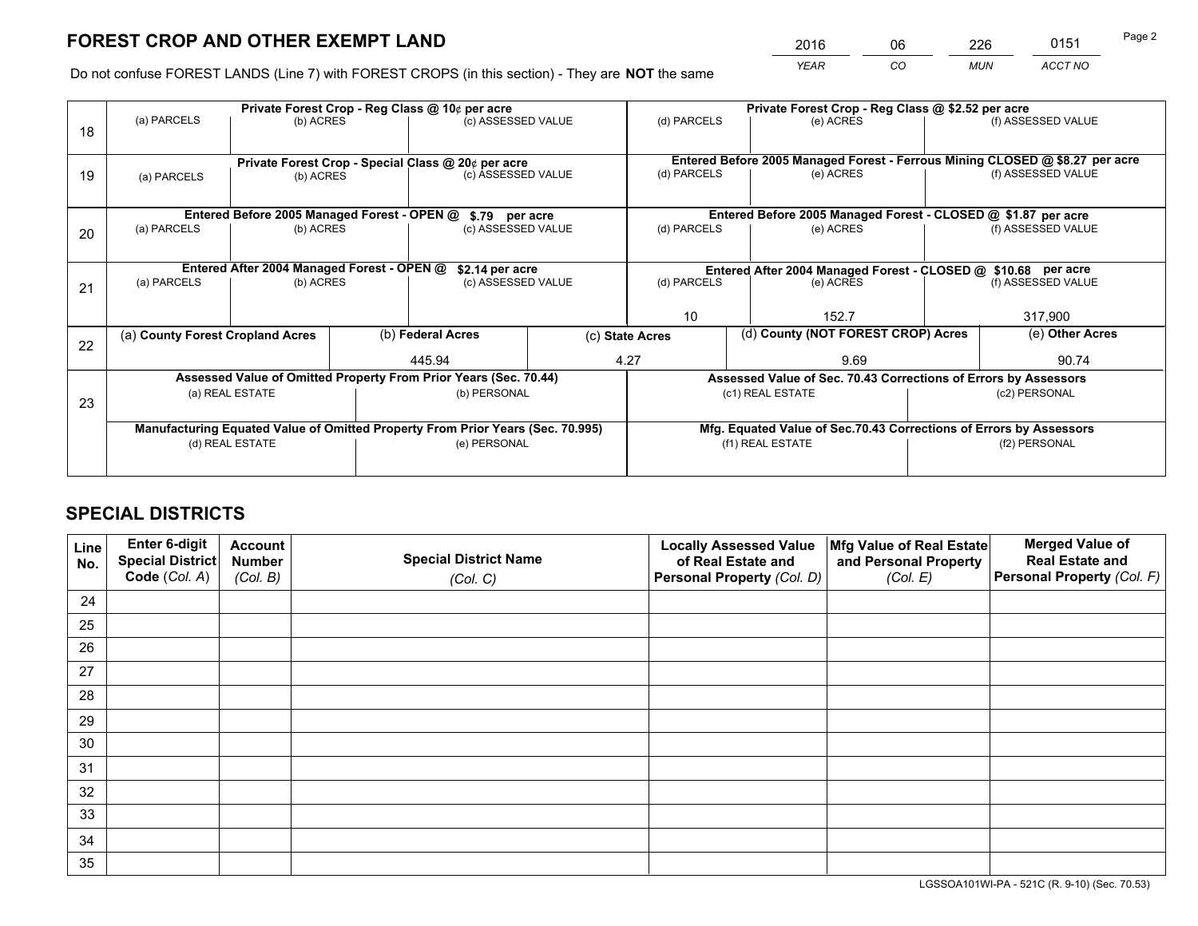# FOREST CROP AND OTHER EXEMPT LAND

| 2016 | 06 | 226 | 0151 |
|---|---|---|---|
| YEAR | CO | MUN | ACCT NO |

Do not confuse FOREST LANDS (Line 7) with FOREST CROPS (in this section) - They are **NOT** the same

| Line | Private Forest Crop - Reg Class @ 10¢ per acre | | | Private Forest Crop - Reg Class @ $2.52 per acre | | |
|---|---|---|---|---|---|---|
| 18 | (a) PARCELS | (b) ACRES | (c) ASSESSED VALUE | (d) PARCELS | (e) ACRES | (f) ASSESSED VALUE |
| | | | | | | |
| | **Private Forest Crop - Special Class @ 20¢ per acre** | | | **Entered Before 2005 Managed Forest - Ferrous Mining CLOSED @ $8.27 per acre** | | |
| 19 | (a) PARCELS | (b) ACRES | (c) ASSESSED VALUE | (d) PARCELS | (e) ACRES | (f) ASSESSED VALUE |
| | | | | | | |
| | **Entered Before 2005 Managed Forest - OPEN @ $.79 per acre** | | | **Entered Before 2005 Managed Forest - CLOSED @ $1.87 per acre** | | |
| 20 | (a) PARCELS | (b) ACRES | (c) ASSESSED VALUE | (d) PARCELS | (e) ACRES | (f) ASSESSED VALUE |
| | | | | | | |
| | **Entered After 2004 Managed Forest - OPEN @ $2.14 per acre** | | | **Entered After 2004 Managed Forest - CLOSED @ $10.68 per acre** | | |
| 21 | (a) PARCELS | (b) ACRES | (c) ASSESSED VALUE | (d) PARCELS | (e) ACRES | (f) ASSESSED VALUE |
| | | | | 10 | 152.7 | 317,900 |

| Line | (a) County Forest Cropland Acres | (b) Federal Acres | (c) State Acres | (d) County (NOT FOREST CROP) Acres | (e) Other Acres |
|---|---|---|---|---|---|
| 22 | | 445.94 | 4.27 | 9.69 | 90.74 |

| Line | Assessed Value of Omitted Property From Prior Years (Sec. 70.44) | | Assessed Value of Sec. 70.43 Corrections of Errors by Assessors | |
|---|---|---|---|---|
| 23 | (a) REAL ESTATE | (b) PERSONAL | (c1) REAL ESTATE | (c2) PERSONAL |
| | | | | |
| | **Manufacturing Equated Value of Omitted Property From Prior Years (Sec. 70.995)** | | **Mfg. Equated Value of Sec.70.43 Corrections of Errors by Assessors** | |
| | (d) REAL ESTATE | (e) PERSONAL | (f1) REAL ESTATE | (f2) PERSONAL |
| | | | | |

# SPECIAL DISTRICTS

| Line No. | Enter 6-digit Special District Code (Col. A) | Account Number (Col. B) | Special District Name (Col. C) | Locally Assessed Value of Real Estate and Personal Property (Col. D) | Mfg Value of Real Estate and Personal Property (Col. E) | Merged Value of Real Estate and Personal Property (Col. F) |
|---|---|---|---|---|---|---|
| 24 | | | | | | |
| 25 | | | | | | |
| 26 | | | | | | |
| 27 | | | | | | |
| 28 | | | | | | |
| 29 | | | | | | |
| 30 | | | | | | |
| 31 | | | | | | |
| 32 | | | | | | |
| 33 | | | | | | |
| 34 | | | | | | |
| 35 | | | | | | |

LGSSOA101WI-PA - 521C (R. 9-10) (Sec. 70.53)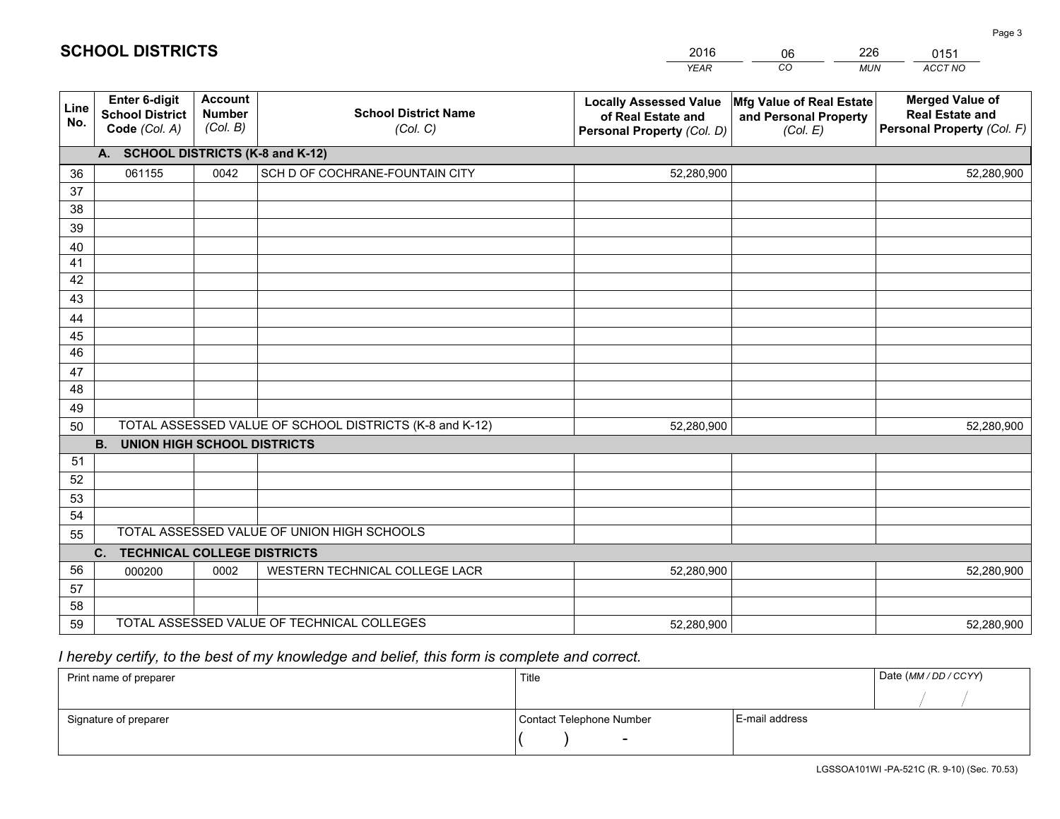# SCHOOL DISTRICTS

| 2016 | 06 | 226 | 0151 |
|---|---|---|---|
| *YEAR* | *CO* | *MUN* | *ACCT NO* |

| Line No. | Enter 6-digit School District Code *(Col. A)* | Account Number *(Col. B)* | School District Name *(Col. C)* | Locally Assessed Value of Real Estate and Personal Property *(Col. D)* | Mfg Value of Real Estate and Personal Property *(Col. E)* | Merged Value of Real Estate and Personal Property *(Col. F)* |
|---|---|---|---|---|---|---|
| **A. SCHOOL DISTRICTS (K-8 and K-12)** | | | | | | |
| 36 | 061155 | 0042 | SCH D OF COCHRANE-FOUNTAIN CITY | 52,280,900 | | 52,280,900 |
| 37 | | | | | | |
| 38 | | | | | | |
| 39 | | | | | | |
| 40 | | | | | | |
| 41 | | | | | | |
| 42 | | | | | | |
| 43 | | | | | | |
| 44 | | | | | | |
| 45 | | | | | | |
| 46 | | | | | | |
| 47 | | | | | | |
| 48 | | | | | | |
| 49 | | | | | | |
| 50 | TOTAL ASSESSED VALUE OF SCHOOL DISTRICTS (K-8 and K-12) | | | 52,280,900 | | 52,280,900 |
| **B. UNION HIGH SCHOOL DISTRICTS** | | | | | | |
| 51 | | | | | | |
| 52 | | | | | | |
| 53 | | | | | | |
| 54 | | | | | | |
| 55 | TOTAL ASSESSED VALUE OF UNION HIGH SCHOOLS | | | | | |
| **C. TECHNICAL COLLEGE DISTRICTS** | | | | | | |
| 56 | 000200 | 0002 | WESTERN TECHNICAL COLLEGE LACR | 52,280,900 | | 52,280,900 |
| 57 | | | | | | |
| 58 | | | | | | |
| 59 | TOTAL ASSESSED VALUE OF TECHNICAL COLLEGES | | | 52,280,900 | | 52,280,900 |

*I hereby certify, to the best of my knowledge and belief, this form is complete and correct.*

| Print name of preparer | Title | | Date *(MM / DD / CCYY)* |
|---|---|---|---|
| | | | / / |
| Signature of preparer | Contact Telephone Number | E-mail address | |
| | ( ) - | | |

LGSSOA101WI -PA-521C (R. 9-10) (Sec. 70.53)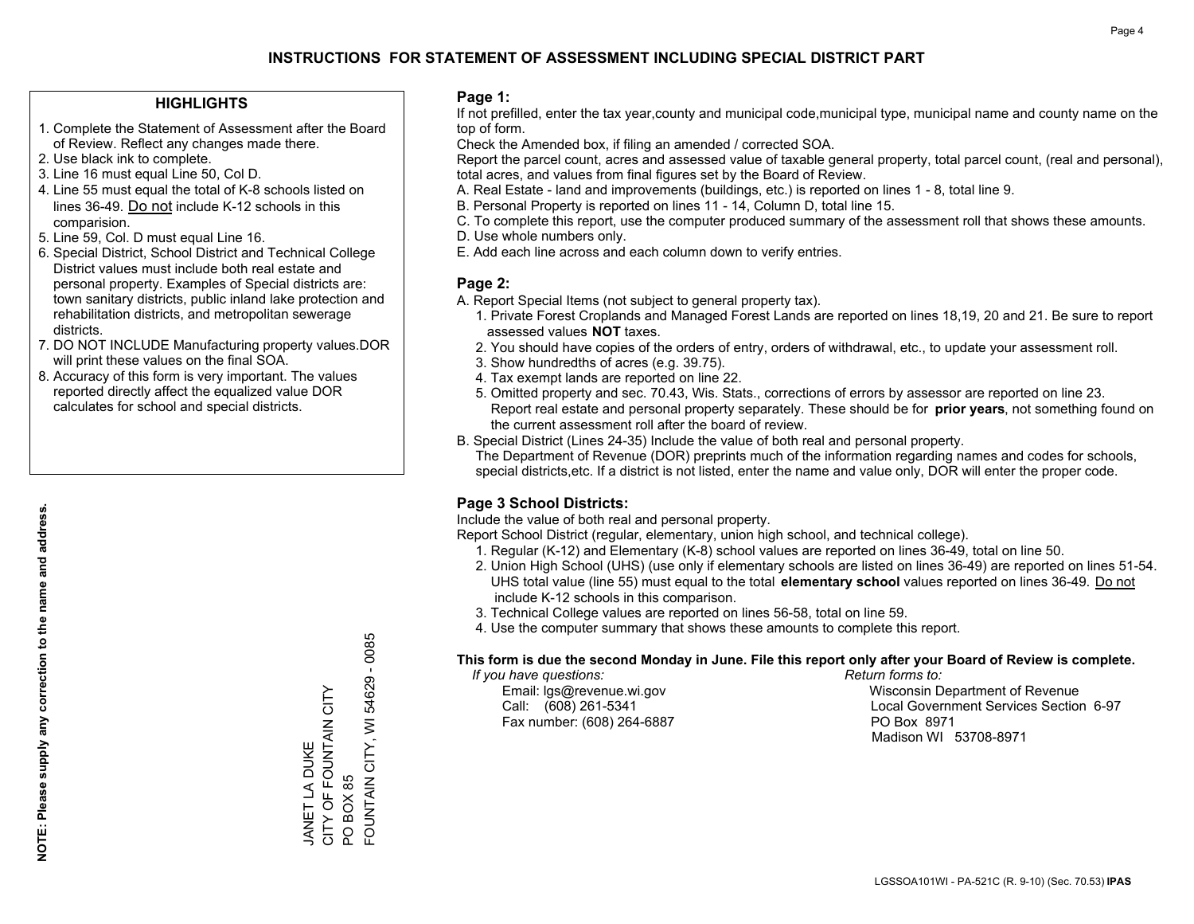# INSTRUCTIONS FOR STATEMENT OF ASSESSMENT INCLUDING SPECIAL DISTRICT PART

## HIGHLIGHTS

1. Complete the Statement of Assessment after the Board of Review. Reflect any changes made there.
2. Use black ink to complete.
3. Line 16 must equal Line 50, Col D.
4. Line 55 must equal the total of K-8 schools listed on lines 36-49. Do not include K-12 schools in this comparision.
5. Line 59, Col. D must equal Line 16.
6. Special District, School District and Technical College District values must include both real estate and personal property. Examples of Special districts are: town sanitary districts, public inland lake protection and rehabilitation districts, and metropolitan sewerage districts.
7. DO NOT INCLUDE Manufacturing property values.DOR will print these values on the final SOA.
8. Accuracy of this form is very important. The values reported directly affect the equalized value DOR calculates for school and special districts.

**NOTE: Please supply any correction to the name and address.**

JANET LA DUKE
CITY OF FOUNTAIN CITY
PO BOX 85
FOUNTAIN CITY, WI 54629 - 0085

## Page 1:

If not prefilled, enter the tax year,county and municipal code,municipal type, municipal name and county name on the top of form.

Check the Amended box, if filing an amended / corrected SOA.

Report the parcel count, acres and assessed value of taxable general property, total parcel count, (real and personal), total acres, and values from final figures set by the Board of Review.

A. Real Estate - land and improvements (buildings, etc.) is reported on lines 1 - 8, total line 9.
B. Personal Property is reported on lines 11 - 14, Column D, total line 15.
C. To complete this report, use the computer produced summary of the assessment roll that shows these amounts.
D. Use whole numbers only.
E. Add each line across and each column down to verify entries.

## Page 2:

A. Report Special Items (not subject to general property tax).
   1. Private Forest Croplands and Managed Forest Lands are reported on lines 18,19, 20 and 21. Be sure to report assessed values **NOT** taxes.
   2. You should have copies of the orders of entry, orders of withdrawal, etc., to update your assessment roll.
   3. Show hundredths of acres (e.g. 39.75).
   4. Tax exempt lands are reported on line 22.
   5. Omitted property and sec. 70.43, Wis. Stats., corrections of errors by assessor are reported on line 23. Report real estate and personal property separately. These should be for **prior years**, not something found on the current assessment roll after the board of review.

B. Special District (Lines 24-35) Include the value of both real and personal property.
   The Department of Revenue (DOR) preprints much of the information regarding names and codes for schools, special districts,etc. If a district is not listed, enter the name and value only, DOR will enter the proper code.

## Page 3 School Districts:

Include the value of both real and personal property.

Report School District (regular, elementary, union high school, and technical college).

1. Regular (K-12) and Elementary (K-8) school values are reported on lines 36-49, total on line 50.
2. Union High School (UHS) (use only if elementary schools are listed on lines 36-49) are reported on lines 51-54. UHS total value (line 55) must equal to the total **elementary school** values reported on lines 36-49. Do not include K-12 schools in this comparison.
3. Technical College values are reported on lines 56-58, total on line 59.
4. Use the computer summary that shows these amounts to complete this report.

**This form is due the second Monday in June. File this report only after your Board of Review is complete.**

*If you have questions:*
Email: lgs@revenue.wi.gov
Call: (608) 261-5341
Fax number: (608) 264-6887

*Return forms to:*
Wisconsin Department of Revenue
Local Government Services Section 6-97
PO Box 8971
Madison WI 53708-8971

LGSSOA101WI - PA-521C (R. 9-10) (Sec. 70.53) **IPAS**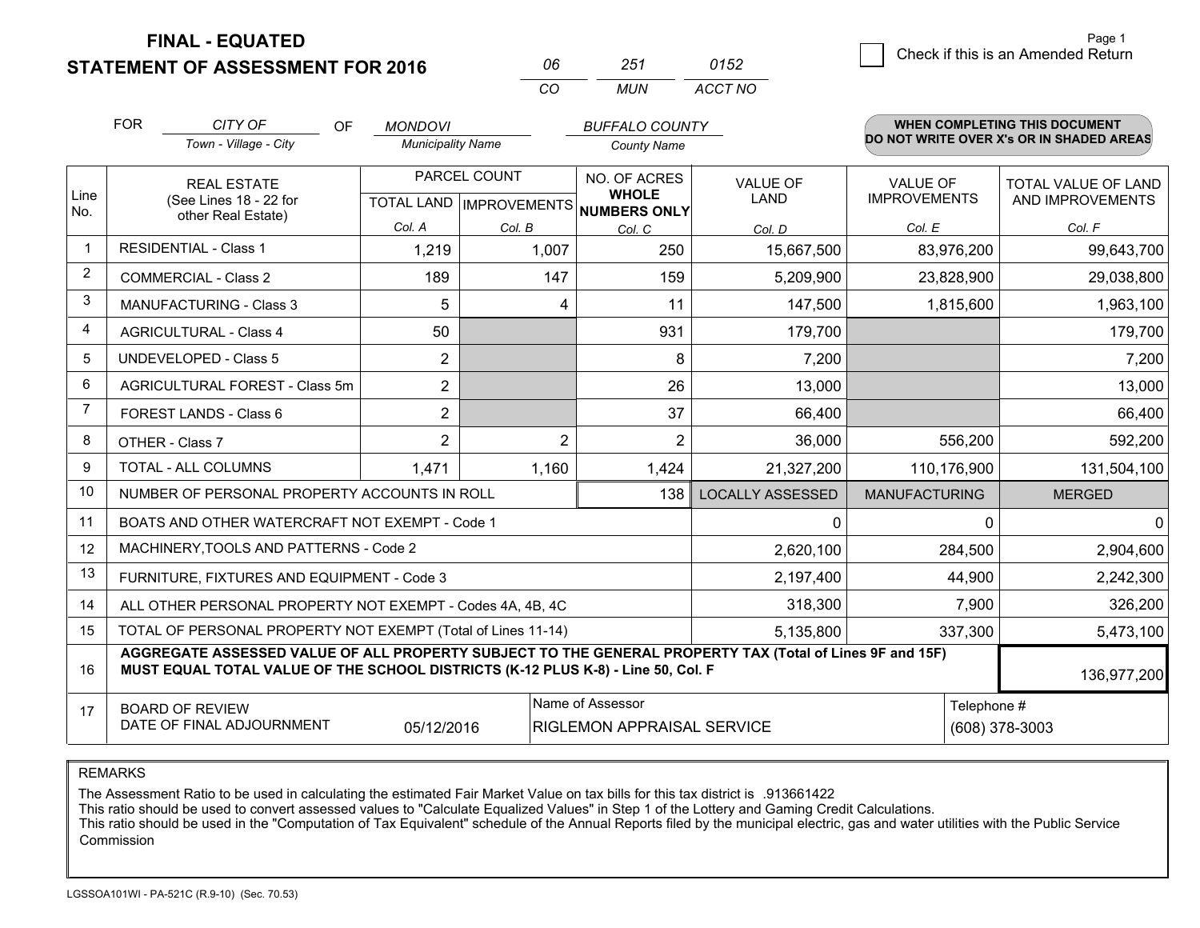# FINAL - EQUATED
## STATEMENT OF ASSESSMENT FOR 2016

| 06 | 251 | 0152 |
|---|---|---|
| CO | MUN | ACCT NO |

Check if this is an Amended Return

FOR *CITY OF* (Town - Village - City) OF *MONDOVI* (Municipality Name) *BUFFALO COUNTY* (County Name)

**WHEN COMPLETING THIS DOCUMENT DO NOT WRITE OVER X's OR IN SHADED AREAS**

| Line No. | REAL ESTATE (See Lines 18 - 22 for other Real Estate) | PARCEL COUNT TOTAL LAND Col. A | PARCEL COUNT IMPROVEMENTS Col. B | NO. OF ACRES WHOLE NUMBERS ONLY Col. C | VALUE OF LAND Col. D | VALUE OF IMPROVEMENTS Col. E | TOTAL VALUE OF LAND AND IMPROVEMENTS Col. F |
|---|---|---|---|---|---|---|---|
| 1 | RESIDENTIAL - Class 1 | 1,219 | 1,007 | 250 | 15,667,500 | 83,976,200 | 99,643,700 |
| 2 | COMMERCIAL - Class 2 | 189 | 147 | 159 | 5,209,900 | 23,828,900 | 29,038,800 |
| 3 | MANUFACTURING - Class 3 | 5 | 4 | 11 | 147,500 | 1,815,600 | 1,963,100 |
| 4 | AGRICULTURAL - Class 4 | 50 | | 931 | 179,700 | | 179,700 |
| 5 | UNDEVELOPED - Class 5 | 2 | | 8 | 7,200 | | 7,200 |
| 6 | AGRICULTURAL FOREST - Class 5m | 2 | | 26 | 13,000 | | 13,000 |
| 7 | FOREST LANDS - Class 6 | 2 | | 37 | 66,400 | | 66,400 |
| 8 | OTHER - Class 7 | 2 | 2 | 2 | 36,000 | 556,200 | 592,200 |
| 9 | TOTAL - ALL COLUMNS | 1,471 | 1,160 | 1,424 | 21,327,200 | 110,176,900 | 131,504,100 |
| 10 | NUMBER OF PERSONAL PROPERTY ACCOUNTS IN ROLL | | | 138 | LOCALLY ASSESSED | MANUFACTURING | MERGED |
| 11 | BOATS AND OTHER WATERCRAFT NOT EXEMPT - Code 1 | | | | 0 | 0 | 0 |
| 12 | MACHINERY,TOOLS AND PATTERNS - Code 2 | | | | 2,620,100 | 284,500 | 2,904,600 |
| 13 | FURNITURE, FIXTURES AND EQUIPMENT - Code 3 | | | | 2,197,400 | 44,900 | 2,242,300 |
| 14 | ALL OTHER PERSONAL PROPERTY NOT EXEMPT - Codes 4A, 4B, 4C | | | | 318,300 | 7,900 | 326,200 |
| 15 | TOTAL OF PERSONAL PROPERTY NOT EXEMPT (Total of Lines 11-14) | | | | 5,135,800 | 337,300 | 5,473,100 |
| 16 | **AGGREGATE ASSESSED VALUE OF ALL PROPERTY SUBJECT TO THE GENERAL PROPERTY TAX (Total of Lines 9F and 15F) MUST EQUAL TOTAL VALUE OF THE SCHOOL DISTRICTS (K-12 PLUS K-8) - Line 50, Col. F** | | | | | | 136,977,200 |
| 17 | BOARD OF REVIEW DATE OF FINAL ADJOURNMENT | 05/12/2016 | Name of Assessor: RIGLEMON APPRAISAL SERVICE | | | Telephone #: (608) 378-3003 | |

REMARKS

The Assessment Ratio to be used in calculating the estimated Fair Market Value on tax bills for this tax district is .913661422
This ratio should be used to convert assessed values to "Calculate Equalized Values" in Step 1 of the Lottery and Gaming Credit Calculations.
This ratio should be used in the "Computation of Tax Equivalent" schedule of the Annual Reports filed by the municipal electric, gas and water utilities with the Public Service Commission

LGSSOA101WI - PA-521C (R.9-10) (Sec. 70.53)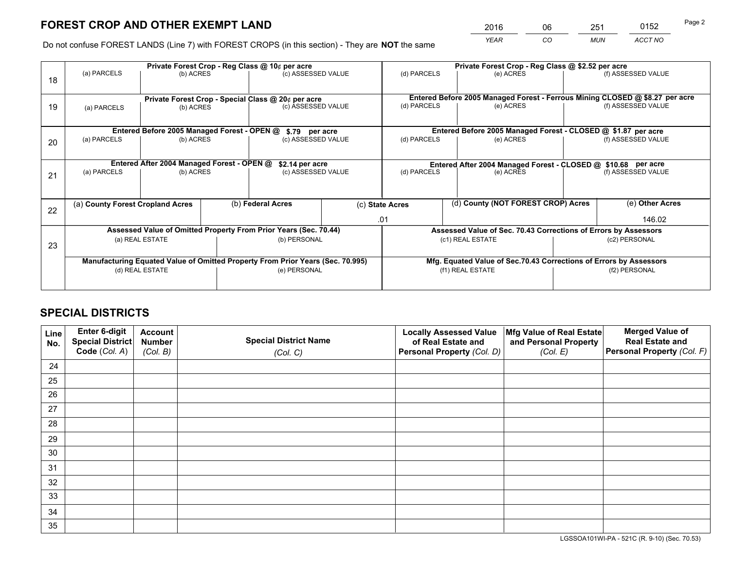# FOREST CROP AND OTHER EXEMPT LAND

| 2016 | 06 | 251 | 0152 |
|---|---|---|---|
| *YEAR* | *CO* | *MUN* | *ACCT NO* |

Do not confuse FOREST LANDS (Line 7) with FOREST CROPS (in this section) - They are **NOT** the same

| Line | Private Forest Crop - Reg Class @ 10¢ per acre | | | Private Forest Crop - Reg Class @ $2.52 per acre | | |
|---|---|---|---|---|---|---|
| 18 | (a) PARCELS | (b) ACRES | (c) ASSESSED VALUE | (d) PARCELS | (e) ACRES | (f) ASSESSED VALUE |
| | **Private Forest Crop - Special Class @ 20¢ per acre** | | | **Entered Before 2005 Managed Forest - Ferrous Mining CLOSED @ $8.27 per acre** | | |
| 19 | (a) PARCELS | (b) ACRES | (c) ASSESSED VALUE | (d) PARCELS | (e) ACRES | (f) ASSESSED VALUE |
| | **Entered Before 2005 Managed Forest - OPEN @ $.79 per acre** | | | **Entered Before 2005 Managed Forest - CLOSED @ $1.87 per acre** | | |
| 20 | (a) PARCELS | (b) ACRES | (c) ASSESSED VALUE | (d) PARCELS | (e) ACRES | (f) ASSESSED VALUE |
| | **Entered After 2004 Managed Forest - OPEN @ $2.14 per acre** | | | **Entered After 2004 Managed Forest - CLOSED @ $10.68 per acre** | | |
| 21 | (a) PARCELS | (b) ACRES | (c) ASSESSED VALUE | (d) PARCELS | (e) ACRES | (f) ASSESSED VALUE |

| Line | (a) County Forest Cropland Acres | (b) Federal Acres | (c) State Acres | (d) County (NOT FOREST CROP) Acres | (e) Other Acres |
|---|---|---|---|---|---|
| 22 | | | .01 | | 146.02 |

| Line | Assessed Value of Omitted Property From Prior Years (Sec. 70.44) | | Assessed Value of Sec. 70.43 Corrections of Errors by Assessors | |
|---|---|---|---|---|
| 23 | (a) REAL ESTATE | (b) PERSONAL | (c1) REAL ESTATE | (c2) PERSONAL |
| | **Manufacturing Equated Value of Omitted Property From Prior Years (Sec. 70.995)** | | **Mfg. Equated Value of Sec.70.43 Corrections of Errors by Assessors** | |
| | (d) REAL ESTATE | (e) PERSONAL | (f1) REAL ESTATE | (f2) PERSONAL |

# SPECIAL DISTRICTS

| Line No. | Enter 6-digit Special District Code (*Col. A*) | Account Number (*Col. B*) | Special District Name (*Col. C*) | Locally Assessed Value of Real Estate and Personal Property (*Col. D*) | Mfg Value of Real Estate and Personal Property (*Col. E*) | Merged Value of Real Estate and Personal Property (*Col. F*) |
|---|---|---|---|---|---|---|
| 24 | | | | | | |
| 25 | | | | | | |
| 26 | | | | | | |
| 27 | | | | | | |
| 28 | | | | | | |
| 29 | | | | | | |
| 30 | | | | | | |
| 31 | | | | | | |
| 32 | | | | | | |
| 33 | | | | | | |
| 34 | | | | | | |
| 35 | | | | | | |

LGSSOA101WI-PA - 521C (R. 9-10) (Sec. 70.53)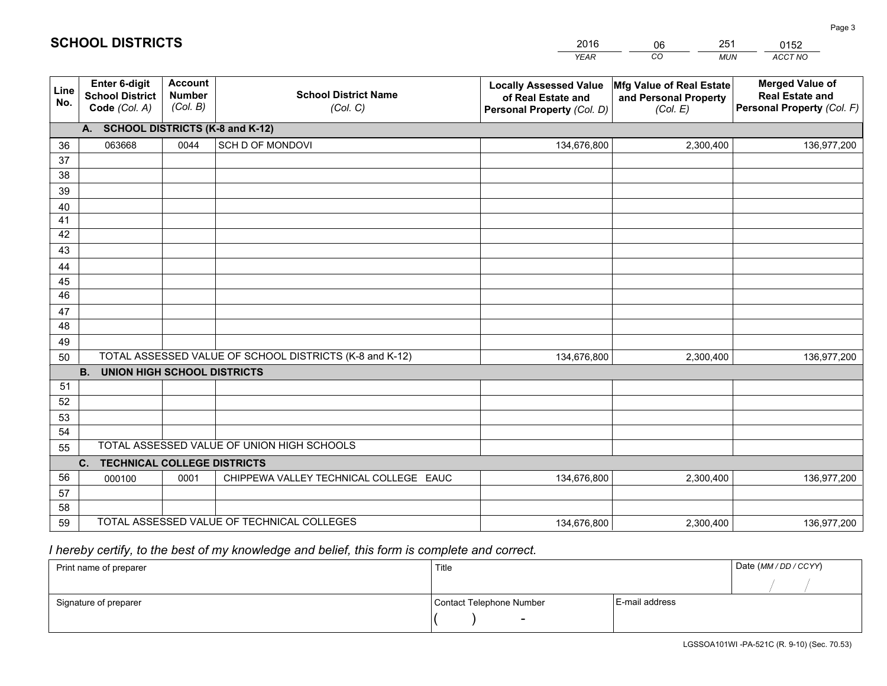# SCHOOL DISTRICTS

| 2016 | 06 | 251 | 0152 |
|---|---|---|---|
| *YEAR* | *CO* | *MUN* | *ACCT NO* |

| Line No. | Enter 6-digit School District Code *(Col. A)* | Account Number *(Col. B)* | School District Name *(Col. C)* | Locally Assessed Value of Real Estate and Personal Property *(Col. D)* | Mfg Value of Real Estate and Personal Property *(Col. E)* | Merged Value of Real Estate and Personal Property *(Col. F)* |
|---|---|---|---|---|---|---|
| | **A. SCHOOL DISTRICTS (K-8 and K-12)** | | | | | |
| 36 | 063668 | 0044 | SCH D OF MONDOVI | 134,676,800 | 2,300,400 | 136,977,200 |
| 37 | | | | | | |
| 38 | | | | | | |
| 39 | | | | | | |
| 40 | | | | | | |
| 41 | | | | | | |
| 42 | | | | | | |
| 43 | | | | | | |
| 44 | | | | | | |
| 45 | | | | | | |
| 46 | | | | | | |
| 47 | | | | | | |
| 48 | | | | | | |
| 49 | | | | | | |
| 50 | TOTAL ASSESSED VALUE OF SCHOOL DISTRICTS (K-8 and K-12) | | | 134,676,800 | 2,300,400 | 136,977,200 |
| | **B. UNION HIGH SCHOOL DISTRICTS** | | | | | |
| 51 | | | | | | |
| 52 | | | | | | |
| 53 | | | | | | |
| 54 | | | | | | |
| 55 | TOTAL ASSESSED VALUE OF UNION HIGH SCHOOLS | | | | | |
| | **C. TECHNICAL COLLEGE DISTRICTS** | | | | | |
| 56 | 000100 | 0001 | CHIPPEWA VALLEY TECHNICAL COLLEGE EAUC | 134,676,800 | 2,300,400 | 136,977,200 |
| 57 | | | | | | |
| 58 | | | | | | |
| 59 | TOTAL ASSESSED VALUE OF TECHNICAL COLLEGES | | | 134,676,800 | 2,300,400 | 136,977,200 |

*I hereby certify, to the best of my knowledge and belief, this form is complete and correct.*

| Print name of preparer | Title | | Date *(MM / DD / CCYY)* |
|---|---|---|---|
| | | | / / |
| Signature of preparer | Contact Telephone Number | E-mail address | |
| | ( ) - | | |

LGSSOA101WI -PA-521C (R. 9-10) (Sec. 70.53)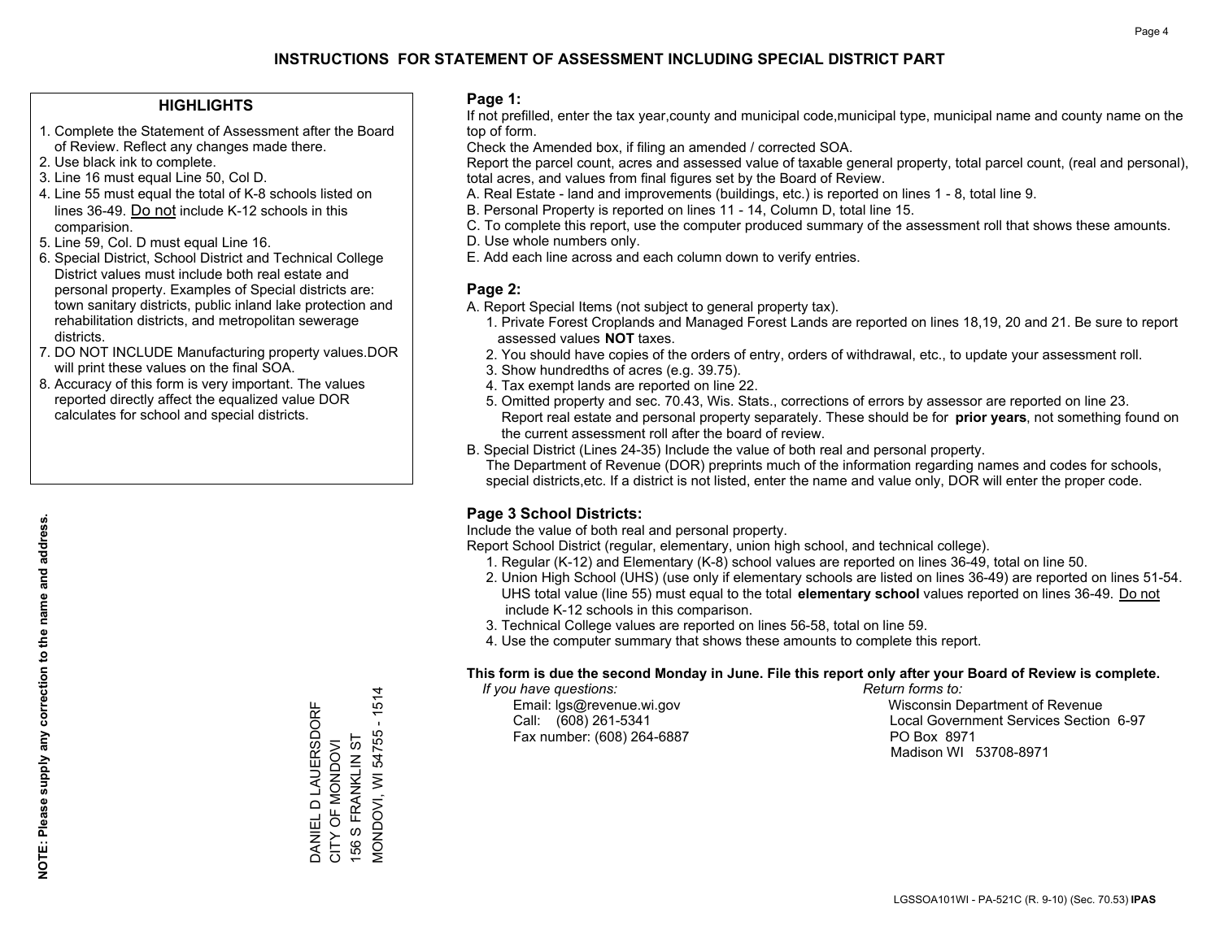# INSTRUCTIONS FOR STATEMENT OF ASSESSMENT INCLUDING SPECIAL DISTRICT PART

## HIGHLIGHTS

1. Complete the Statement of Assessment after the Board of Review. Reflect any changes made there.
2. Use black ink to complete.
3. Line 16 must equal Line 50, Col D.
4. Line 55 must equal the total of K-8 schools listed on lines 36-49. Do not include K-12 schools in this comparision.
5. Line 59, Col. D must equal Line 16.
6. Special District, School District and Technical College District values must include both real estate and personal property. Examples of Special districts are: town sanitary districts, public inland lake protection and rehabilitation districts, and metropolitan sewerage districts.
7. DO NOT INCLUDE Manufacturing property values.DOR will print these values on the final SOA.
8. Accuracy of this form is very important. The values reported directly affect the equalized value DOR calculates for school and special districts.

**NOTE: Please supply any correction to the name and address.**

DANIEL D LAUERSDORF
CITY OF MONDOVI
156 S FRANKLIN ST
MONDOVI, WI 54755 - 1514

## Page 1:

If not prefilled, enter the tax year,county and municipal code,municipal type, municipal name and county name on the top of form.

Check the Amended box, if filing an amended / corrected SOA.

Report the parcel count, acres and assessed value of taxable general property, total parcel count, (real and personal), total acres, and values from final figures set by the Board of Review.

A. Real Estate - land and improvements (buildings, etc.) is reported on lines 1 - 8, total line 9.
B. Personal Property is reported on lines 11 - 14, Column D, total line 15.
C. To complete this report, use the computer produced summary of the assessment roll that shows these amounts.
D. Use whole numbers only.
E. Add each line across and each column down to verify entries.

## Page 2:

A. Report Special Items (not subject to general property tax).
   1. Private Forest Croplands and Managed Forest Lands are reported on lines 18,19, 20 and 21. Be sure to report assessed values **NOT** taxes.
   2. You should have copies of the orders of entry, orders of withdrawal, etc., to update your assessment roll.
   3. Show hundredths of acres (e.g. 39.75).
   4. Tax exempt lands are reported on line 22.
   5. Omitted property and sec. 70.43, Wis. Stats., corrections of errors by assessor are reported on line 23. Report real estate and personal property separately. These should be for **prior years**, not something found on the current assessment roll after the board of review.
B. Special District (Lines 24-35) Include the value of both real and personal property.
   The Department of Revenue (DOR) preprints much of the information regarding names and codes for schools, special districts,etc. If a district is not listed, enter the name and value only, DOR will enter the proper code.

## Page 3 School Districts:

Include the value of both real and personal property.

Report School District (regular, elementary, union high school, and technical college).

1. Regular (K-12) and Elementary (K-8) school values are reported on lines 36-49, total on line 50.
2. Union High School (UHS) (use only if elementary schools are listed on lines 36-49) are reported on lines 51-54. UHS total value (line 55) must equal to the total **elementary school** values reported on lines 36-49. Do not include K-12 schools in this comparison.
3. Technical College values are reported on lines 56-58, total on line 59.
4. Use the computer summary that shows these amounts to complete this report.

**This form is due the second Monday in June. File this report only after your Board of Review is complete.**

*If you have questions:*
Email: lgs@revenue.wi.gov
Call: (608) 261-5341
Fax number: (608) 264-6887

*Return forms to:*
Wisconsin Department of Revenue
Local Government Services Section 6-97
PO Box 8971
Madison WI 53708-8971

LGSSOA101WI - PA-521C (R. 9-10) (Sec. 70.53) **IPAS**